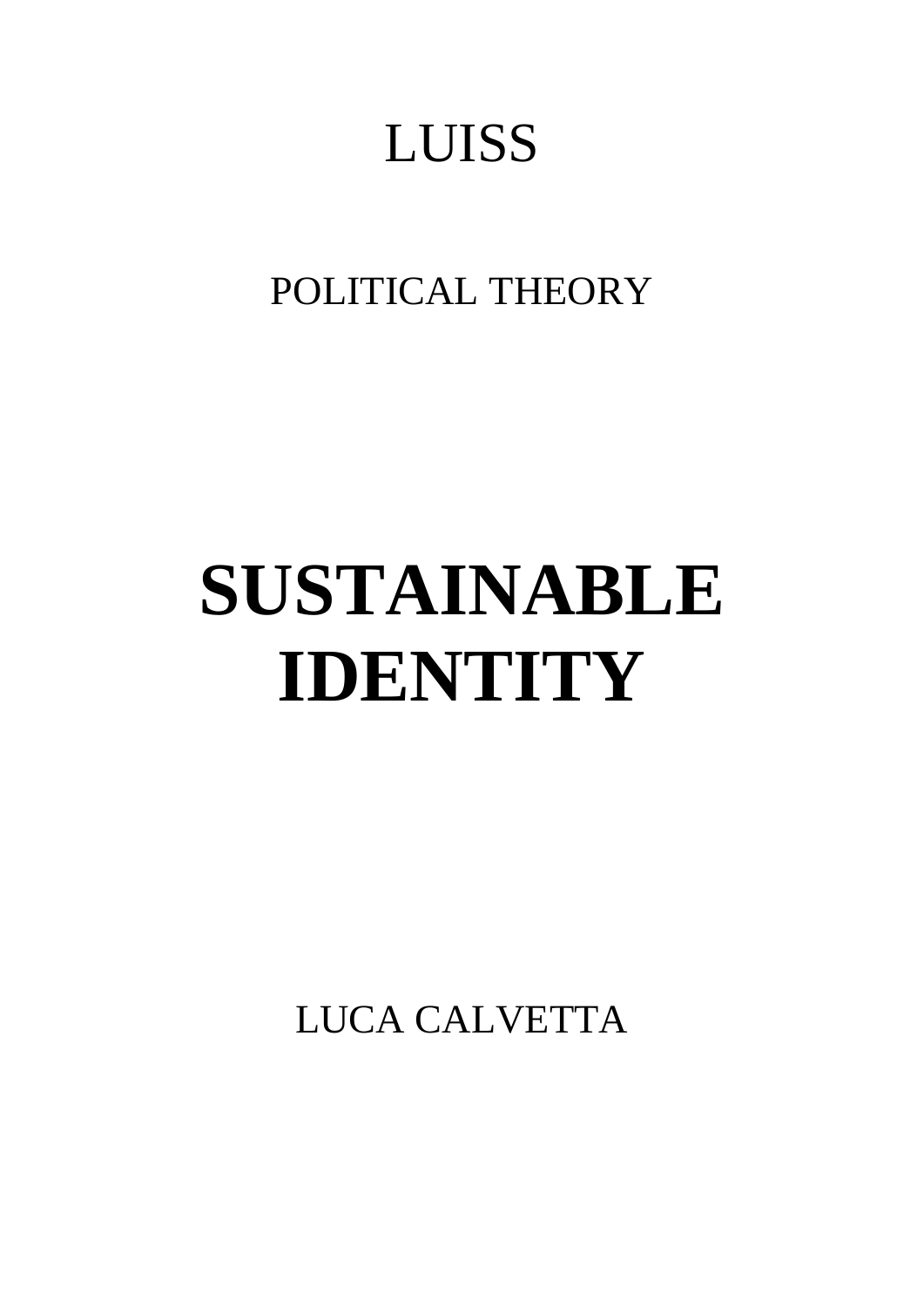LUISS

POLITICAL THEORY

# SUSTAINABLE IDENTITY

LUCA CALVETTA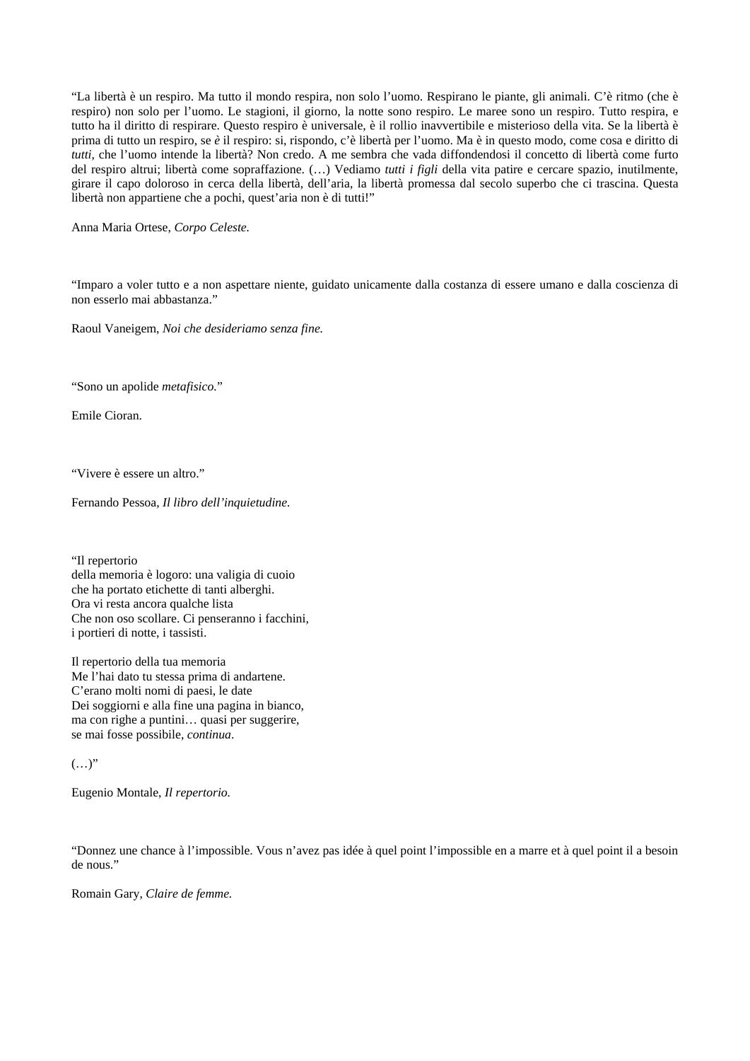"La libertà è un respiro. Ma tutto il mondo respira, non solo l'uomo. Respirano le piante, gli animali. C'è ritmo (che è respiro) non solo per l'uomo. Le stagioni, il giorno, la notte sono respiro. Le maree sono un respiro. Tutto respira, e tutto ha il diritto di respirare. Questo respiro è universale, è il rollio inavvertibile e misterioso della vita. Se la libertà è prima di tutto un respiro, se *è* il respiro: si, rispondo, c'è libertà per l'uomo. Ma è in questo modo, come cosa e diritto di *tutti*, che l'uomo intende la libertà? Non credo. A me sembra che vada diffondendosi il concetto di libertà come furto del respiro altrui; libertà come sopraffazione. (…) Vediamo *tutti i figli* della vita patire e cercare spazio, inutilmente, girare il capo doloroso in cerca della libertà, dell'aria, la libertà promessa dal secolo superbo che ci trascina. Questa libertà non appartiene che a pochi, quest'aria non è di tutti!"

Anna Maria Ortese, *Corpo Celeste.*

"Imparo a voler tutto e a non aspettare niente, guidato unicamente dalla costanza di essere umano e dalla coscienza di non esserlo mai abbastanza."

Raoul Vaneigem, *Noi che desideriamo senza fine.*

"Sono un apolide *metafisico.*"

Emile Cioran.

"Vivere è essere un altro."

Fernando Pessoa, *Il libro dell'inquietudine.*

"Il repertorio
della memoria è logoro: una valigia di cuoio
che ha portato etichette di tanti alberghi.
Ora vi resta ancora qualche lista
Che non oso scollare. Ci penseranno i facchini,
i portieri di notte, i tassisti.

Il repertorio della tua memoria
Me l'hai dato tu stessa prima di andartene.
C'erano molti nomi di paesi, le date
Dei soggiorni e alla fine una pagina in bianco,
ma con righe a puntini… quasi per suggerire,
se mai fosse possibile, *continua*.

(…)"

Eugenio Montale, *Il repertorio.*

"Donnez une chance à l'impossible. Vous n'avez pas idée à quel point l'impossible en a marre et à quel point il a besoin de nous."

Romain Gary, *Claire de femme.*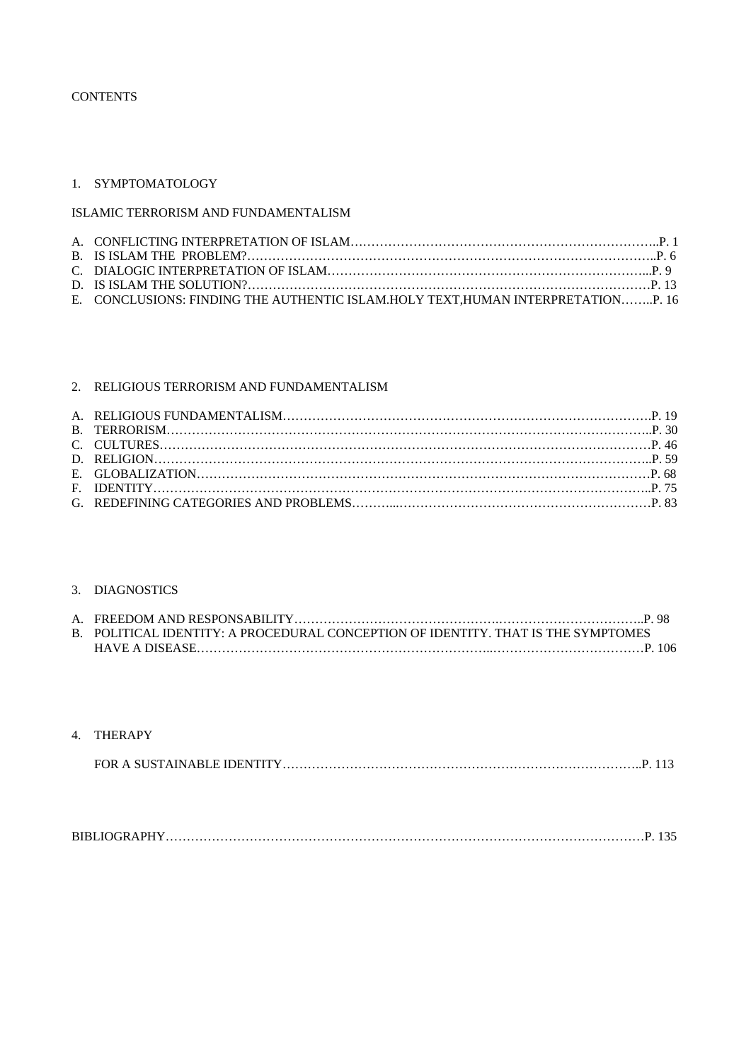CONTENTS

1. SYMPTOMATOLOGY

ISLAMIC TERRORISM AND FUNDAMENTALISM

A. CONFLICTING INTERPRETATION OF ISLAM……………………………………………………………..P. 1
B. IS ISLAM THE PROBLEM?……………………………………………………………………………..P. 6
C. DIALOGIC INTERPRETATION OF ISLAM…………………………………………………………...P. 9
D. IS ISLAM THE SOLUTION?……………………………………………………………………………P. 13
E. CONCLUSIONS: FINDING THE AUTHENTIC ISLAM.HOLY TEXT,HUMAN INTERPRETATION……..P. 16

2. RELIGIOUS TERRORISM AND FUNDAMENTALISM

A. RELIGIOUS FUNDAMENTALISM…………………………………………………………………….P. 19
B. TERRORISM…………………………………………………………………………………………..P. 30
C. CULTURES……………………………………………………………………………………………P. 46
D. RELIGION……………………………………………………………………………………………..P. 59
E. GLOBALIZATION……………………………………………………………………………………P. 68
F. IDENTITY……………………………………………………………………………………………..P. 75
G. REDEFINING CATEGORIES AND PROBLEMS………..……………………………………………P. 83

3. DIAGNOSTICS

A. FREEDOM AND RESPONSABILITY……………………………………….……………………………..P. 98
B. POLITICAL IDENTITY: A PROCEDURAL CONCEPTION OF IDENTITY. THAT IS THE SYMPTOMES HAVE A DISEASE…………………………………………………..………………………………P. 106

4. THERAPY

FOR A SUSTAINABLE IDENTITY…………………………………………………………………………..P. 113

BIBLIOGRAPHY………………………………………………………………………………………………P. 135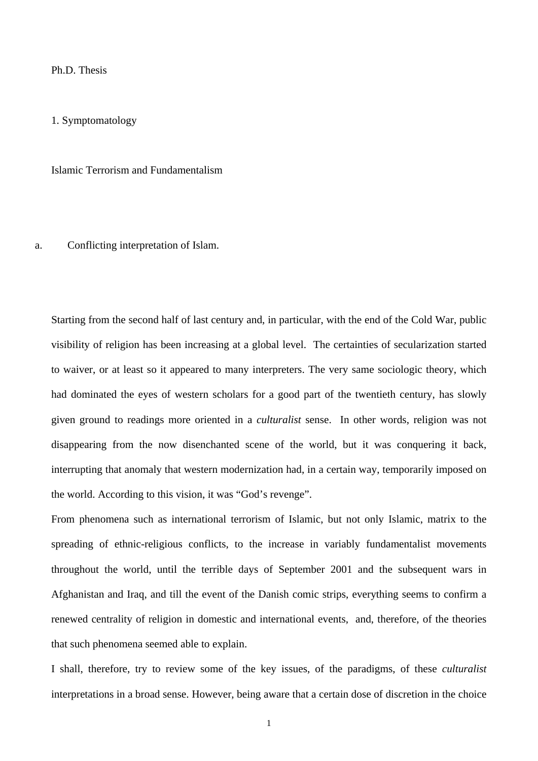Ph.D. Thesis

# 1. Symptomatology

## Islamic Terrorism and Fundamentalism

### a. Conflicting interpretation of Islam.

Starting from the second half of last century and, in particular, with the end of the Cold War, public visibility of religion has been increasing at a global level. The certainties of secularization started to waiver, or at least so it appeared to many interpreters. The very same sociologic theory, which had dominated the eyes of western scholars for a good part of the twentieth century, has slowly given ground to readings more oriented in a *culturalist* sense. In other words, religion was not disappearing from the now disenchanted scene of the world, but it was conquering it back, interrupting that anomaly that western modernization had, in a certain way, temporarily imposed on the world. According to this vision, it was "God's revenge".

From phenomena such as international terrorism of Islamic, but not only Islamic, matrix to the spreading of ethnic-religious conflicts, to the increase in variably fundamentalist movements throughout the world, until the terrible days of September 2001 and the subsequent wars in Afghanistan and Iraq, and till the event of the Danish comic strips, everything seems to confirm a renewed centrality of religion in domestic and international events, and, therefore, of the theories that such phenomena seemed able to explain.

I shall, therefore, try to review some of the key issues, of the paradigms, of these *culturalist* interpretations in a broad sense. However, being aware that a certain dose of discretion in the choice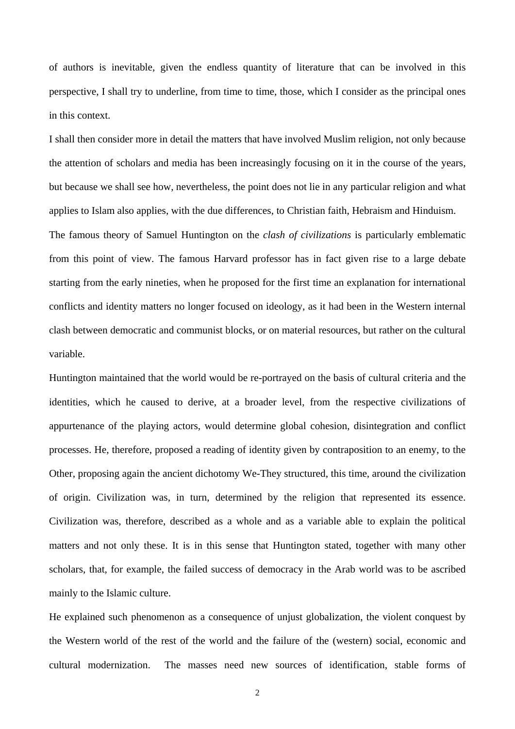of authors is inevitable, given the endless quantity of literature that can be involved in this perspective, I shall try to underline, from time to time, those, which I consider as the principal ones in this context.

I shall then consider more in detail the matters that have involved Muslim religion, not only because the attention of scholars and media has been increasingly focusing on it in the course of the years, but because we shall see how, nevertheless, the point does not lie in any particular religion and what applies to Islam also applies, with the due differences, to Christian faith, Hebraism and Hinduism.

The famous theory of Samuel Huntington on the *clash of civilizations* is particularly emblematic from this point of view. The famous Harvard professor has in fact given rise to a large debate starting from the early nineties, when he proposed for the first time an explanation for international conflicts and identity matters no longer focused on ideology, as it had been in the Western internal clash between democratic and communist blocks, or on material resources, but rather on the cultural variable.

Huntington maintained that the world would be re-portrayed on the basis of cultural criteria and the identities, which he caused to derive, at a broader level, from the respective civilizations of appurtenance of the playing actors, would determine global cohesion, disintegration and conflict processes. He, therefore, proposed a reading of identity given by contraposition to an enemy, to the Other, proposing again the ancient dichotomy We-They structured, this time, around the civilization of origin. Civilization was, in turn, determined by the religion that represented its essence. Civilization was, therefore, described as a whole and as a variable able to explain the political matters and not only these. It is in this sense that Huntington stated, together with many other scholars, that, for example, the failed success of democracy in the Arab world was to be ascribed mainly to the Islamic culture.

He explained such phenomenon as a consequence of unjust globalization, the violent conquest by the Western world of the rest of the world and the failure of the (western) social, economic and cultural modernization. The masses need new sources of identification, stable forms of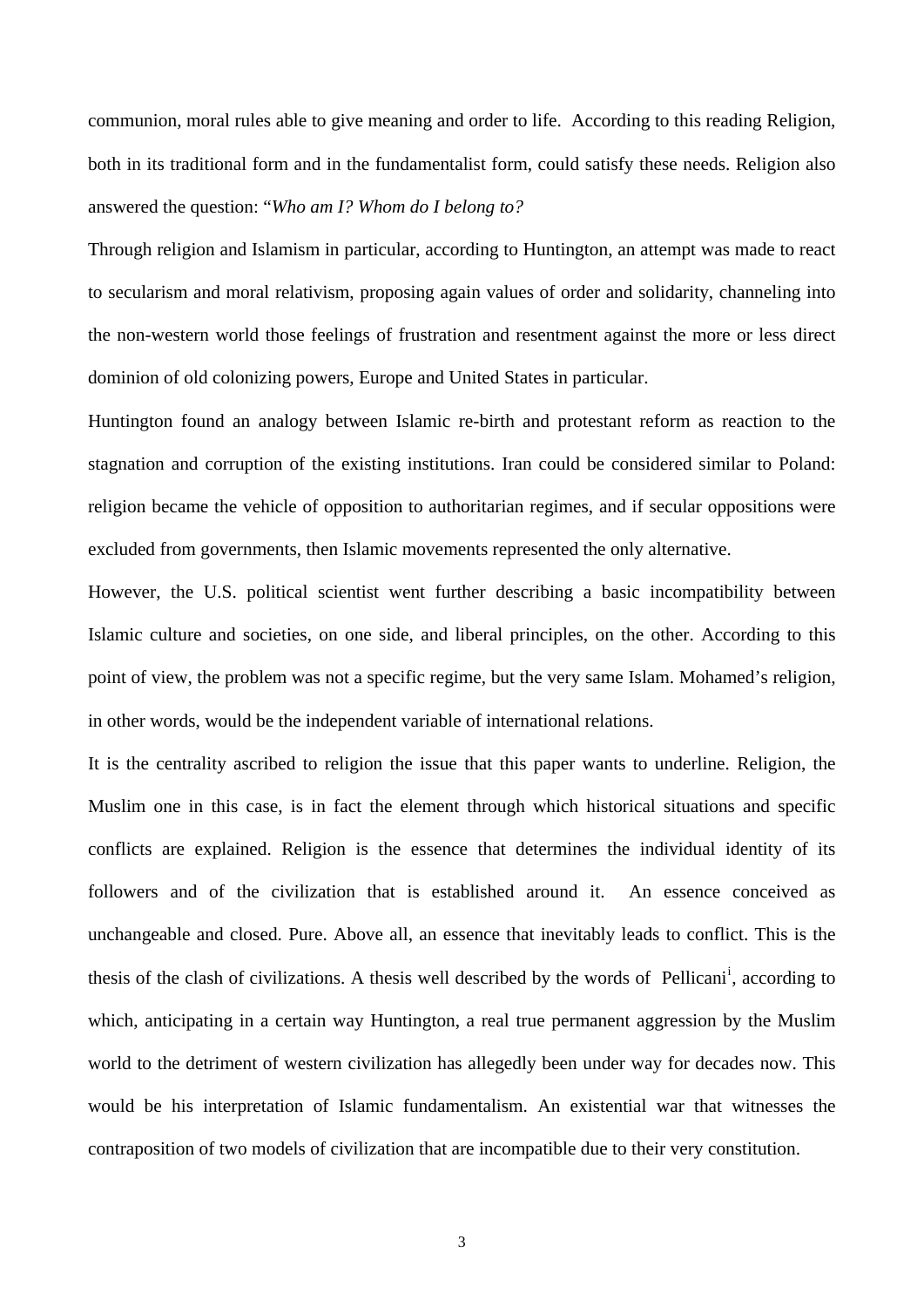communion, moral rules able to give meaning and order to life.  According to this reading Religion, both in its traditional form and in the fundamentalist form, could satisfy these needs. Religion also answered the question: "*Who am I? Whom do I belong to?*

Through religion and Islamism in particular, according to Huntington, an attempt was made to react to secularism and moral relativism, proposing again values of order and solidarity, channeling into the non-western world those feelings of frustration and resentment against the more or less direct dominion of old colonizing powers, Europe and United States in particular.

Huntington found an analogy between Islamic re-birth and protestant reform as reaction to the stagnation and corruption of the existing institutions. Iran could be considered similar to Poland: religion became the vehicle of opposition to authoritarian regimes, and if secular oppositions were excluded from governments, then Islamic movements represented the only alternative.

However, the U.S. political scientist went further describing a basic incompatibility between Islamic culture and societies, on one side, and liberal principles, on the other. According to this point of view, the problem was not a specific regime, but the very same Islam. Mohamed's religion, in other words, would be the independent variable of international relations.

It is the centrality ascribed to religion the issue that this paper wants to underline. Religion, the Muslim one in this case, is in fact the element through which historical situations and specific conflicts are explained. Religion is the essence that determines the individual identity of its followers and of the civilization that is established around it.  An essence conceived as unchangeable and closed. Pure. Above all, an essence that inevitably leads to conflict. This is the thesis of the clash of civilizations. A thesis well described by the words of  Pellicani[i], according to which, anticipating in a certain way Huntington, a real true permanent aggression by the Muslim world to the detriment of western civilization has allegedly been under way for decades now. This would be his interpretation of Islamic fundamentalism. An existential war that witnesses the contraposition of two models of civilization that are incompatible due to their very constitution.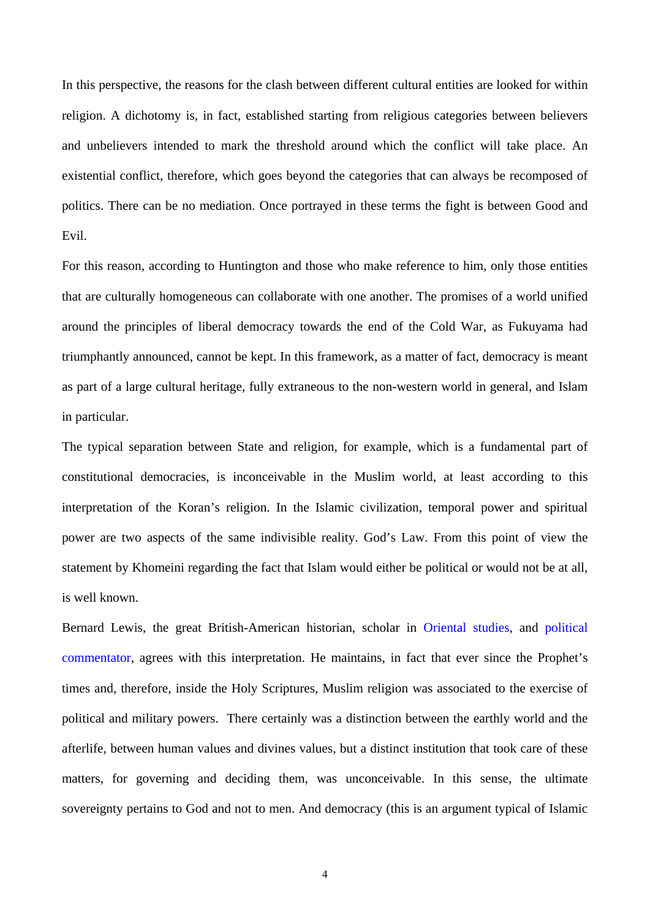In this perspective, the reasons for the clash between different cultural entities are looked for within religion. A dichotomy is, in fact, established starting from religious categories between believers and unbelievers intended to mark the threshold around which the conflict will take place. An existential conflict, therefore, which goes beyond the categories that can always be recomposed of politics. There can be no mediation. Once portrayed in these terms the fight is between Good and Evil.

For this reason, according to Huntington and those who make reference to him, only those entities that are culturally homogeneous can collaborate with one another. The promises of a world unified around the principles of liberal democracy towards the end of the Cold War, as Fukuyama had triumphantly announced, cannot be kept. In this framework, as a matter of fact, democracy is meant as part of a large cultural heritage, fully extraneous to the non-western world in general, and Islam in particular.

The typical separation between State and religion, for example, which is a fundamental part of constitutional democracies, is inconceivable in the Muslim world, at least according to this interpretation of the Koran's religion. In the Islamic civilization, temporal power and spiritual power are two aspects of the same indivisible reality. God's Law. From this point of view the statement by Khomeini regarding the fact that Islam would either be political or would not be at all, is well known.

Bernard Lewis, the great British-American historian, scholar in Oriental studies, and political commentator, agrees with this interpretation. He maintains, in fact that ever since the Prophet's times and, therefore, inside the Holy Scriptures, Muslim religion was associated to the exercise of political and military powers. There certainly was a distinction between the earthly world and the afterlife, between human values and divines values, but a distinct institution that took care of these matters, for governing and deciding them, was unconceivable. In this sense, the ultimate sovereignty pertains to God and not to men. And democracy (this is an argument typical of Islamic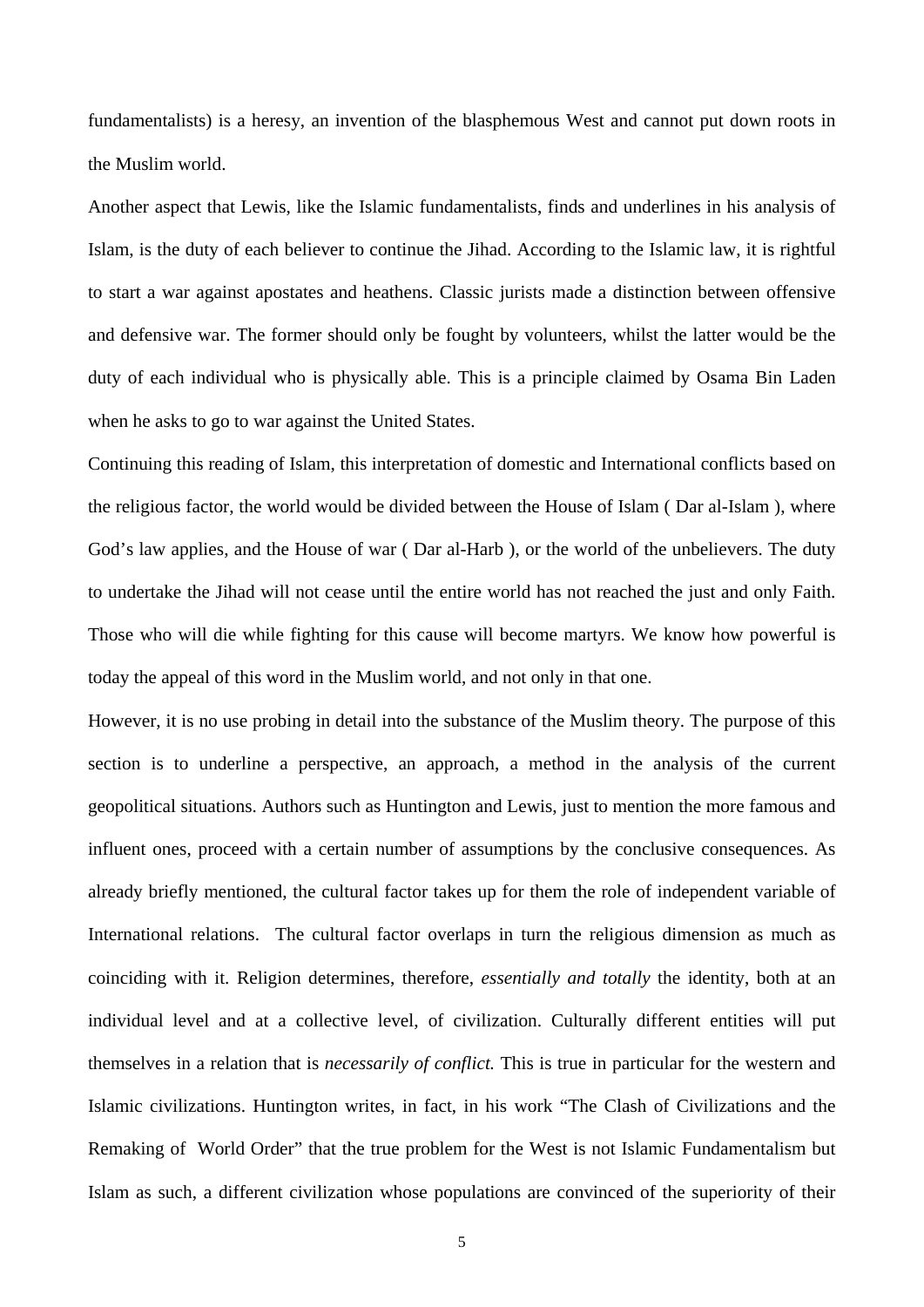fundamentalists) is a heresy, an invention of the blasphemous West and cannot put down roots in the Muslim world.

Another aspect that Lewis, like the Islamic fundamentalists, finds and underlines in his analysis of Islam, is the duty of each believer to continue the Jihad. According to the Islamic law, it is rightful to start a war against apostates and heathens. Classic jurists made a distinction between offensive and defensive war. The former should only be fought by volunteers, whilst the latter would be the duty of each individual who is physically able. This is a principle claimed by Osama Bin Laden when he asks to go to war against the United States.

Continuing this reading of Islam, this interpretation of domestic and International conflicts based on the religious factor, the world would be divided between the House of Islam ( Dar al-Islam ), where God's law applies, and the House of war ( Dar al-Harb ), or the world of the unbelievers. The duty to undertake the Jihad will not cease until the entire world has not reached the just and only Faith. Those who will die while fighting for this cause will become martyrs. We know how powerful is today the appeal of this word in the Muslim world, and not only in that one.

However, it is no use probing in detail into the substance of the Muslim theory. The purpose of this section is to underline a perspective, an approach, a method in the analysis of the current geopolitical situations. Authors such as Huntington and Lewis, just to mention the more famous and influent ones, proceed with a certain number of assumptions by the conclusive consequences. As already briefly mentioned, the cultural factor takes up for them the role of independent variable of International relations. The cultural factor overlaps in turn the religious dimension as much as coinciding with it. Religion determines, therefore, *essentially and totally* the identity, both at an individual level and at a collective level, of civilization. Culturally different entities will put themselves in a relation that is *necessarily of conflict.* This is true in particular for the western and Islamic civilizations. Huntington writes, in fact, in his work "The Clash of Civilizations and the Remaking of World Order" that the true problem for the West is not Islamic Fundamentalism but Islam as such, a different civilization whose populations are convinced of the superiority of their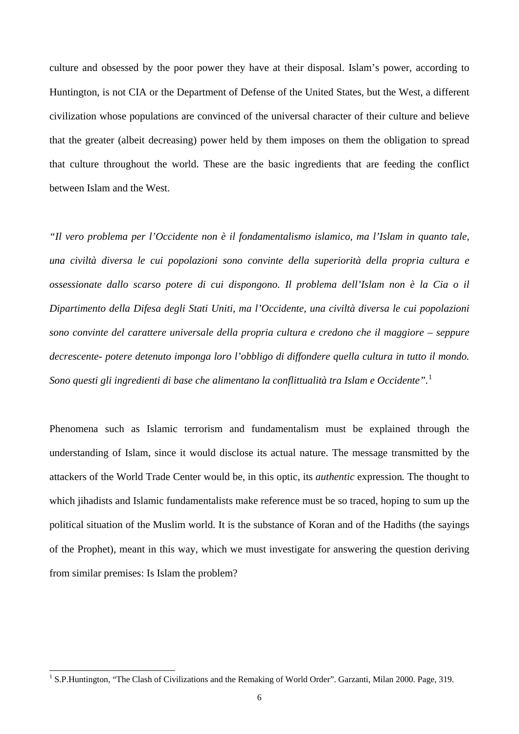culture and obsessed by the poor power they have at their disposal. Islam's power, according to Huntington, is not CIA or the Department of Defense of the United States, but the West, a different civilization whose populations are convinced of the universal character of their culture and believe that the greater (albeit decreasing) power held by them imposes on them the obligation to spread that culture throughout the world. These are the basic ingredients that are feeding the conflict between Islam and the West.

*"Il vero problema per l'Occidente non è il fondamentalismo islamico, ma l'Islam in quanto tale, una civiltà diversa le cui popolazioni sono convinte della superiorità della propria cultura e ossessionate dallo scarso potere di cui dispongono. Il problema dell'Islam non è la Cia o il Dipartimento della Difesa degli Stati Uniti, ma l'Occidente, una civiltà diversa le cui popolazioni sono convinte del carattere universale della propria cultura e credono che il maggiore – seppure decrescente- potere detenuto imponga loro l'obbligo di diffondere quella cultura in tutto il mondo. Sono questi gli ingredienti di base che alimentano la conflittualità tra Islam e Occidente".*[1]

Phenomena such as Islamic terrorism and fundamentalism must be explained through the understanding of Islam, since it would disclose its actual nature. The message transmitted by the attackers of the World Trade Center would be, in this optic, its *authentic* expression. The thought to which jihadists and Islamic fundamentalists make reference must be so traced, hoping to sum up the political situation of the Muslim world. It is the substance of Koran and of the Hadiths (the sayings of the Prophet), meant in this way, which we must investigate for answering the question deriving from similar premises: Is Islam the problem?

[1] S.P.Huntington, "The Clash of Civilizations and the Remaking of World Order". Garzanti, Milan 2000. Page, 319.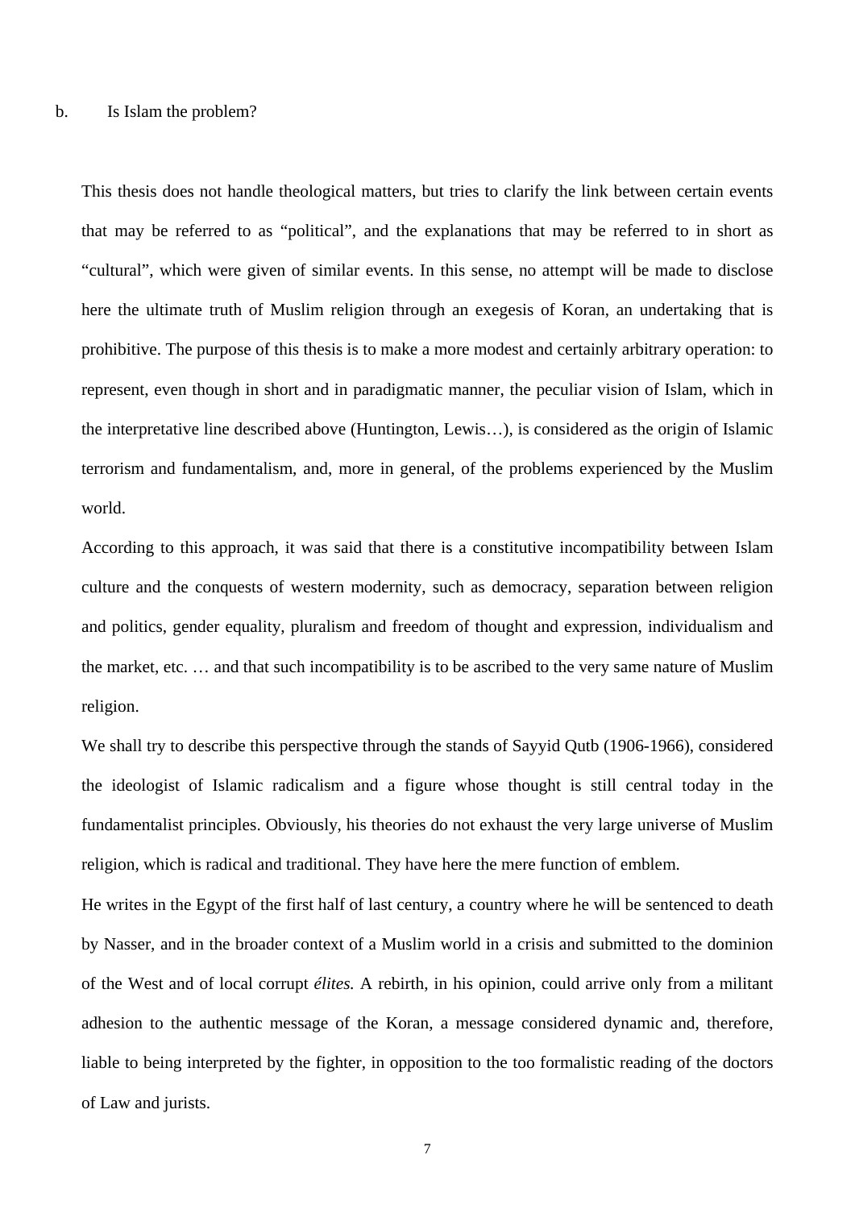b. Is Islam the problem?

This thesis does not handle theological matters, but tries to clarify the link between certain events that may be referred to as “political”, and the explanations that may be referred to in short as “cultural”, which were given of similar events. In this sense, no attempt will be made to disclose here the ultimate truth of Muslim religion through an exegesis of Koran, an undertaking that is prohibitive. The purpose of this thesis is to make a more modest and certainly arbitrary operation: to represent, even though in short and in paradigmatic manner, the peculiar vision of Islam, which in the interpretative line described above (Huntington, Lewis…), is considered as the origin of Islamic terrorism and fundamentalism, and, more in general, of the problems experienced by the Muslim world.

According to this approach, it was said that there is a constitutive incompatibility between Islam culture and the conquests of western modernity, such as democracy, separation between religion and politics, gender equality, pluralism and freedom of thought and expression, individualism and the market, etc. … and that such incompatibility is to be ascribed to the very same nature of Muslim religion.

We shall try to describe this perspective through the stands of Sayyid Qutb (1906-1966), considered the ideologist of Islamic radicalism and a figure whose thought is still central today in the fundamentalist principles. Obviously, his theories do not exhaust the very large universe of Muslim religion, which is radical and traditional. They have here the mere function of emblem.

He writes in the Egypt of the first half of last century, a country where he will be sentenced to death by Nasser, and in the broader context of a Muslim world in a crisis and submitted to the dominion of the West and of local corrupt *élites.* A rebirth, in his opinion, could arrive only from a militant adhesion to the authentic message of the Koran, a message considered dynamic and, therefore, liable to being interpreted by the fighter, in opposition to the too formalistic reading of the doctors of Law and jurists.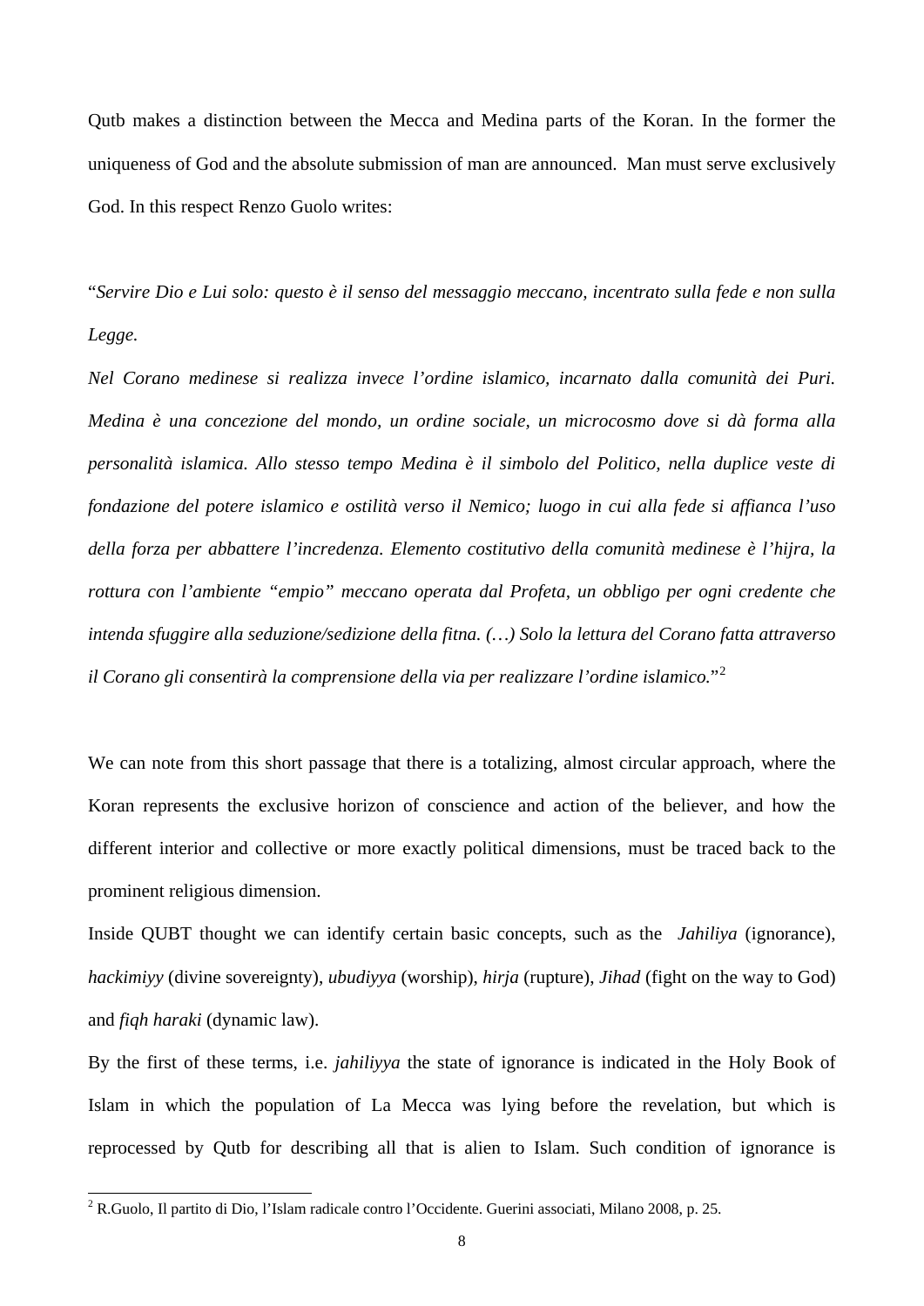Qutb makes a distinction between the Mecca and Medina parts of the Koran. In the former the uniqueness of God and the absolute submission of man are announced. Man must serve exclusively God. In this respect Renzo Guolo writes:

"*Servire Dio e Lui solo: questo è il senso del messaggio meccano, incentrato sulla fede e non sulla Legge.*

*Nel Corano medinese si realizza invece l'ordine islamico, incarnato dalla comunità dei Puri. Medina è una concezione del mondo, un ordine sociale, un microcosmo dove si dà forma alla personalità islamica. Allo stesso tempo Medina è il simbolo del Politico, nella duplice veste di fondazione del potere islamico e ostilità verso il Nemico; luogo in cui alla fede si affianca l'uso della forza per abbattere l'incredenza. Elemento costitutivo della comunità medinese è l'hijra, la rottura con l'ambiente "empio" meccano operata dal Profeta, un obbligo per ogni credente che intenda sfuggire alla seduzione/sedizione della fitna. (…) Solo la lettura del Corano fatta attraverso il Corano gli consentirà la comprensione della via per realizzare l'ordine islamico.*"[2]

We can note from this short passage that there is a totalizing, almost circular approach, where the Koran represents the exclusive horizon of conscience and action of the believer, and how the different interior and collective or more exactly political dimensions, must be traced back to the prominent religious dimension.

Inside QUBT thought we can identify certain basic concepts, such as the *Jahiliya* (ignorance), *hackimiyy* (divine sovereignty), *ubudiyya* (worship), *hirja* (rupture), *Jihad* (fight on the way to God) and *fiqh haraki* (dynamic law).

By the first of these terms, i.e. *jahiliyya* the state of ignorance is indicated in the Holy Book of Islam in which the population of La Mecca was lying before the revelation, but which is reprocessed by Qutb for describing all that is alien to Islam. Such condition of ignorance is

[2] R.Guolo, Il partito di Dio, l'Islam radicale contro l'Occidente. Guerini associati, Milano 2008, p. 25.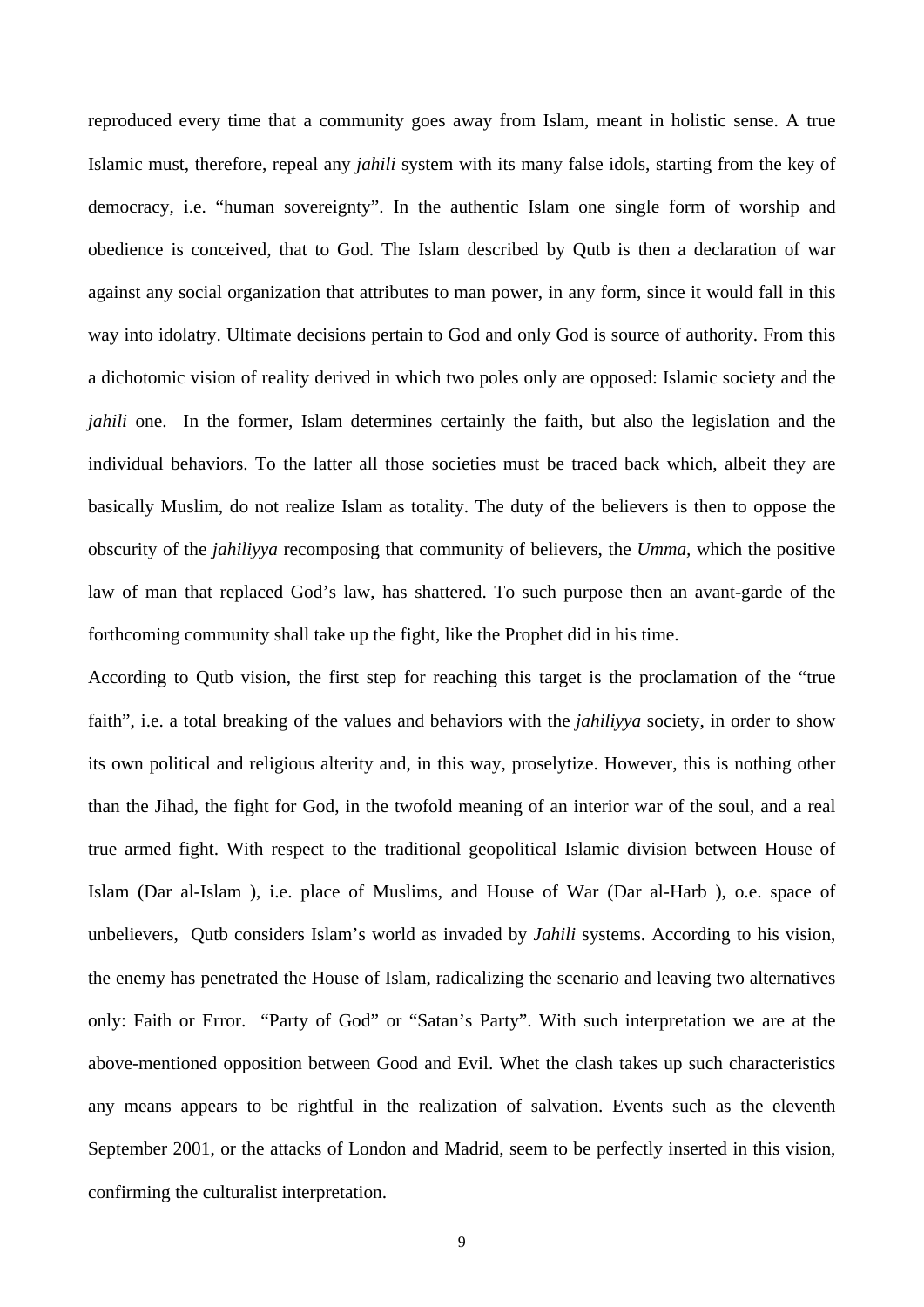reproduced every time that a community goes away from Islam, meant in holistic sense. A true Islamic must, therefore, repeal any *jahili* system with its many false idols, starting from the key of democracy, i.e. “human sovereignty”. In the authentic Islam one single form of worship and obedience is conceived, that to God. The Islam described by Qutb is then a declaration of war against any social organization that attributes to man power, in any form, since it would fall in this way into idolatry. Ultimate decisions pertain to God and only God is source of authority. From this a dichotomic vision of reality derived in which two poles only are opposed: Islamic society and the *jahili* one. In the former, Islam determines certainly the faith, but also the legislation and the individual behaviors. To the latter all those societies must be traced back which, albeit they are basically Muslim, do not realize Islam as totality. The duty of the believers is then to oppose the obscurity of the *jahiliyya* recomposing that community of believers, the *Umma*, which the positive law of man that replaced God’s law, has shattered. To such purpose then an avant-garde of the forthcoming community shall take up the fight, like the Prophet did in his time.

According to Qutb vision, the first step for reaching this target is the proclamation of the “true faith”, i.e. a total breaking of the values and behaviors with the *jahiliyya* society, in order to show its own political and religious alterity and, in this way, proselytize. However, this is nothing other than the Jihad, the fight for God, in the twofold meaning of an interior war of the soul, and a real true armed fight. With respect to the traditional geopolitical Islamic division between House of Islam (Dar al-Islam ), i.e. place of Muslims, and House of War (Dar al-Harb ), o.e. space of unbelievers, Qutb considers Islam’s world as invaded by *Jahili* systems. According to his vision, the enemy has penetrated the House of Islam, radicalizing the scenario and leaving two alternatives only: Faith or Error. “Party of God” or “Satan’s Party”. With such interpretation we are at the above-mentioned opposition between Good and Evil. Whet the clash takes up such characteristics any means appears to be rightful in the realization of salvation. Events such as the eleventh September 2001, or the attacks of London and Madrid, seem to be perfectly inserted in this vision, confirming the culturalist interpretation.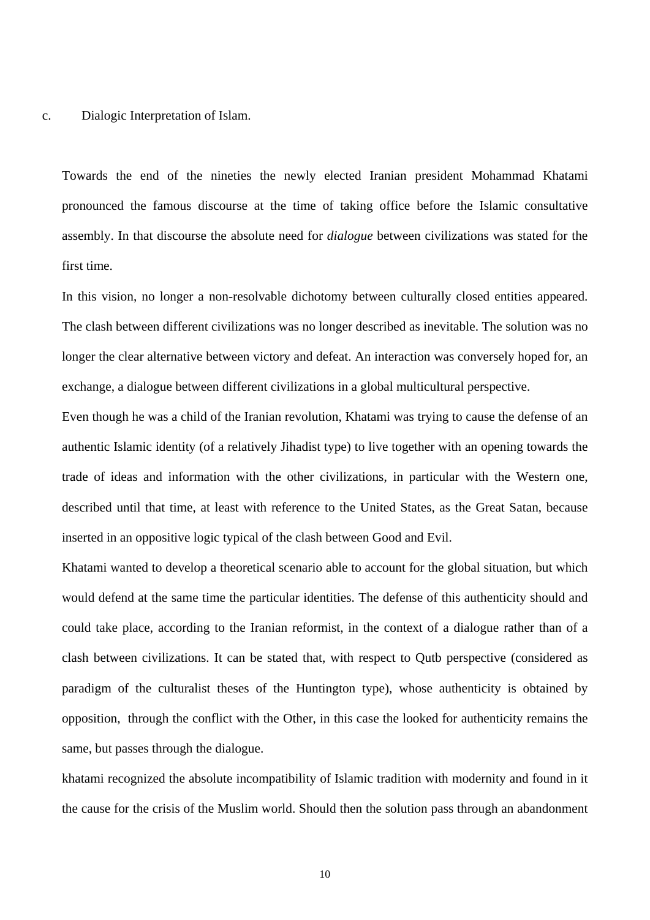c. Dialogic Interpretation of Islam.

Towards the end of the nineties the newly elected Iranian president Mohammad Khatami pronounced the famous discourse at the time of taking office before the Islamic consultative assembly. In that discourse the absolute need for *dialogue* between civilizations was stated for the first time.

In this vision, no longer a non-resolvable dichotomy between culturally closed entities appeared. The clash between different civilizations was no longer described as inevitable. The solution was no longer the clear alternative between victory and defeat. An interaction was conversely hoped for, an exchange, a dialogue between different civilizations in a global multicultural perspective.

Even though he was a child of the Iranian revolution, Khatami was trying to cause the defense of an authentic Islamic identity (of a relatively Jihadist type) to live together with an opening towards the trade of ideas and information with the other civilizations, in particular with the Western one, described until that time, at least with reference to the United States, as the Great Satan, because inserted in an oppositive logic typical of the clash between Good and Evil.

Khatami wanted to develop a theoretical scenario able to account for the global situation, but which would defend at the same time the particular identities. The defense of this authenticity should and could take place, according to the Iranian reformist, in the context of a dialogue rather than of a clash between civilizations. It can be stated that, with respect to Qutb perspective (considered as paradigm of the culturalist theses of the Huntington type), whose authenticity is obtained by opposition, through the conflict with the Other, in this case the looked for authenticity remains the same, but passes through the dialogue.

khatami recognized the absolute incompatibility of Islamic tradition with modernity and found in it the cause for the crisis of the Muslim world. Should then the solution pass through an abandonment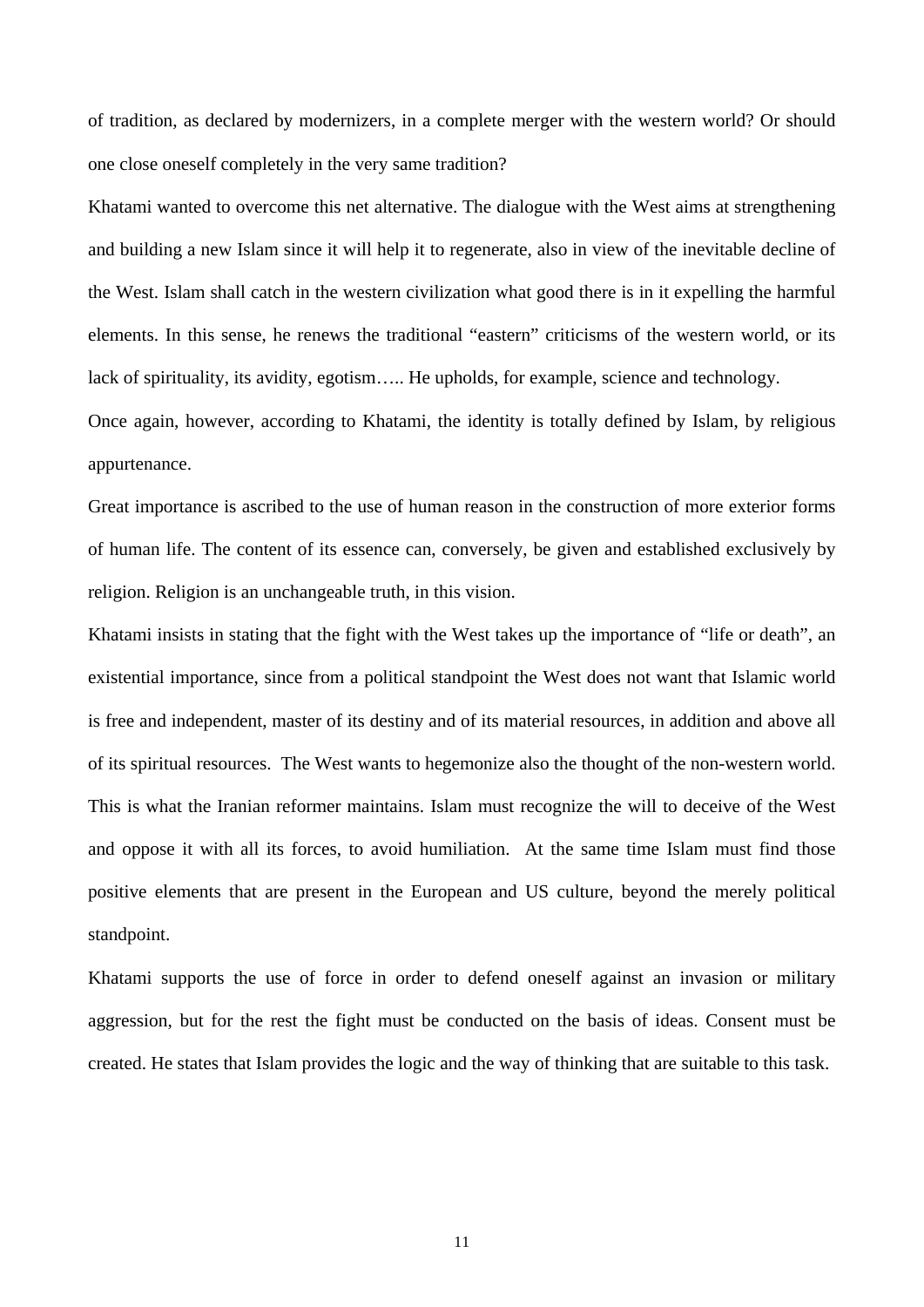of tradition, as declared by modernizers, in a complete merger with the western world? Or should one close oneself completely in the very same tradition?

Khatami wanted to overcome this net alternative. The dialogue with the West aims at strengthening and building a new Islam since it will help it to regenerate, also in view of the inevitable decline of the West. Islam shall catch in the western civilization what good there is in it expelling the harmful elements. In this sense, he renews the traditional "eastern" criticisms of the western world, or its lack of spirituality, its avidity, egotism….. He upholds, for example, science and technology.

Once again, however, according to Khatami, the identity is totally defined by Islam, by religious appurtenance.

Great importance is ascribed to the use of human reason in the construction of more exterior forms of human life. The content of its essence can, conversely, be given and established exclusively by religion. Religion is an unchangeable truth, in this vision.

Khatami insists in stating that the fight with the West takes up the importance of "life or death", an existential importance, since from a political standpoint the West does not want that Islamic world is free and independent, master of its destiny and of its material resources, in addition and above all of its spiritual resources. The West wants to hegemonize also the thought of the non-western world. This is what the Iranian reformer maintains. Islam must recognize the will to deceive of the West and oppose it with all its forces, to avoid humiliation. At the same time Islam must find those positive elements that are present in the European and US culture, beyond the merely political standpoint.

Khatami supports the use of force in order to defend oneself against an invasion or military aggression, but for the rest the fight must be conducted on the basis of ideas. Consent must be created. He states that Islam provides the logic and the way of thinking that are suitable to this task.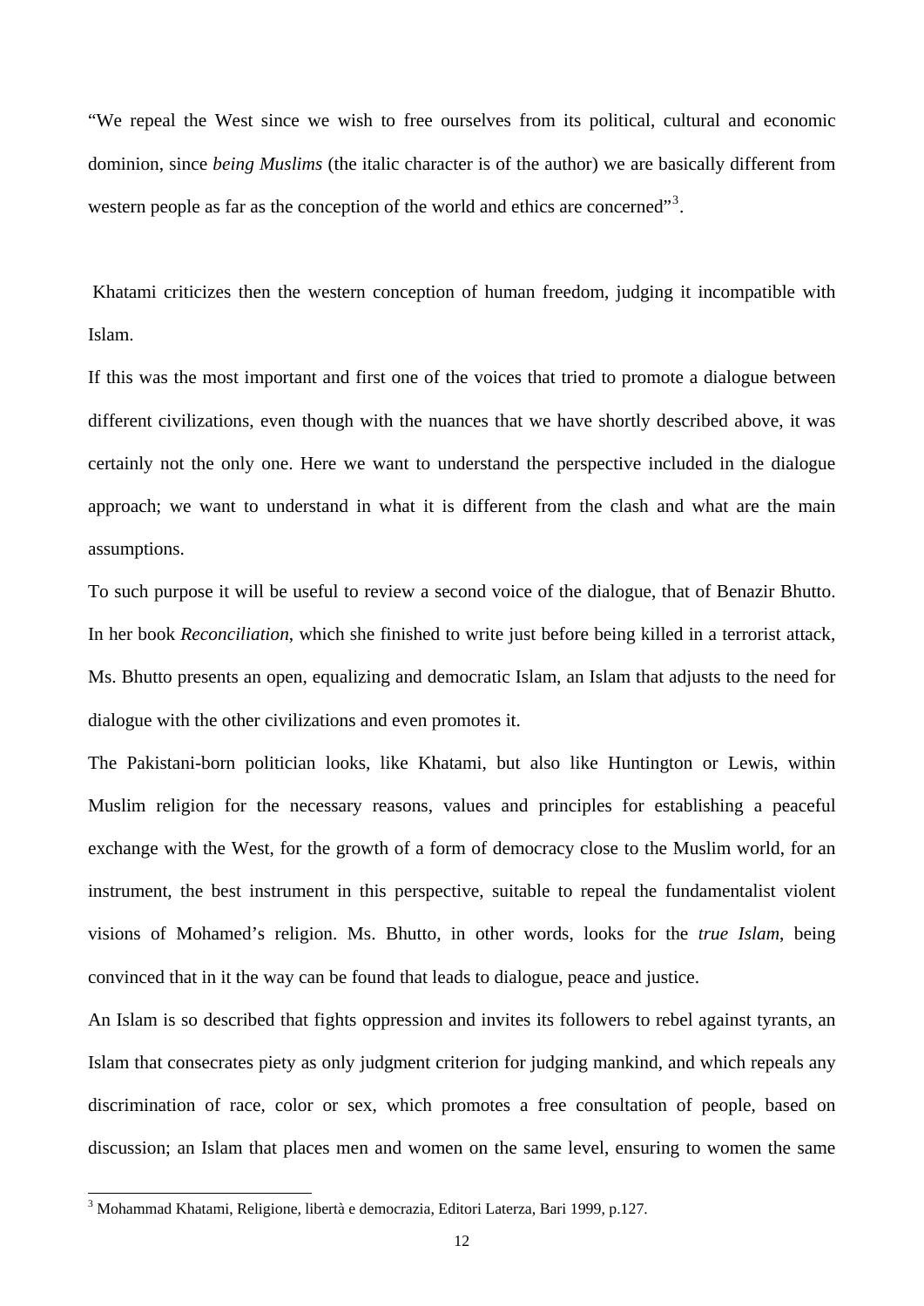"We repeal the West since we wish to free ourselves from its political, cultural and economic dominion, since *being Muslims* (the italic character is of the author) we are basically different from western people as far as the conception of the world and ethics are concerned"[3].

Khatami criticizes then the western conception of human freedom, judging it incompatible with Islam.

If this was the most important and first one of the voices that tried to promote a dialogue between different civilizations, even though with the nuances that we have shortly described above, it was certainly not the only one. Here we want to understand the perspective included in the dialogue approach; we want to understand in what it is different from the clash and what are the main assumptions.

To such purpose it will be useful to review a second voice of the dialogue, that of Benazir Bhutto. In her book *Reconciliation*, which she finished to write just before being killed in a terrorist attack, Ms. Bhutto presents an open, equalizing and democratic Islam, an Islam that adjusts to the need for dialogue with the other civilizations and even promotes it.

The Pakistani-born politician looks, like Khatami, but also like Huntington or Lewis, within Muslim religion for the necessary reasons, values and principles for establishing a peaceful exchange with the West, for the growth of a form of democracy close to the Muslim world, for an instrument, the best instrument in this perspective, suitable to repeal the fundamentalist violent visions of Mohamed's religion. Ms. Bhutto, in other words, looks for the *true Islam*, being convinced that in it the way can be found that leads to dialogue, peace and justice.

An Islam is so described that fights oppression and invites its followers to rebel against tyrants, an Islam that consecrates piety as only judgment criterion for judging mankind, and which repeals any discrimination of race, color or sex, which promotes a free consultation of people, based on discussion; an Islam that places men and women on the same level, ensuring to women the same

[3] Mohammad Khatami, Religione, libertà e democrazia, Editori Laterza, Bari 1999, p.127.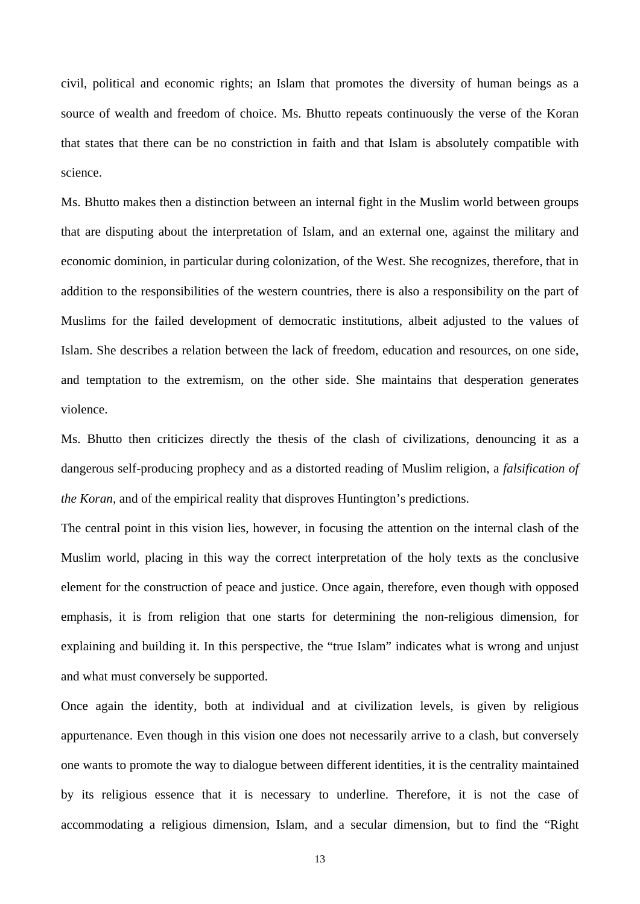civil, political and economic rights; an Islam that promotes the diversity of human beings as a source of wealth and freedom of choice. Ms. Bhutto repeats continuously the verse of the Koran that states that there can be no constriction in faith and that Islam is absolutely compatible with science.

Ms. Bhutto makes then a distinction between an internal fight in the Muslim world between groups that are disputing about the interpretation of Islam, and an external one, against the military and economic dominion, in particular during colonization, of the West. She recognizes, therefore, that in addition to the responsibilities of the western countries, there is also a responsibility on the part of Muslims for the failed development of democratic institutions, albeit adjusted to the values of Islam. She describes a relation between the lack of freedom, education and resources, on one side, and temptation to the extremism, on the other side. She maintains that desperation generates violence.

Ms. Bhutto then criticizes directly the thesis of the clash of civilizations, denouncing it as a dangerous self-producing prophecy and as a distorted reading of Muslim religion, a *falsification of the Koran*, and of the empirical reality that disproves Huntington's predictions.

The central point in this vision lies, however, in focusing the attention on the internal clash of the Muslim world, placing in this way the correct interpretation of the holy texts as the conclusive element for the construction of peace and justice. Once again, therefore, even though with opposed emphasis, it is from religion that one starts for determining the non-religious dimension, for explaining and building it. In this perspective, the "true Islam" indicates what is wrong and unjust and what must conversely be supported.

Once again the identity, both at individual and at civilization levels, is given by religious appurtenance. Even though in this vision one does not necessarily arrive to a clash, but conversely one wants to promote the way to dialogue between different identities, it is the centrality maintained by its religious essence that it is necessary to underline. Therefore, it is not the case of accommodating a religious dimension, Islam, and a secular dimension, but to find the "Right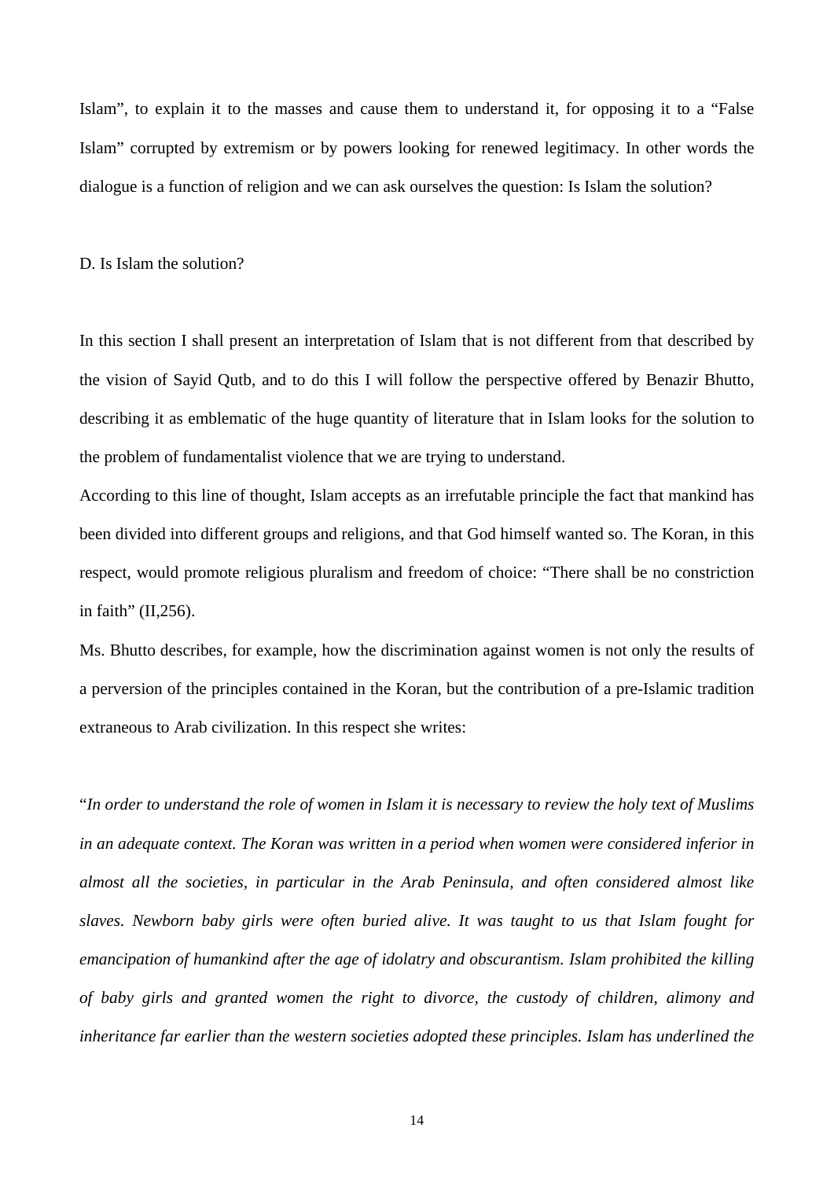Islam", to explain it to the masses and cause them to understand it, for opposing it to a "False Islam" corrupted by extremism or by powers looking for renewed legitimacy. In other words the dialogue is a function of religion and we can ask ourselves the question: Is Islam the solution?

### D. Is Islam the solution?

In this section I shall present an interpretation of Islam that is not different from that described by the vision of Sayid Qutb, and to do this I will follow the perspective offered by Benazir Bhutto, describing it as emblematic of the huge quantity of literature that in Islam looks for the solution to the problem of fundamentalist violence that we are trying to understand.

According to this line of thought, Islam accepts as an irrefutable principle the fact that mankind has been divided into different groups and religions, and that God himself wanted so. The Koran, in this respect, would promote religious pluralism and freedom of choice: "There shall be no constriction in faith" (II,256).

Ms. Bhutto describes, for example, how the discrimination against women is not only the results of a perversion of the principles contained in the Koran, but the contribution of a pre-Islamic tradition extraneous to Arab civilization. In this respect she writes:

"*In order to understand the role of women in Islam it is necessary to review the holy text of Muslims in an adequate context. The Koran was written in a period when women were considered inferior in almost all the societies, in particular in the Arab Peninsula, and often considered almost like slaves. Newborn baby girls were often buried alive. It was taught to us that Islam fought for emancipation of humankind after the age of idolatry and obscurantism. Islam prohibited the killing of baby girls and granted women the right to divorce, the custody of children, alimony and inheritance far earlier than the western societies adopted these principles. Islam has underlined the*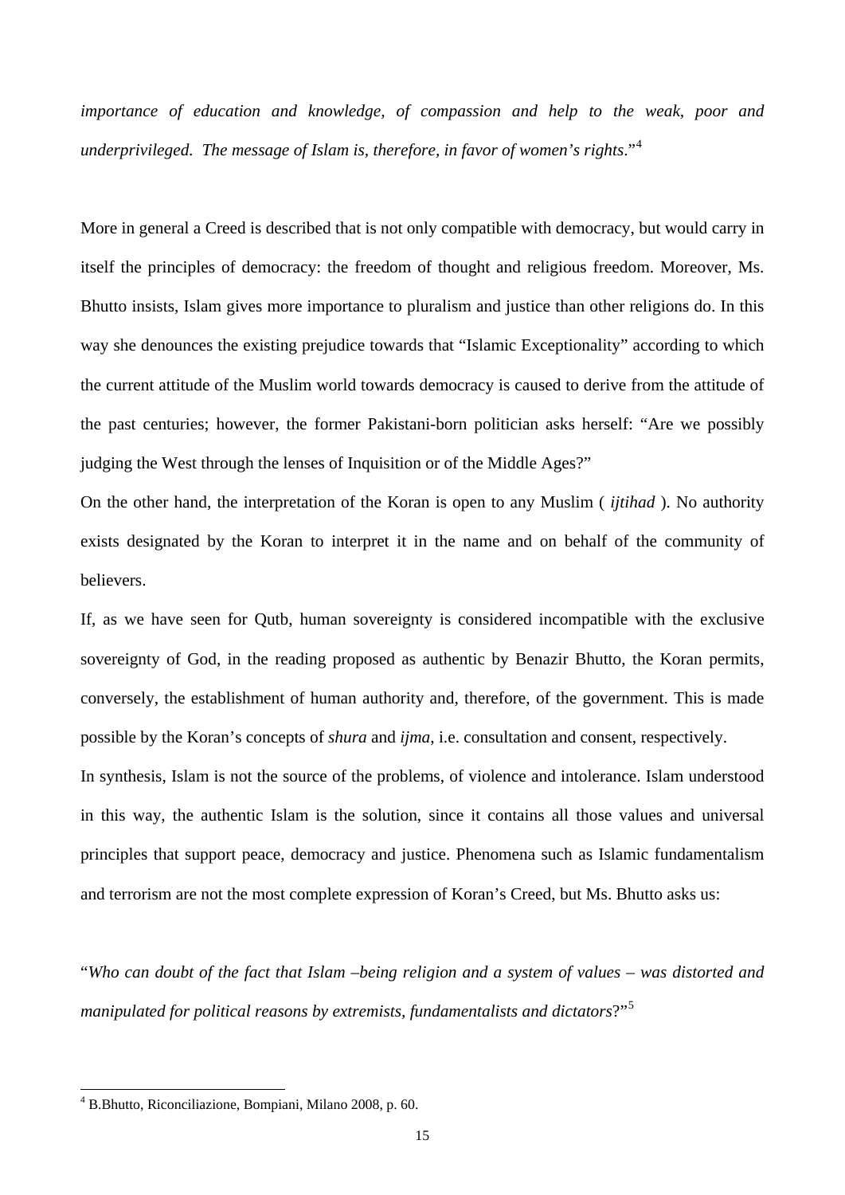*importance of education and knowledge, of compassion and help to the weak, poor and underprivileged. The message of Islam is, therefore, in favor of women's rights*."[4]

More in general a Creed is described that is not only compatible with democracy, but would carry in itself the principles of democracy: the freedom of thought and religious freedom. Moreover, Ms. Bhutto insists, Islam gives more importance to pluralism and justice than other religions do. In this way she denounces the existing prejudice towards that "Islamic Exceptionality" according to which the current attitude of the Muslim world towards democracy is caused to derive from the attitude of the past centuries; however, the former Pakistani-born politician asks herself: "Are we possibly judging the West through the lenses of Inquisition or of the Middle Ages?"

On the other hand, the interpretation of the Koran is open to any Muslim ( *ijtihad* ). No authority exists designated by the Koran to interpret it in the name and on behalf of the community of believers.

If, as we have seen for Qutb, human sovereignty is considered incompatible with the exclusive sovereignty of God, in the reading proposed as authentic by Benazir Bhutto, the Koran permits, conversely, the establishment of human authority and, therefore, of the government. This is made possible by the Koran's concepts of *shura* and *ijma*, i.e. consultation and consent, respectively.

In synthesis, Islam is not the source of the problems, of violence and intolerance. Islam understood in this way, the authentic Islam is the solution, since it contains all those values and universal principles that support peace, democracy and justice. Phenomena such as Islamic fundamentalism and terrorism are not the most complete expression of Koran's Creed, but Ms. Bhutto asks us:

"*Who can doubt of the fact that Islam –being religion and a system of values – was distorted and manipulated for political reasons by extremists, fundamentalists and dictators*?"[5]

---

[4] B.Bhutto, Riconciliazione, Bompiani, Milano 2008, p. 60.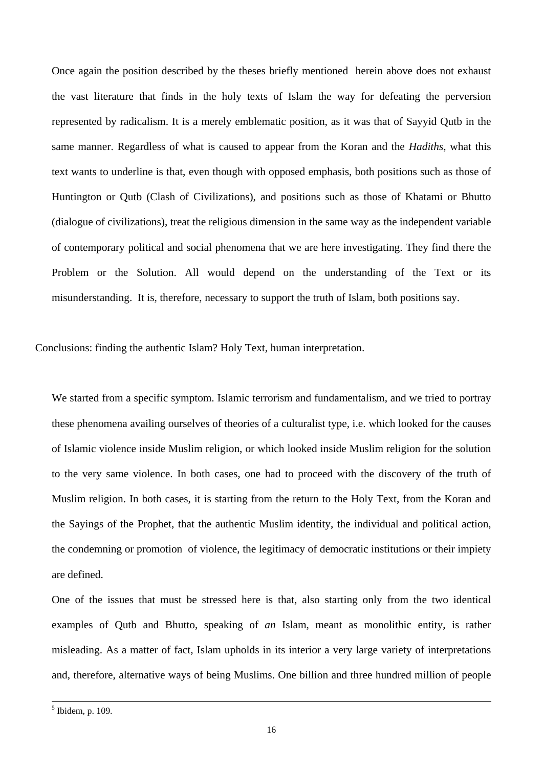Once again the position described by the theses briefly mentioned herein above does not exhaust the vast literature that finds in the holy texts of Islam the way for defeating the perversion represented by radicalism. It is a merely emblematic position, as it was that of Sayyid Qutb in the same manner. Regardless of what is caused to appear from the Koran and the *Hadiths*, what this text wants to underline is that, even though with opposed emphasis, both positions such as those of Huntington or Qutb (Clash of Civilizations), and positions such as those of Khatami or Bhutto (dialogue of civilizations), treat the religious dimension in the same way as the independent variable of contemporary political and social phenomena that we are here investigating. They find there the Problem or the Solution. All would depend on the understanding of the Text or its misunderstanding. It is, therefore, necessary to support the truth of Islam, both positions say.

## Conclusions: finding the authentic Islam? Holy Text, human interpretation.

We started from a specific symptom. Islamic terrorism and fundamentalism, and we tried to portray these phenomena availing ourselves of theories of a culturalist type, i.e. which looked for the causes of Islamic violence inside Muslim religion, or which looked inside Muslim religion for the solution to the very same violence. In both cases, one had to proceed with the discovery of the truth of Muslim religion. In both cases, it is starting from the return to the Holy Text, from the Koran and the Sayings of the Prophet, that the authentic Muslim identity, the individual and political action, the condemning or promotion of violence, the legitimacy of democratic institutions or their impiety are defined.

One of the issues that must be stressed here is that, also starting only from the two identical examples of Qutb and Bhutto, speaking of *an* Islam, meant as monolithic entity, is rather misleading. As a matter of fact, Islam upholds in its interior a very large variety of interpretations and, therefore, alternative ways of being Muslims. One billion and three hundred million of people

---

[5] Ibidem, p. 109.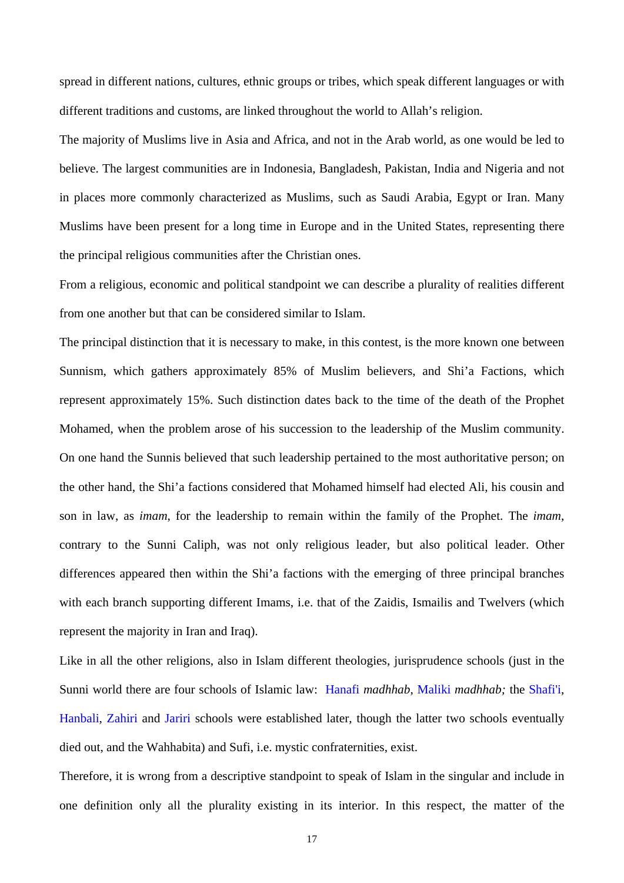spread in different nations, cultures, ethnic groups or tribes, which speak different languages or with different traditions and customs, are linked throughout the world to Allah's religion.

The majority of Muslims live in Asia and Africa, and not in the Arab world, as one would be led to believe. The largest communities are in Indonesia, Bangladesh, Pakistan, India and Nigeria and not in places more commonly characterized as Muslims, such as Saudi Arabia, Egypt or Iran. Many Muslims have been present for a long time in Europe and in the United States, representing there the principal religious communities after the Christian ones.

From a religious, economic and political standpoint we can describe a plurality of realities different from one another but that can be considered similar to Islam.

The principal distinction that it is necessary to make, in this contest, is the more known one between Sunnism, which gathers approximately 85% of Muslim believers, and Shi'a Factions, which represent approximately 15%. Such distinction dates back to the time of the death of the Prophet Mohamed, when the problem arose of his succession to the leadership of the Muslim community. On one hand the Sunnis believed that such leadership pertained to the most authoritative person; on the other hand, the Shi'a factions considered that Mohamed himself had elected Ali, his cousin and son in law, as *imam*, for the leadership to remain within the family of the Prophet. The *imam*, contrary to the Sunni Caliph, was not only religious leader, but also political leader. Other differences appeared then within the Shi'a factions with the emerging of three principal branches with each branch supporting different Imams, i.e. that of the Zaidis, Ismailis and Twelvers (which represent the majority in Iran and Iraq).

Like in all the other religions, also in Islam different theologies, jurisprudence schools (just in the Sunni world there are four schools of Islamic law: Hanafi *madhhab*, Maliki *madhhab;* the Shafi'i, Hanbali, Zahiri and Jariri schools were established later, though the latter two schools eventually died out, and the Wahhabita) and Sufi, i.e. mystic confraternities, exist.

Therefore, it is wrong from a descriptive standpoint to speak of Islam in the singular and include in one definition only all the plurality existing in its interior. In this respect, the matter of the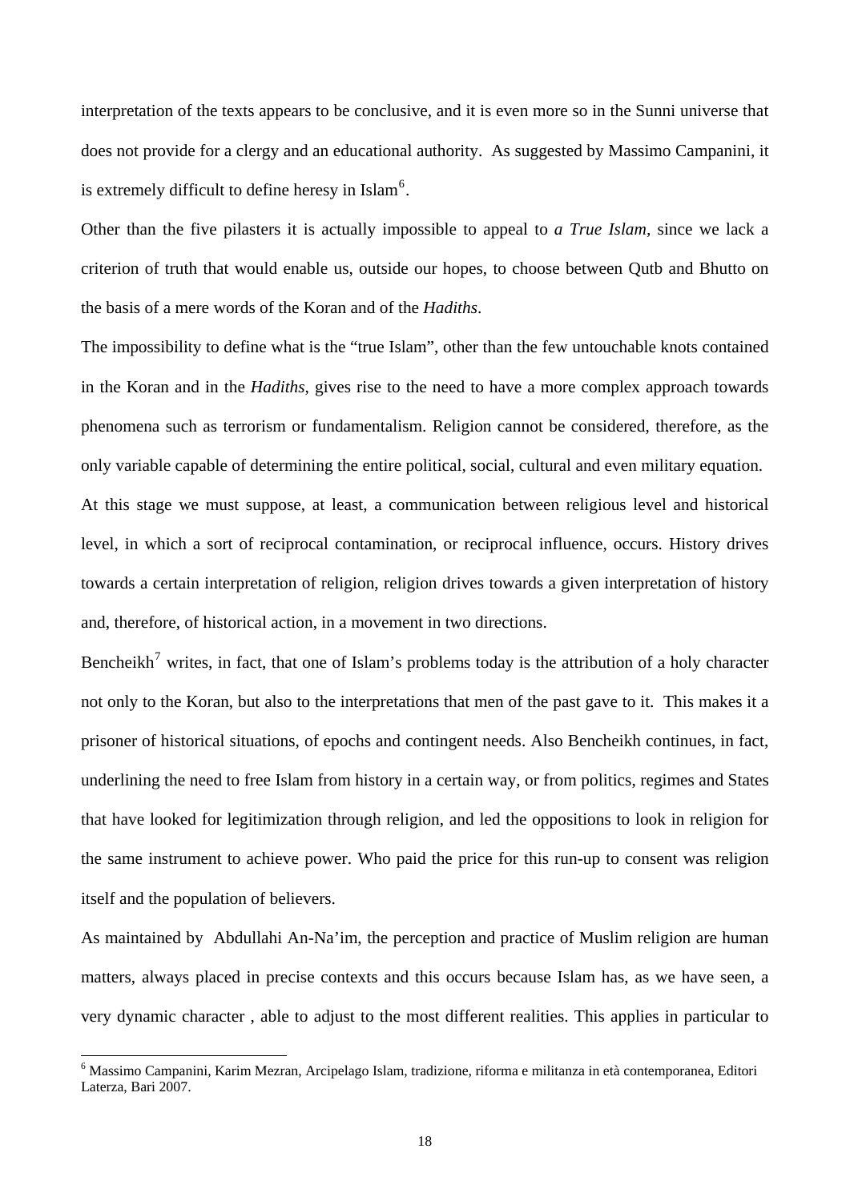interpretation of the texts appears to be conclusive, and it is even more so in the Sunni universe that does not provide for a clergy and an educational authority. As suggested by Massimo Campanini, it is extremely difficult to define heresy in Islam[6].

Other than the five pilasters it is actually impossible to appeal to *a True Islam,* since we lack a criterion of truth that would enable us, outside our hopes, to choose between Qutb and Bhutto on the basis of a mere words of the Koran and of the *Hadiths*.

The impossibility to define what is the "true Islam", other than the few untouchable knots contained in the Koran and in the *Hadiths*, gives rise to the need to have a more complex approach towards phenomena such as terrorism or fundamentalism. Religion cannot be considered, therefore, as the only variable capable of determining the entire political, social, cultural and even military equation.

At this stage we must suppose, at least, a communication between religious level and historical level, in which a sort of reciprocal contamination, or reciprocal influence, occurs. History drives towards a certain interpretation of religion, religion drives towards a given interpretation of history and, therefore, of historical action, in a movement in two directions.

Bencheikh[7] writes, in fact, that one of Islam's problems today is the attribution of a holy character not only to the Koran, but also to the interpretations that men of the past gave to it. This makes it a prisoner of historical situations, of epochs and contingent needs. Also Bencheikh continues, in fact, underlining the need to free Islam from history in a certain way, or from politics, regimes and States that have looked for legitimization through religion, and led the oppositions to look in religion for the same instrument to achieve power. Who paid the price for this run-up to consent was religion itself and the population of believers.

As maintained by Abdullahi An-Na'im, the perception and practice of Muslim religion are human matters, always placed in precise contexts and this occurs because Islam has, as we have seen, a very dynamic character , able to adjust to the most different realities. This applies in particular to

[6] Massimo Campanini, Karim Mezran, Arcipelago Islam, tradizione, riforma e militanza in età contemporanea, Editori Laterza, Bari 2007.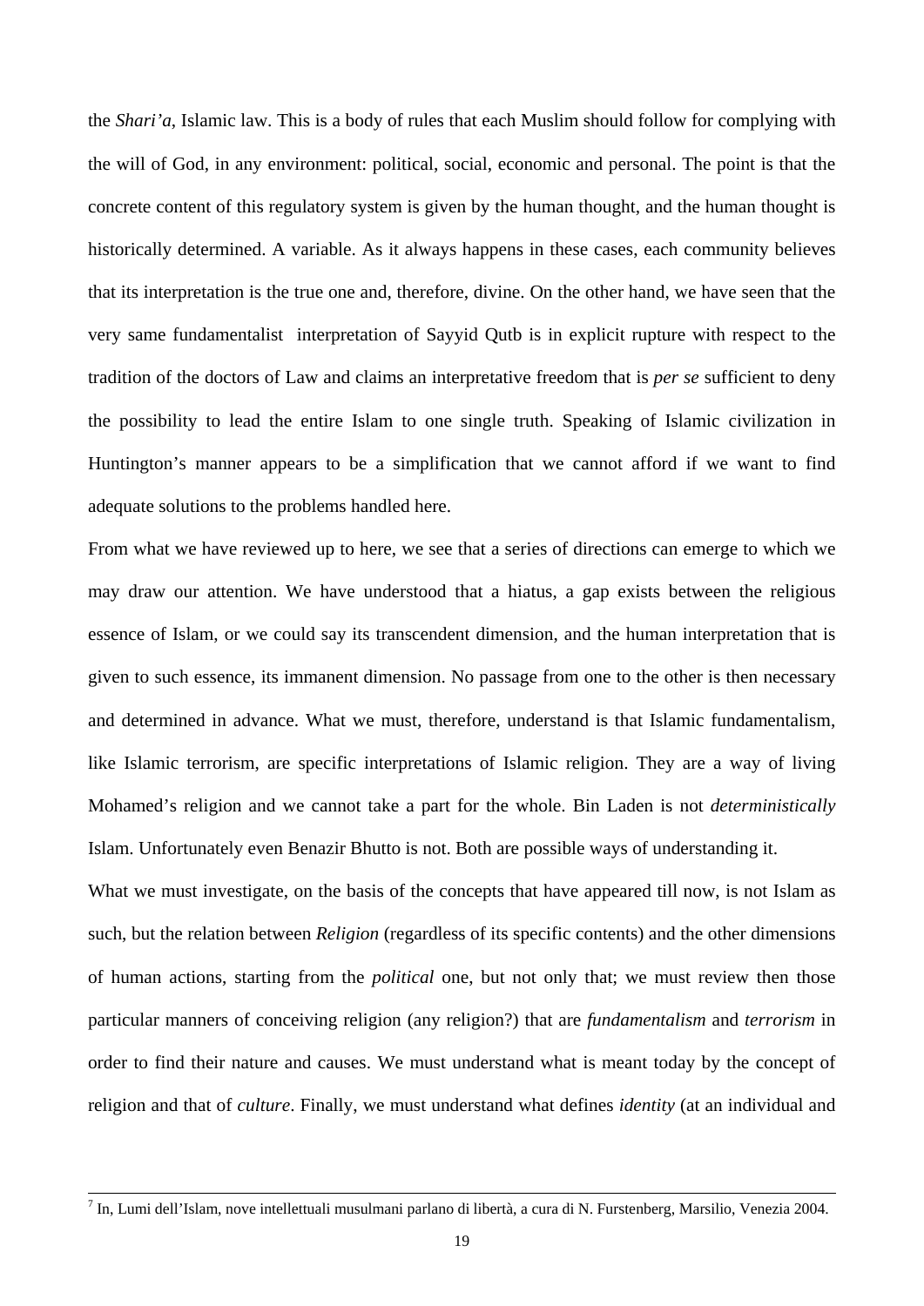the *Shari'a*, Islamic law. This is a body of rules that each Muslim should follow for complying with the will of God, in any environment: political, social, economic and personal. The point is that the concrete content of this regulatory system is given by the human thought, and the human thought is historically determined. A variable. As it always happens in these cases, each community believes that its interpretation is the true one and, therefore, divine. On the other hand, we have seen that the very same fundamentalist interpretation of Sayyid Qutb is in explicit rupture with respect to the tradition of the doctors of Law and claims an interpretative freedom that is *per se* sufficient to deny the possibility to lead the entire Islam to one single truth. Speaking of Islamic civilization in Huntington's manner appears to be a simplification that we cannot afford if we want to find adequate solutions to the problems handled here.

From what we have reviewed up to here, we see that a series of directions can emerge to which we may draw our attention. We have understood that a hiatus, a gap exists between the religious essence of Islam, or we could say its transcendent dimension, and the human interpretation that is given to such essence, its immanent dimension. No passage from one to the other is then necessary and determined in advance. What we must, therefore, understand is that Islamic fundamentalism, like Islamic terrorism, are specific interpretations of Islamic religion. They are a way of living Mohamed's religion and we cannot take a part for the whole. Bin Laden is not *deterministically* Islam. Unfortunately even Benazir Bhutto is not. Both are possible ways of understanding it.

What we must investigate, on the basis of the concepts that have appeared till now, is not Islam as such, but the relation between *Religion* (regardless of its specific contents) and the other dimensions of human actions, starting from the *political* one, but not only that; we must review then those particular manners of conceiving religion (any religion?) that are *fundamentalism* and *terrorism* in order to find their nature and causes. We must understand what is meant today by the concept of religion and that of *culture*. Finally, we must understand what defines *identity* (at an individual and

---

[7] In, Lumi dell'Islam, nove intellettuali musulmani parlano di libertà, a cura di N. Furstenberg, Marsilio, Venezia 2004.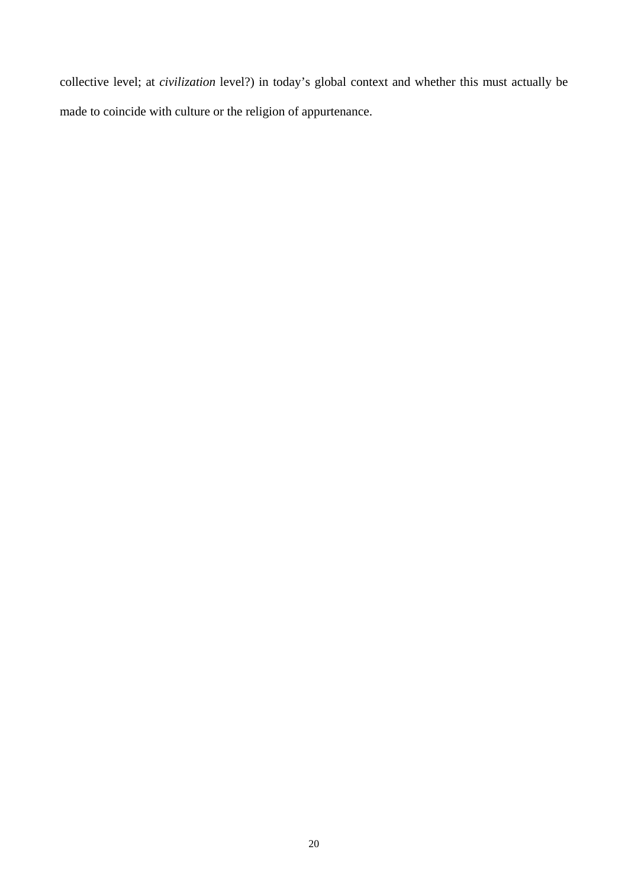collective level; at *civilization* level?) in today's global context and whether this must actually be made to coincide with culture or the religion of appurtenance.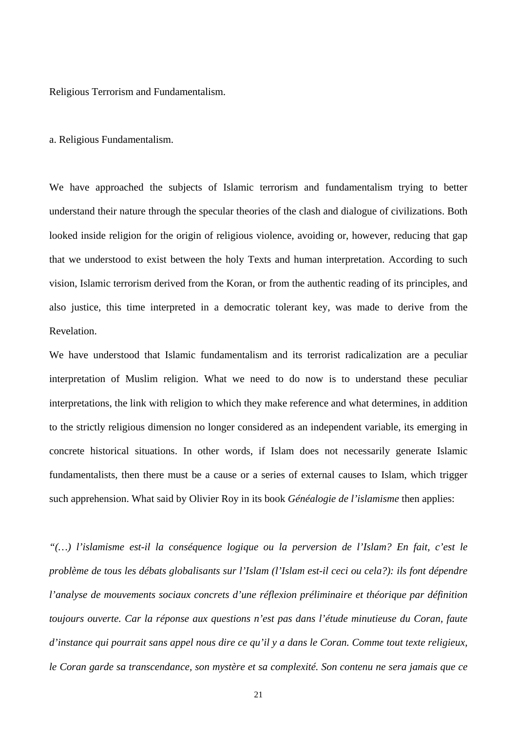Religious Terrorism and Fundamentalism.

a. Religious Fundamentalism.

We have approached the subjects of Islamic terrorism and fundamentalism trying to better understand their nature through the specular theories of the clash and dialogue of civilizations. Both looked inside religion for the origin of religious violence, avoiding or, however, reducing that gap that we understood to exist between the holy Texts and human interpretation. According to such vision, Islamic terrorism derived from the Koran, or from the authentic reading of its principles, and also justice, this time interpreted in a democratic tolerant key, was made to derive from the Revelation.

We have understood that Islamic fundamentalism and its terrorist radicalization are a peculiar interpretation of Muslim religion. What we need to do now is to understand these peculiar interpretations, the link with religion to which they make reference and what determines, in addition to the strictly religious dimension no longer considered as an independent variable, its emerging in concrete historical situations. In other words, if Islam does not necessarily generate Islamic fundamentalists, then there must be a cause or a series of external causes to Islam, which trigger such apprehension. What said by Olivier Roy in its book *Généalogie de l'islamisme* then applies:

*"(…) l'islamisme est-il la conséquence logique ou la perversion de l'Islam? En fait, c'est le problème de tous les débats globalisants sur l'Islam (l'Islam est-il ceci ou cela?): ils font dépendre l'analyse de mouvements sociaux concrets d'une réflexion préliminaire et théorique par définition toujours ouverte. Car la réponse aux questions n'est pas dans l'étude minutieuse du Coran, faute d'instance qui pourrait sans appel nous dire ce qu'il y a dans le Coran. Comme tout texte religieux, le Coran garde sa transcendance, son mystère et sa complexité. Son contenu ne sera jamais que ce*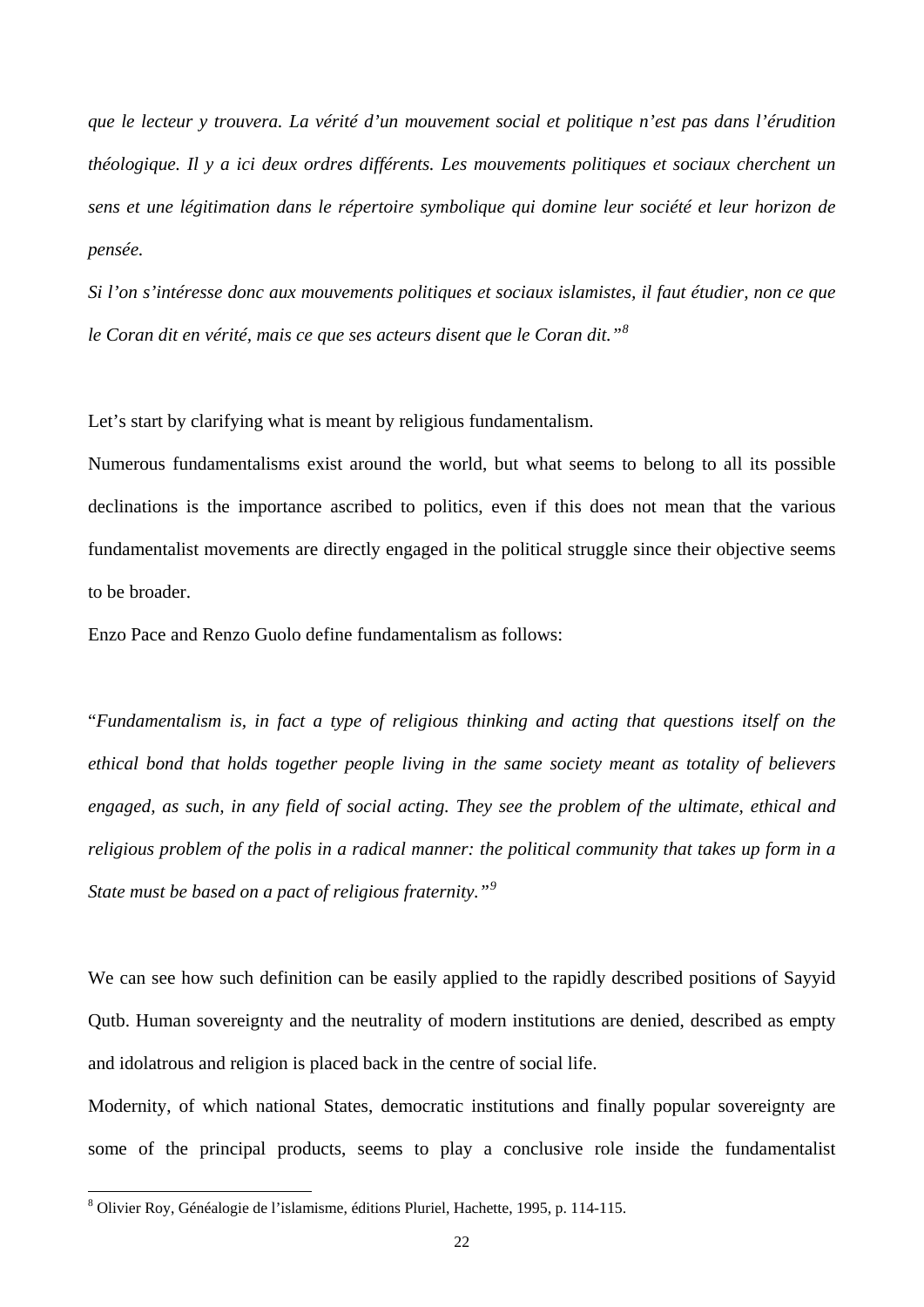*que le lecteur y trouvera. La vérité d'un mouvement social et politique n'est pas dans l'érudition théologique. Il y a ici deux ordres différents. Les mouvements politiques et sociaux cherchent un sens et une légitimation dans le répertoire symbolique qui domine leur société et leur horizon de pensée.*

*Si l'on s'intéresse donc aux mouvements politiques et sociaux islamistes, il faut étudier, non ce que le Coran dit en vérité, mais ce que ses acteurs disent que le Coran dit."*[8]

Let's start by clarifying what is meant by religious fundamentalism.

Numerous fundamentalisms exist around the world, but what seems to belong to all its possible declinations is the importance ascribed to politics, even if this does not mean that the various fundamentalist movements are directly engaged in the political struggle since their objective seems to be broader.

Enzo Pace and Renzo Guolo define fundamentalism as follows:

"*Fundamentalism is, in fact a type of religious thinking and acting that questions itself on the ethical bond that holds together people living in the same society meant as totality of believers engaged, as such, in any field of social acting. They see the problem of the ultimate, ethical and religious problem of the polis in a radical manner: the political community that takes up form in a State must be based on a pact of religious fraternity."*[9]

We can see how such definition can be easily applied to the rapidly described positions of Sayyid Qutb. Human sovereignty and the neutrality of modern institutions are denied, described as empty and idolatrous and religion is placed back in the centre of social life.

Modernity, of which national States, democratic institutions and finally popular sovereignty are some of the principal products, seems to play a conclusive role inside the fundamentalist

---

[8] Olivier Roy, Généalogie de l'islamisme, éditions Pluriel, Hachette, 1995, p. 114-115.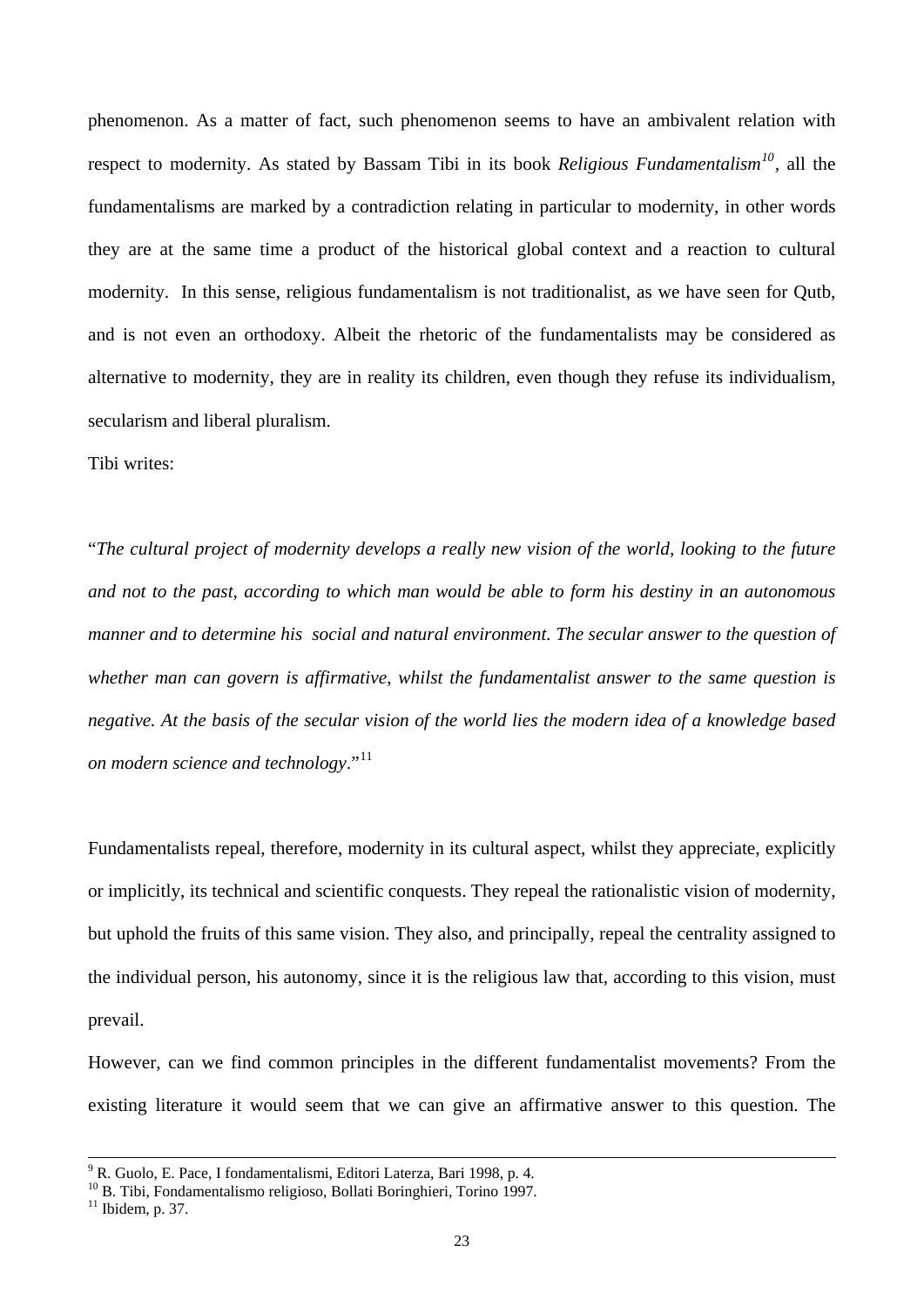phenomenon. As a matter of fact, such phenomenon seems to have an ambivalent relation with respect to modernity. As stated by Bassam Tibi in its book *Religious Fundamentalism*[10], all the fundamentalisms are marked by a contradiction relating in particular to modernity, in other words they are at the same time a product of the historical global context and a reaction to cultural modernity. In this sense, religious fundamentalism is not traditionalist, as we have seen for Qutb, and is not even an orthodoxy. Albeit the rhetoric of the fundamentalists may be considered as alternative to modernity, they are in reality its children, even though they refuse its individualism, secularism and liberal pluralism.

Tibi writes:

"*The cultural project of modernity develops a really new vision of the world, looking to the future and not to the past, according to which man would be able to form his destiny in an autonomous manner and to determine his social and natural environment. The secular answer to the question of whether man can govern is affirmative, whilst the fundamentalist answer to the same question is negative. At the basis of the secular vision of the world lies the modern idea of a knowledge based on modern science and technology*."[11]

Fundamentalists repeal, therefore, modernity in its cultural aspect, whilst they appreciate, explicitly or implicitly, its technical and scientific conquests. They repeal the rationalistic vision of modernity, but uphold the fruits of this same vision. They also, and principally, repeal the centrality assigned to the individual person, his autonomy, since it is the religious law that, according to this vision, must prevail.

However, can we find common principles in the different fundamentalist movements? From the existing literature it would seem that we can give an affirmative answer to this question. The

---

[9] R. Guolo, E. Pace, I fondamentalismi, Editori Laterza, Bari 1998, p. 4.

[10] B. Tibi, Fondamentalismo religioso, Bollati Boringhieri, Torino 1997.

[11] Ibidem, p. 37.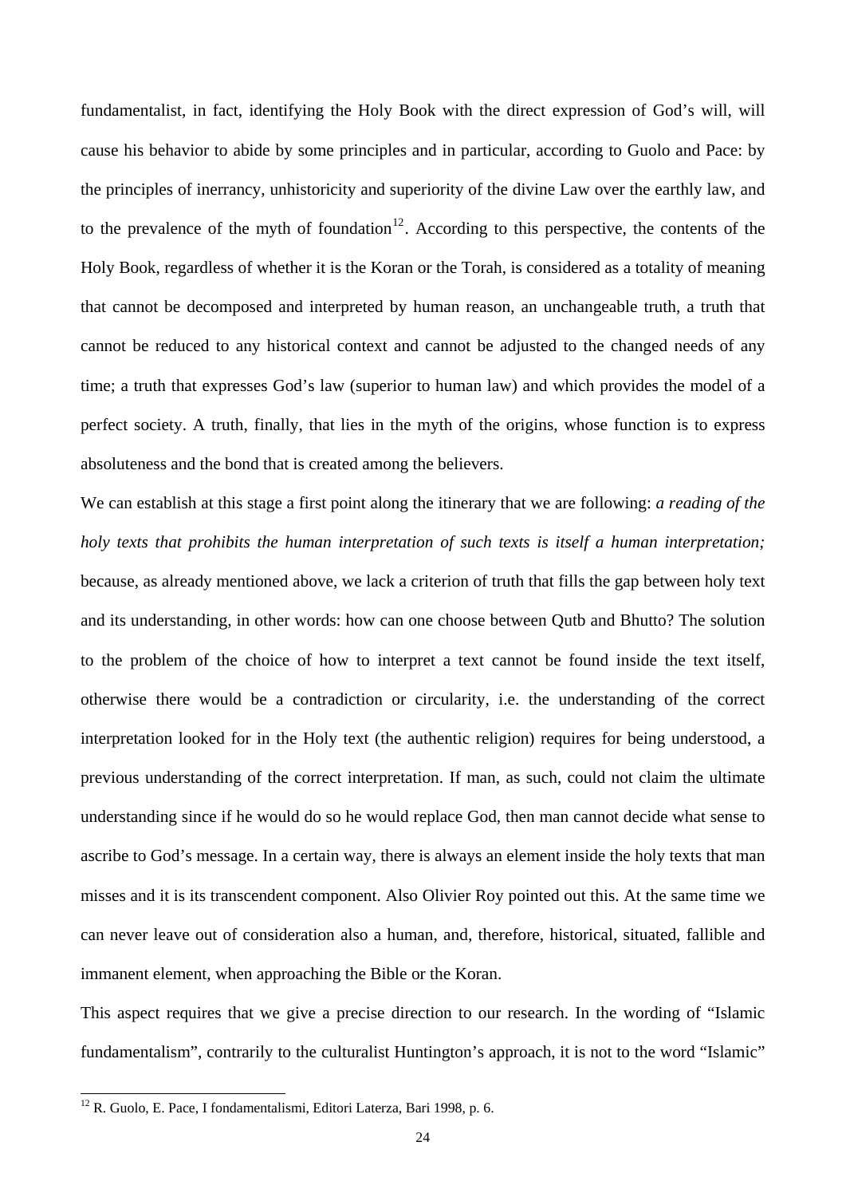fundamentalist, in fact, identifying the Holy Book with the direct expression of God's will, will cause his behavior to abide by some principles and in particular, according to Guolo and Pace: by the principles of inerrancy, unhistoricity and superiority of the divine Law over the earthly law, and to the prevalence of the myth of foundation[12]. According to this perspective, the contents of the Holy Book, regardless of whether it is the Koran or the Torah, is considered as a totality of meaning that cannot be decomposed and interpreted by human reason, an unchangeable truth, a truth that cannot be reduced to any historical context and cannot be adjusted to the changed needs of any time; a truth that expresses God's law (superior to human law) and which provides the model of a perfect society. A truth, finally, that lies in the myth of the origins, whose function is to express absoluteness and the bond that is created among the believers.

We can establish at this stage a first point along the itinerary that we are following: *a reading of the holy texts that prohibits the human interpretation of such texts is itself a human interpretation;* because, as already mentioned above, we lack a criterion of truth that fills the gap between holy text and its understanding, in other words: how can one choose between Qutb and Bhutto? The solution to the problem of the choice of how to interpret a text cannot be found inside the text itself, otherwise there would be a contradiction or circularity, i.e. the understanding of the correct interpretation looked for in the Holy text (the authentic religion) requires for being understood, a previous understanding of the correct interpretation. If man, as such, could not claim the ultimate understanding since if he would do so he would replace God, then man cannot decide what sense to ascribe to God's message. In a certain way, there is always an element inside the holy texts that man misses and it is its transcendent component. Also Olivier Roy pointed out this. At the same time we can never leave out of consideration also a human, and, therefore, historical, situated, fallible and immanent element, when approaching the Bible or the Koran.

This aspect requires that we give a precise direction to our research. In the wording of "Islamic fundamentalism", contrarily to the culturalist Huntington's approach, it is not to the word "Islamic"

---

[12] R. Guolo, E. Pace, I fondamentalismi, Editori Laterza, Bari 1998, p. 6.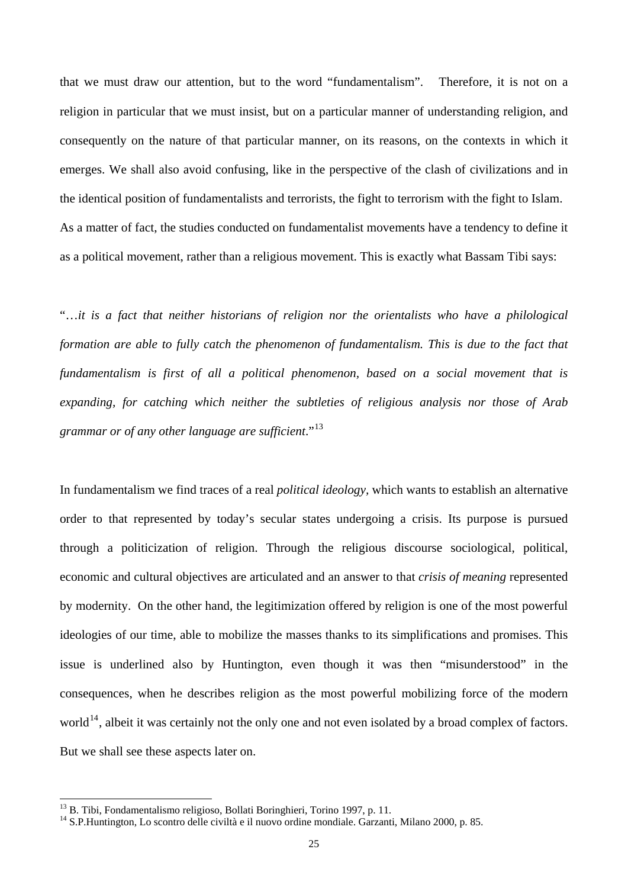that we must draw our attention, but to the word "fundamentalism". Therefore, it is not on a religion in particular that we must insist, but on a particular manner of understanding religion, and consequently on the nature of that particular manner, on its reasons, on the contexts in which it emerges. We shall also avoid confusing, like in the perspective of the clash of civilizations and in the identical position of fundamentalists and terrorists, the fight to terrorism with the fight to Islam. As a matter of fact, the studies conducted on fundamentalist movements have a tendency to define it as a political movement, rather than a religious movement. This is exactly what Bassam Tibi says:

"*…it is a fact that neither historians of religion nor the orientalists who have a philological formation are able to fully catch the phenomenon of fundamentalism. This is due to the fact that fundamentalism is first of all a political phenomenon, based on a social movement that is expanding, for catching which neither the subtleties of religious analysis nor those of Arab grammar or of any other language are sufficient*."[13]

In fundamentalism we find traces of a real *political ideology*, which wants to establish an alternative order to that represented by today's secular states undergoing a crisis. Its purpose is pursued through a politicization of religion. Through the religious discourse sociological, political, economic and cultural objectives are articulated and an answer to that *crisis of meaning* represented by modernity. On the other hand, the legitimization offered by religion is one of the most powerful ideologies of our time, able to mobilize the masses thanks to its simplifications and promises. This issue is underlined also by Huntington, even though it was then "misunderstood" in the consequences, when he describes religion as the most powerful mobilizing force of the modern world[14], albeit it was certainly not the only one and not even isolated by a broad complex of factors. But we shall see these aspects later on.

---

[13] B. Tibi, Fondamentalismo religioso, Bollati Boringhieri, Torino 1997, p. 11.

[14] S.P.Huntington, Lo scontro delle civiltà e il nuovo ordine mondiale. Garzanti, Milano 2000, p. 85.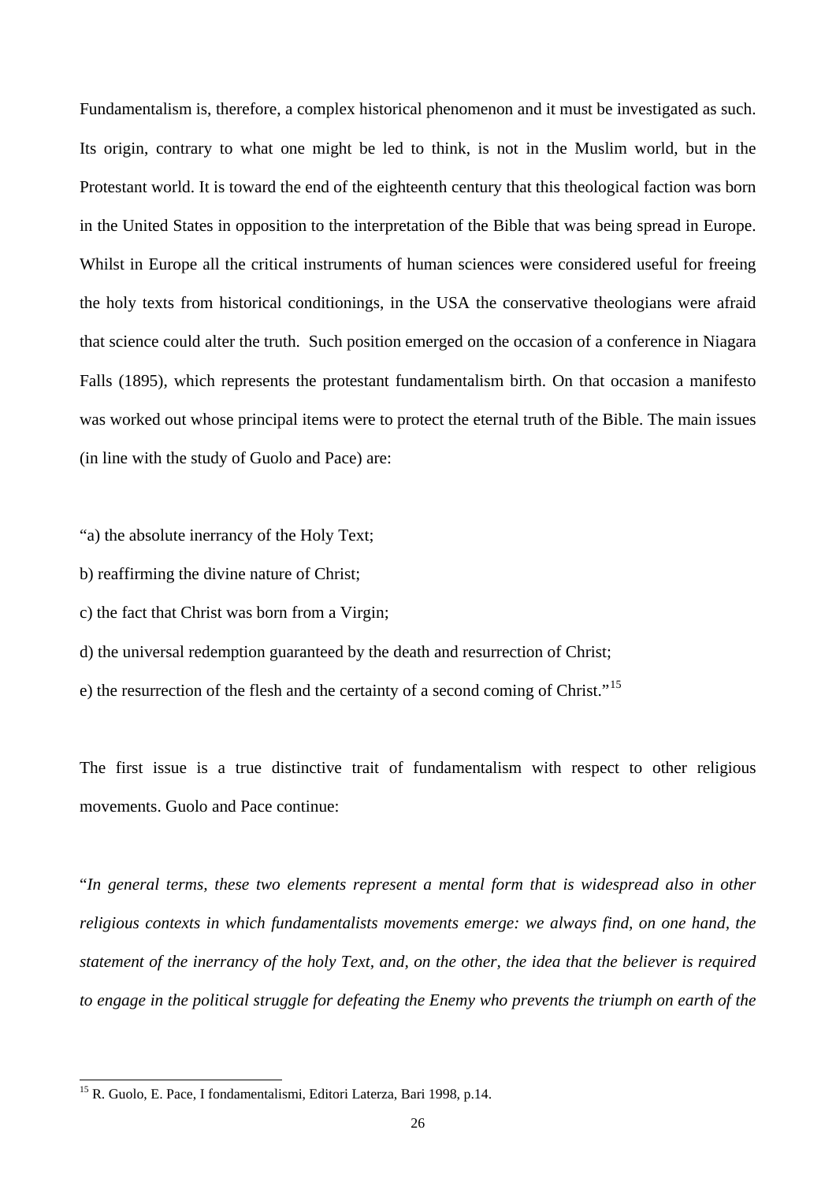Fundamentalism is, therefore, a complex historical phenomenon and it must be investigated as such. Its origin, contrary to what one might be led to think, is not in the Muslim world, but in the Protestant world. It is toward the end of the eighteenth century that this theological faction was born in the United States in opposition to the interpretation of the Bible that was being spread in Europe. Whilst in Europe all the critical instruments of human sciences were considered useful for freeing the holy texts from historical conditionings, in the USA the conservative theologians were afraid that science could alter the truth. Such position emerged on the occasion of a conference in Niagara Falls (1895), which represents the protestant fundamentalism birth. On that occasion a manifesto was worked out whose principal items were to protect the eternal truth of the Bible. The main issues (in line with the study of Guolo and Pace) are:

"a) the absolute inerrancy of the Holy Text;

b) reaffirming the divine nature of Christ;

c) the fact that Christ was born from a Virgin;

d) the universal redemption guaranteed by the death and resurrection of Christ;

e) the resurrection of the flesh and the certainty of a second coming of Christ."[15]

The first issue is a true distinctive trait of fundamentalism with respect to other religious movements. Guolo and Pace continue:

"*In general terms, these two elements represent a mental form that is widespread also in other religious contexts in which fundamentalists movements emerge: we always find, on one hand, the statement of the inerrancy of the holy Text, and, on the other, the idea that the believer is required to engage in the political struggle for defeating the Enemy who prevents the triumph on earth of the*

[15] R. Guolo, E. Pace, I fondamentalismi, Editori Laterza, Bari 1998, p.14.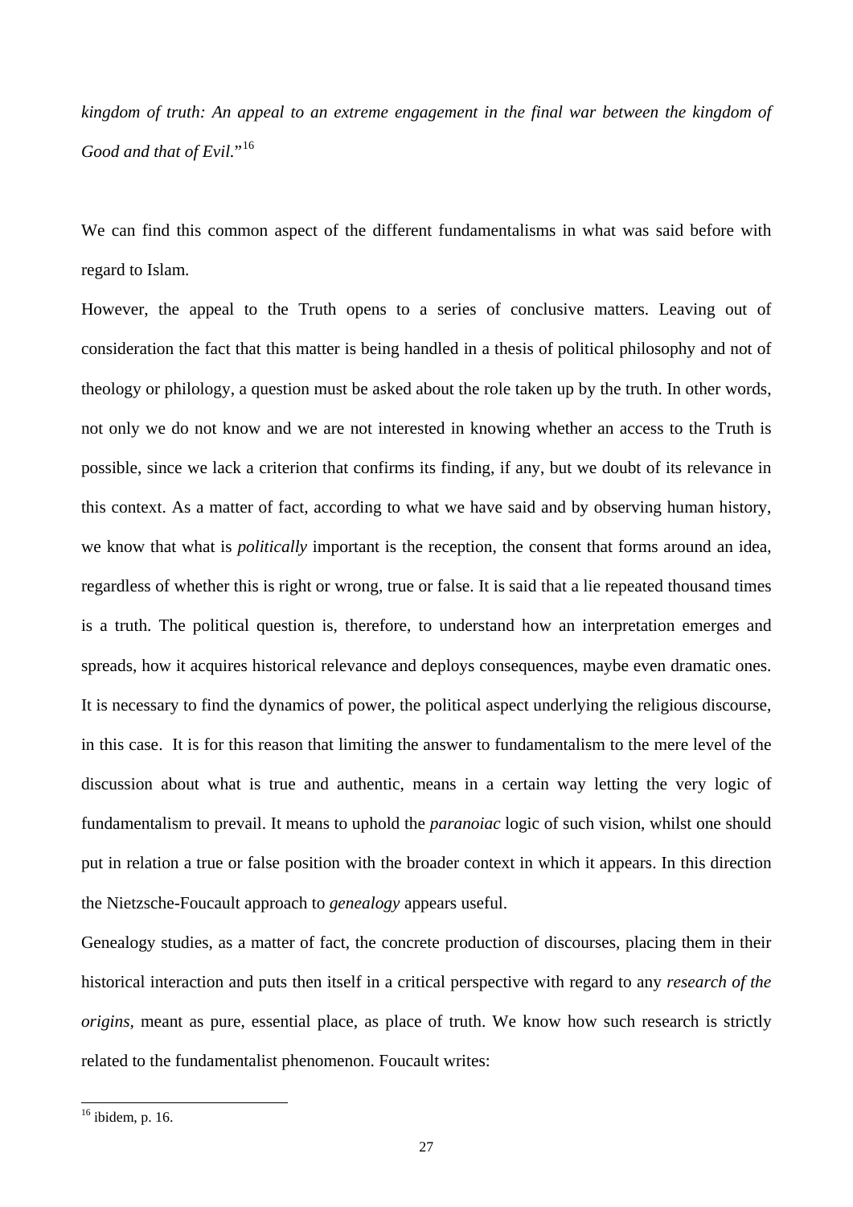*kingdom of truth: An appeal to an extreme engagement in the final war between the kingdom of Good and that of Evil.*"[16]

We can find this common aspect of the different fundamentalisms in what was said before with regard to Islam.

However, the appeal to the Truth opens to a series of conclusive matters. Leaving out of consideration the fact that this matter is being handled in a thesis of political philosophy and not of theology or philology, a question must be asked about the role taken up by the truth. In other words, not only we do not know and we are not interested in knowing whether an access to the Truth is possible, since we lack a criterion that confirms its finding, if any, but we doubt of its relevance in this context. As a matter of fact, according to what we have said and by observing human history, we know that what is *politically* important is the reception, the consent that forms around an idea, regardless of whether this is right or wrong, true or false. It is said that a lie repeated thousand times is a truth. The political question is, therefore, to understand how an interpretation emerges and spreads, how it acquires historical relevance and deploys consequences, maybe even dramatic ones. It is necessary to find the dynamics of power, the political aspect underlying the religious discourse, in this case. It is for this reason that limiting the answer to fundamentalism to the mere level of the discussion about what is true and authentic, means in a certain way letting the very logic of fundamentalism to prevail. It means to uphold the *paranoiac* logic of such vision, whilst one should put in relation a true or false position with the broader context in which it appears. In this direction the Nietzsche-Foucault approach to *genealogy* appears useful.

Genealogy studies, as a matter of fact, the concrete production of discourses, placing them in their historical interaction and puts then itself in a critical perspective with regard to any *research of the origins*, meant as pure, essential place, as place of truth. We know how such research is strictly related to the fundamentalist phenomenon. Foucault writes:

---

[16] ibidem, p. 16.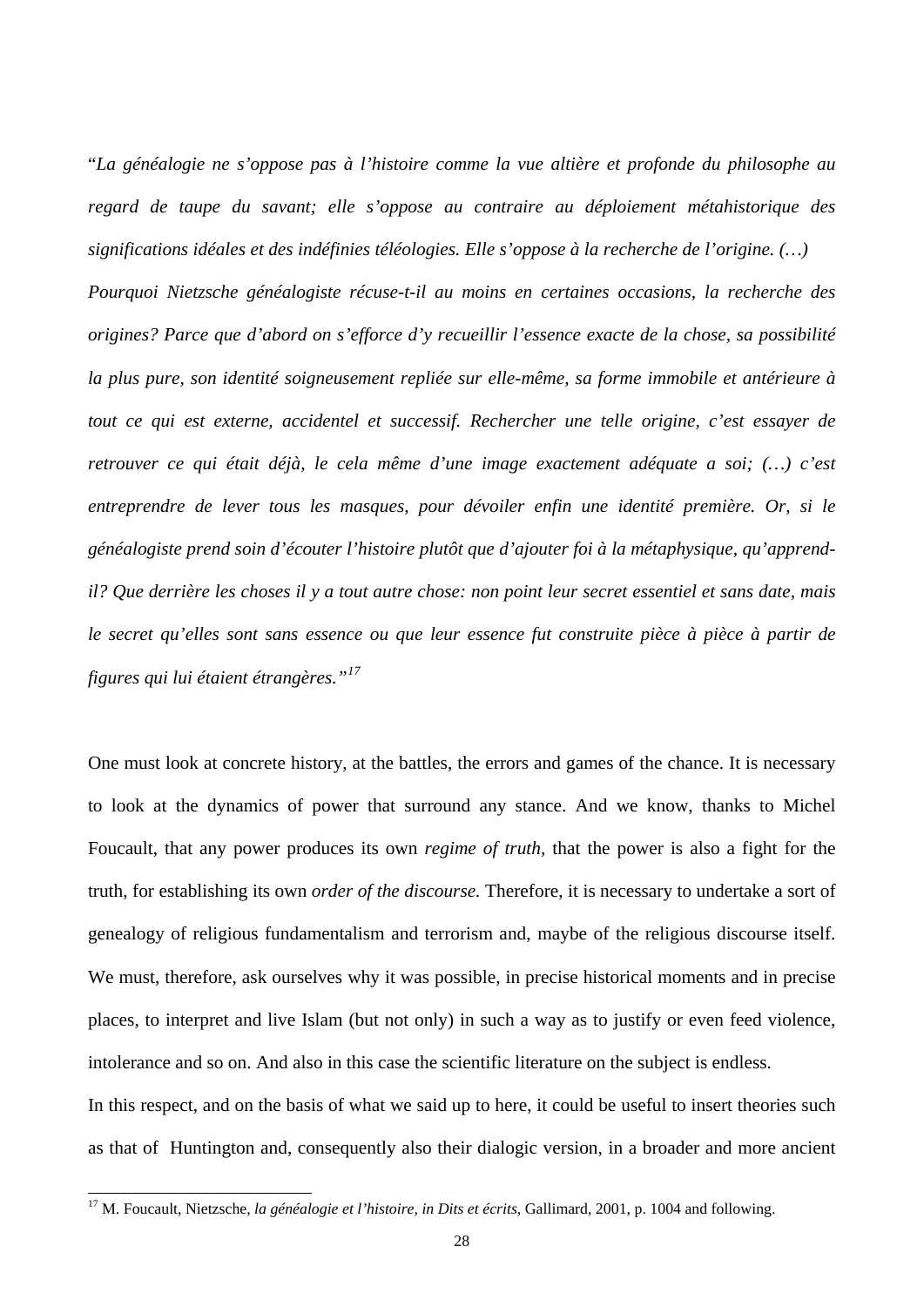"*La généalogie ne s'oppose pas à l'histoire comme la vue altière et profonde du philosophe au regard de taupe du savant; elle s'oppose au contraire au déploiement métahistorique des significations idéales et des indéfinies téléologies. Elle s'oppose à la recherche de l'origine. (…) Pourquoi Nietzsche généalogiste récuse-t-il au moins en certaines occasions, la recherche des origines? Parce que d'abord on s'efforce d'y recueillir l'essence exacte de la chose, sa possibilité la plus pure, son identité soigneusement repliée sur elle-même, sa forme immobile et antérieure à tout ce qui est externe, accidentel et successif. Rechercher une telle origine, c'est essayer de retrouver ce qui était déjà, le cela même d'une image exactement adéquate a soi; (…) c'est entreprendre de lever tous les masques, pour dévoiler enfin une identité première. Or, si le généalogiste prend soin d'écouter l'histoire plutôt que d'ajouter foi à la métaphysique, qu'apprend-il? Que derrière les choses il y a tout autre chose: non point leur secret essentiel et sans date, mais le secret qu'elles sont sans essence ou que leur essence fut construite pièce à pièce à partir de figures qui lui étaient étrangères.*"[17]

One must look at concrete history, at the battles, the errors and games of the chance. It is necessary to look at the dynamics of power that surround any stance. And we know, thanks to Michel Foucault, that any power produces its own *regime of truth*, that the power is also a fight for the truth, for establishing its own *order of the discourse.* Therefore, it is necessary to undertake a sort of genealogy of religious fundamentalism and terrorism and, maybe of the religious discourse itself. We must, therefore, ask ourselves why it was possible, in precise historical moments and in precise places, to interpret and live Islam (but not only) in such a way as to justify or even feed violence, intolerance and so on. And also in this case the scientific literature on the subject is endless.

In this respect, and on the basis of what we said up to here, it could be useful to insert theories such as that of Huntington and, consequently also their dialogic version, in a broader and more ancient

[17] M. Foucault, Nietzsche, *la généalogie et l'histoire, in Dits et écrits*, Gallimard, 2001, p. 1004 and following.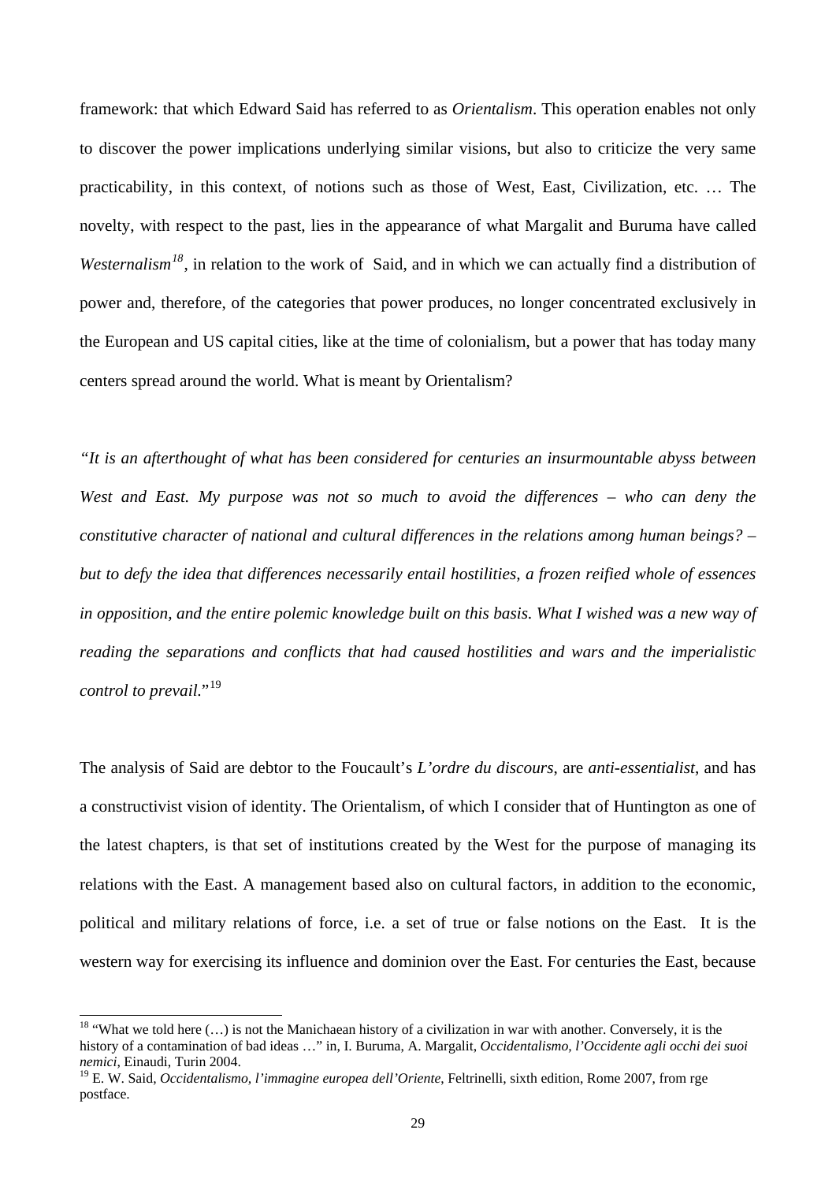framework: that which Edward Said has referred to as *Orientalism*. This operation enables not only to discover the power implications underlying similar visions, but also to criticize the very same practicability, in this context, of notions such as those of West, East, Civilization, etc. … The novelty, with respect to the past, lies in the appearance of what Margalit and Buruma have called *Westernalism*[18], in relation to the work of Said, and in which we can actually find a distribution of power and, therefore, of the categories that power produces, no longer concentrated exclusively in the European and US capital cities, like at the time of colonialism, but a power that has today many centers spread around the world. What is meant by Orientalism?

*"It is an afterthought of what has been considered for centuries an insurmountable abyss between West and East. My purpose was not so much to avoid the differences – who can deny the constitutive character of national and cultural differences in the relations among human beings? – but to defy the idea that differences necessarily entail hostilities, a frozen reified whole of essences in opposition, and the entire polemic knowledge built on this basis. What I wished was a new way of reading the separations and conflicts that had caused hostilities and wars and the imperialistic control to prevail.*"[19]

The analysis of Said are debtor to the Foucault's *L'ordre du discours*, are *anti-essentialist*, and has a constructivist vision of identity. The Orientalism, of which I consider that of Huntington as one of the latest chapters, is that set of institutions created by the West for the purpose of managing its relations with the East. A management based also on cultural factors, in addition to the economic, political and military relations of force, i.e. a set of true or false notions on the East. It is the western way for exercising its influence and dominion over the East. For centuries the East, because

[18] "What we told here (…) is not the Manichaean history of a civilization in war with another. Conversely, it is the history of a contamination of bad ideas …" in, I. Buruma, A. Margalit, *Occidentalismo, l'Occidente agli occhi dei suoi nemici*, Einaudi, Turin 2004.

[19] E. W. Said, *Occidentalismo, l'immagine europea dell'Oriente*, Feltrinelli, sixth edition, Rome 2007, from rge postface.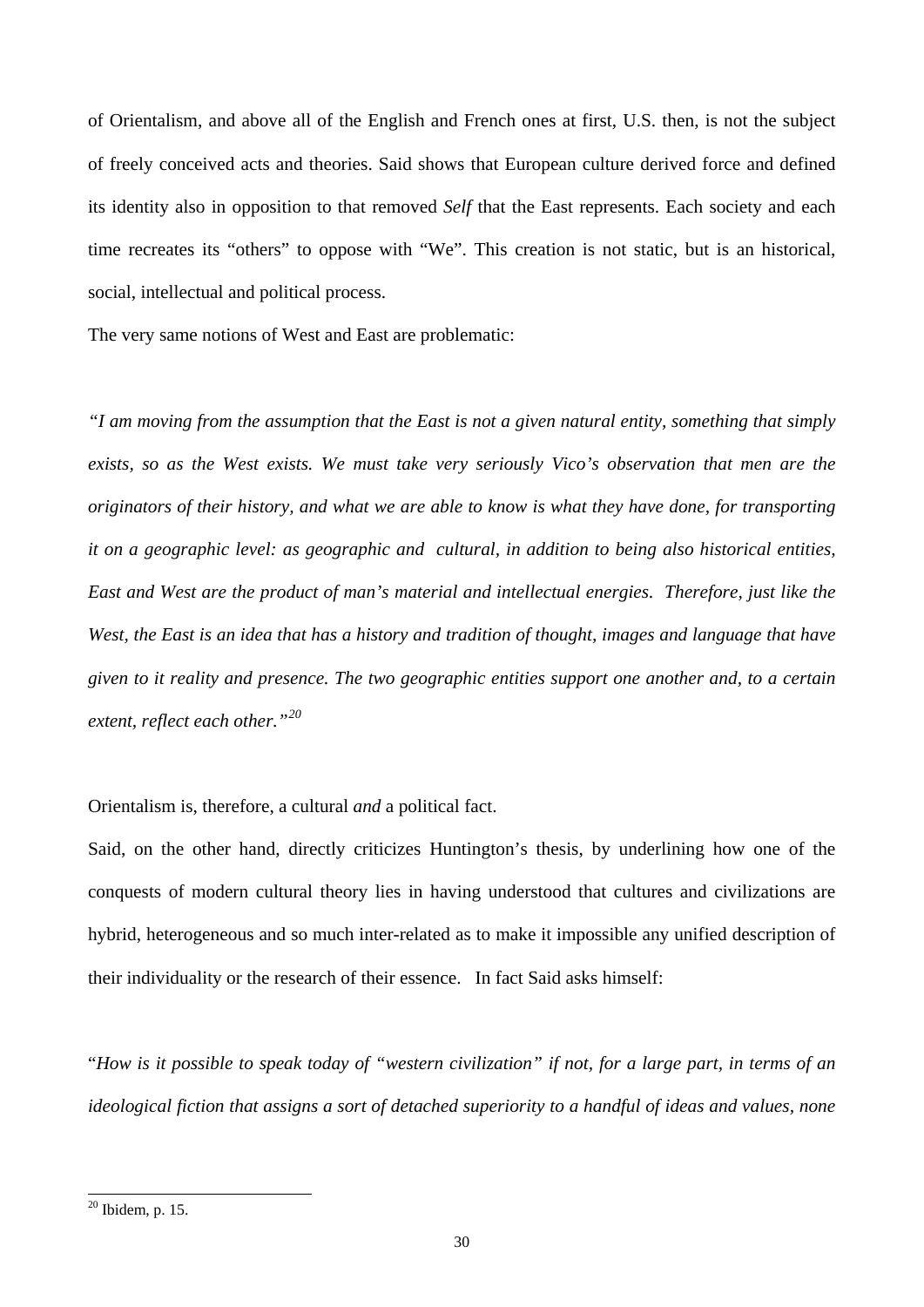of Orientalism, and above all of the English and French ones at first, U.S. then, is not the subject of freely conceived acts and theories. Said shows that European culture derived force and defined its identity also in opposition to that removed *Self* that the East represents. Each society and each time recreates its "others" to oppose with "We". This creation is not static, but is an historical, social, intellectual and political process.

The very same notions of West and East are problematic:

*"I am moving from the assumption that the East is not a given natural entity, something that simply exists, so as the West exists. We must take very seriously Vico's observation that men are the originators of their history, and what we are able to know is what they have done, for transporting it on a geographic level: as geographic and cultural, in addition to being also historical entities, East and West are the product of man's material and intellectual energies. Therefore, just like the West, the East is an idea that has a history and tradition of thought, images and language that have given to it reality and presence. The two geographic entities support one another and, to a certain extent, reflect each other."*[20]

Orientalism is, therefore, a cultural *and* a political fact.

Said, on the other hand, directly criticizes Huntington's thesis, by underlining how one of the conquests of modern cultural theory lies in having understood that cultures and civilizations are hybrid, heterogeneous and so much inter-related as to make it impossible any unified description of their individuality or the research of their essence. In fact Said asks himself:

"*How is it possible to speak today of "western civilization" if not, for a large part, in terms of an ideological fiction that assigns a sort of detached superiority to a handful of ideas and values, none*

[20] Ibidem, p. 15.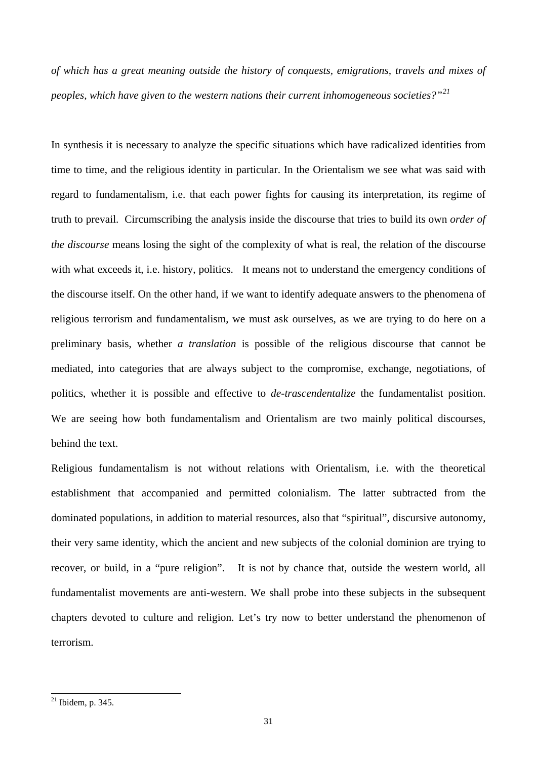*of which has a great meaning outside the history of conquests, emigrations, travels and mixes of peoples, which have given to the western nations their current inhomogeneous societies?"*[21]

In synthesis it is necessary to analyze the specific situations which have radicalized identities from time to time, and the religious identity in particular. In the Orientalism we see what was said with regard to fundamentalism, i.e. that each power fights for causing its interpretation, its regime of truth to prevail. Circumscribing the analysis inside the discourse that tries to build its own *order of the discourse* means losing the sight of the complexity of what is real, the relation of the discourse with what exceeds it, i.e. history, politics. It means not to understand the emergency conditions of the discourse itself. On the other hand, if we want to identify adequate answers to the phenomena of religious terrorism and fundamentalism, we must ask ourselves, as we are trying to do here on a preliminary basis, whether *a translation* is possible of the religious discourse that cannot be mediated, into categories that are always subject to the compromise, exchange, negotiations, of politics, whether it is possible and effective to *de-trascendentalize* the fundamentalist position. We are seeing how both fundamentalism and Orientalism are two mainly political discourses, behind the text.

Religious fundamentalism is not without relations with Orientalism, i.e. with the theoretical establishment that accompanied and permitted colonialism. The latter subtracted from the dominated populations, in addition to material resources, also that "spiritual", discursive autonomy, their very same identity, which the ancient and new subjects of the colonial dominion are trying to recover, or build, in a "pure religion". It is not by chance that, outside the western world, all fundamentalist movements are anti-western. We shall probe into these subjects in the subsequent chapters devoted to culture and religion. Let's try now to better understand the phenomenon of terrorism.

---

[21] Ibidem, p. 345.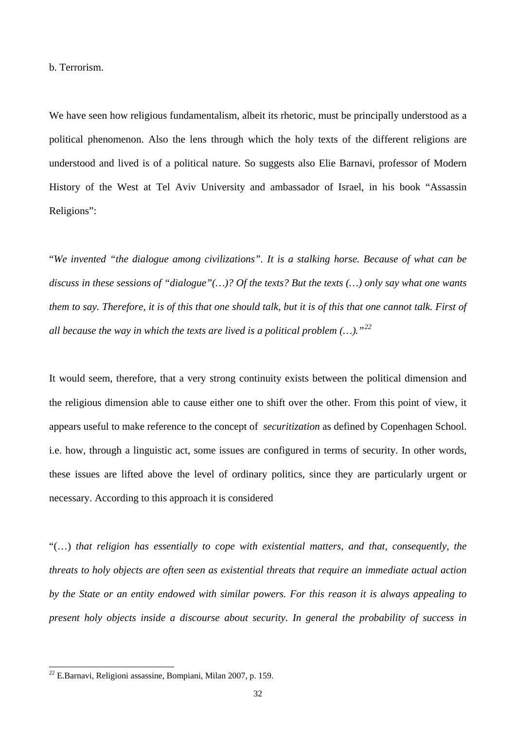b. Terrorism.

We have seen how religious fundamentalism, albeit its rhetoric, must be principally understood as a political phenomenon. Also the lens through which the holy texts of the different religions are understood and lived is of a political nature. So suggests also Elie Barnavi, professor of Modern History of the West at Tel Aviv University and ambassador of Israel, in his book "Assassin Religions":

"*We invented "the dialogue among civilizations". It is a stalking horse. Because of what can be discuss in these sessions of "dialogue"(…)? Of the texts? But the texts (…) only say what one wants them to say. Therefore, it is of this that one should talk, but it is of this that one cannot talk. First of all because the way in which the texts are lived is a political problem (…).*"[22]

It would seem, therefore, that a very strong continuity exists between the political dimension and the religious dimension able to cause either one to shift over the other. From this point of view, it appears useful to make reference to the concept of *securitization* as defined by Copenhagen School. i.e. how, through a linguistic act, some issues are configured in terms of security. In other words, these issues are lifted above the level of ordinary politics, since they are particularly urgent or necessary. According to this approach it is considered

"(…) *that religion has essentially to cope with existential matters, and that, consequently, the threats to holy objects are often seen as existential threats that require an immediate actual action by the State or an entity endowed with similar powers. For this reason it is always appealing to present holy objects inside a discourse about security. In general the probability of success in*

---

[22] E.Barnavi, Religioni assassine, Bompiani, Milan 2007, p. 159.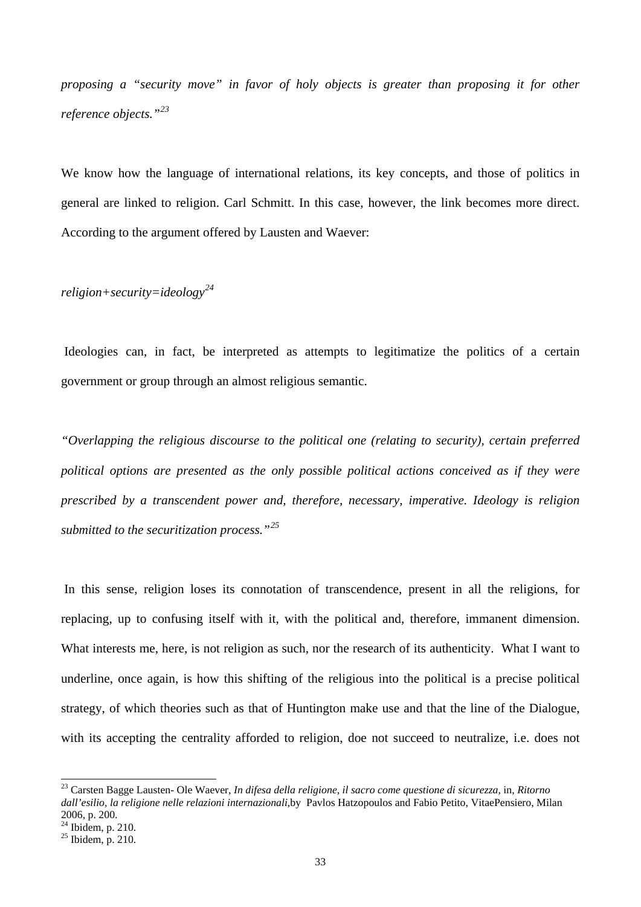*proposing a "security move" in favor of holy objects is greater than proposing it for other reference objects."*[23]

We know how the language of international relations, its key concepts, and those of politics in general are linked to religion. Carl Schmitt. In this case, however, the link becomes more direct. According to the argument offered by Lausten and Waever:

*religion+security=ideology*[24]

Ideologies can, in fact, be interpreted as attempts to legitimatize the politics of a certain government or group through an almost religious semantic.

*"Overlapping the religious discourse to the political one (relating to security), certain preferred political options are presented as the only possible political actions conceived as if they were prescribed by a transcendent power and, therefore, necessary, imperative. Ideology is religion submitted to the securitization process."*[25]

In this sense, religion loses its connotation of transcendence, present in all the religions, for replacing, up to confusing itself with it, with the political and, therefore, immanent dimension. What interests me, here, is not religion as such, nor the research of its authenticity. What I want to underline, once again, is how this shifting of the religious into the political is a precise political strategy, of which theories such as that of Huntington make use and that the line of the Dialogue, with its accepting the centrality afforded to religion, doe not succeed to neutralize, i.e. does not

---

[23] Carsten Bagge Lausten- Ole Waever, *In difesa della religione, il sacro come questione di sicurezza*, in, *Ritorno dall'esilio, la religione nelle relazioni internazionali*,by Pavlos Hatzopoulos and Fabio Petito, VitaePensiero, Milan 2006, p. 200.

[24] Ibidem, p. 210.

[25] Ibidem, p. 210.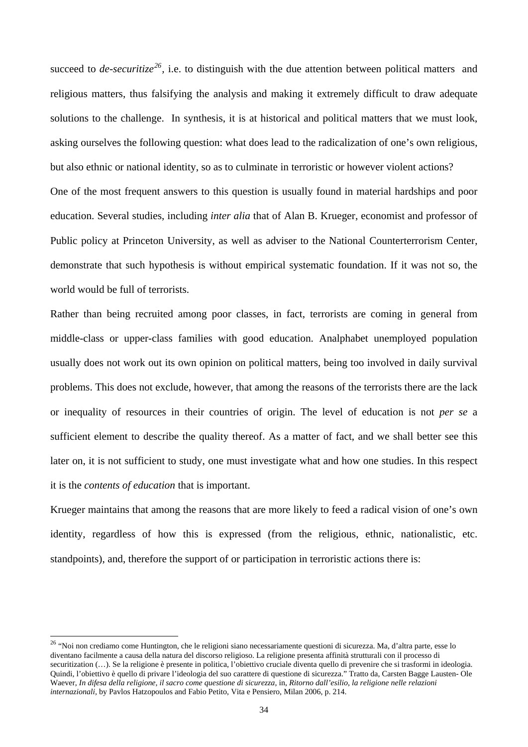succeed to *de-securitize*[26], i.e. to distinguish with the due attention between political matters and religious matters, thus falsifying the analysis and making it extremely difficult to draw adequate solutions to the challenge. In synthesis, it is at historical and political matters that we must look, asking ourselves the following question: what does lead to the radicalization of one's own religious, but also ethnic or national identity, so as to culminate in terroristic or however violent actions?

One of the most frequent answers to this question is usually found in material hardships and poor education. Several studies, including *inter alia* that of Alan B. Krueger, economist and professor of Public policy at Princeton University, as well as adviser to the National Counterterrorism Center, demonstrate that such hypothesis is without empirical systematic foundation. If it was not so, the world would be full of terrorists.

Rather than being recruited among poor classes, in fact, terrorists are coming in general from middle-class or upper-class families with good education. Analphabet unemployed population usually does not work out its own opinion on political matters, being too involved in daily survival problems. This does not exclude, however, that among the reasons of the terrorists there are the lack or inequality of resources in their countries of origin. The level of education is not *per se* a sufficient element to describe the quality thereof. As a matter of fact, and we shall better see this later on, it is not sufficient to study, one must investigate what and how one studies. In this respect it is the *contents of education* that is important.

Krueger maintains that among the reasons that are more likely to feed a radical vision of one's own identity, regardless of how this is expressed (from the religious, ethnic, nationalistic, etc. standpoints), and, therefore the support of or participation in terroristic actions there is:

---

[26] "Noi non crediamo come Huntington, che le religioni siano necessariamente questioni di sicurezza. Ma, d'altra parte, esse lo diventano facilmente a causa della natura del discorso religioso. La religione presenta affinità strutturali con il processo di securitization (…). Se la religione è presente in politica, l'obiettivo cruciale diventa quello di prevenire che si trasformi in ideologia. Quindi, l'obiettivo è quello di privare l'ideologia del suo carattere di questione di sicurezza." Tratto da, Carsten Bagge Lausten- Ole Waever, *In difesa della religione, il sacro come questione di sicurezza*, in, *Ritorno dall'esilio, la religione nelle relazioni internazionali*, by Pavlos Hatzopoulos and Fabio Petito, Vita e Pensiero, Milan 2006, p. 214.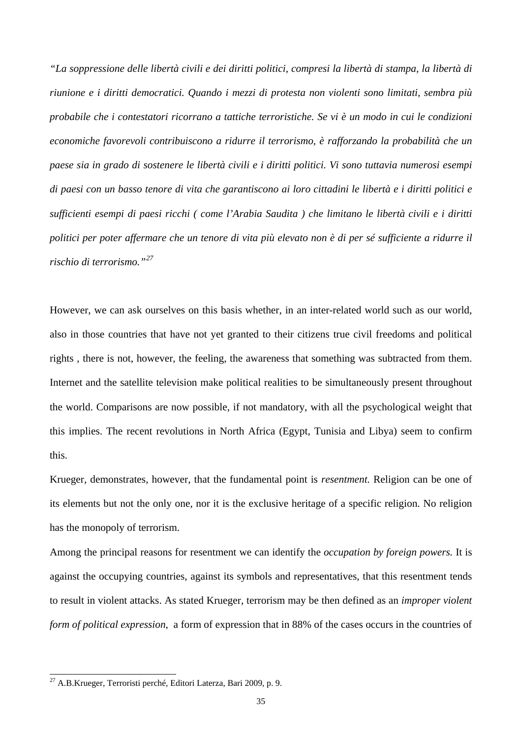*"La soppressione delle libertà civili e dei diritti politici, compresi la libertà di stampa, la libertà di riunione e i diritti democratici. Quando i mezzi di protesta non violenti sono limitati, sembra più probabile che i contestatori ricorrano a tattiche terroristiche. Se vi è un modo in cui le condizioni economiche favorevoli contribuiscono a ridurre il terrorismo, è rafforzando la probabilità che un paese sia in grado di sostenere le libertà civili e i diritti politici. Vi sono tuttavia numerosi esempi di paesi con un basso tenore di vita che garantiscono ai loro cittadini le libertà e i diritti politici e sufficienti esempi di paesi ricchi ( come l'Arabia Saudita ) che limitano le libertà civili e i diritti politici per poter affermare che un tenore di vita più elevato non è di per sé sufficiente a ridurre il rischio di terrorismo."*[27]

However, we can ask ourselves on this basis whether, in an inter-related world such as our world, also in those countries that have not yet granted to their citizens true civil freedoms and political rights , there is not, however, the feeling, the awareness that something was subtracted from them. Internet and the satellite television make political realities to be simultaneously present throughout the world. Comparisons are now possible, if not mandatory, with all the psychological weight that this implies. The recent revolutions in North Africa (Egypt, Tunisia and Libya) seem to confirm this.

Krueger, demonstrates, however, that the fundamental point is *resentment.* Religion can be one of its elements but not the only one, nor it is the exclusive heritage of a specific religion. No religion has the monopoly of terrorism.

Among the principal reasons for resentment we can identify the *occupation by foreign powers.* It is against the occupying countries, against its symbols and representatives, that this resentment tends to result in violent attacks. As stated Krueger, terrorism may be then defined as an *improper violent form of political expression*, a form of expression that in 88% of the cases occurs in the countries of

---

[27] A.B.Krueger, Terroristi perché, Editori Laterza, Bari 2009, p. 9.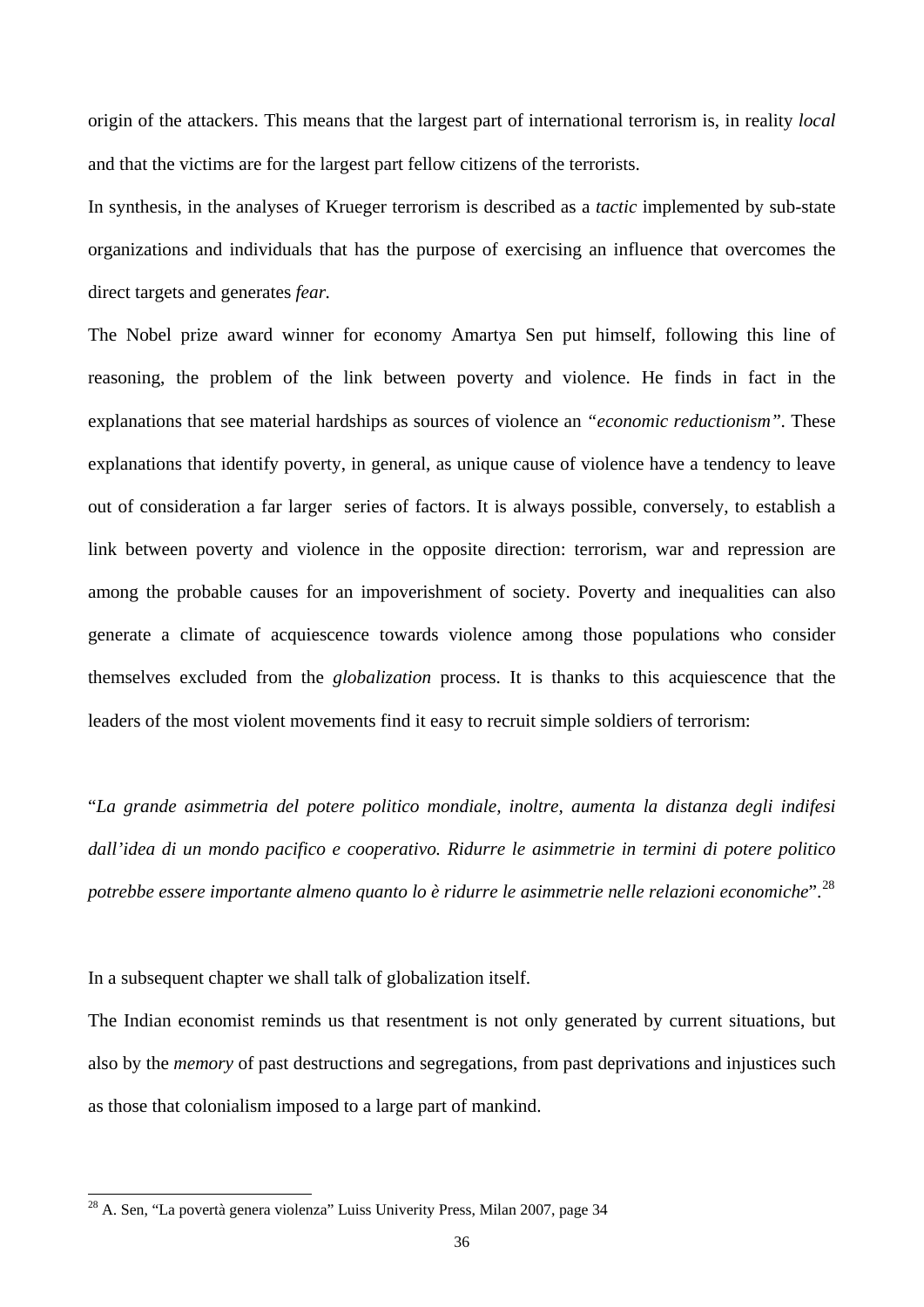origin of the attackers. This means that the largest part of international terrorism is, in reality *local* and that the victims are for the largest part fellow citizens of the terrorists.

In synthesis, in the analyses of Krueger terrorism is described as a *tactic* implemented by sub-state organizations and individuals that has the purpose of exercising an influence that overcomes the direct targets and generates *fear.*

The Nobel prize award winner for economy Amartya Sen put himself, following this line of reasoning, the problem of the link between poverty and violence. He finds in fact in the explanations that see material hardships as sources of violence an *"economic reductionism"*. These explanations that identify poverty, in general, as unique cause of violence have a tendency to leave out of consideration a far larger series of factors. It is always possible, conversely, to establish a link between poverty and violence in the opposite direction: terrorism, war and repression are among the probable causes for an impoverishment of society. Poverty and inequalities can also generate a climate of acquiescence towards violence among those populations who consider themselves excluded from the *globalization* process. It is thanks to this acquiescence that the leaders of the most violent movements find it easy to recruit simple soldiers of terrorism:

"*La grande asimmetria del potere politico mondiale, inoltre, aumenta la distanza degli indifesi dall'idea di un mondo pacifico e cooperativo. Ridurre le asimmetrie in termini di potere politico potrebbe essere importante almeno quanto lo è ridurre le asimmetrie nelle relazioni economiche*".[28]

In a subsequent chapter we shall talk of globalization itself.

The Indian economist reminds us that resentment is not only generated by current situations, but also by the *memory* of past destructions and segregations, from past deprivations and injustices such as those that colonialism imposed to a large part of mankind.

[28] A. Sen, "La povertà genera violenza" Luiss Univerity Press, Milan 2007, page 34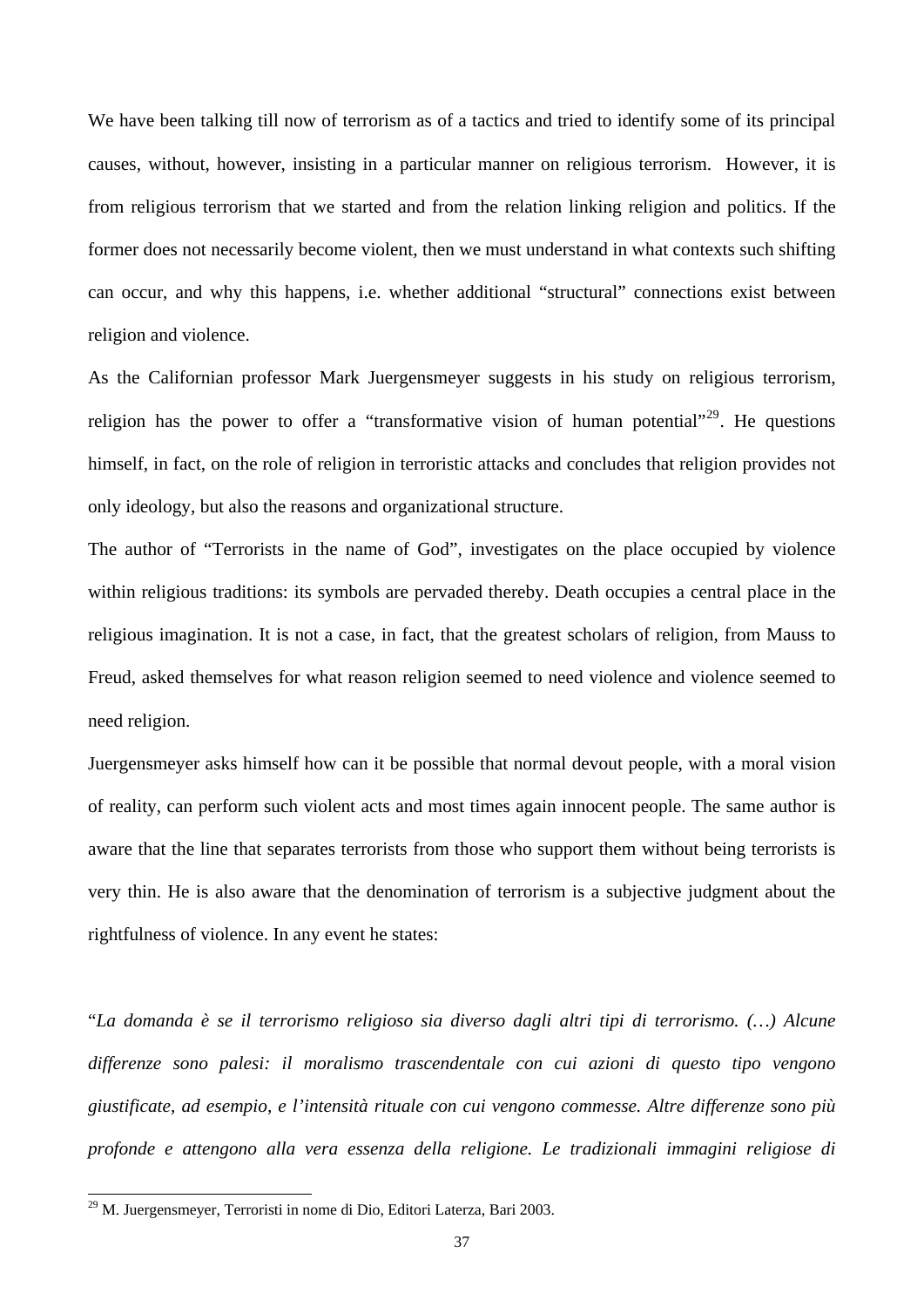We have been talking till now of terrorism as of a tactics and tried to identify some of its principal causes, without, however, insisting in a particular manner on religious terrorism. However, it is from religious terrorism that we started and from the relation linking religion and politics. If the former does not necessarily become violent, then we must understand in what contexts such shifting can occur, and why this happens, i.e. whether additional "structural" connections exist between religion and violence.

As the Californian professor Mark Juergensmeyer suggests in his study on religious terrorism, religion has the power to offer a "transformative vision of human potential"[29]. He questions himself, in fact, on the role of religion in terroristic attacks and concludes that religion provides not only ideology, but also the reasons and organizational structure.

The author of "Terrorists in the name of God", investigates on the place occupied by violence within religious traditions: its symbols are pervaded thereby. Death occupies a central place in the religious imagination. It is not a case, in fact, that the greatest scholars of religion, from Mauss to Freud, asked themselves for what reason religion seemed to need violence and violence seemed to need religion.

Juergensmeyer asks himself how can it be possible that normal devout people, with a moral vision of reality, can perform such violent acts and most times again innocent people. The same author is aware that the line that separates terrorists from those who support them without being terrorists is very thin. He is also aware that the denomination of terrorism is a subjective judgment about the rightfulness of violence. In any event he states:

"*La domanda è se il terrorismo religioso sia diverso dagli altri tipi di terrorismo. (…) Alcune differenze sono palesi: il moralismo trascendentale con cui azioni di questo tipo vengono giustificate, ad esempio, e l'intensità rituale con cui vengono commesse. Altre differenze sono più profonde e attengono alla vera essenza della religione. Le tradizionali immagini religiose di*

---

[29] M. Juergensmeyer, Terroristi in nome di Dio, Editori Laterza, Bari 2003.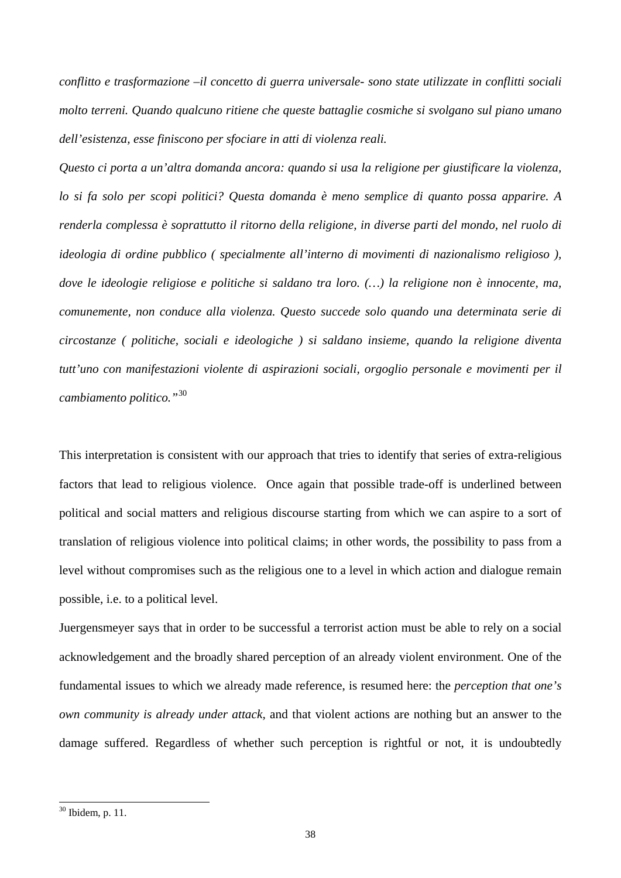*conflitto e trasformazione –il concetto di guerra universale- sono state utilizzate in conflitti sociali molto terreni. Quando qualcuno ritiene che queste battaglie cosmiche si svolgano sul piano umano dell'esistenza, esse finiscono per sfociare in atti di violenza reali.*

*Questo ci porta a un'altra domanda ancora: quando si usa la religione per giustificare la violenza, lo si fa solo per scopi politici? Questa domanda è meno semplice di quanto possa apparire. A renderla complessa è soprattutto il ritorno della religione, in diverse parti del mondo, nel ruolo di ideologia di ordine pubblico ( specialmente all'interno di movimenti di nazionalismo religioso ), dove le ideologie religiose e politiche si saldano tra loro. (…) la religione non è innocente, ma, comunemente, non conduce alla violenza. Questo succede solo quando una determinata serie di circostanze ( politiche, sociali e ideologiche ) si saldano insieme, quando la religione diventa tutt'uno con manifestazioni violente di aspirazioni sociali, orgoglio personale e movimenti per il cambiamento politico."*[30]

This interpretation is consistent with our approach that tries to identify that series of extra-religious factors that lead to religious violence. Once again that possible trade-off is underlined between political and social matters and religious discourse starting from which we can aspire to a sort of translation of religious violence into political claims; in other words, the possibility to pass from a level without compromises such as the religious one to a level in which action and dialogue remain possible, i.e. to a political level.

Juergensmeyer says that in order to be successful a terrorist action must be able to rely on a social acknowledgement and the broadly shared perception of an already violent environment. One of the fundamental issues to which we already made reference, is resumed here: the *perception that one's own community is already under attack,* and that violent actions are nothing but an answer to the damage suffered. Regardless of whether such perception is rightful or not, it is undoubtedly

---

[30] Ibidem, p. 11.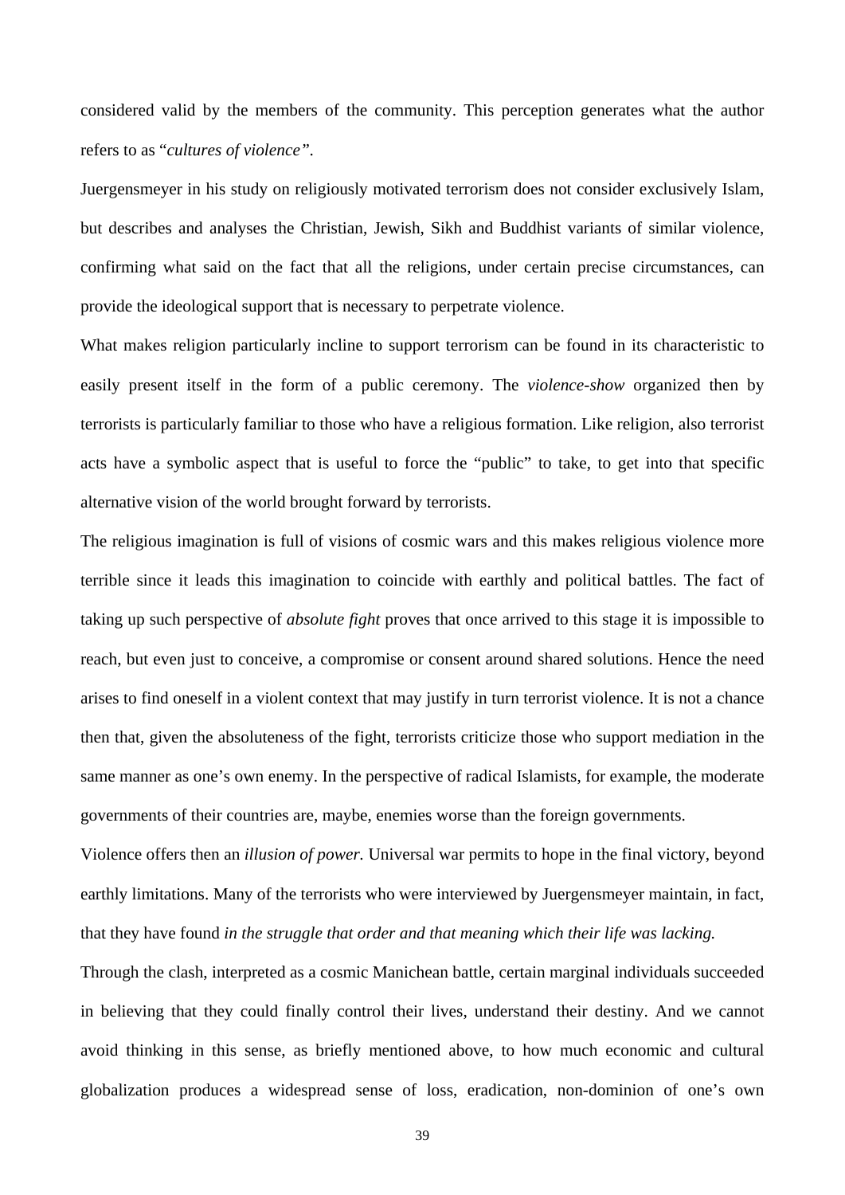considered valid by the members of the community. This perception generates what the author refers to as "*cultures of violence".*

Juergensmeyer in his study on religiously motivated terrorism does not consider exclusively Islam, but describes and analyses the Christian, Jewish, Sikh and Buddhist variants of similar violence, confirming what said on the fact that all the religions, under certain precise circumstances, can provide the ideological support that is necessary to perpetrate violence.

What makes religion particularly incline to support terrorism can be found in its characteristic to easily present itself in the form of a public ceremony. The *violence-show* organized then by terrorists is particularly familiar to those who have a religious formation. Like religion, also terrorist acts have a symbolic aspect that is useful to force the "public" to take, to get into that specific alternative vision of the world brought forward by terrorists.

The religious imagination is full of visions of cosmic wars and this makes religious violence more terrible since it leads this imagination to coincide with earthly and political battles. The fact of taking up such perspective of *absolute fight* proves that once arrived to this stage it is impossible to reach, but even just to conceive, a compromise or consent around shared solutions. Hence the need arises to find oneself in a violent context that may justify in turn terrorist violence. It is not a chance then that, given the absoluteness of the fight, terrorists criticize those who support mediation in the same manner as one's own enemy. In the perspective of radical Islamists, for example, the moderate governments of their countries are, maybe, enemies worse than the foreign governments.

Violence offers then an *illusion of power.* Universal war permits to hope in the final victory, beyond earthly limitations. Many of the terrorists who were interviewed by Juergensmeyer maintain, in fact, that they have found *in the struggle that order and that meaning which their life was lacking.*

Through the clash, interpreted as a cosmic Manichean battle, certain marginal individuals succeeded in believing that they could finally control their lives, understand their destiny. And we cannot avoid thinking in this sense, as briefly mentioned above, to how much economic and cultural globalization produces a widespread sense of loss, eradication, non-dominion of one's own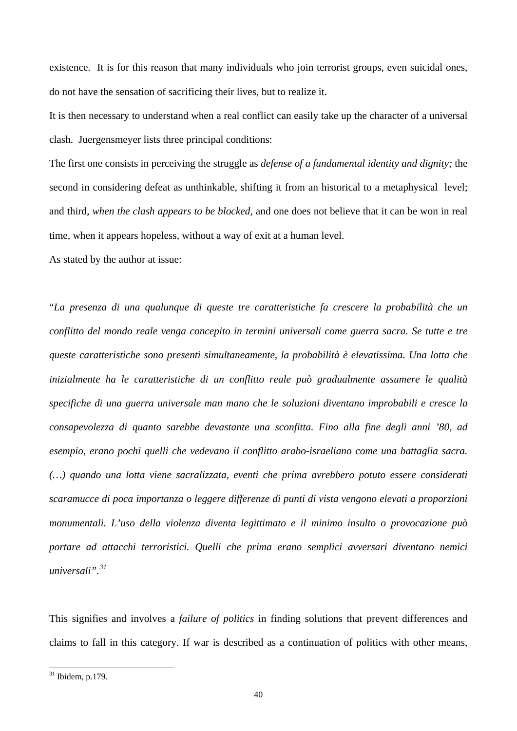existence. It is for this reason that many individuals who join terrorist groups, even suicidal ones, do not have the sensation of sacrificing their lives, but to realize it.

It is then necessary to understand when a real conflict can easily take up the character of a universal clash. Juergensmeyer lists three principal conditions:

The first one consists in perceiving the struggle as *defense of a fundamental identity and dignity;* the second in considering defeat as unthinkable, shifting it from an historical to a metaphysical level; and third, *when the clash appears to be blocked,* and one does not believe that it can be won in real time, when it appears hopeless, without a way of exit at a human level.

As stated by the author at issue:

"*La presenza di una qualunque di queste tre caratteristiche fa crescere la probabilità che un conflitto del mondo reale venga concepito in termini universali come guerra sacra. Se tutte e tre queste caratteristiche sono presenti simultaneamente, la probabilità è elevatissima. Una lotta che inizialmente ha le caratteristiche di un conflitto reale può gradualmente assumere le qualità specifiche di una guerra universale man mano che le soluzioni diventano improbabili e cresce la consapevolezza di quanto sarebbe devastante una sconfitta. Fino alla fine degli anni '80, ad esempio, erano pochi quelli che vedevano il conflitto arabo-israeliano come una battaglia sacra. (…) quando una lotta viene sacralizzata, eventi che prima avrebbero potuto essere considerati scaramucce di poca importanza o leggere differenze di punti di vista vengono elevati a proporzioni monumentali. L'uso della violenza diventa legittimato e il minimo insulto o provocazione può portare ad attacchi terroristici. Quelli che prima erano semplici avversari diventano nemici universali".*[31]

This signifies and involves a *failure of politics* in finding solutions that prevent differences and claims to fall in this category. If war is described as a continuation of politics with other means,

[31] Ibidem, p.179.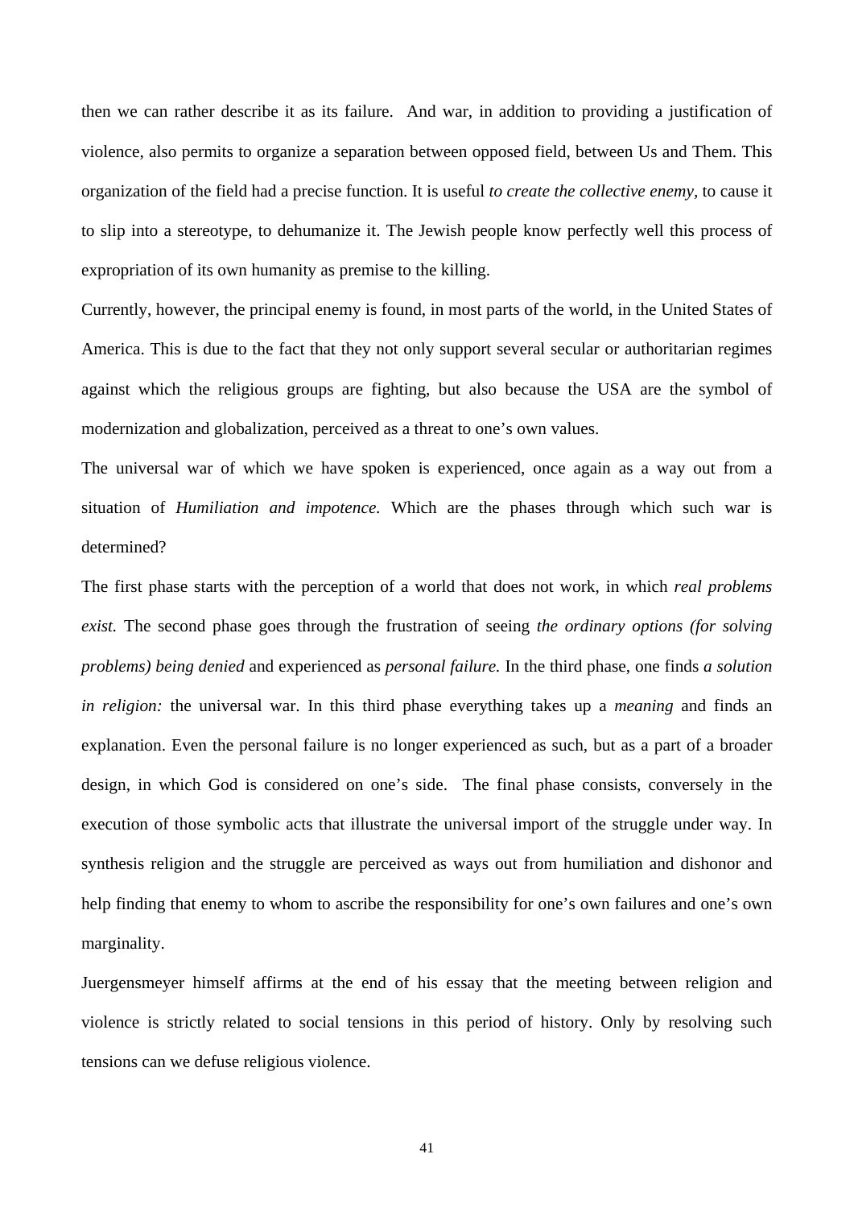then we can rather describe it as its failure. And war, in addition to providing a justification of violence, also permits to organize a separation between opposed field, between Us and Them. This organization of the field had a precise function. It is useful *to create the collective enemy,* to cause it to slip into a stereotype, to dehumanize it. The Jewish people know perfectly well this process of expropriation of its own humanity as premise to the killing.

Currently, however, the principal enemy is found, in most parts of the world, in the United States of America. This is due to the fact that they not only support several secular or authoritarian regimes against which the religious groups are fighting, but also because the USA are the symbol of modernization and globalization, perceived as a threat to one's own values.

The universal war of which we have spoken is experienced, once again as a way out from a situation of *Humiliation and impotence.* Which are the phases through which such war is determined?

The first phase starts with the perception of a world that does not work, in which *real problems exist.* The second phase goes through the frustration of seeing *the ordinary options (for solving problems) being denied* and experienced as *personal failure.* In the third phase, one finds *a solution in religion:* the universal war. In this third phase everything takes up a *meaning* and finds an explanation. Even the personal failure is no longer experienced as such, but as a part of a broader design, in which God is considered on one's side. The final phase consists, conversely in the execution of those symbolic acts that illustrate the universal import of the struggle under way. In synthesis religion and the struggle are perceived as ways out from humiliation and dishonor and help finding that enemy to whom to ascribe the responsibility for one's own failures and one's own marginality.

Juergensmeyer himself affirms at the end of his essay that the meeting between religion and violence is strictly related to social tensions in this period of history. Only by resolving such tensions can we defuse religious violence.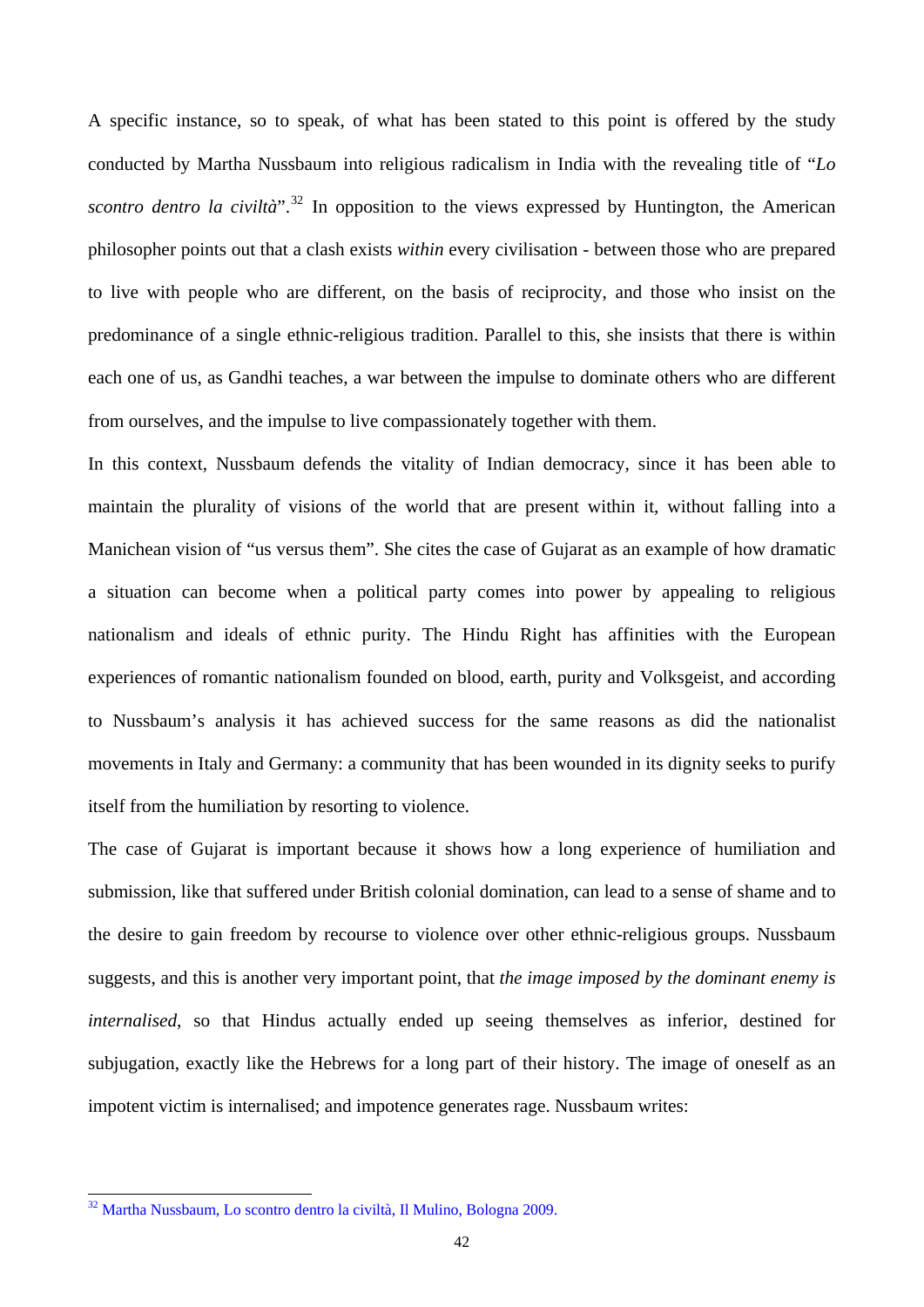A specific instance, so to speak, of what has been stated to this point is offered by the study conducted by Martha Nussbaum into religious radicalism in India with the revealing title of "*Lo scontro dentro la civiltà*".[32] In opposition to the views expressed by Huntington, the American philosopher points out that a clash exists *within* every civilisation - between those who are prepared to live with people who are different, on the basis of reciprocity, and those who insist on the predominance of a single ethnic-religious tradition. Parallel to this, she insists that there is within each one of us, as Gandhi teaches, a war between the impulse to dominate others who are different from ourselves, and the impulse to live compassionately together with them.

In this context, Nussbaum defends the vitality of Indian democracy, since it has been able to maintain the plurality of visions of the world that are present within it, without falling into a Manichean vision of "us versus them". She cites the case of Gujarat as an example of how dramatic a situation can become when a political party comes into power by appealing to religious nationalism and ideals of ethnic purity. The Hindu Right has affinities with the European experiences of romantic nationalism founded on blood, earth, purity and Volksgeist, and according to Nussbaum's analysis it has achieved success for the same reasons as did the nationalist movements in Italy and Germany: a community that has been wounded in its dignity seeks to purify itself from the humiliation by resorting to violence.

The case of Gujarat is important because it shows how a long experience of humiliation and submission, like that suffered under British colonial domination, can lead to a sense of shame and to the desire to gain freedom by recourse to violence over other ethnic-religious groups. Nussbaum suggests, and this is another very important point, that *the image imposed by the dominant enemy is internalised*, so that Hindus actually ended up seeing themselves as inferior, destined for subjugation, exactly like the Hebrews for a long part of their history. The image of oneself as an impotent victim is internalised; and impotence generates rage. Nussbaum writes:

---

[32] Martha Nussbaum, Lo scontro dentro la civiltà, Il Mulino, Bologna 2009.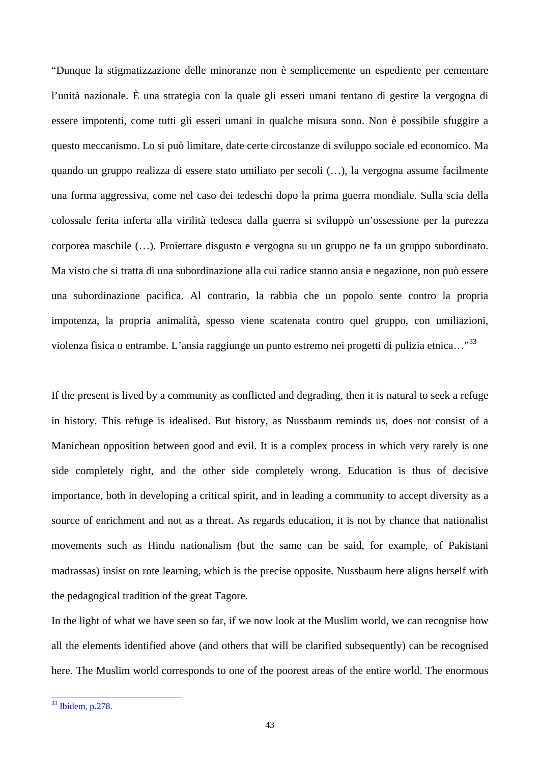"Dunque la stigmatizzazione delle minoranze non è semplicemente un espediente per cementare l'unità nazionale. È una strategia con la quale gli esseri umani tentano di gestire la vergogna di essere impotenti, come tutti gli esseri umani in qualche misura sono. Non è possibile sfuggire a questo meccanismo. Lo si può limitare, date certe circostanze di sviluppo sociale ed economico. Ma quando un gruppo realizza di essere stato umiliato per secoli (…), la vergogna assume facilmente una forma aggressiva, come nel caso dei tedeschi dopo la prima guerra mondiale. Sulla scia della colossale ferita inferta alla virilità tedesca dalla guerra si sviluppò un'ossessione per la purezza corporea maschile (…). Proiettare disgusto e vergogna su un gruppo ne fa un gruppo subordinato. Ma visto che si tratta di una subordinazione alla cui radice stanno ansia e negazione, non può essere una subordinazione pacifica. Al contrario, la rabbia che un popolo sente contro la propria impotenza, la propria animalità, spesso viene scatenata contro quel gruppo, con umiliazioni, violenza fisica o entrambe. L'ansia raggiunge un punto estremo nei progetti di pulizia etnica…"[33]

If the present is lived by a community as conflicted and degrading, then it is natural to seek a refuge in history. This refuge is idealised. But history, as Nussbaum reminds us, does not consist of a Manichean opposition between good and evil. It is a complex process in which very rarely is one side completely right, and the other side completely wrong. Education is thus of decisive importance, both in developing a critical spirit, and in leading a community to accept diversity as a source of enrichment and not as a threat. As regards education, it is not by chance that nationalist movements such as Hindu nationalism (but the same can be said, for example, of Pakistani madrassas) insist on rote learning, which is the precise opposite. Nussbaum here aligns herself with the pedagogical tradition of the great Tagore.

In the light of what we have seen so far, if we now look at the Muslim world, we can recognise how all the elements identified above (and others that will be clarified subsequently) can be recognised here. The Muslim world corresponds to one of the poorest areas of the entire world. The enormous

[33] Ibidem, p.278.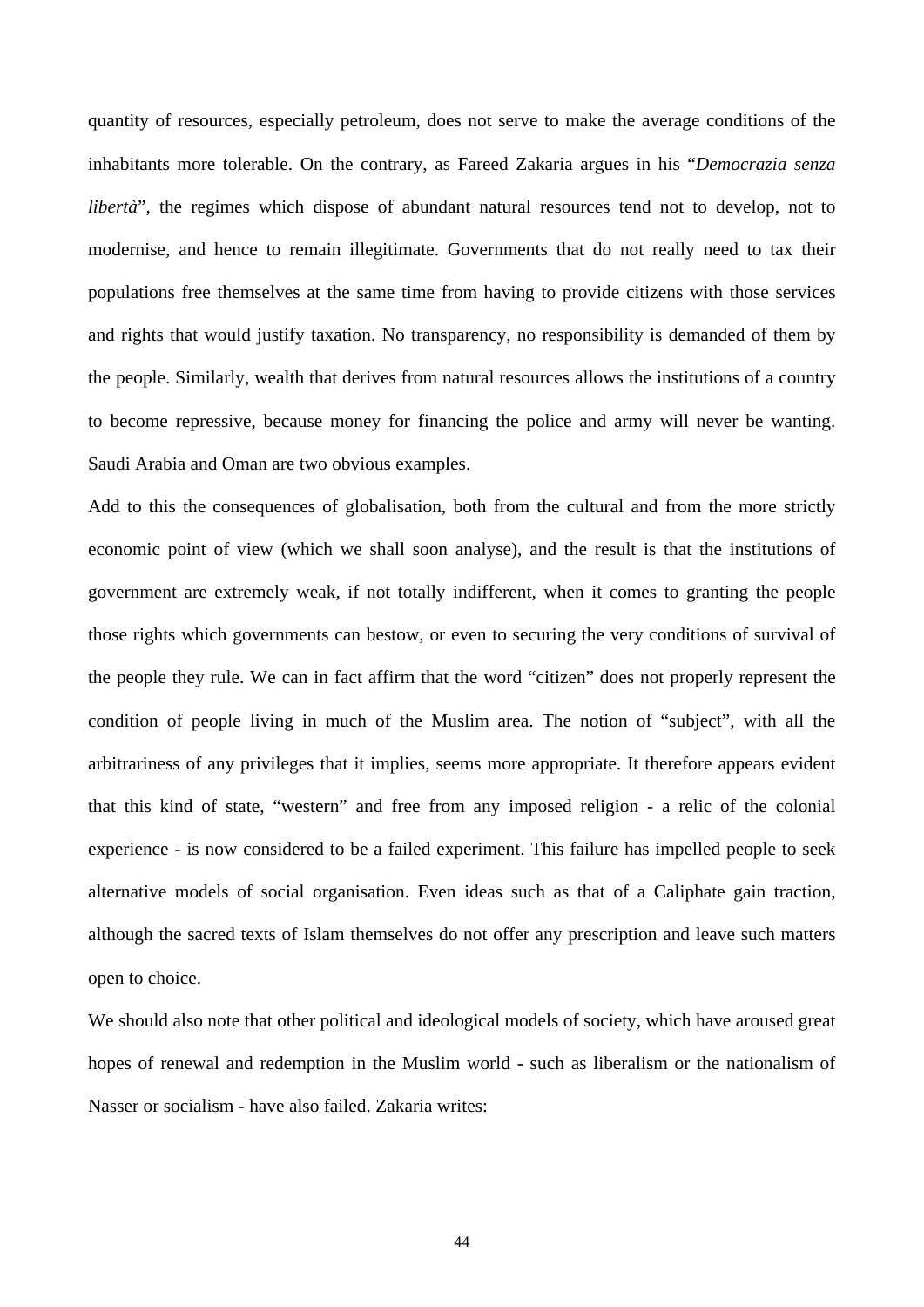quantity of resources, especially petroleum, does not serve to make the average conditions of the inhabitants more tolerable. On the contrary, as Fareed Zakaria argues in his "*Democrazia senza libertà*", the regimes which dispose of abundant natural resources tend not to develop, not to modernise, and hence to remain illegitimate. Governments that do not really need to tax their populations free themselves at the same time from having to provide citizens with those services and rights that would justify taxation. No transparency, no responsibility is demanded of them by the people. Similarly, wealth that derives from natural resources allows the institutions of a country to become repressive, because money for financing the police and army will never be wanting. Saudi Arabia and Oman are two obvious examples.

Add to this the consequences of globalisation, both from the cultural and from the more strictly economic point of view (which we shall soon analyse), and the result is that the institutions of government are extremely weak, if not totally indifferent, when it comes to granting the people those rights which governments can bestow, or even to securing the very conditions of survival of the people they rule. We can in fact affirm that the word "citizen" does not properly represent the condition of people living in much of the Muslim area. The notion of "subject", with all the arbitrariness of any privileges that it implies, seems more appropriate. It therefore appears evident that this kind of state, "western" and free from any imposed religion - a relic of the colonial experience - is now considered to be a failed experiment. This failure has impelled people to seek alternative models of social organisation. Even ideas such as that of a Caliphate gain traction, although the sacred texts of Islam themselves do not offer any prescription and leave such matters open to choice.

We should also note that other political and ideological models of society, which have aroused great hopes of renewal and redemption in the Muslim world - such as liberalism or the nationalism of Nasser or socialism - have also failed. Zakaria writes: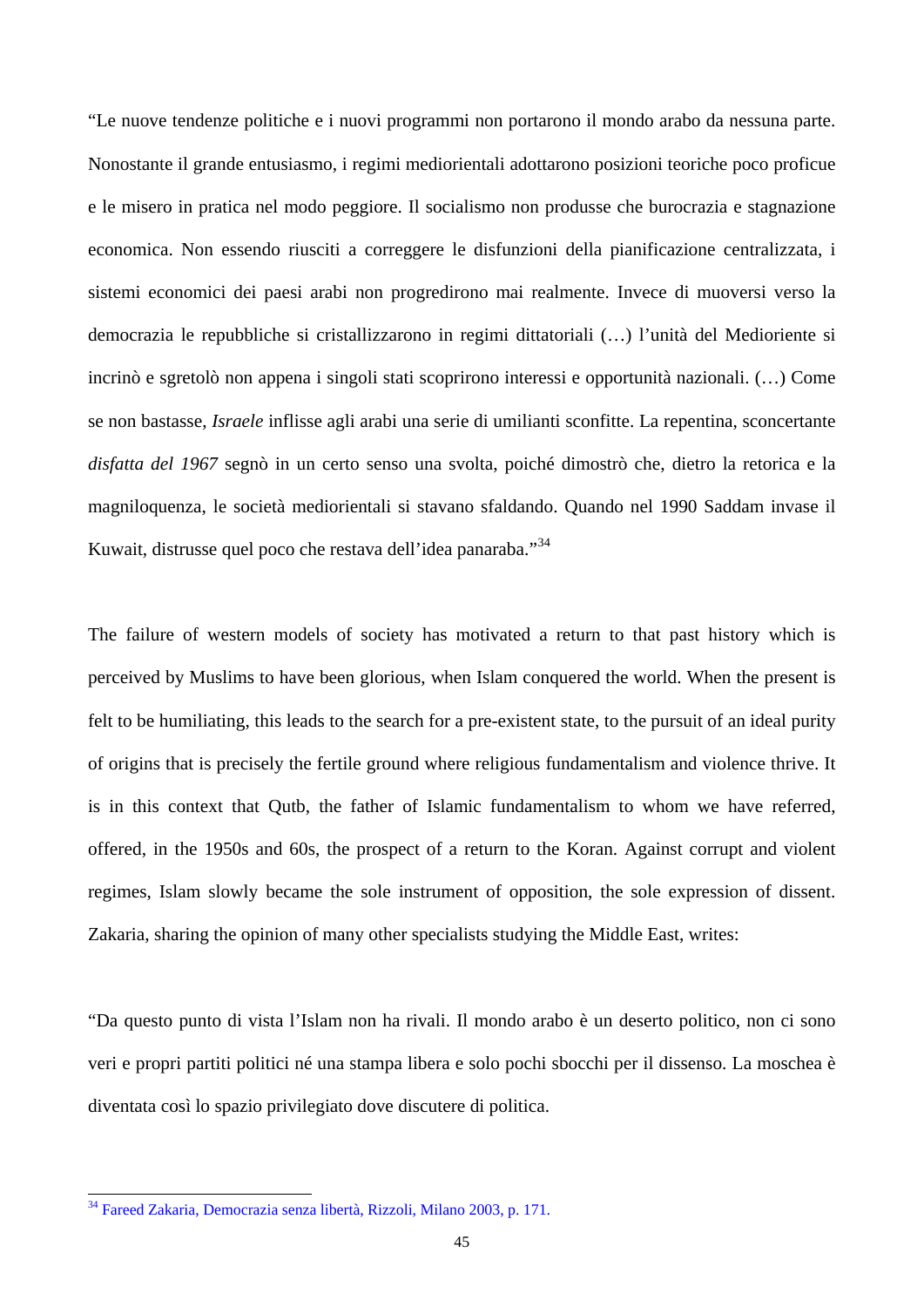"Le nuove tendenze politiche e i nuovi programmi non portarono il mondo arabo da nessuna parte. Nonostante il grande entusiasmo, i regimi mediorientali adottarono posizioni teoriche poco proficue e le misero in pratica nel modo peggiore. Il socialismo non produsse che burocrazia e stagnazione economica. Non essendo riusciti a correggere le disfunzioni della pianificazione centralizzata, i sistemi economici dei paesi arabi non progredirono mai realmente. Invece di muoversi verso la democrazia le repubbliche si cristallizzarono in regimi dittatoriali (…) l'unità del Medioriente si incrinò e sgretolò non appena i singoli stati scoprirono interessi e opportunità nazionali. (…) Come se non bastasse, *Israele* inflisse agli arabi una serie di umilianti sconfitte. La repentina, sconcertante *disfatta del 1967* segnò in un certo senso una svolta, poiché dimostrò che, dietro la retorica e la magniloquenza, le società mediorientali si stavano sfaldando. Quando nel 1990 Saddam invase il Kuwait, distrusse quel poco che restava dell'idea panaraba."[34]

The failure of western models of society has motivated a return to that past history which is perceived by Muslims to have been glorious, when Islam conquered the world. When the present is felt to be humiliating, this leads to the search for a pre-existent state, to the pursuit of an ideal purity of origins that is precisely the fertile ground where religious fundamentalism and violence thrive. It is in this context that Qutb, the father of Islamic fundamentalism to whom we have referred, offered, in the 1950s and 60s, the prospect of a return to the Koran. Against corrupt and violent regimes, Islam slowly became the sole instrument of opposition, the sole expression of dissent. Zakaria, sharing the opinion of many other specialists studying the Middle East, writes:

"Da questo punto di vista l'Islam non ha rivali. Il mondo arabo è un deserto politico, non ci sono veri e propri partiti politici né una stampa libera e solo pochi sbocchi per il dissenso. La moschea è diventata così lo spazio privilegiato dove discutere di politica.

---

[34] Fareed Zakaria, Democrazia senza libertà, Rizzoli, Milano 2003, p. 171.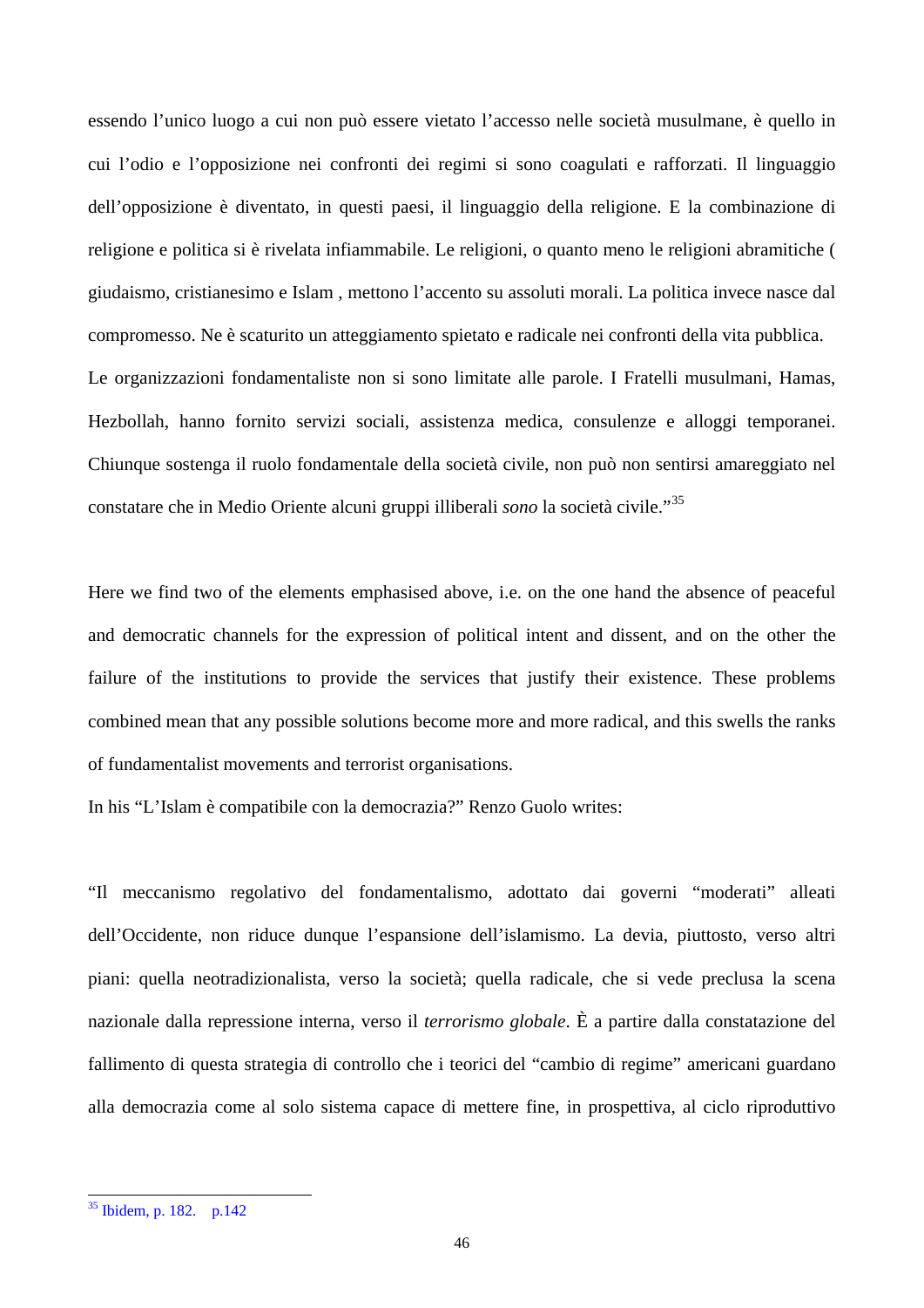essendo l'unico luogo a cui non può essere vietato l'accesso nelle società musulmane, è quello in cui l'odio e l'opposizione nei confronti dei regimi si sono coagulati e rafforzati. Il linguaggio dell'opposizione è diventato, in questi paesi, il linguaggio della religione. E la combinazione di religione e politica si è rivelata infiammabile. Le religioni, o quanto meno le religioni abramitiche ( giudaismo, cristianesimo e Islam , mettono l'accento su assoluti morali. La politica invece nasce dal compromesso. Ne è scaturito un atteggiamento spietato e radicale nei confronti della vita pubblica.
Le organizzazioni fondamentaliste non si sono limitate alle parole. I Fratelli musulmani, Hamas, Hezbollah, hanno fornito servizi sociali, assistenza medica, consulenze e alloggi temporanei. Chiunque sostenga il ruolo fondamentale della società civile, non può non sentirsi amareggiato nel constatare che in Medio Oriente alcuni gruppi illiberali *sono* la società civile."[35]

Here we find two of the elements emphasised above, i.e. on the one hand the absence of peaceful and democratic channels for the expression of political intent and dissent, and on the other the failure of the institutions to provide the services that justify their existence. These problems combined mean that any possible solutions become more and more radical, and this swells the ranks of fundamentalist movements and terrorist organisations.
In his "L'Islam è compatibile con la democrazia?" Renzo Guolo writes:

"Il meccanismo regolativo del fondamentalismo, adottato dai governi "moderati" alleati dell'Occidente, non riduce dunque l'espansione dell'islamismo. La devia, piuttosto, verso altri piani: quella neotradizionalista, verso la società; quella radicale, che si vede preclusa la scena nazionale dalla repressione interna, verso il *terrorismo globale*. È a partire dalla constatazione del fallimento di questa strategia di controllo che i teorici del "cambio di regime" americani guardano alla democrazia come al solo sistema capace di mettere fine, in prospettiva, al ciclo riproduttivo

[35] Ibidem, p. 182. p.142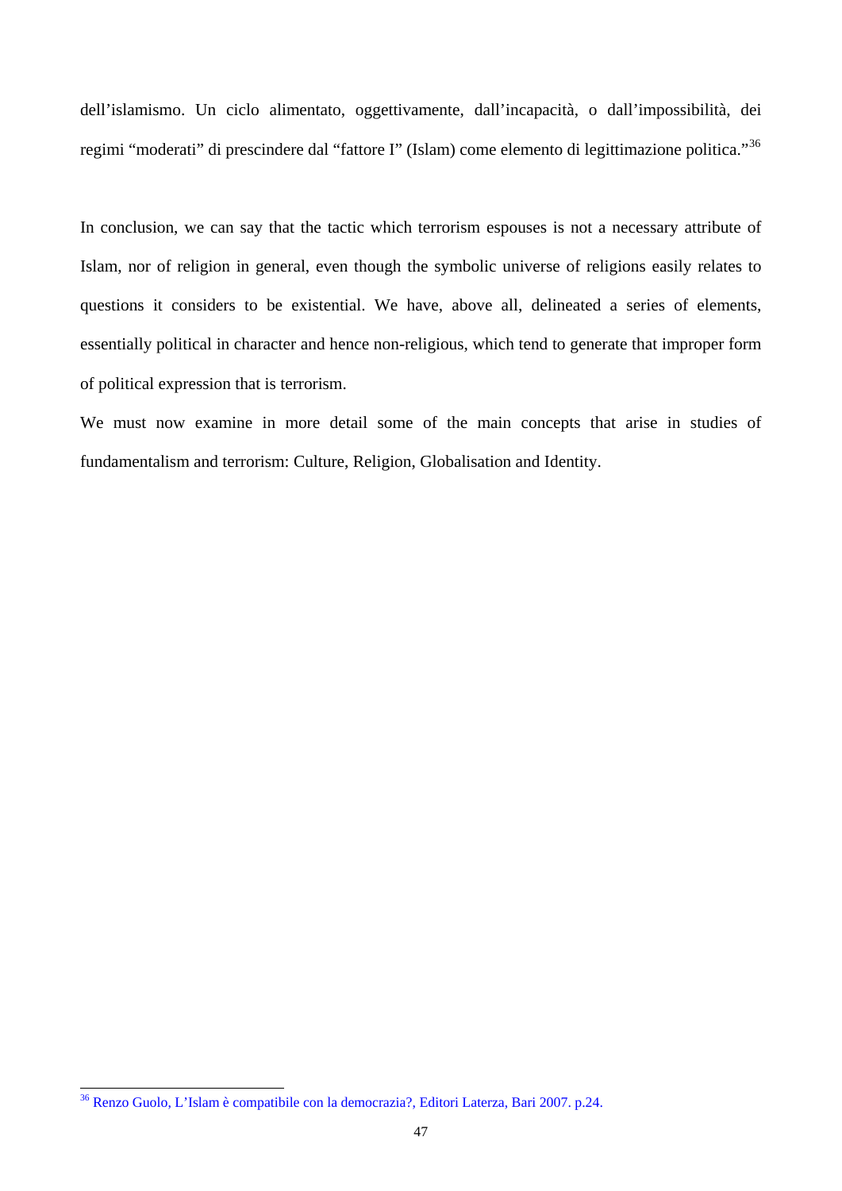dell'islamismo. Un ciclo alimentato, oggettivamente, dall'incapacità, o dall'impossibilità, dei regimi "moderati" di prescindere dal "fattore I" (Islam) come elemento di legittimazione politica."[36]

In conclusion, we can say that the tactic which terrorism espouses is not a necessary attribute of Islam, nor of religion in general, even though the symbolic universe of religions easily relates to questions it considers to be existential. We have, above all, delineated a series of elements, essentially political in character and hence non-religious, which tend to generate that improper form of political expression that is terrorism.

We must now examine in more detail some of the main concepts that arise in studies of fundamentalism and terrorism: Culture, Religion, Globalisation and Identity.

---

[36] Renzo Guolo, L'Islam è compatibile con la democrazia?, Editori Laterza, Bari 2007. p.24.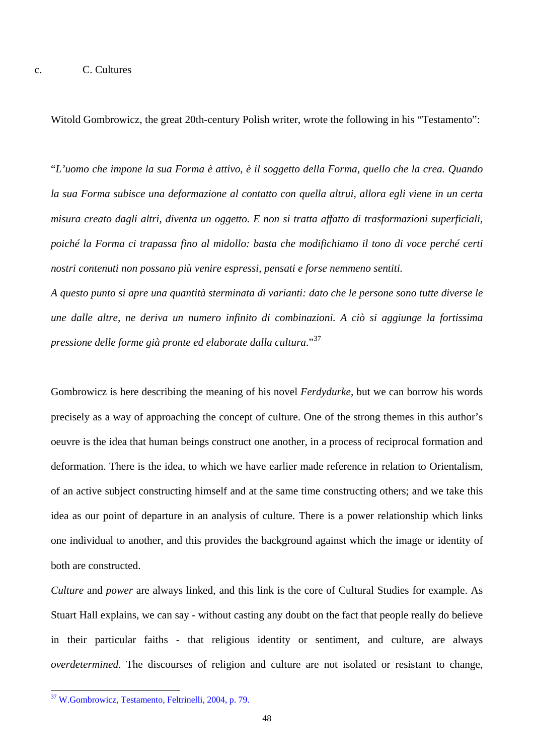## c. C. Cultures

Witold Gombrowicz, the great 20th-century Polish writer, wrote the following in his "Testamento":

"*L'uomo che impone la sua Forma è attivo, è il soggetto della Forma, quello che la crea. Quando la sua Forma subisce una deformazione al contatto con quella altrui, allora egli viene in un certa misura creato dagli altri, diventa un oggetto. E non si tratta affatto di trasformazioni superficiali, poiché la Forma ci trapassa fino al midollo: basta che modifichiamo il tono di voce perché certi nostri contenuti non possano più venire espressi, pensati e forse nemmeno sentiti.*

*A questo punto si apre una quantità sterminata di varianti: dato che le persone sono tutte diverse le une dalle altre, ne deriva un numero infinito di combinazioni. A ciò si aggiunge la fortissima pressione delle forme già pronte ed elaborate dalla cultura.*"[37]

Gombrowicz is here describing the meaning of his novel *Ferdydurke*, but we can borrow his words precisely as a way of approaching the concept of culture. One of the strong themes in this author's oeuvre is the idea that human beings construct one another, in a process of reciprocal formation and deformation. There is the idea, to which we have earlier made reference in relation to Orientalism, of an active subject constructing himself and at the same time constructing others; and we take this idea as our point of departure in an analysis of culture. There is a power relationship which links one individual to another, and this provides the background against which the image or identity of both are constructed.

*Culture* and *power* are always linked, and this link is the core of Cultural Studies for example. As Stuart Hall explains, we can say - without casting any doubt on the fact that people really do believe in their particular faiths - that religious identity or sentiment, and culture, are always *overdetermined*. The discourses of religion and culture are not isolated or resistant to change,

[37] W.Gombrowicz, Testamento, Feltrinelli, 2004, p. 79.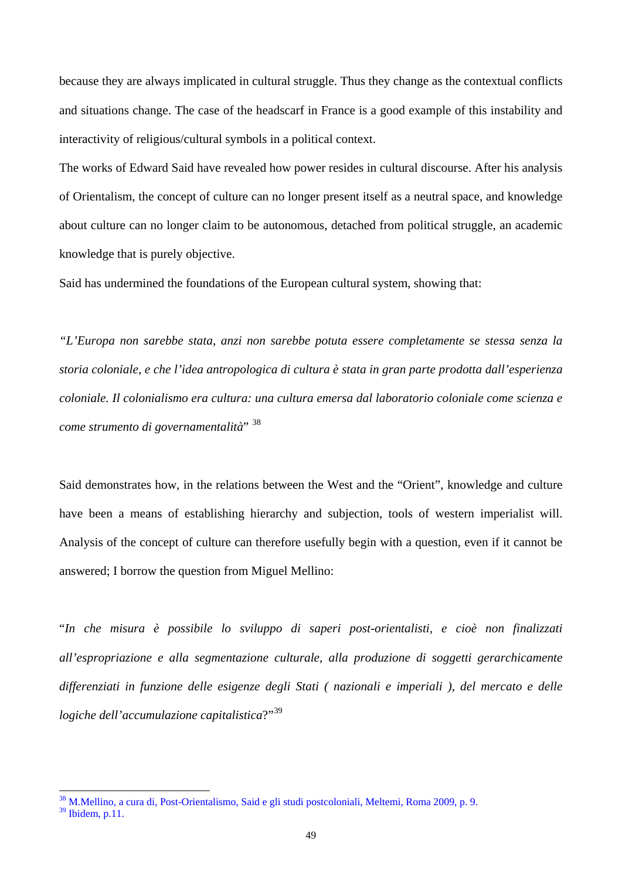because they are always implicated in cultural struggle. Thus they change as the contextual conflicts and situations change. The case of the headscarf in France is a good example of this instability and interactivity of religious/cultural symbols in a political context.

The works of Edward Said have revealed how power resides in cultural discourse. After his analysis of Orientalism, the concept of culture can no longer present itself as a neutral space, and knowledge about culture can no longer claim to be autonomous, detached from political struggle, an academic knowledge that is purely objective.

Said has undermined the foundations of the European cultural system, showing that:

*"L'Europa non sarebbe stata, anzi non sarebbe potuta essere completamente se stessa senza la storia coloniale, e che l'idea antropologica di cultura è stata in gran parte prodotta dall'esperienza coloniale. Il colonialismo era cultura: una cultura emersa dal laboratorio coloniale come scienza e come strumento di governamentalità*" [38]

Said demonstrates how, in the relations between the West and the "Orient", knowledge and culture have been a means of establishing hierarchy and subjection, tools of western imperialist will. Analysis of the concept of culture can therefore usefully begin with a question, even if it cannot be answered; I borrow the question from Miguel Mellino:

"*In che misura è possibile lo sviluppo di saperi post-orientalisti, e cioè non finalizzati all'espropriazione e alla segmentazione culturale, alla produzione di soggetti gerarchicamente differenziati in funzione delle esigenze degli Stati ( nazionali e imperiali ), del mercato e delle logiche dell'accumulazione capitalistica*?"[39]

---

[38] M.Mellino, a cura di, Post-Orientalismo, Said e gli studi postcoloniali, Meltemi, Roma 2009, p. 9.

[39] Ibidem, p.11.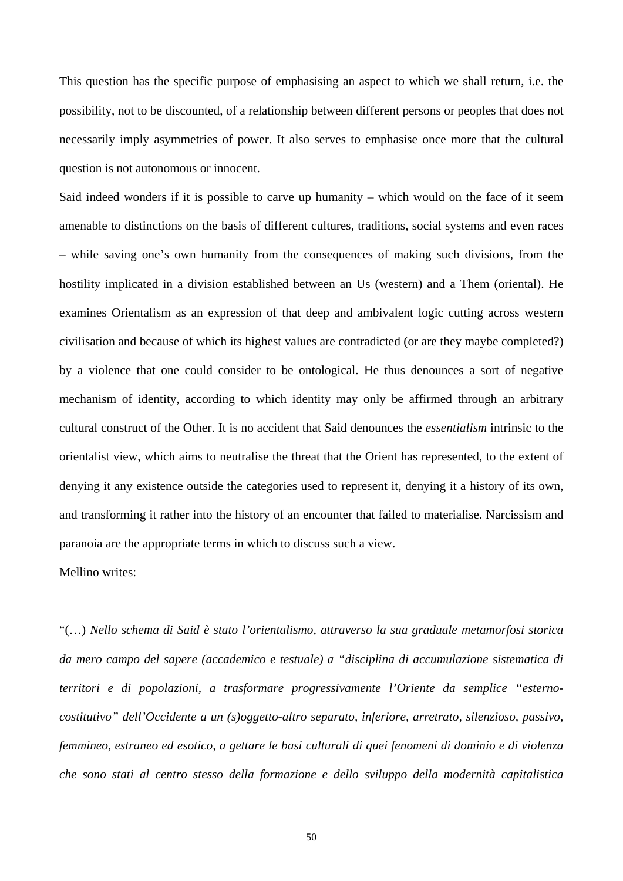This question has the specific purpose of emphasising an aspect to which we shall return, i.e. the possibility, not to be discounted, of a relationship between different persons or peoples that does not necessarily imply asymmetries of power. It also serves to emphasise once more that the cultural question is not autonomous or innocent.

Said indeed wonders if it is possible to carve up humanity – which would on the face of it seem amenable to distinctions on the basis of different cultures, traditions, social systems and even races – while saving one's own humanity from the consequences of making such divisions, from the hostility implicated in a division established between an Us (western) and a Them (oriental). He examines Orientalism as an expression of that deep and ambivalent logic cutting across western civilisation and because of which its highest values are contradicted (or are they maybe completed?) by a violence that one could consider to be ontological. He thus denounces a sort of negative mechanism of identity, according to which identity may only be affirmed through an arbitrary cultural construct of the Other. It is no accident that Said denounces the *essentialism* intrinsic to the orientalist view, which aims to neutralise the threat that the Orient has represented, to the extent of denying it any existence outside the categories used to represent it, denying it a history of its own, and transforming it rather into the history of an encounter that failed to materialise. Narcissism and paranoia are the appropriate terms in which to discuss such a view.

Mellino writes:

"(…) *Nello schema di Said è stato l'orientalismo, attraverso la sua graduale metamorfosi storica da mero campo del sapere (accademico e testuale) a "disciplina di accumulazione sistematica di territori e di popolazioni, a trasformare progressivamente l'Oriente da semplice "esterno-costitutivo" dell'Occidente a un (s)oggetto-altro separato, inferiore, arretrato, silenzioso, passivo, femmineo, estraneo ed esotico, a gettare le basi culturali di quei fenomeni di dominio e di violenza che sono stati al centro stesso della formazione e dello sviluppo della modernità capitalistica*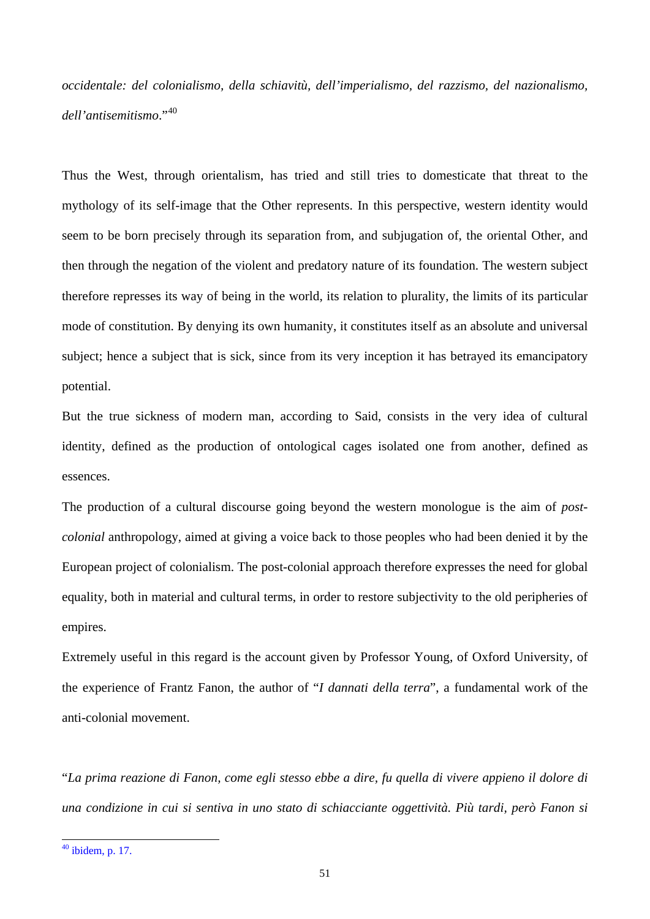*occidentale: del colonialismo, della schiavitù, dell'imperialismo, del razzismo, del nazionalismo, dell'antisemitismo*."[40]

Thus the West, through orientalism, has tried and still tries to domesticate that threat to the mythology of its self-image that the Other represents. In this perspective, western identity would seem to be born precisely through its separation from, and subjugation of, the oriental Other, and then through the negation of the violent and predatory nature of its foundation. The western subject therefore represses its way of being in the world, its relation to plurality, the limits of its particular mode of constitution. By denying its own humanity, it constitutes itself as an absolute and universal subject; hence a subject that is sick, since from its very inception it has betrayed its emancipatory potential.

But the true sickness of modern man, according to Said, consists in the very idea of cultural identity, defined as the production of ontological cages isolated one from another, defined as essences.

The production of a cultural discourse going beyond the western monologue is the aim of *post-colonial* anthropology, aimed at giving a voice back to those peoples who had been denied it by the European project of colonialism. The post-colonial approach therefore expresses the need for global equality, both in material and cultural terms, in order to restore subjectivity to the old peripheries of empires.

Extremely useful in this regard is the account given by Professor Young, of Oxford University, of the experience of Frantz Fanon, the author of "*I dannati della terra*", a fundamental work of the anti-colonial movement.

"*La prima reazione di Fanon, come egli stesso ebbe a dire, fu quella di vivere appieno il dolore di una condizione in cui si sentiva in uno stato di schiacciante oggettività. Più tardi, però Fanon si*

[40] ibidem, p. 17.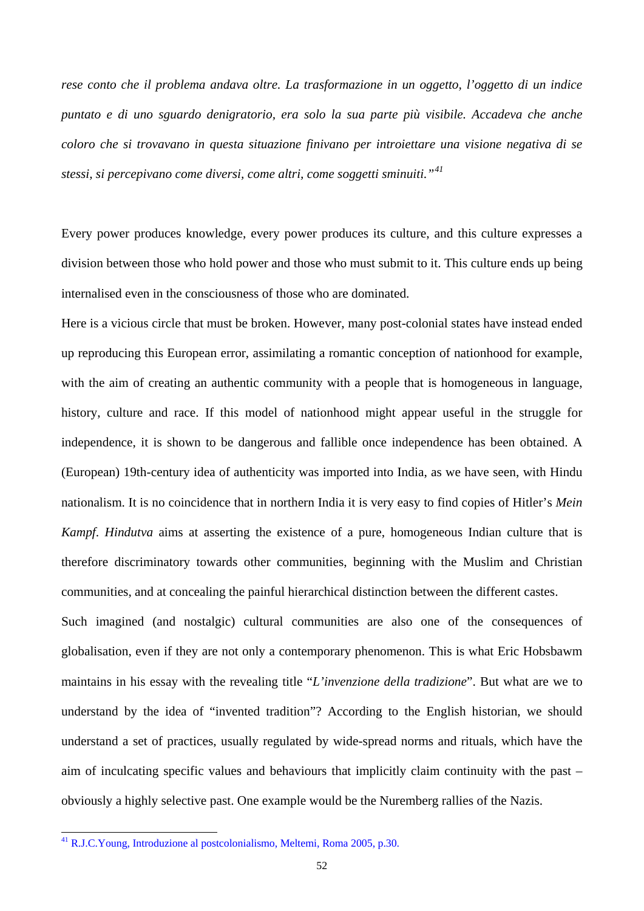*rese conto che il problema andava oltre. La trasformazione in un oggetto, l'oggetto di un indice puntato e di uno sguardo denigratorio, era solo la sua parte più visibile. Accadeva che anche coloro che si trovavano in questa situazione finivano per introiettare una visione negativa di se stessi, si percepivano come diversi, come altri, come soggetti sminuiti."*[41]

Every power produces knowledge, every power produces its culture, and this culture expresses a division between those who hold power and those who must submit to it. This culture ends up being internalised even in the consciousness of those who are dominated.

Here is a vicious circle that must be broken. However, many post-colonial states have instead ended up reproducing this European error, assimilating a romantic conception of nationhood for example, with the aim of creating an authentic community with a people that is homogeneous in language, history, culture and race. If this model of nationhood might appear useful in the struggle for independence, it is shown to be dangerous and fallible once independence has been obtained. A (European) 19th-century idea of authenticity was imported into India, as we have seen, with Hindu nationalism. It is no coincidence that in northern India it is very easy to find copies of Hitler's *Mein Kampf*. *Hindutva* aims at asserting the existence of a pure, homogeneous Indian culture that is therefore discriminatory towards other communities, beginning with the Muslim and Christian communities, and at concealing the painful hierarchical distinction between the different castes.

Such imagined (and nostalgic) cultural communities are also one of the consequences of globalisation, even if they are not only a contemporary phenomenon. This is what Eric Hobsbawm maintains in his essay with the revealing title "*L'invenzione della tradizione*". But what are we to understand by the idea of "invented tradition"? According to the English historian, we should understand a set of practices, usually regulated by wide-spread norms and rituals, which have the aim of inculcating specific values and behaviours that implicitly claim continuity with the past – obviously a highly selective past. One example would be the Nuremberg rallies of the Nazis.

---

[41] R.J.C.Young, Introduzione al postcolonialismo, Meltemi, Roma 2005, p.30.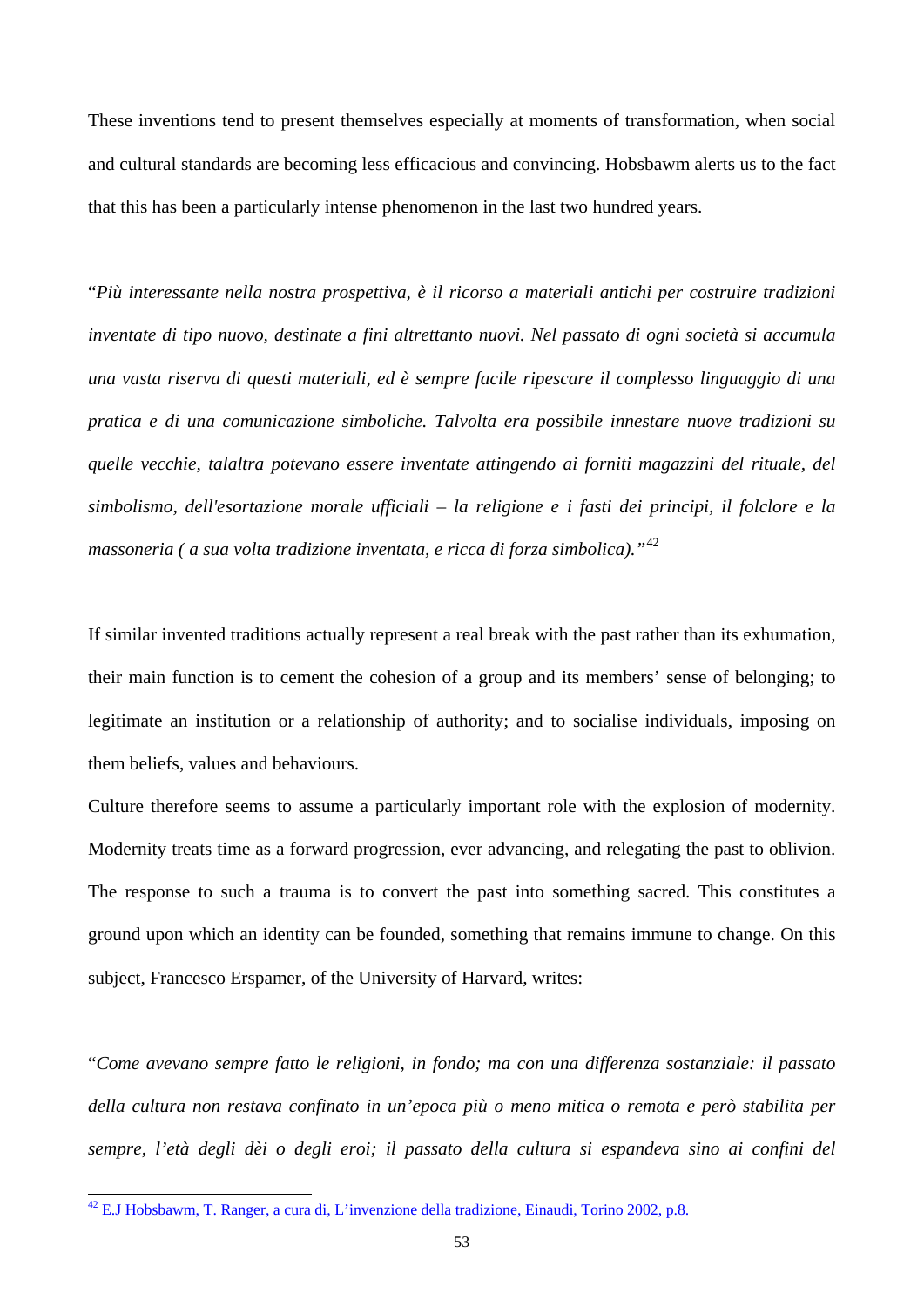These inventions tend to present themselves especially at moments of transformation, when social and cultural standards are becoming less efficacious and convincing. Hobsbawm alerts us to the fact that this has been a particularly intense phenomenon in the last two hundred years.

"*Più interessante nella nostra prospettiva, è il ricorso a materiali antichi per costruire tradizioni inventate di tipo nuovo, destinate a fini altrettanto nuovi. Nel passato di ogni società si accumula una vasta riserva di questi materiali, ed è sempre facile ripescare il complesso linguaggio di una pratica e di una comunicazione simboliche. Talvolta era possibile innestare nuove tradizioni su quelle vecchie, talaltra potevano essere inventate attingendo ai forniti magazzini del rituale, del simbolismo, dell'esortazione morale ufficiali – la religione e i fasti dei principi, il folclore e la massoneria ( a sua volta tradizione inventata, e ricca di forza simbolica)."*[42]

If similar invented traditions actually represent a real break with the past rather than its exhumation, their main function is to cement the cohesion of a group and its members' sense of belonging; to legitimate an institution or a relationship of authority; and to socialise individuals, imposing on them beliefs, values and behaviours.

Culture therefore seems to assume a particularly important role with the explosion of modernity. Modernity treats time as a forward progression, ever advancing, and relegating the past to oblivion. The response to such a trauma is to convert the past into something sacred. This constitutes a ground upon which an identity can be founded, something that remains immune to change. On this subject, Francesco Erspamer, of the University of Harvard, writes:

"*Come avevano sempre fatto le religioni, in fondo; ma con una differenza sostanziale: il passato della cultura non restava confinato in un'epoca più o meno mitica o remota e però stabilita per sempre, l'età degli dèi o degli eroi; il passato della cultura si espandeva sino ai confini del*

---

[42] E.J Hobsbawm, T. Ranger, a cura di, L'invenzione della tradizione, Einaudi, Torino 2002, p.8.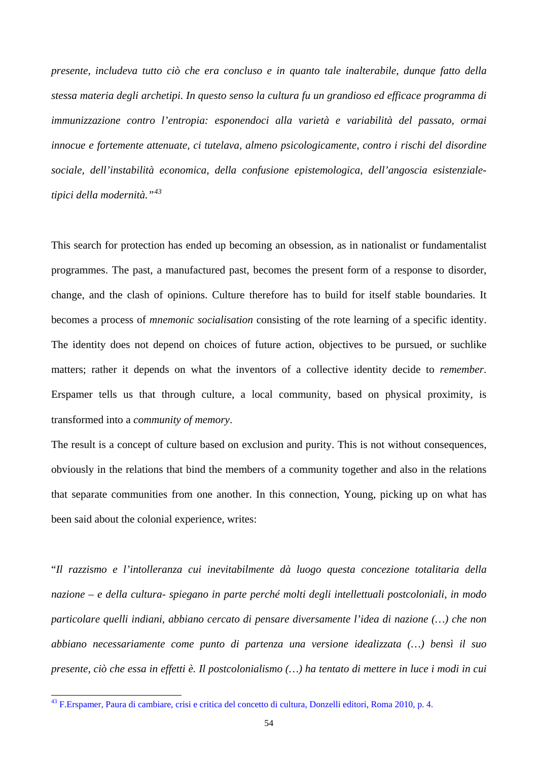*presente, includeva tutto ciò che era concluso e in quanto tale inalterabile, dunque fatto della stessa materia degli archetipi. In questo senso la cultura fu un grandioso ed efficace programma di immunizzazione contro l'entropia: esponendoci alla varietà e variabilità del passato, ormai innocue e fortemente attenuate, ci tutelava, almeno psicologicamente, contro i rischi del disordine sociale, dell'instabilità economica, della confusione epistemologica, dell'angoscia esistenziale- tipici della modernità."*[43]

This search for protection has ended up becoming an obsession, as in nationalist or fundamentalist programmes. The past, a manufactured past, becomes the present form of a response to disorder, change, and the clash of opinions. Culture therefore has to build for itself stable boundaries. It becomes a process of *mnemonic socialisation* consisting of the rote learning of a specific identity. The identity does not depend on choices of future action, objectives to be pursued, or suchlike matters; rather it depends on what the inventors of a collective identity decide to *remember*. Erspamer tells us that through culture, a local community, based on physical proximity, is transformed into a *community of memory*.

The result is a concept of culture based on exclusion and purity. This is not without consequences, obviously in the relations that bind the members of a community together and also in the relations that separate communities from one another. In this connection, Young, picking up on what has been said about the colonial experience, writes:

"*Il razzismo e l'intolleranza cui inevitabilmente dà luogo questa concezione totalitaria della nazione – e della cultura- spiegano in parte perché molti degli intellettuali postcoloniali, in modo particolare quelli indiani, abbiano cercato di pensare diversamente l'idea di nazione (…) che non abbiano necessariamente come punto di partenza una versione idealizzata (…) bensì il suo presente, ciò che essa in effetti è. Il postcolonialismo (…) ha tentato di mettere in luce i modi in cui*

---

[43] F.Erspamer, Paura di cambiare, crisi e critica del concetto di cultura, Donzelli editori, Roma 2010, p. 4.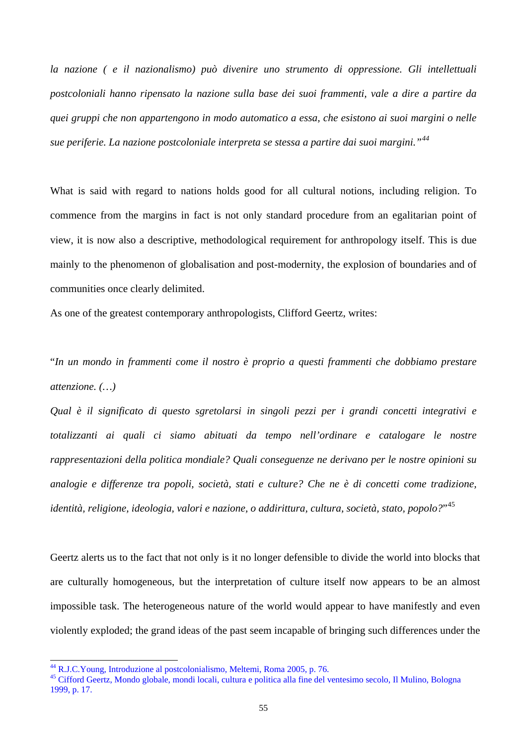*la nazione ( e il nazionalismo) può divenire uno strumento di oppressione. Gli intellettuali postcoloniali hanno ripensato la nazione sulla base dei suoi frammenti, vale a dire a partire da quei gruppi che non appartengono in modo automatico a essa, che esistono ai suoi margini o nelle sue periferie. La nazione postcoloniale interpreta se stessa a partire dai suoi margini."*[44]

What is said with regard to nations holds good for all cultural notions, including religion. To commence from the margins in fact is not only standard procedure from an egalitarian point of view, it is now also a descriptive, methodological requirement for anthropology itself. This is due mainly to the phenomenon of globalisation and post-modernity, the explosion of boundaries and of communities once clearly delimited.

As one of the greatest contemporary anthropologists, Clifford Geertz, writes:

"*In un mondo in frammenti come il nostro è proprio a questi frammenti che dobbiamo prestare attenzione. (…)*

*Qual è il significato di questo sgretolarsi in singoli pezzi per i grandi concetti integrativi e totalizzanti ai quali ci siamo abituati da tempo nell'ordinare e catalogare le nostre rappresentazioni della politica mondiale? Quali conseguenze ne derivano per le nostre opinioni su analogie e differenze tra popoli, società, stati e culture? Che ne è di concetti come tradizione, identità, religione, ideologia, valori e nazione, o addirittura, cultura, società, stato, popolo?*"[45]

Geertz alerts us to the fact that not only is it no longer defensible to divide the world into blocks that are culturally homogeneous, but the interpretation of culture itself now appears to be an almost impossible task. The heterogeneous nature of the world would appear to have manifestly and even violently exploded; the grand ideas of the past seem incapable of bringing such differences under the

---

[44] R.J.C.Young, Introduzione al postcolonialismo, Meltemi, Roma 2005, p. 76.

[45] Cifford Geertz, Mondo globale, mondi locali, cultura e politica alla fine del ventesimo secolo, Il Mulino, Bologna 1999, p. 17.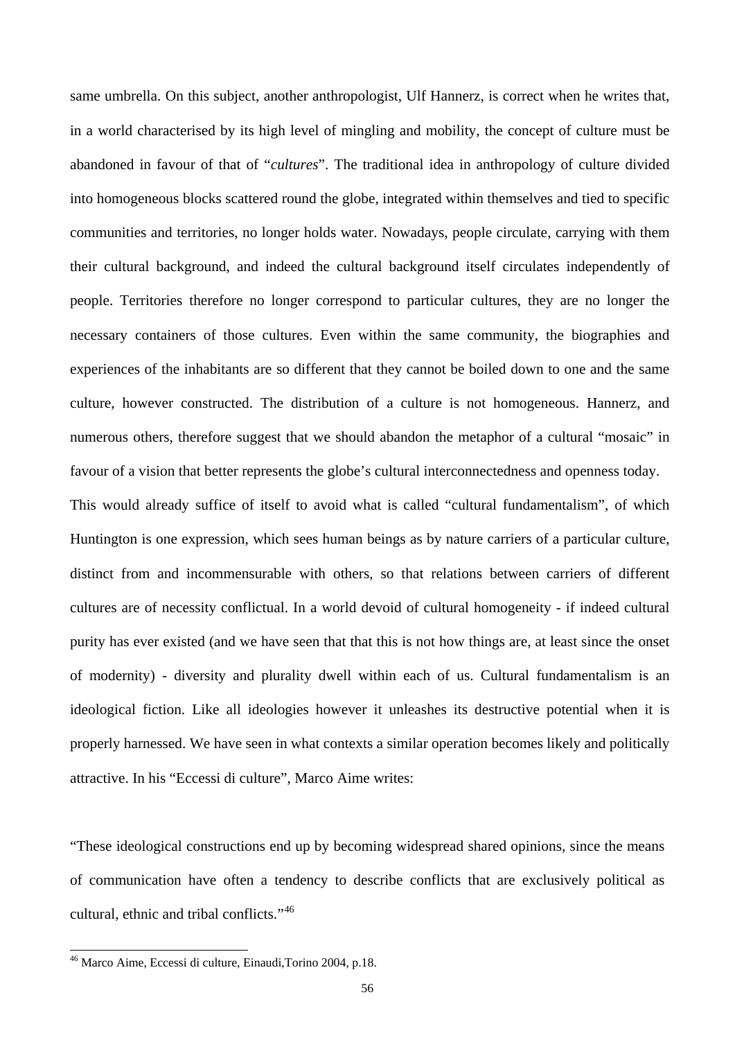same umbrella. On this subject, another anthropologist, Ulf Hannerz, is correct when he writes that, in a world characterised by its high level of mingling and mobility, the concept of culture must be abandoned in favour of that of "*cultures*". The traditional idea in anthropology of culture divided into homogeneous blocks scattered round the globe, integrated within themselves and tied to specific communities and territories, no longer holds water. Nowadays, people circulate, carrying with them their cultural background, and indeed the cultural background itself circulates independently of people. Territories therefore no longer correspond to particular cultures, they are no longer the necessary containers of those cultures. Even within the same community, the biographies and experiences of the inhabitants are so different that they cannot be boiled down to one and the same culture, however constructed. The distribution of a culture is not homogeneous. Hannerz, and numerous others, therefore suggest that we should abandon the metaphor of a cultural "mosaic" in favour of a vision that better represents the globe's cultural interconnectedness and openness today.

This would already suffice of itself to avoid what is called "cultural fundamentalism", of which Huntington is one expression, which sees human beings as by nature carriers of a particular culture, distinct from and incommensurable with others, so that relations between carriers of different cultures are of necessity conflictual. In a world devoid of cultural homogeneity - if indeed cultural purity has ever existed (and we have seen that that this is not how things are, at least since the onset of modernity) - diversity and plurality dwell within each of us. Cultural fundamentalism is an ideological fiction. Like all ideologies however it unleashes its destructive potential when it is properly harnessed. We have seen in what contexts a similar operation becomes likely and politically attractive. In his "Eccessi di culture", Marco Aime writes:

"These ideological constructions end up by becoming widespread shared opinions, since the means of communication have often a tendency to describe conflicts that are exclusively political as cultural, ethnic and tribal conflicts."[46]

---

[46] Marco Aime, Eccessi di culture, Einaudi,Torino 2004, p.18.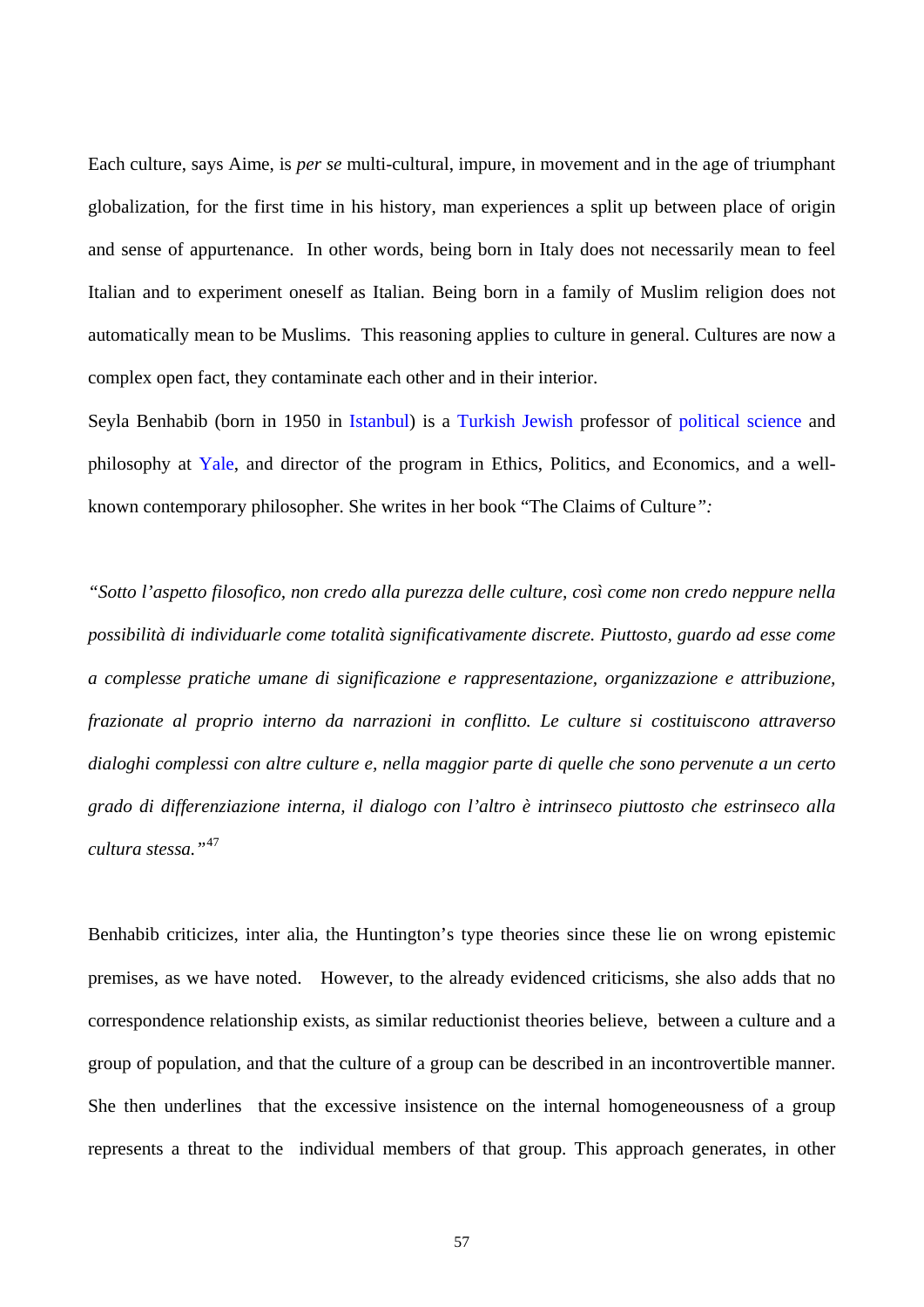Each culture, says Aime, is *per se* multi-cultural, impure, in movement and in the age of triumphant globalization, for the first time in his history, man experiences a split up between place of origin and sense of appurtenance. In other words, being born in Italy does not necessarily mean to feel Italian and to experiment oneself as Italian. Being born in a family of Muslim religion does not automatically mean to be Muslims. This reasoning applies to culture in general. Cultures are now a complex open fact, they contaminate each other and in their interior.

Seyla Benhabib (born in 1950 in Istanbul) is a Turkish Jewish professor of political science and philosophy at Yale, and director of the program in Ethics, Politics, and Economics, and a well-known contemporary philosopher. She writes in her book "The Claims of Culture*":*

*"Sotto l'aspetto filosofico, non credo alla purezza delle culture, così come non credo neppure nella possibilità di individuarle come totalità significativamente discrete. Piuttosto, guardo ad esse come a complesse pratiche umane di significazione e rappresentazione, organizzazione e attribuzione, frazionate al proprio interno da narrazioni in conflitto. Le culture si costituiscono attraverso dialoghi complessi con altre culture e, nella maggior parte di quelle che sono pervenute a un certo grado di differenziazione interna, il dialogo con l'altro è intrinseco piuttosto che estrinseco alla cultura stessa."*[47]

Benhabib criticizes, inter alia, the Huntington's type theories since these lie on wrong epistemic premises, as we have noted. However, to the already evidenced criticisms, she also adds that no correspondence relationship exists, as similar reductionist theories believe, between a culture and a group of population, and that the culture of a group can be described in an incontrovertible manner. She then underlines that the excessive insistence on the internal homogeneousness of a group represents a threat to the individual members of that group. This approach generates, in other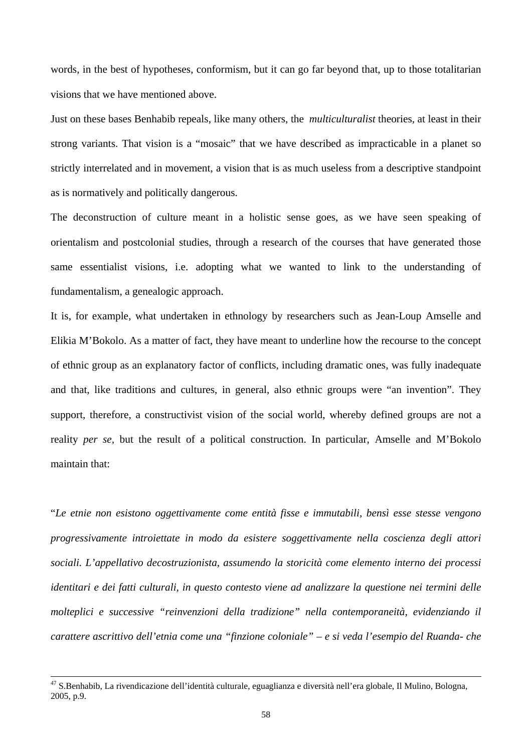words, in the best of hypotheses, conformism, but it can go far beyond that, up to those totalitarian visions that we have mentioned above.

Just on these bases Benhabib repeals, like many others, the *multiculturalist* theories, at least in their strong variants. That vision is a "mosaic" that we have described as impracticable in a planet so strictly interrelated and in movement, a vision that is as much useless from a descriptive standpoint as is normatively and politically dangerous.

The deconstruction of culture meant in a holistic sense goes, as we have seen speaking of orientalism and postcolonial studies, through a research of the courses that have generated those same essentialist visions, i.e. adopting what we wanted to link to the understanding of fundamentalism, a genealogic approach.

It is, for example, what undertaken in ethnology by researchers such as Jean-Loup Amselle and Elikia M'Bokolo. As a matter of fact, they have meant to underline how the recourse to the concept of ethnic group as an explanatory factor of conflicts, including dramatic ones, was fully inadequate and that, like traditions and cultures, in general, also ethnic groups were "an invention". They support, therefore, a constructivist vision of the social world, whereby defined groups are not a reality *per se*, but the result of a political construction. In particular, Amselle and M'Bokolo maintain that:

"*Le etnie non esistono oggettivamente come entità fisse e immutabili, bensì esse stesse vengono progressivamente introiettate in modo da esistere soggettivamente nella coscienza degli attori sociali. L'appellativo decostruzionista, assumendo la storicità come elemento interno dei processi identitari e dei fatti culturali, in questo contesto viene ad analizzare la questione nei termini delle molteplici e successive "reinvenzioni della tradizione" nella contemporaneità, evidenziando il carattere ascrittivo dell'etnia come una "finzione coloniale" – e si veda l'esempio del Ruanda- che*

---

[47] S.Benhabib, La rivendicazione dell'identità culturale, eguaglianza e diversità nell'era globale, Il Mulino, Bologna, 2005, p.9.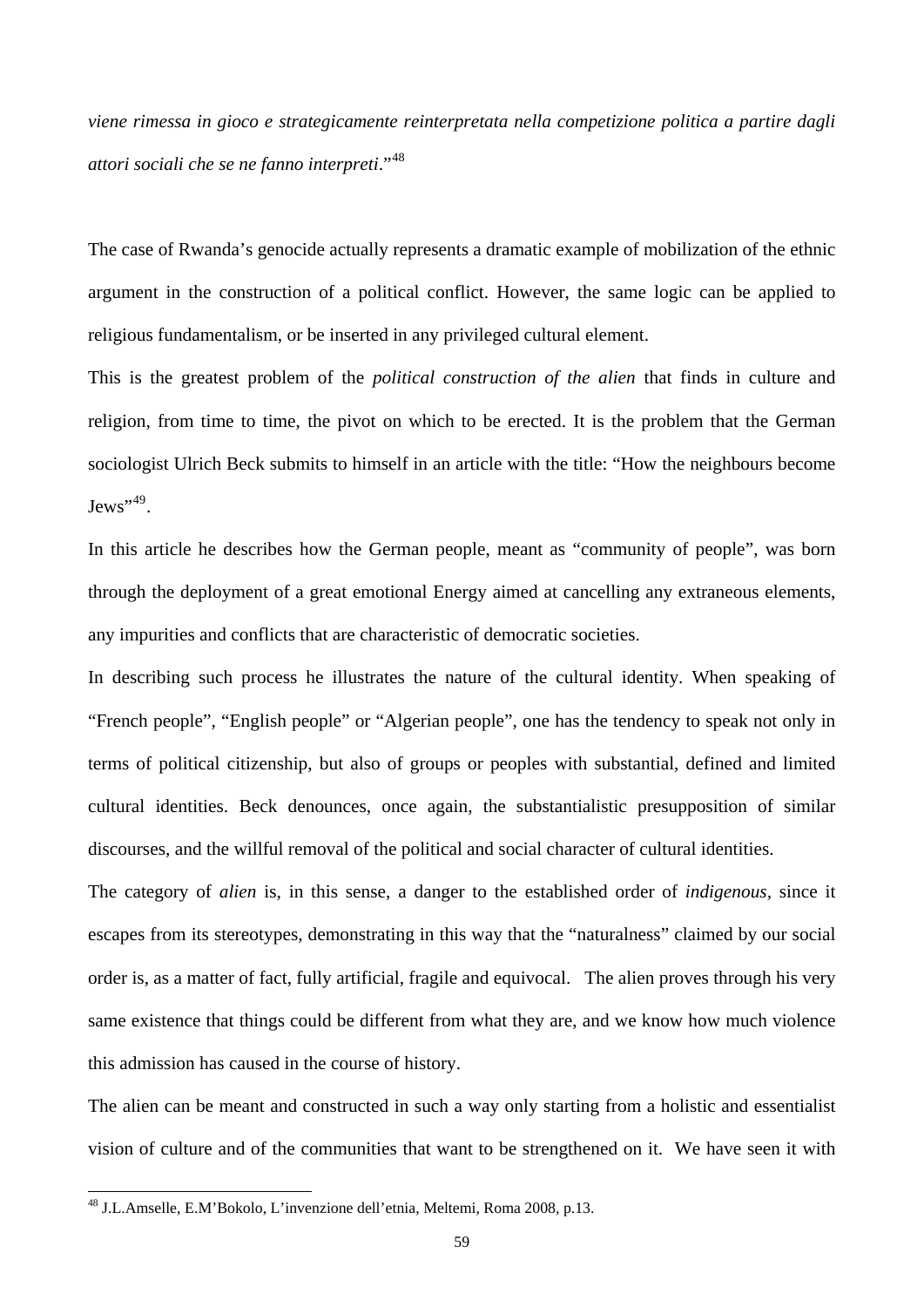*viene rimessa in gioco e strategicamente reinterpretata nella competizione politica a partire dagli attori sociali che se ne fanno interpreti*."[48]

The case of Rwanda's genocide actually represents a dramatic example of mobilization of the ethnic argument in the construction of a political conflict. However, the same logic can be applied to religious fundamentalism, or be inserted in any privileged cultural element.

This is the greatest problem of the *political construction of the alien* that finds in culture and religion, from time to time, the pivot on which to be erected. It is the problem that the German sociologist Ulrich Beck submits to himself in an article with the title: "How the neighbours become Jews"[49].

In this article he describes how the German people, meant as "community of people", was born through the deployment of a great emotional Energy aimed at cancelling any extraneous elements, any impurities and conflicts that are characteristic of democratic societies.

In describing such process he illustrates the nature of the cultural identity. When speaking of "French people", "English people" or "Algerian people", one has the tendency to speak not only in terms of political citizenship, but also of groups or peoples with substantial, defined and limited cultural identities. Beck denounces, once again, the substantialistic presupposition of similar discourses, and the willful removal of the political and social character of cultural identities.

The category of *alien* is, in this sense, a danger to the established order of *indigenous*, since it escapes from its stereotypes, demonstrating in this way that the "naturalness" claimed by our social order is, as a matter of fact, fully artificial, fragile and equivocal. The alien proves through his very same existence that things could be different from what they are, and we know how much violence this admission has caused in the course of history.

The alien can be meant and constructed in such a way only starting from a holistic and essentialist vision of culture and of the communities that want to be strengthened on it. We have seen it with

---

[48] J.L.Amselle, E.M'Bokolo, L'invenzione dell'etnia, Meltemi, Roma 2008, p.13.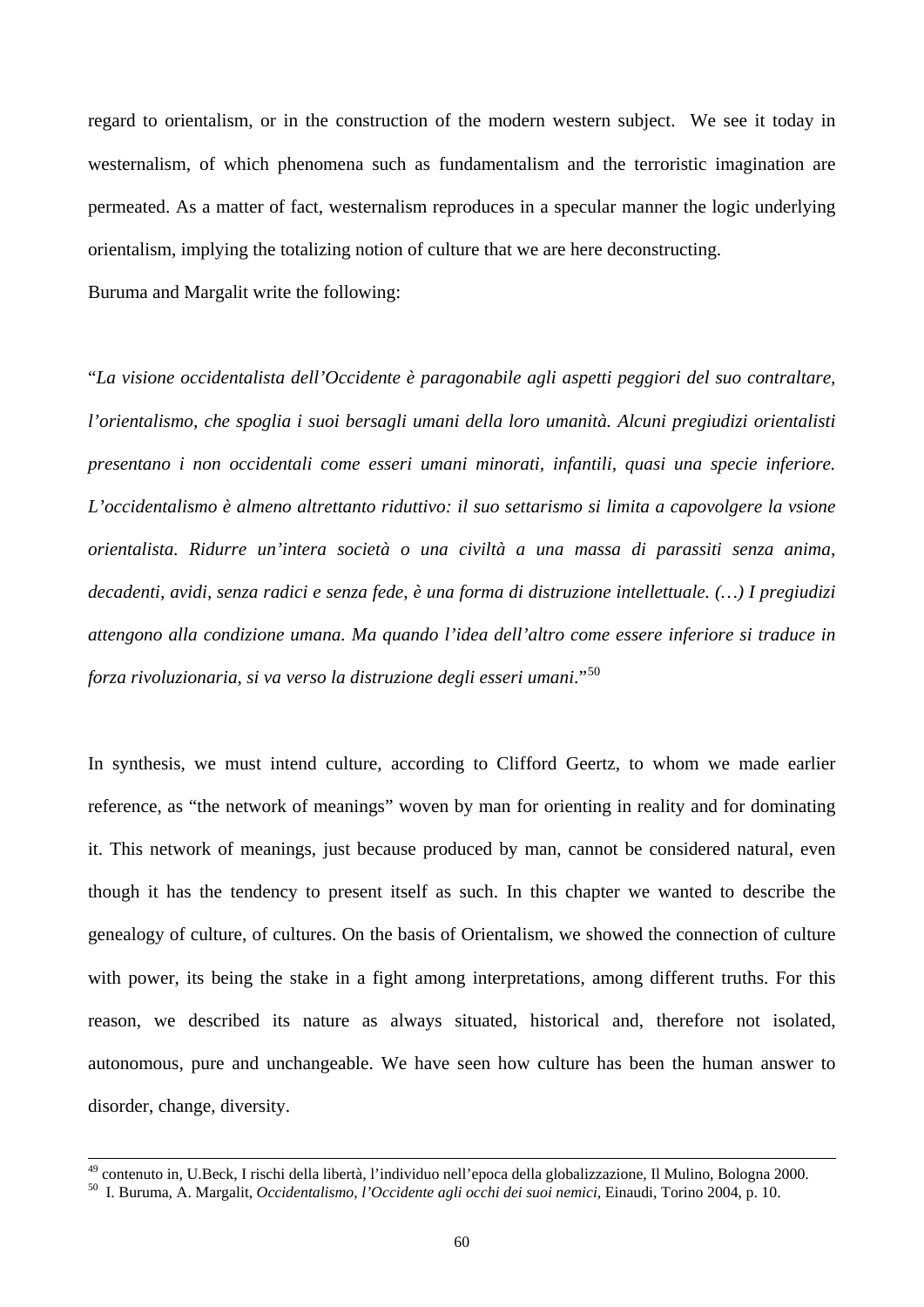regard to orientalism, or in the construction of the modern western subject. We see it today in westernalism, of which phenomena such as fundamentalism and the terroristic imagination are permeated. As a matter of fact, westernalism reproduces in a specular manner the logic underlying orientalism, implying the totalizing notion of culture that we are here deconstructing.

Buruma and Margalit write the following:

"*La visione occidentalista dell'Occidente è paragonabile agli aspetti peggiori del suo contraltare, l'orientalismo, che spoglia i suoi bersagli umani della loro umanità. Alcuni pregiudizi orientalisti presentano i non occidentali come esseri umani minorati, infantili, quasi una specie inferiore. L'occidentalismo è almeno altrettanto riduttivo: il suo settarismo si limita a capovolgere la vsione orientalista. Ridurre un'intera società o una civiltà a una massa di parassiti senza anima, decadenti, avidi, senza radici e senza fede, è una forma di distruzione intellettuale. (…) I pregiudizi attengono alla condizione umana. Ma quando l'idea dell'altro come essere inferiore si traduce in forza rivoluzionaria, si va verso la distruzione degli esseri umani.*"[50]

In synthesis, we must intend culture, according to Clifford Geertz, to whom we made earlier reference, as "the network of meanings" woven by man for orienting in reality and for dominating it. This network of meanings, just because produced by man, cannot be considered natural, even though it has the tendency to present itself as such. In this chapter we wanted to describe the genealogy of culture, of cultures. On the basis of Orientalism, we showed the connection of culture with power, its being the stake in a fight among interpretations, among different truths. For this reason, we described its nature as always situated, historical and, therefore not isolated, autonomous, pure and unchangeable. We have seen how culture has been the human answer to disorder, change, diversity.

---

[49] contenuto in, U.Beck, I rischi della libertà, l'individuo nell'epoca della globalizzazione, Il Mulino, Bologna 2000.

[50] I. Buruma, A. Margalit, *Occidentalismo, l'Occidente agli occhi dei suoi nemici*, Einaudi, Torino 2004, p. 10.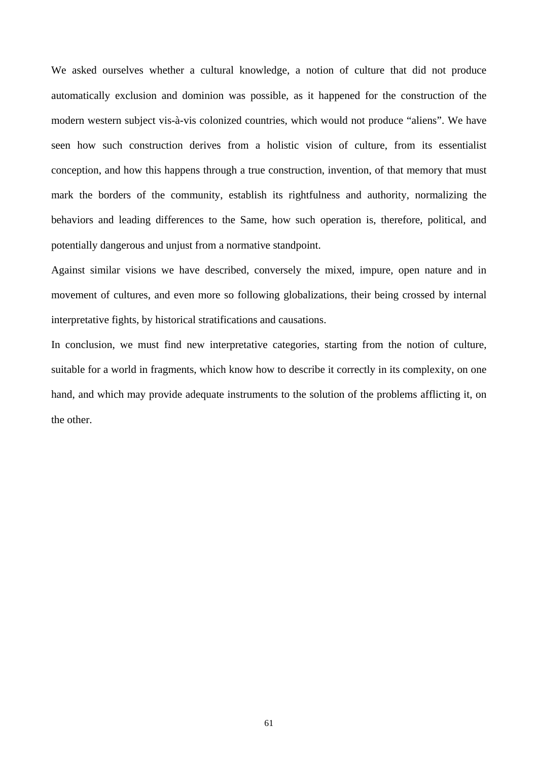We asked ourselves whether a cultural knowledge, a notion of culture that did not produce automatically exclusion and dominion was possible, as it happened for the construction of the modern western subject vis-à-vis colonized countries, which would not produce "aliens". We have seen how such construction derives from a holistic vision of culture, from its essentialist conception, and how this happens through a true construction, invention, of that memory that must mark the borders of the community, establish its rightfulness and authority, normalizing the behaviors and leading differences to the Same, how such operation is, therefore, political, and potentially dangerous and unjust from a normative standpoint.

Against similar visions we have described, conversely the mixed, impure, open nature and in movement of cultures, and even more so following globalizations, their being crossed by internal interpretative fights, by historical stratifications and causations.

In conclusion, we must find new interpretative categories, starting from the notion of culture, suitable for a world in fragments, which know how to describe it correctly in its complexity, on one hand, and which may provide adequate instruments to the solution of the problems afflicting it, on the other.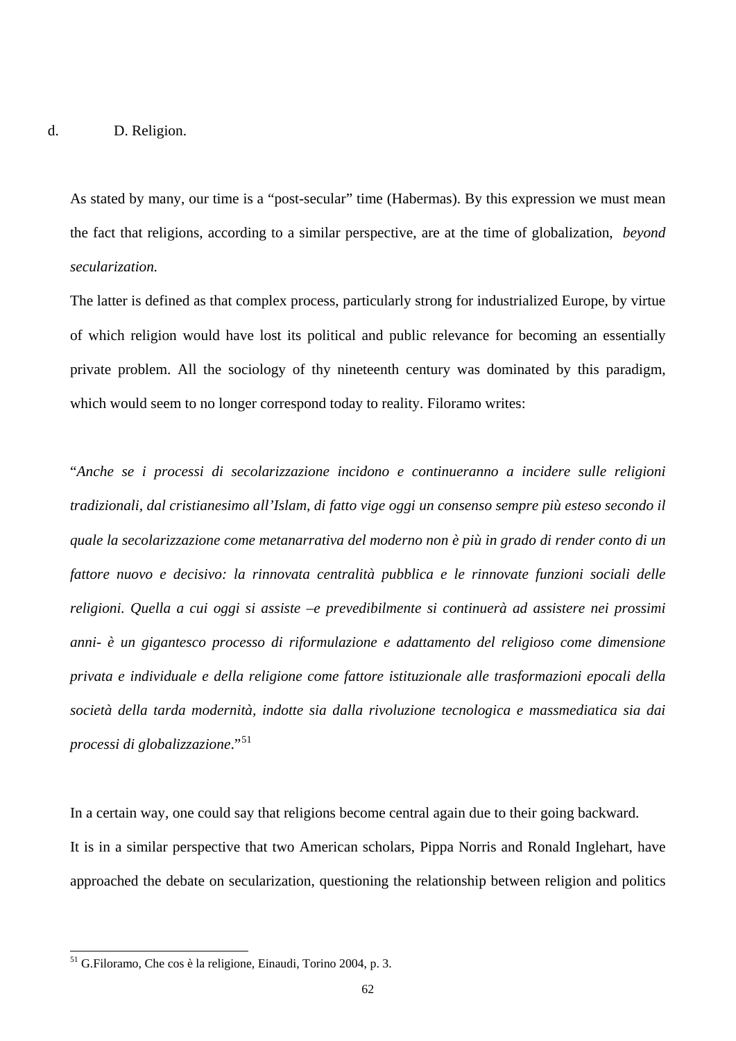d. D. Religion.

As stated by many, our time is a "post-secular" time (Habermas). By this expression we must mean the fact that religions, according to a similar perspective, are at the time of globalization, *beyond secularization.*

The latter is defined as that complex process, particularly strong for industrialized Europe, by virtue of which religion would have lost its political and public relevance for becoming an essentially private problem. All the sociology of thy nineteenth century was dominated by this paradigm, which would seem to no longer correspond today to reality. Filoramo writes:

"*Anche se i processi di secolarizzazione incidono e continueranno a incidere sulle religioni tradizionali, dal cristianesimo all'Islam, di fatto vige oggi un consenso sempre più esteso secondo il quale la secolarizzazione come metanarrativa del moderno non è più in grado di render conto di un fattore nuovo e decisivo: la rinnovata centralità pubblica e le rinnovate funzioni sociali delle religioni. Quella a cui oggi si assiste –e prevedibilmente si continuerà ad assistere nei prossimi anni- è un gigantesco processo di riformulazione e adattamento del religioso come dimensione privata e individuale e della religione come fattore istituzionale alle trasformazioni epocali della società della tarda modernità, indotte sia dalla rivoluzione tecnologica e massmediatica sia dai processi di globalizzazione*."[51]

In a certain way, one could say that religions become central again due to their going backward.

It is in a similar perspective that two American scholars, Pippa Norris and Ronald Inglehart, have approached the debate on secularization, questioning the relationship between religion and politics

---

[51] G.Filoramo, Che cos è la religione, Einaudi, Torino 2004, p. 3.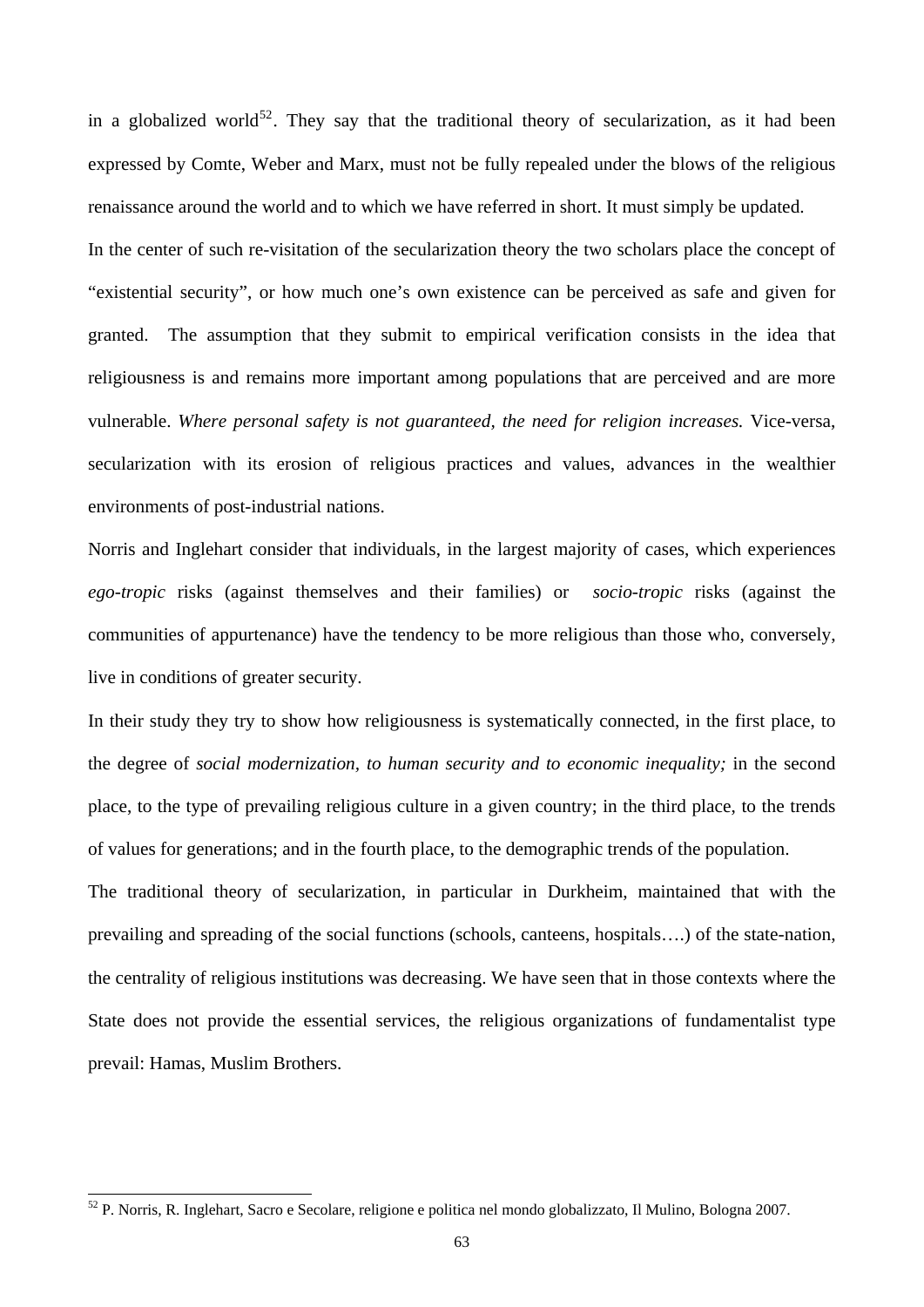in a globalized world[52]. They say that the traditional theory of secularization, as it had been expressed by Comte, Weber and Marx, must not be fully repealed under the blows of the religious renaissance around the world and to which we have referred in short. It must simply be updated.

In the center of such re-visitation of the secularization theory the two scholars place the concept of "existential security", or how much one's own existence can be perceived as safe and given for granted. The assumption that they submit to empirical verification consists in the idea that religiousness is and remains more important among populations that are perceived and are more vulnerable. *Where personal safety is not guaranteed, the need for religion increases.* Vice-versa, secularization with its erosion of religious practices and values, advances in the wealthier environments of post-industrial nations.

Norris and Inglehart consider that individuals, in the largest majority of cases, which experiences *ego-tropic* risks (against themselves and their families) or *socio-tropic* risks (against the communities of appurtenance) have the tendency to be more religious than those who, conversely, live in conditions of greater security.

In their study they try to show how religiousness is systematically connected, in the first place, to the degree of *social modernization, to human security and to economic inequality;* in the second place, to the type of prevailing religious culture in a given country; in the third place, to the trends of values for generations; and in the fourth place, to the demographic trends of the population.

The traditional theory of secularization, in particular in Durkheim, maintained that with the prevailing and spreading of the social functions (schools, canteens, hospitals….) of the state-nation, the centrality of religious institutions was decreasing. We have seen that in those contexts where the State does not provide the essential services, the religious organizations of fundamentalist type prevail: Hamas, Muslim Brothers.

[52] P. Norris, R. Inglehart, Sacro e Secolare, religione e politica nel mondo globalizzato, Il Mulino, Bologna 2007.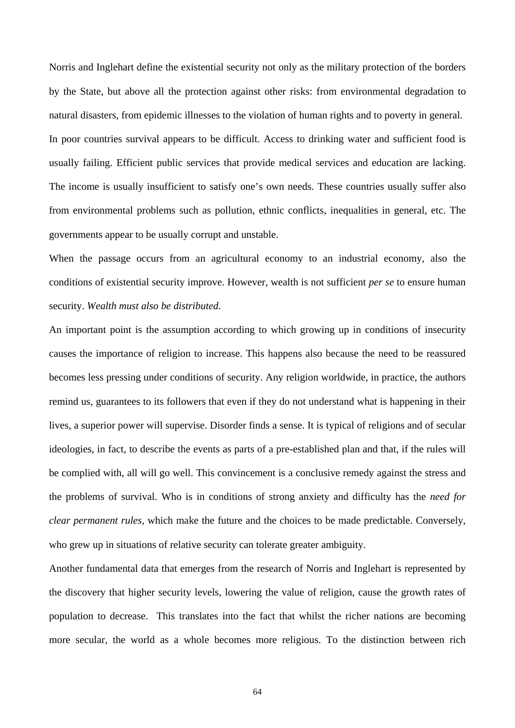Norris and Inglehart define the existential security not only as the military protection of the borders by the State, but above all the protection against other risks: from environmental degradation to natural disasters, from epidemic illnesses to the violation of human rights and to poverty in general.
In poor countries survival appears to be difficult. Access to drinking water and sufficient food is usually failing. Efficient public services that provide medical services and education are lacking. The income is usually insufficient to satisfy one's own needs. These countries usually suffer also from environmental problems such as pollution, ethnic conflicts, inequalities in general, etc. The governments appear to be usually corrupt and unstable.
When the passage occurs from an agricultural economy to an industrial economy, also the conditions of existential security improve. However, wealth is not sufficient *per se* to ensure human security. *Wealth must also be distributed.*
An important point is the assumption according to which growing up in conditions of insecurity causes the importance of religion to increase. This happens also because the need to be reassured becomes less pressing under conditions of security. Any religion worldwide, in practice, the authors remind us, guarantees to its followers that even if they do not understand what is happening in their lives, a superior power will supervise. Disorder finds a sense. It is typical of religions and of secular ideologies, in fact, to describe the events as parts of a pre-established plan and that, if the rules will be complied with, all will go well. This convincement is a conclusive remedy against the stress and the problems of survival. Who is in conditions of strong anxiety and difficulty has the *need for clear permanent rules*, which make the future and the choices to be made predictable. Conversely, who grew up in situations of relative security can tolerate greater ambiguity.
Another fundamental data that emerges from the research of Norris and Inglehart is represented by the discovery that higher security levels, lowering the value of religion, cause the growth rates of population to decrease. This translates into the fact that whilst the richer nations are becoming more secular, the world as a whole becomes more religious. To the distinction between rich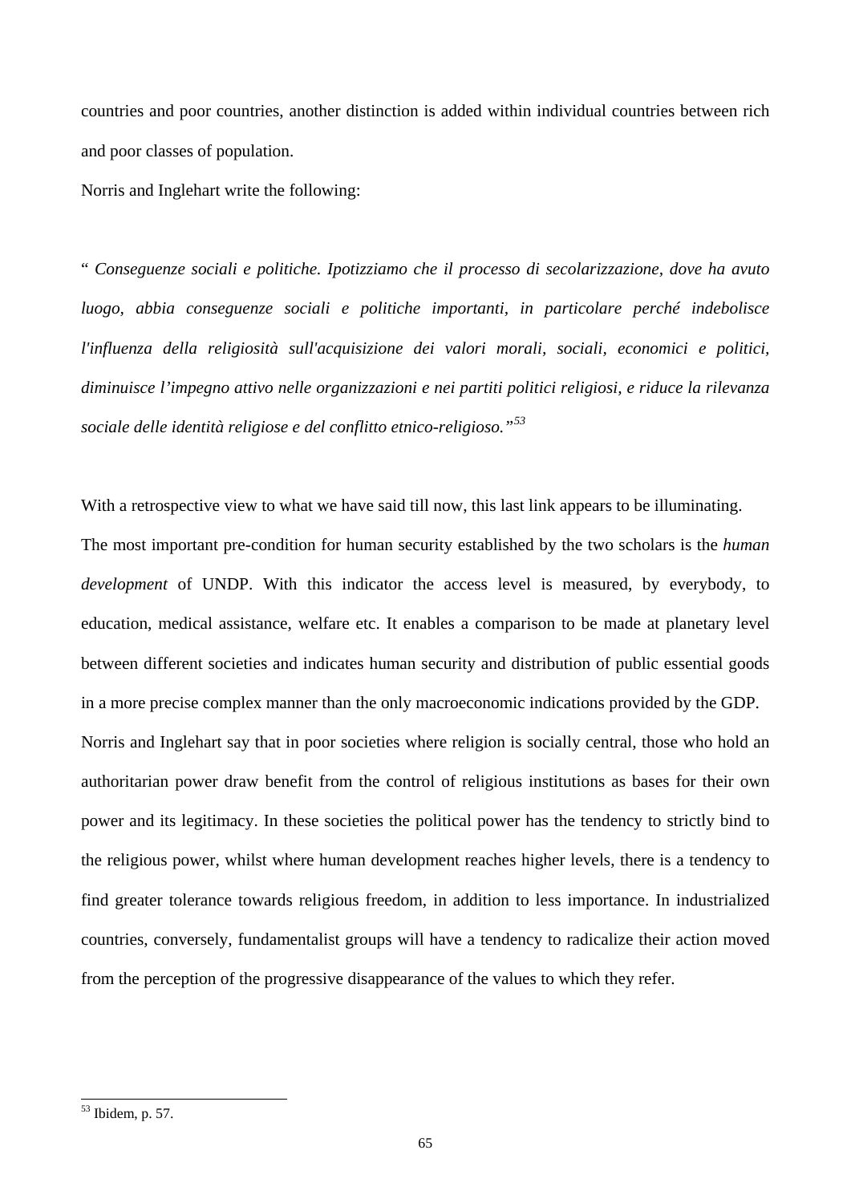countries and poor countries, another distinction is added within individual countries between rich and poor classes of population.

Norris and Inglehart write the following:

" *Conseguenze sociali e politiche. Ipotizziamo che il processo di secolarizzazione, dove ha avuto luogo, abbia conseguenze sociali e politiche importanti, in particolare perché indebolisce l'influenza della religiosità sull'acquisizione dei valori morali, sociali, economici e politici, diminuisce l'impegno attivo nelle organizzazioni e nei partiti politici religiosi, e riduce la rilevanza sociale delle identità religiose e del conflitto etnico-religioso."*[53]

With a retrospective view to what we have said till now, this last link appears to be illuminating.

The most important pre-condition for human security established by the two scholars is the *human development* of UNDP. With this indicator the access level is measured, by everybody, to education, medical assistance, welfare etc. It enables a comparison to be made at planetary level between different societies and indicates human security and distribution of public essential goods in a more precise complex manner than the only macroeconomic indications provided by the GDP.

Norris and Inglehart say that in poor societies where religion is socially central, those who hold an authoritarian power draw benefit from the control of religious institutions as bases for their own power and its legitimacy. In these societies the political power has the tendency to strictly bind to the religious power, whilst where human development reaches higher levels, there is a tendency to find greater tolerance towards religious freedom, in addition to less importance. In industrialized countries, conversely, fundamentalist groups will have a tendency to radicalize their action moved from the perception of the progressive disappearance of the values to which they refer.

[53] Ibidem, p. 57.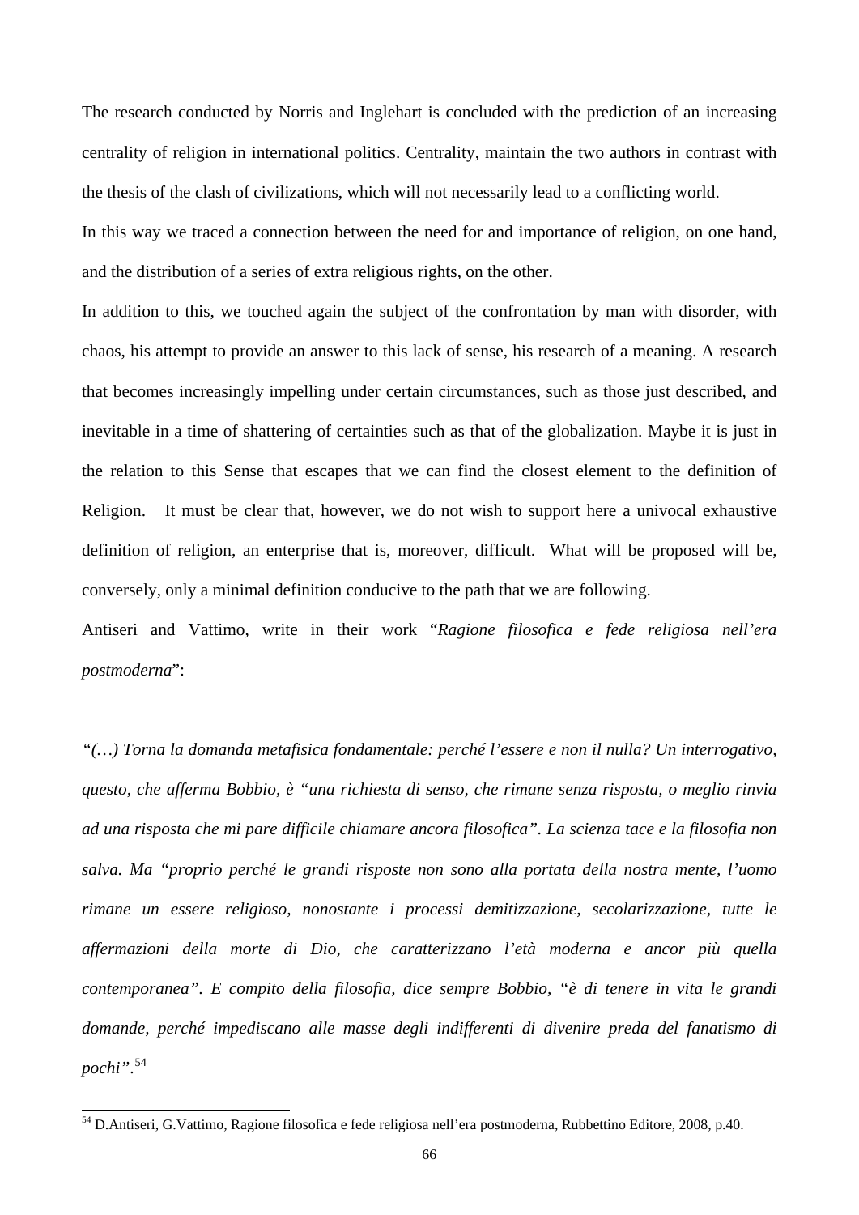The research conducted by Norris and Inglehart is concluded with the prediction of an increasing centrality of religion in international politics. Centrality, maintain the two authors in contrast with the thesis of the clash of civilizations, which will not necessarily lead to a conflicting world.

In this way we traced a connection between the need for and importance of religion, on one hand, and the distribution of a series of extra religious rights, on the other.

In addition to this, we touched again the subject of the confrontation by man with disorder, with chaos, his attempt to provide an answer to this lack of sense, his research of a meaning. A research that becomes increasingly impelling under certain circumstances, such as those just described, and inevitable in a time of shattering of certainties such as that of the globalization. Maybe it is just in the relation to this Sense that escapes that we can find the closest element to the definition of Religion. It must be clear that, however, we do not wish to support here a univocal exhaustive definition of religion, an enterprise that is, moreover, difficult. What will be proposed will be, conversely, only a minimal definition conducive to the path that we are following.

Antiseri and Vattimo, write in their work "*Ragione filosofica e fede religiosa nell'era postmoderna*":

*"(…) Torna la domanda metafisica fondamentale: perché l'essere e non il nulla? Un interrogativo, questo, che afferma Bobbio, è "una richiesta di senso, che rimane senza risposta, o meglio rinvia ad una risposta che mi pare difficile chiamare ancora filosofica". La scienza tace e la filosofia non salva. Ma "proprio perché le grandi risposte non sono alla portata della nostra mente, l'uomo rimane un essere religioso, nonostante i processi demitizzazione, secolarizzazione, tutte le affermazioni della morte di Dio, che caratterizzano l'età moderna e ancor più quella contemporanea". E compito della filosofia, dice sempre Bobbio, "è di tenere in vita le grandi domande, perché impediscano alle masse degli indifferenti di divenire preda del fanatismo di pochi".*[54]

[54] D.Antiseri, G.Vattimo, Ragione filosofica e fede religiosa nell'era postmoderna, Rubbettino Editore, 2008, p.40.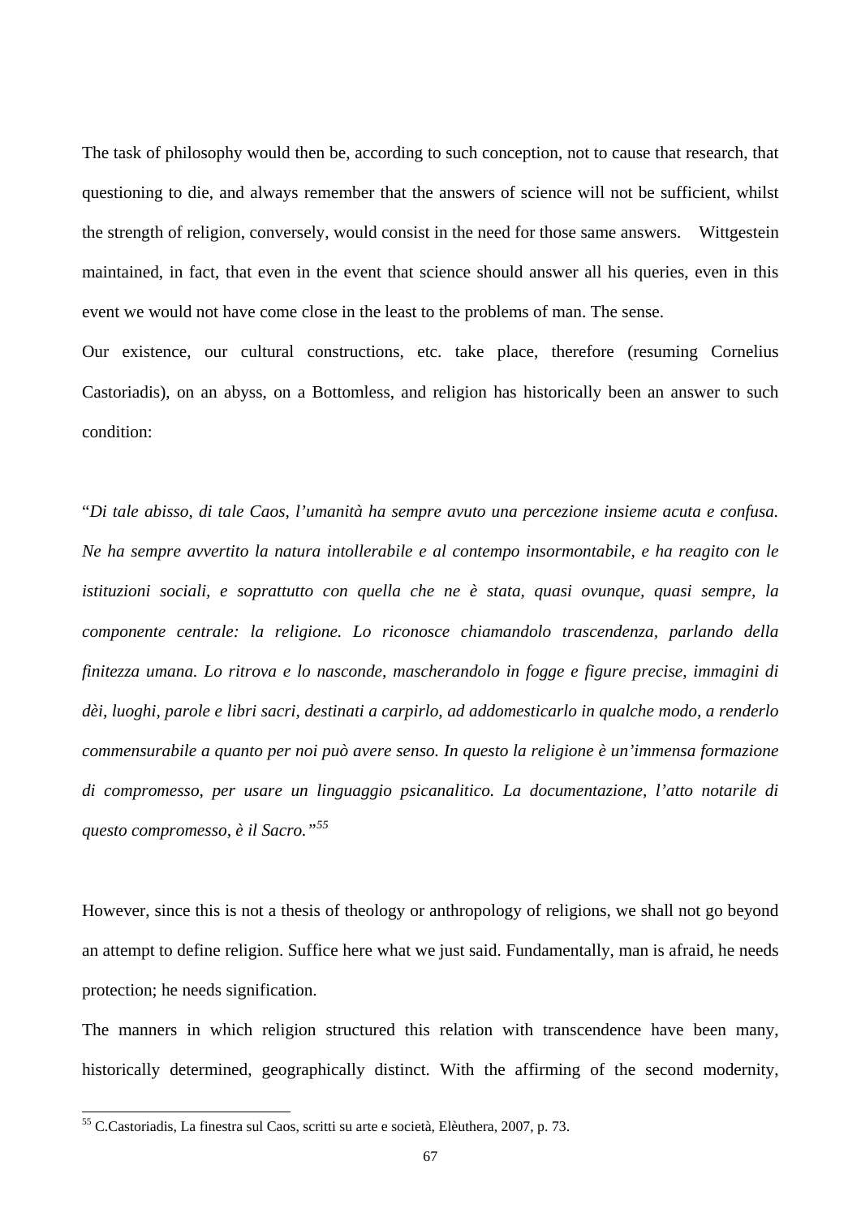The task of philosophy would then be, according to such conception, not to cause that research, that questioning to die, and always remember that the answers of science will not be sufficient, whilst the strength of religion, conversely, would consist in the need for those same answers. Wittgestein maintained, in fact, that even in the event that science should answer all his queries, even in this event we would not have come close in the least to the problems of man. The sense.

Our existence, our cultural constructions, etc. take place, therefore (resuming Cornelius Castoriadis), on an abyss, on a Bottomless, and religion has historically been an answer to such condition:

"*Di tale abisso, di tale Caos, l'umanità ha sempre avuto una percezione insieme acuta e confusa. Ne ha sempre avvertito la natura intollerabile e al contempo insormontabile, e ha reagito con le istituzioni sociali, e soprattutto con quella che ne è stata, quasi ovunque, quasi sempre, la componente centrale: la religione. Lo riconosce chiamandolo trascendenza, parlando della finitezza umana. Lo ritrova e lo nasconde, mascherandolo in fogge e figure precise, immagini di dèi, luoghi, parole e libri sacri, destinati a carpirlo, ad addomesticarlo in qualche modo, a renderlo commensurabile a quanto per noi può avere senso. In questo la religione è un'immensa formazione di compromesso, per usare un linguaggio psicanalitico. La documentazione, l'atto notarile di questo compromesso, è il Sacro.*"[55]

However, since this is not a thesis of theology or anthropology of religions, we shall not go beyond an attempt to define religion. Suffice here what we just said. Fundamentally, man is afraid, he needs protection; he needs signification.

The manners in which religion structured this relation with transcendence have been many, historically determined, geographically distinct. With the affirming of the second modernity,

[55] C.Castoriadis, La finestra sul Caos, scritti su arte e società, Elèuthera, 2007, p. 73.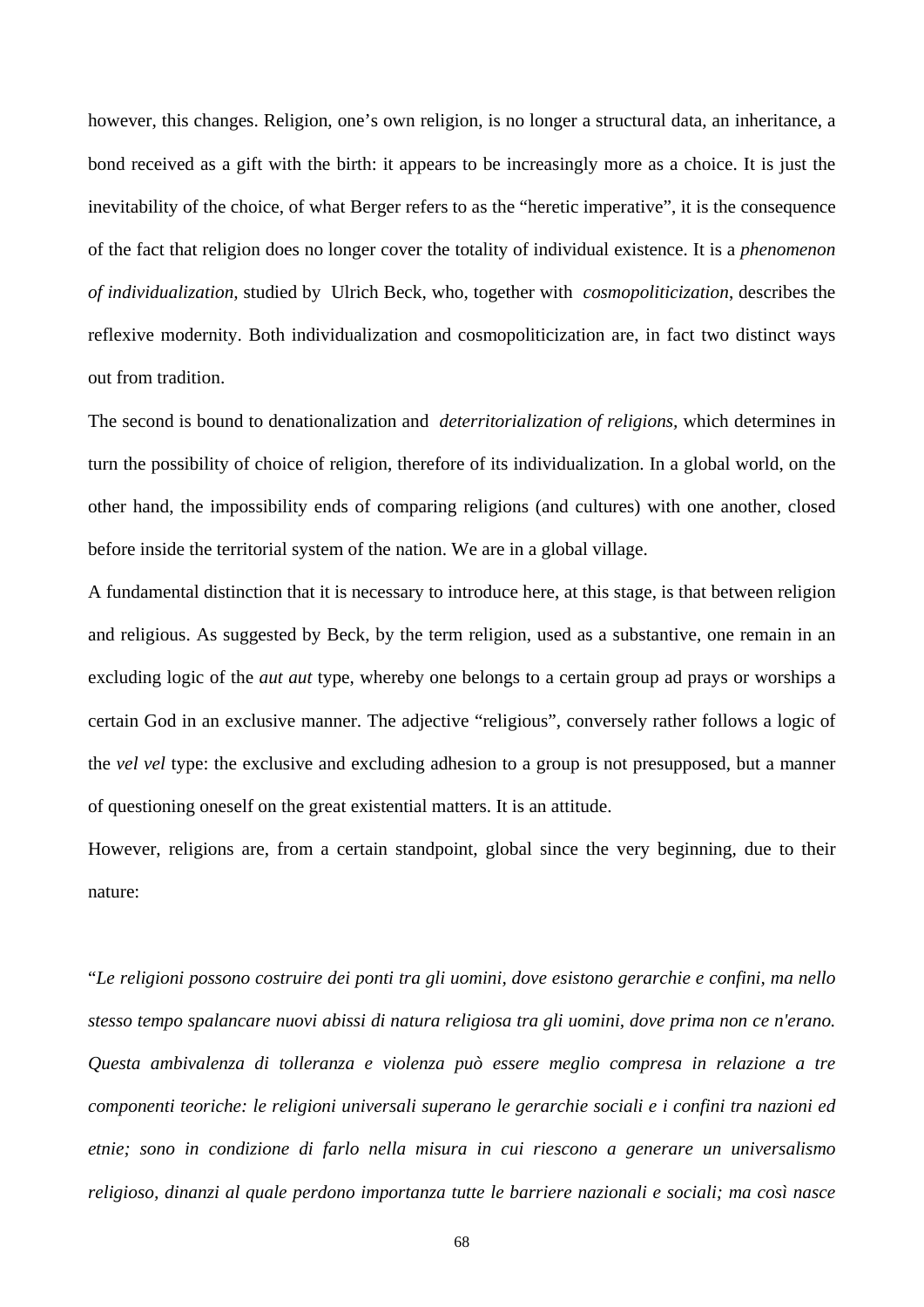however, this changes. Religion, one's own religion, is no longer a structural data, an inheritance, a bond received as a gift with the birth: it appears to be increasingly more as a choice. It is just the inevitability of the choice, of what Berger refers to as the "heretic imperative", it is the consequence of the fact that religion does no longer cover the totality of individual existence. It is a *phenomenon of individualization,* studied by Ulrich Beck, who, together with *cosmopoliticization*, describes the reflexive modernity. Both individualization and cosmopoliticization are, in fact two distinct ways out from tradition.

The second is bound to denationalization and *deterritorialization of religions,* which determines in turn the possibility of choice of religion, therefore of its individualization. In a global world, on the other hand, the impossibility ends of comparing religions (and cultures) with one another, closed before inside the territorial system of the nation. We are in a global village.

A fundamental distinction that it is necessary to introduce here, at this stage, is that between religion and religious. As suggested by Beck, by the term religion, used as a substantive, one remain in an excluding logic of the *aut aut* type, whereby one belongs to a certain group ad prays or worships a certain God in an exclusive manner. The adjective "religious", conversely rather follows a logic of the *vel vel* type: the exclusive and excluding adhesion to a group is not presupposed, but a manner of questioning oneself on the great existential matters. It is an attitude.

However, religions are, from a certain standpoint, global since the very beginning, due to their nature:

"*Le religioni possono costruire dei ponti tra gli uomini, dove esistono gerarchie e confini, ma nello stesso tempo spalancare nuovi abissi di natura religiosa tra gli uomini, dove prima non ce n'erano. Questa ambivalenza di tolleranza e violenza può essere meglio compresa in relazione a tre componenti teoriche: le religioni universali superano le gerarchie sociali e i confini tra nazioni ed etnie; sono in condizione di farlo nella misura in cui riescono a generare un universalismo religioso, dinanzi al quale perdono importanza tutte le barriere nazionali e sociali; ma così nasce*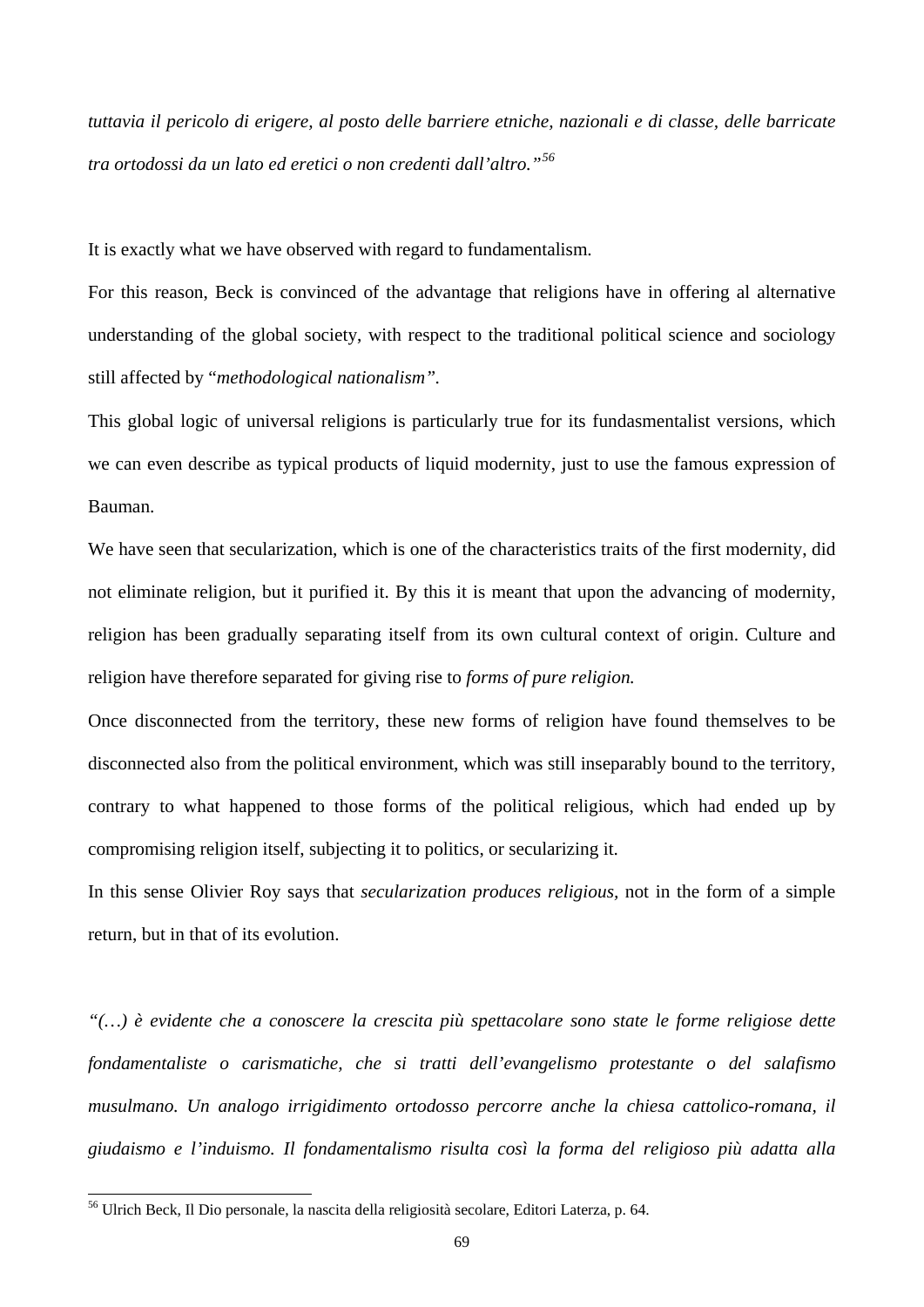*tuttavia il pericolo di erigere, al posto delle barriere etniche, nazionali e di classe, delle barricate tra ortodossi da un lato ed eretici o non credenti dall'altro."*[56]

It is exactly what we have observed with regard to fundamentalism.

For this reason, Beck is convinced of the advantage that religions have in offering al alternative understanding of the global society, with respect to the traditional political science and sociology still affected by "*methodological nationalism"*.

This global logic of universal religions is particularly true for its fundasmentalist versions, which we can even describe as typical products of liquid modernity, just to use the famous expression of Bauman.

We have seen that secularization, which is one of the characteristics traits of the first modernity, did not eliminate religion, but it purified it. By this it is meant that upon the advancing of modernity, religion has been gradually separating itself from its own cultural context of origin. Culture and religion have therefore separated for giving rise to *forms of pure religion.*

Once disconnected from the territory, these new forms of religion have found themselves to be disconnected also from the political environment, which was still inseparably bound to the territory, contrary to what happened to those forms of the political religious, which had ended up by compromising religion itself, subjecting it to politics, or secularizing it.

In this sense Olivier Roy says that *secularization produces religious*, not in the form of a simple return, but in that of its evolution.

*"(…) è evidente che a conoscere la crescita più spettacolare sono state le forme religiose dette fondamentaliste o carismatiche, che si tratti dell'evangelismo protestante o del salafismo musulmano. Un analogo irrigidimento ortodosso percorre anche la chiesa cattolico-romana, il giudaismo e l'induismo. Il fondamentalismo risulta così la forma del religioso più adatta alla*

[56] Ulrich Beck, Il Dio personale, la nascita della religiosità secolare, Editori Laterza, p. 64.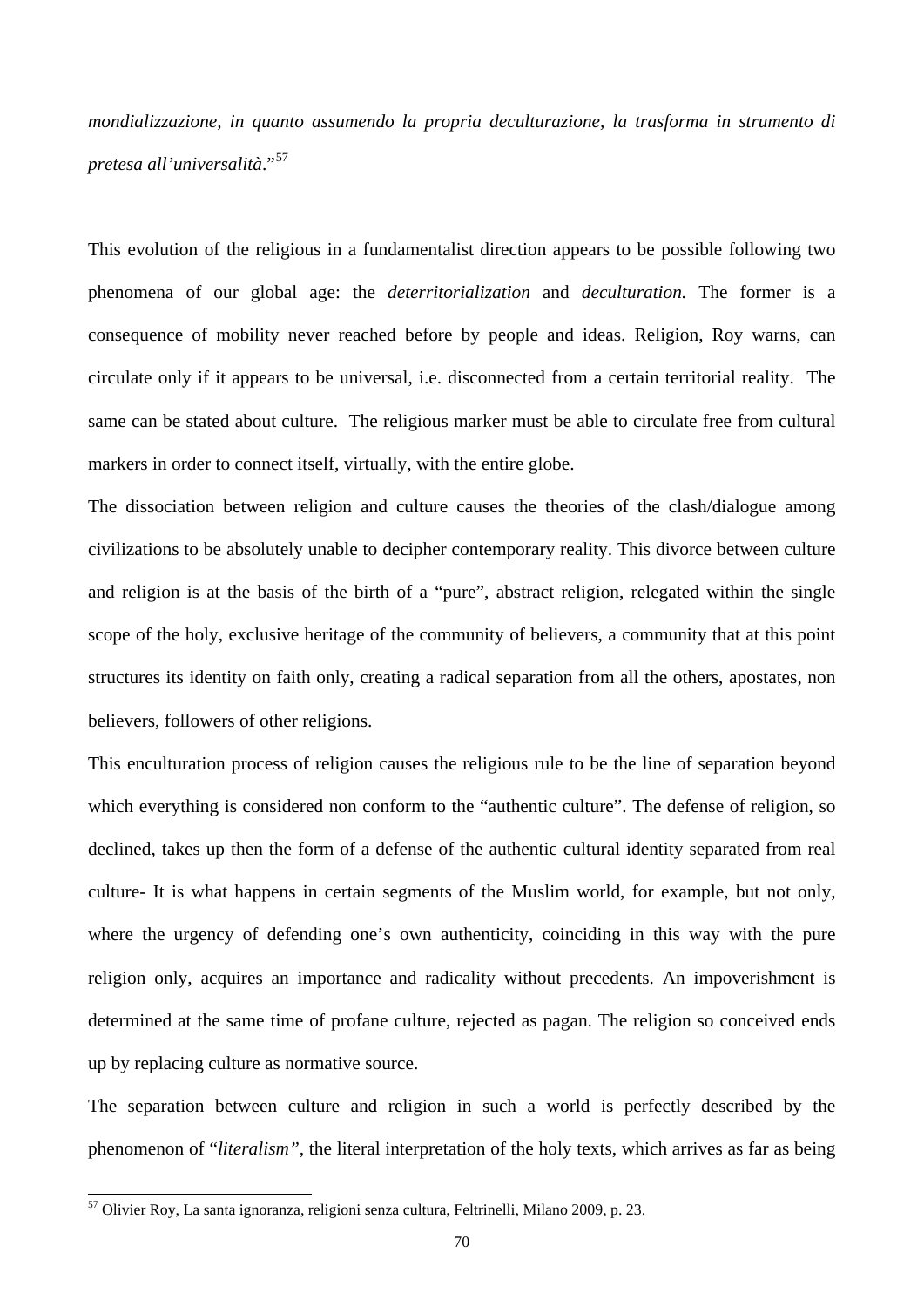*mondializzazione, in quanto assumendo la propria deculturazione, la trasforma in strumento di pretesa all'universalità*."[57]

This evolution of the religious in a fundamentalist direction appears to be possible following two phenomena of our global age: the *deterritorialization* and *deculturation.* The former is a consequence of mobility never reached before by people and ideas. Religion, Roy warns, can circulate only if it appears to be universal, i.e. disconnected from a certain territorial reality. The same can be stated about culture. The religious marker must be able to circulate free from cultural markers in order to connect itself, virtually, with the entire globe.

The dissociation between religion and culture causes the theories of the clash/dialogue among civilizations to be absolutely unable to decipher contemporary reality. This divorce between culture and religion is at the basis of the birth of a "pure", abstract religion, relegated within the single scope of the holy, exclusive heritage of the community of believers, a community that at this point structures its identity on faith only, creating a radical separation from all the others, apostates, non believers, followers of other religions.

This enculturation process of religion causes the religious rule to be the line of separation beyond which everything is considered non conform to the "authentic culture". The defense of religion, so declined, takes up then the form of a defense of the authentic cultural identity separated from real culture- It is what happens in certain segments of the Muslim world, for example, but not only, where the urgency of defending one's own authenticity, coinciding in this way with the pure religion only, acquires an importance and radicality without precedents. An impoverishment is determined at the same time of profane culture, rejected as pagan. The religion so conceived ends up by replacing culture as normative source.

The separation between culture and religion in such a world is perfectly described by the phenomenon of "*literalism"*, the literal interpretation of the holy texts, which arrives as far as being

[57] Olivier Roy, La santa ignoranza, religioni senza cultura, Feltrinelli, Milano 2009, p. 23.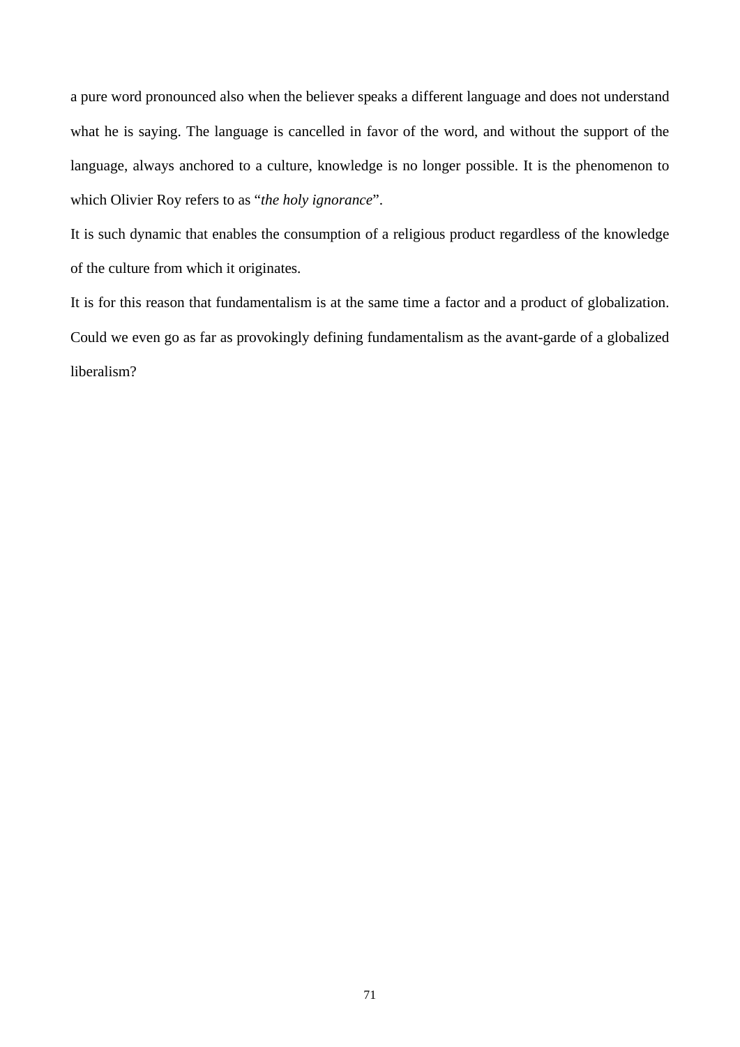a pure word pronounced also when the believer speaks a different language and does not understand what he is saying. The language is cancelled in favor of the word, and without the support of the language, always anchored to a culture, knowledge is no longer possible. It is the phenomenon to which Olivier Roy refers to as "*the holy ignorance*".

It is such dynamic that enables the consumption of a religious product regardless of the knowledge of the culture from which it originates.

It is for this reason that fundamentalism is at the same time a factor and a product of globalization. Could we even go as far as provokingly defining fundamentalism as the avant-garde of a globalized liberalism?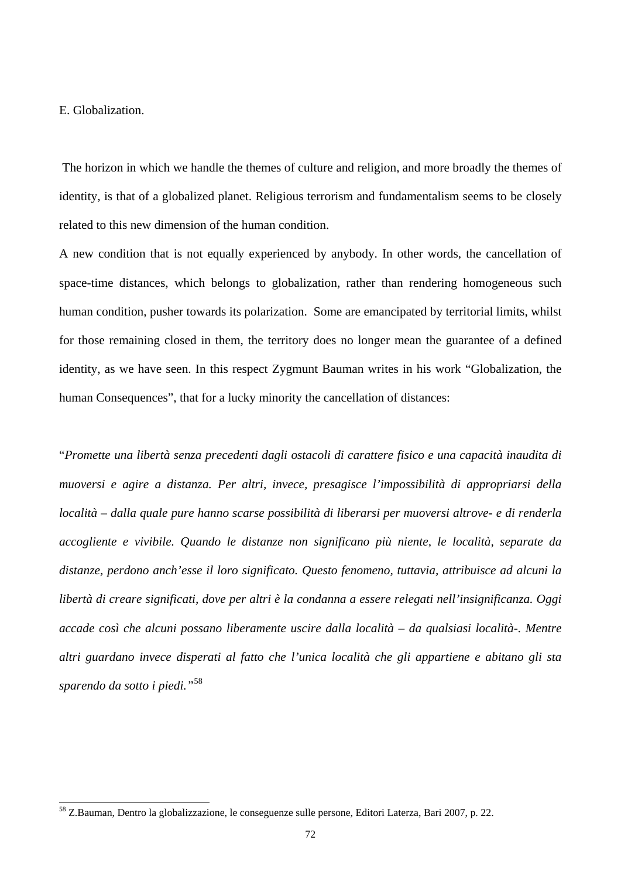E. Globalization.

The horizon in which we handle the themes of culture and religion, and more broadly the themes of identity, is that of a globalized planet. Religious terrorism and fundamentalism seems to be closely related to this new dimension of the human condition.

A new condition that is not equally experienced by anybody. In other words, the cancellation of space-time distances, which belongs to globalization, rather than rendering homogeneous such human condition, pusher towards its polarization. Some are emancipated by territorial limits, whilst for those remaining closed in them, the territory does no longer mean the guarantee of a defined identity, as we have seen. In this respect Zygmunt Bauman writes in his work "Globalization, the human Consequences", that for a lucky minority the cancellation of distances:

"*Promette una libertà senza precedenti dagli ostacoli di carattere fisico e una capacità inaudita di muoversi e agire a distanza. Per altri, invece, presagisce l'impossibilità di appropriarsi della località – dalla quale pure hanno scarse possibilità di liberarsi per muoversi altrove- e di renderla accogliente e vivibile. Quando le distanze non significano più niente, le località, separate da distanze, perdono anch'esse il loro significato. Questo fenomeno, tuttavia, attribuisce ad alcuni la libertà di creare significati, dove per altri è la condanna a essere relegati nell'insignificanza. Oggi accade così che alcuni possano liberamente uscire dalla località – da qualsiasi località-. Mentre altri guardano invece disperati al fatto che l'unica località che gli appartiene e abitano gli sta sparendo da sotto i piedi.*"[58]

[58] Z.Bauman, Dentro la globalizzazione, le conseguenze sulle persone, Editori Laterza, Bari 2007, p. 22.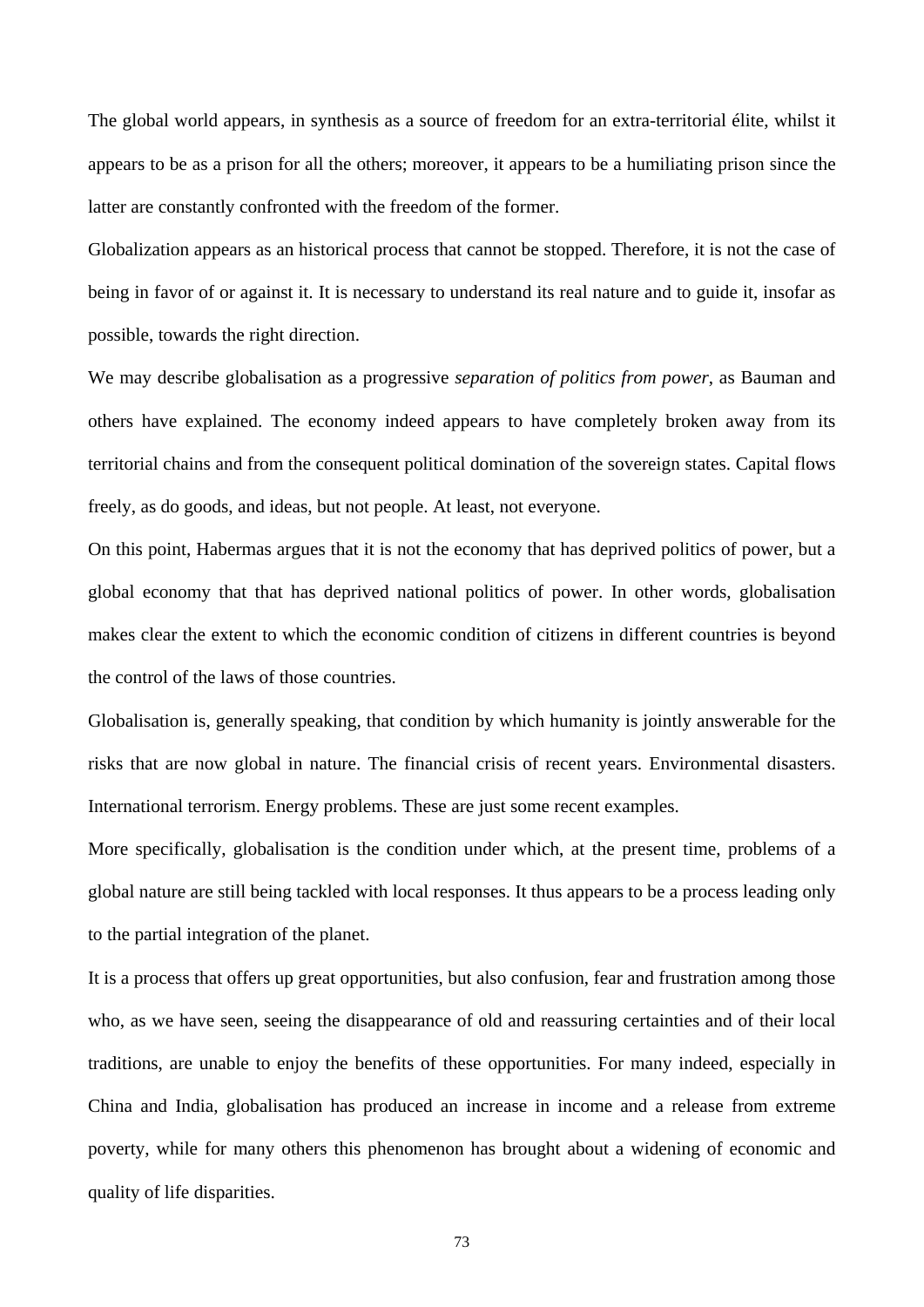The global world appears, in synthesis as a source of freedom for an extra-territorial élite, whilst it appears to be as a prison for all the others; moreover, it appears to be a humiliating prison since the latter are constantly confronted with the freedom of the former.

Globalization appears as an historical process that cannot be stopped. Therefore, it is not the case of being in favor of or against it. It is necessary to understand its real nature and to guide it, insofar as possible, towards the right direction.

We may describe globalisation as a progressive *separation of politics from power*, as Bauman and others have explained. The economy indeed appears to have completely broken away from its territorial chains and from the consequent political domination of the sovereign states. Capital flows freely, as do goods, and ideas, but not people. At least, not everyone.

On this point, Habermas argues that it is not the economy that has deprived politics of power, but a global economy that that has deprived national politics of power. In other words, globalisation makes clear the extent to which the economic condition of citizens in different countries is beyond the control of the laws of those countries.

Globalisation is, generally speaking, that condition by which humanity is jointly answerable for the risks that are now global in nature. The financial crisis of recent years. Environmental disasters. International terrorism. Energy problems. These are just some recent examples.

More specifically, globalisation is the condition under which, at the present time, problems of a global nature are still being tackled with local responses. It thus appears to be a process leading only to the partial integration of the planet.

It is a process that offers up great opportunities, but also confusion, fear and frustration among those who, as we have seen, seeing the disappearance of old and reassuring certainties and of their local traditions, are unable to enjoy the benefits of these opportunities. For many indeed, especially in China and India, globalisation has produced an increase in income and a release from extreme poverty, while for many others this phenomenon has brought about a widening of economic and quality of life disparities.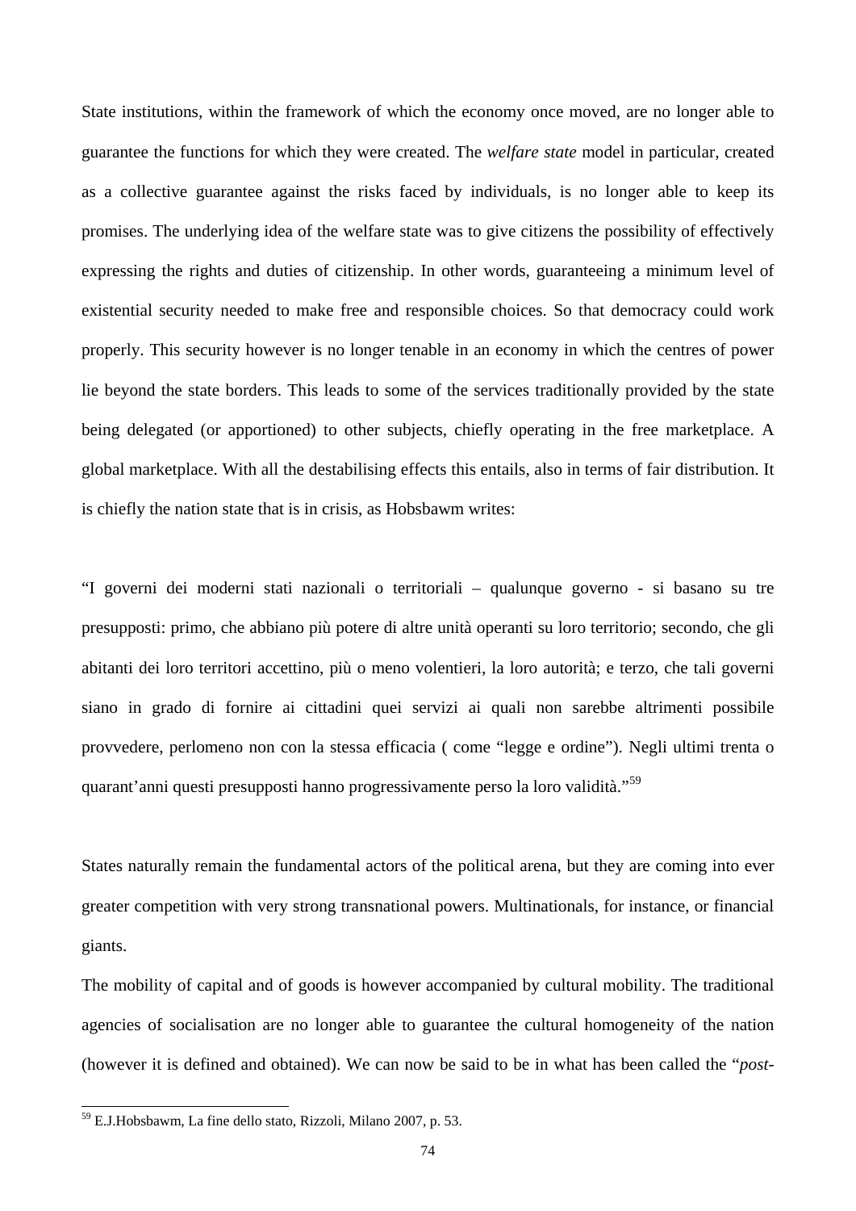State institutions, within the framework of which the economy once moved, are no longer able to guarantee the functions for which they were created. The *welfare state* model in particular, created as a collective guarantee against the risks faced by individuals, is no longer able to keep its promises. The underlying idea of the welfare state was to give citizens the possibility of effectively expressing the rights and duties of citizenship. In other words, guaranteeing a minimum level of existential security needed to make free and responsible choices. So that democracy could work properly. This security however is no longer tenable in an economy in which the centres of power lie beyond the state borders. This leads to some of the services traditionally provided by the state being delegated (or apportioned) to other subjects, chiefly operating in the free marketplace. A global marketplace. With all the destabilising effects this entails, also in terms of fair distribution. It is chiefly the nation state that is in crisis, as Hobsbawm writes:

"I governi dei moderni stati nazionali o territoriali – qualunque governo - si basano su tre presupposti: primo, che abbiano più potere di altre unità operanti su loro territorio; secondo, che gli abitanti dei loro territori accettino, più o meno volentieri, la loro autorità; e terzo, che tali governi siano in grado di fornire ai cittadini quei servizi ai quali non sarebbe altrimenti possibile provvedere, perlomeno non con la stessa efficacia ( come "legge e ordine"). Negli ultimi trenta o quarant'anni questi presupposti hanno progressivamente perso la loro validità."[59]

States naturally remain the fundamental actors of the political arena, but they are coming into ever greater competition with very strong transnational powers. Multinationals, for instance, or financial giants.

The mobility of capital and of goods is however accompanied by cultural mobility. The traditional agencies of socialisation are no longer able to guarantee the cultural homogeneity of the nation (however it is defined and obtained). We can now be said to be in what has been called the "*post-*

[59] E.J.Hobsbawm, La fine dello stato, Rizzoli, Milano 2007, p. 53.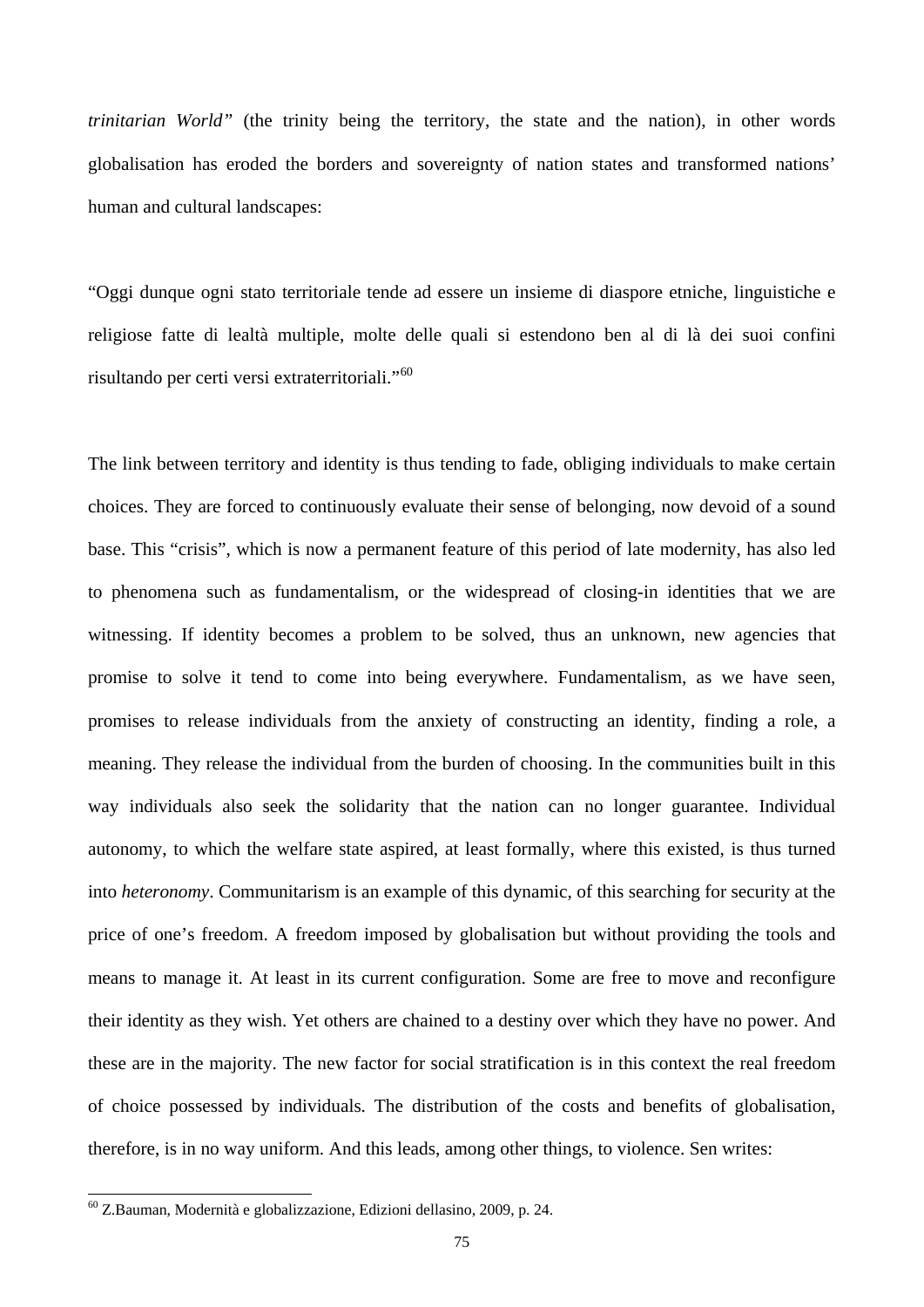*trinitarian World"* (the trinity being the territory, the state and the nation), in other words globalisation has eroded the borders and sovereignty of nation states and transformed nations' human and cultural landscapes:

"Oggi dunque ogni stato territoriale tende ad essere un insieme di diaspore etniche, linguistiche e religiose fatte di lealtà multiple, molte delle quali si estendono ben al di là dei suoi confini risultando per certi versi extraterritoriali."[60]

The link between territory and identity is thus tending to fade, obliging individuals to make certain choices. They are forced to continuously evaluate their sense of belonging, now devoid of a sound base. This "crisis", which is now a permanent feature of this period of late modernity, has also led to phenomena such as fundamentalism, or the widespread of closing-in identities that we are witnessing. If identity becomes a problem to be solved, thus an unknown, new agencies that promise to solve it tend to come into being everywhere. Fundamentalism, as we have seen, promises to release individuals from the anxiety of constructing an identity, finding a role, a meaning. They release the individual from the burden of choosing. In the communities built in this way individuals also seek the solidarity that the nation can no longer guarantee. Individual autonomy, to which the welfare state aspired, at least formally, where this existed, is thus turned into *heteronomy*. Communitarism is an example of this dynamic, of this searching for security at the price of one's freedom. A freedom imposed by globalisation but without providing the tools and means to manage it. At least in its current configuration. Some are free to move and reconfigure their identity as they wish. Yet others are chained to a destiny over which they have no power. And these are in the majority. The new factor for social stratification is in this context the real freedom of choice possessed by individuals. The distribution of the costs and benefits of globalisation, therefore, is in no way uniform. And this leads, among other things, to violence. Sen writes:

---

[60] Z.Bauman, Modernità e globalizzazione, Edizioni dellasino, 2009, p. 24.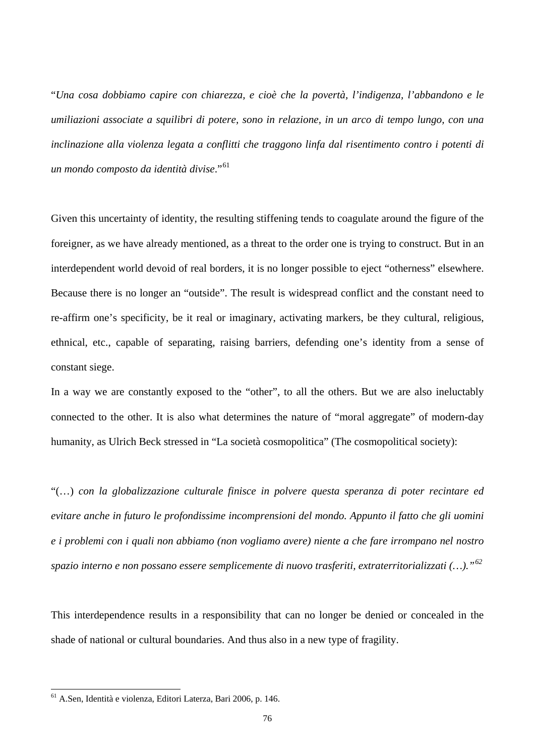"*Una cosa dobbiamo capire con chiarezza, e cioè che la povertà, l'indigenza, l'abbandono e le umiliazioni associate a squilibri di potere, sono in relazione, in un arco di tempo lungo, con una inclinazione alla violenza legata a conflitti che traggono linfa dal risentimento contro i potenti di un mondo composto da identità divise*."[61]

Given this uncertainty of identity, the resulting stiffening tends to coagulate around the figure of the foreigner, as we have already mentioned, as a threat to the order one is trying to construct. But in an interdependent world devoid of real borders, it is no longer possible to eject "otherness" elsewhere. Because there is no longer an "outside". The result is widespread conflict and the constant need to re-affirm one's specificity, be it real or imaginary, activating markers, be they cultural, religious, ethnical, etc., capable of separating, raising barriers, defending one's identity from a sense of constant siege.

In a way we are constantly exposed to the "other", to all the others. But we are also ineluctably connected to the other. It is also what determines the nature of "moral aggregate" of modern-day humanity, as Ulrich Beck stressed in "La società cosmopolitica" (The cosmopolitical society):

"(…) *con la globalizzazione culturale finisce in polvere questa speranza di poter recintare ed evitare anche in futuro le profondissime incomprensioni del mondo. Appunto il fatto che gli uomini e i problemi con i quali non abbiamo (non vogliamo avere) niente a che fare irrompano nel nostro spazio interno e non possano essere semplicemente di nuovo trasferiti, extraterritorializzati (…).*"[62]

This interdependence results in a responsibility that can no longer be denied or concealed in the shade of national or cultural boundaries. And thus also in a new type of fragility.

---

[61] A.Sen, Identità e violenza, Editori Laterza, Bari 2006, p. 146.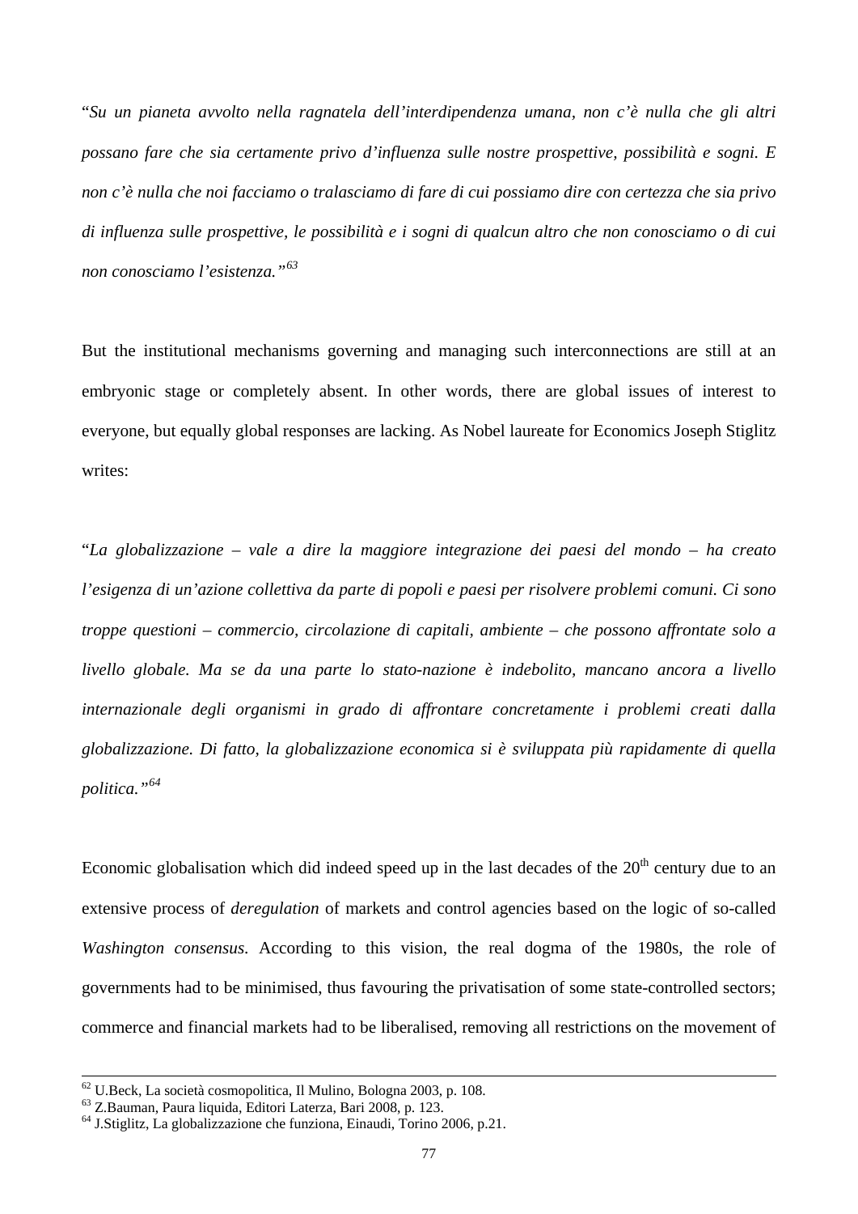"*Su un pianeta avvolto nella ragnatela dell'interdipendenza umana, non c'è nulla che gli altri possano fare che sia certamente privo d'influenza sulle nostre prospettive, possibilità e sogni. E non c'è nulla che noi facciamo o tralasciamo di fare di cui possiamo dire con certezza che sia privo di influenza sulle prospettive, le possibilità e i sogni di qualcun altro che non conosciamo o di cui non conosciamo l'esistenza.*"[63]

But the institutional mechanisms governing and managing such interconnections are still at an embryonic stage or completely absent. In other words, there are global issues of interest to everyone, but equally global responses are lacking. As Nobel laureate for Economics Joseph Stiglitz writes:

"*La globalizzazione – vale a dire la maggiore integrazione dei paesi del mondo – ha creato l'esigenza di un'azione collettiva da parte di popoli e paesi per risolvere problemi comuni. Ci sono troppe questioni – commercio, circolazione di capitali, ambiente – che possono affrontate solo a livello globale. Ma se da una parte lo stato-nazione è indebolito, mancano ancora a livello internazionale degli organismi in grado di affrontare concretamente i problemi creati dalla globalizzazione. Di fatto, la globalizzazione economica si è sviluppata più rapidamente di quella politica.*"[64]

Economic globalisation which did indeed speed up in the last decades of the 20th century due to an extensive process of *deregulation* of markets and control agencies based on the logic of so-called *Washington consensus.* According to this vision, the real dogma of the 1980s, the role of governments had to be minimised, thus favouring the privatisation of some state-controlled sectors; commerce and financial markets had to be liberalised, removing all restrictions on the movement of

---

[62] U.Beck, La società cosmopolitica, Il Mulino, Bologna 2003, p. 108.
[63] Z.Bauman, Paura liquida, Editori Laterza, Bari 2008, p. 123.
[64] J.Stiglitz, La globalizzazione che funziona, Einaudi, Torino 2006, p.21.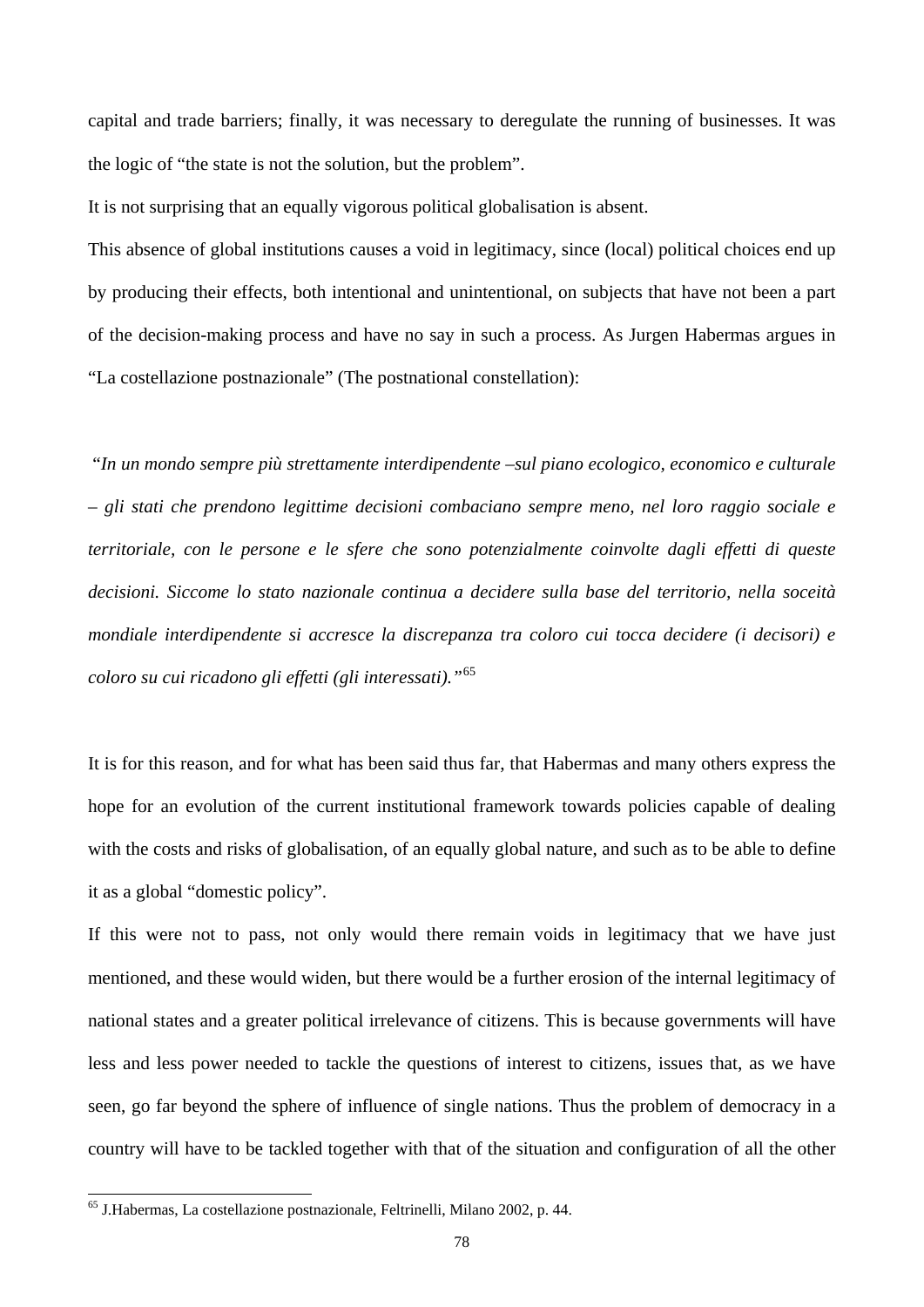capital and trade barriers; finally, it was necessary to deregulate the running of businesses. It was the logic of "the state is not the solution, but the problem".

It is not surprising that an equally vigorous political globalisation is absent.

This absence of global institutions causes a void in legitimacy, since (local) political choices end up by producing their effects, both intentional and unintentional, on subjects that have not been a part of the decision-making process and have no say in such a process. As Jurgen Habermas argues in "La costellazione postnazionale" (The postnational constellation):

*"In un mondo sempre più strettamente interdipendente –sul piano ecologico, economico e culturale – gli stati che prendono legittime decisioni combaciano sempre meno, nel loro raggio sociale e territoriale, con le persone e le sfere che sono potenzialmente coinvolte dagli effetti di queste decisioni. Siccome lo stato nazionale continua a decidere sulla base del territorio, nella soceità mondiale interdipendente si accresce la discrepanza tra coloro cui tocca decidere (i decisori) e coloro su cui ricadono gli effetti (gli interessati)."*[65]

It is for this reason, and for what has been said thus far, that Habermas and many others express the hope for an evolution of the current institutional framework towards policies capable of dealing with the costs and risks of globalisation, of an equally global nature, and such as to be able to define it as a global "domestic policy".

If this were not to pass, not only would there remain voids in legitimacy that we have just mentioned, and these would widen, but there would be a further erosion of the internal legitimacy of national states and a greater political irrelevance of citizens. This is because governments will have less and less power needed to tackle the questions of interest to citizens, issues that, as we have seen, go far beyond the sphere of influence of single nations. Thus the problem of democracy in a country will have to be tackled together with that of the situation and configuration of all the other

---

[65] J.Habermas, La costellazione postnazionale, Feltrinelli, Milano 2002, p. 44.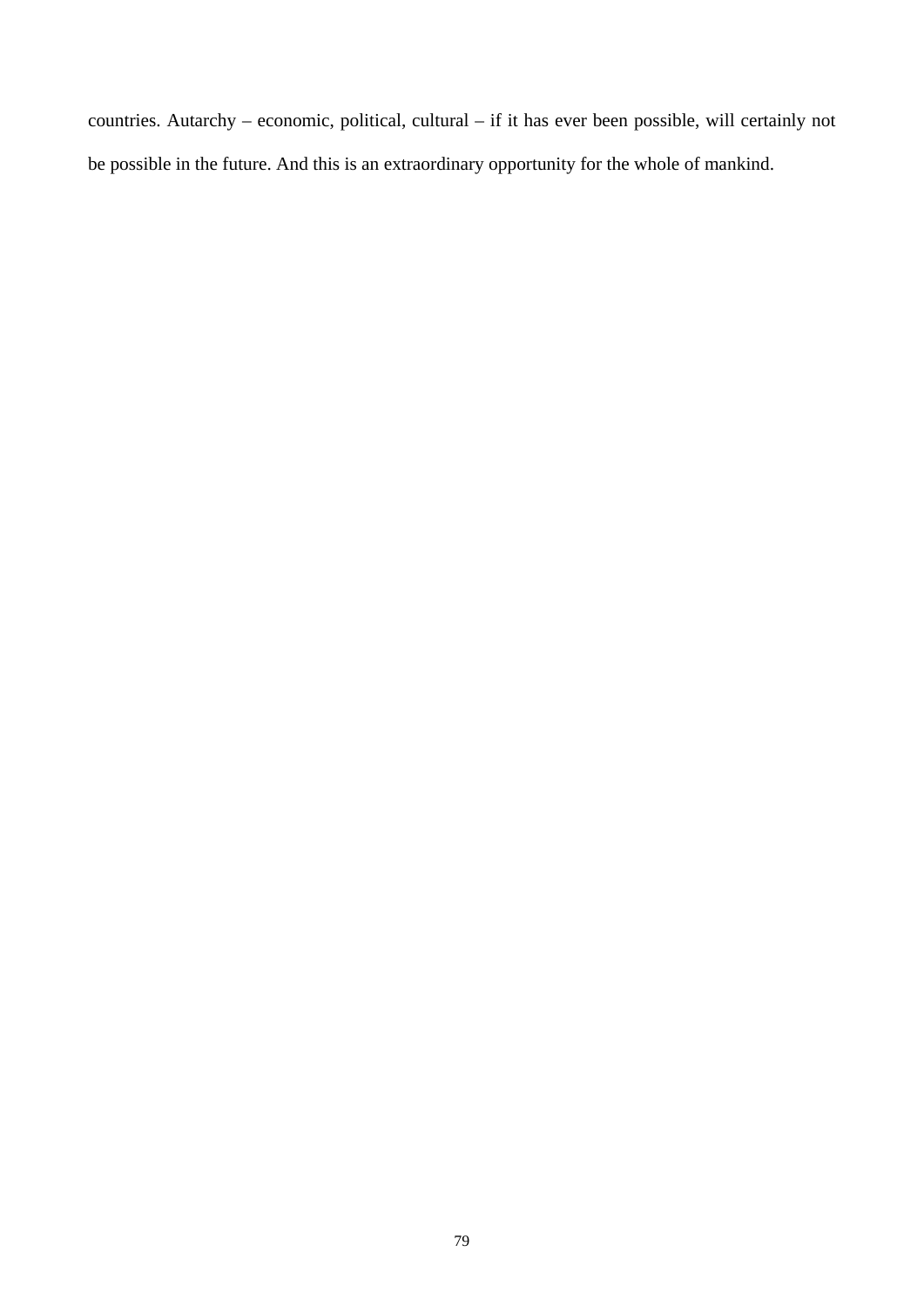countries. Autarchy – economic, political, cultural – if it has ever been possible, will certainly not be possible in the future. And this is an extraordinary opportunity for the whole of mankind.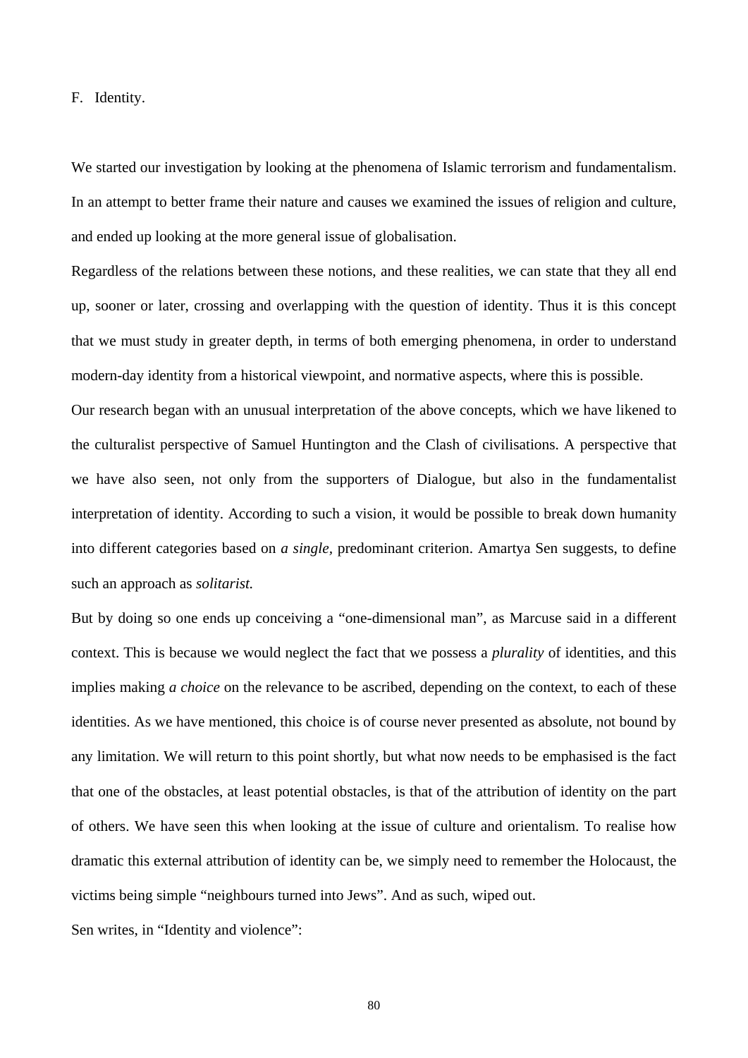## F. Identity.

We started our investigation by looking at the phenomena of Islamic terrorism and fundamentalism. In an attempt to better frame their nature and causes we examined the issues of religion and culture, and ended up looking at the more general issue of globalisation.

Regardless of the relations between these notions, and these realities, we can state that they all end up, sooner or later, crossing and overlapping with the question of identity. Thus it is this concept that we must study in greater depth, in terms of both emerging phenomena, in order to understand modern-day identity from a historical viewpoint, and normative aspects, where this is possible.

Our research began with an unusual interpretation of the above concepts, which we have likened to the culturalist perspective of Samuel Huntington and the Clash of civilisations. A perspective that we have also seen, not only from the supporters of Dialogue, but also in the fundamentalist interpretation of identity. According to such a vision, it would be possible to break down humanity into different categories based on *a single,* predominant criterion. Amartya Sen suggests, to define such an approach as *solitarist.*

But by doing so one ends up conceiving a "one-dimensional man", as Marcuse said in a different context. This is because we would neglect the fact that we possess a *plurality* of identities, and this implies making *a choice* on the relevance to be ascribed, depending on the context, to each of these identities. As we have mentioned, this choice is of course never presented as absolute, not bound by any limitation. We will return to this point shortly, but what now needs to be emphasised is the fact that one of the obstacles, at least potential obstacles, is that of the attribution of identity on the part of others. We have seen this when looking at the issue of culture and orientalism. To realise how dramatic this external attribution of identity can be, we simply need to remember the Holocaust, the victims being simple "neighbours turned into Jews". And as such, wiped out.

Sen writes, in "Identity and violence":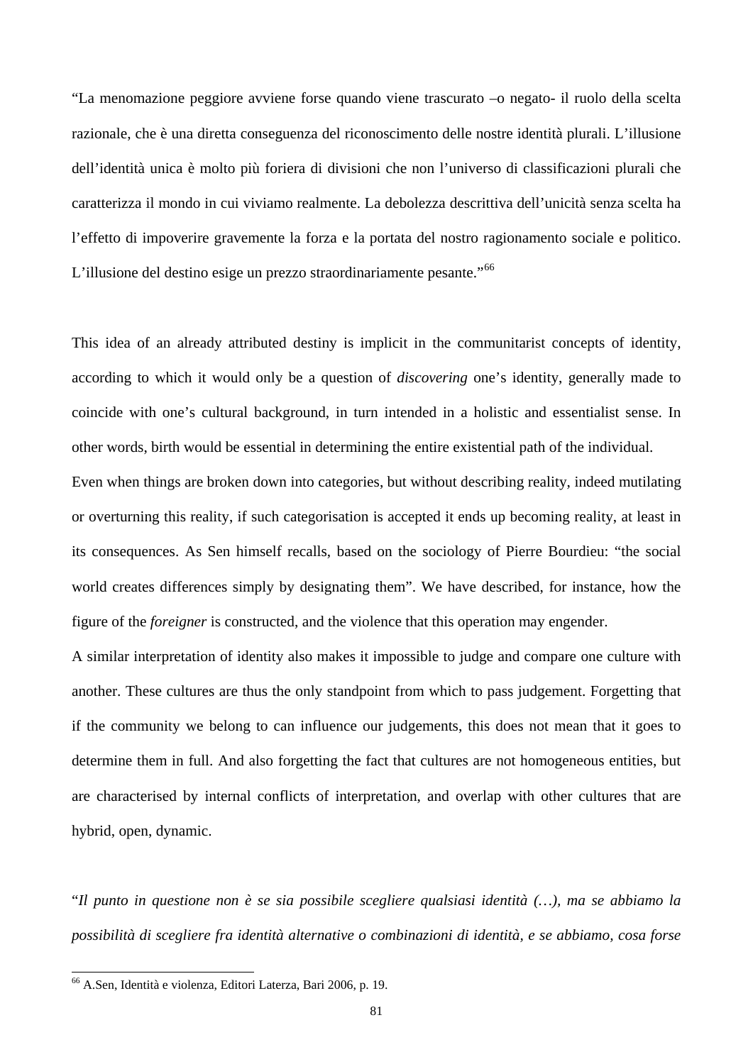"La menomazione peggiore avviene forse quando viene trascurato –o negato- il ruolo della scelta razionale, che è una diretta conseguenza del riconoscimento delle nostre identità plurali. L'illusione dell'identità unica è molto più foriera di divisioni che non l'universo di classificazioni plurali che caratterizza il mondo in cui viviamo realmente. La debolezza descrittiva dell'unicità senza scelta ha l'effetto di impoverire gravemente la forza e la portata del nostro ragionamento sociale e politico. L'illusione del destino esige un prezzo straordinariamente pesante."[66]

This idea of an already attributed destiny is implicit in the communitarist concepts of identity, according to which it would only be a question of *discovering* one's identity, generally made to coincide with one's cultural background, in turn intended in a holistic and essentialist sense. In other words, birth would be essential in determining the entire existential path of the individual.

Even when things are broken down into categories, but without describing reality, indeed mutilating or overturning this reality, if such categorisation is accepted it ends up becoming reality, at least in its consequences. As Sen himself recalls, based on the sociology of Pierre Bourdieu: "the social world creates differences simply by designating them". We have described, for instance, how the figure of the *foreigner* is constructed, and the violence that this operation may engender.

A similar interpretation of identity also makes it impossible to judge and compare one culture with another. These cultures are thus the only standpoint from which to pass judgement. Forgetting that if the community we belong to can influence our judgements, this does not mean that it goes to determine them in full. And also forgetting the fact that cultures are not homogeneous entities, but are characterised by internal conflicts of interpretation, and overlap with other cultures that are hybrid, open, dynamic.

"*Il punto in questione non è se sia possibile scegliere qualsiasi identità (…), ma se abbiamo la possibilità di scegliere fra identità alternative o combinazioni di identità, e se abbiamo, cosa forse*

[66] A.Sen, Identità e violenza, Editori Laterza, Bari 2006, p. 19.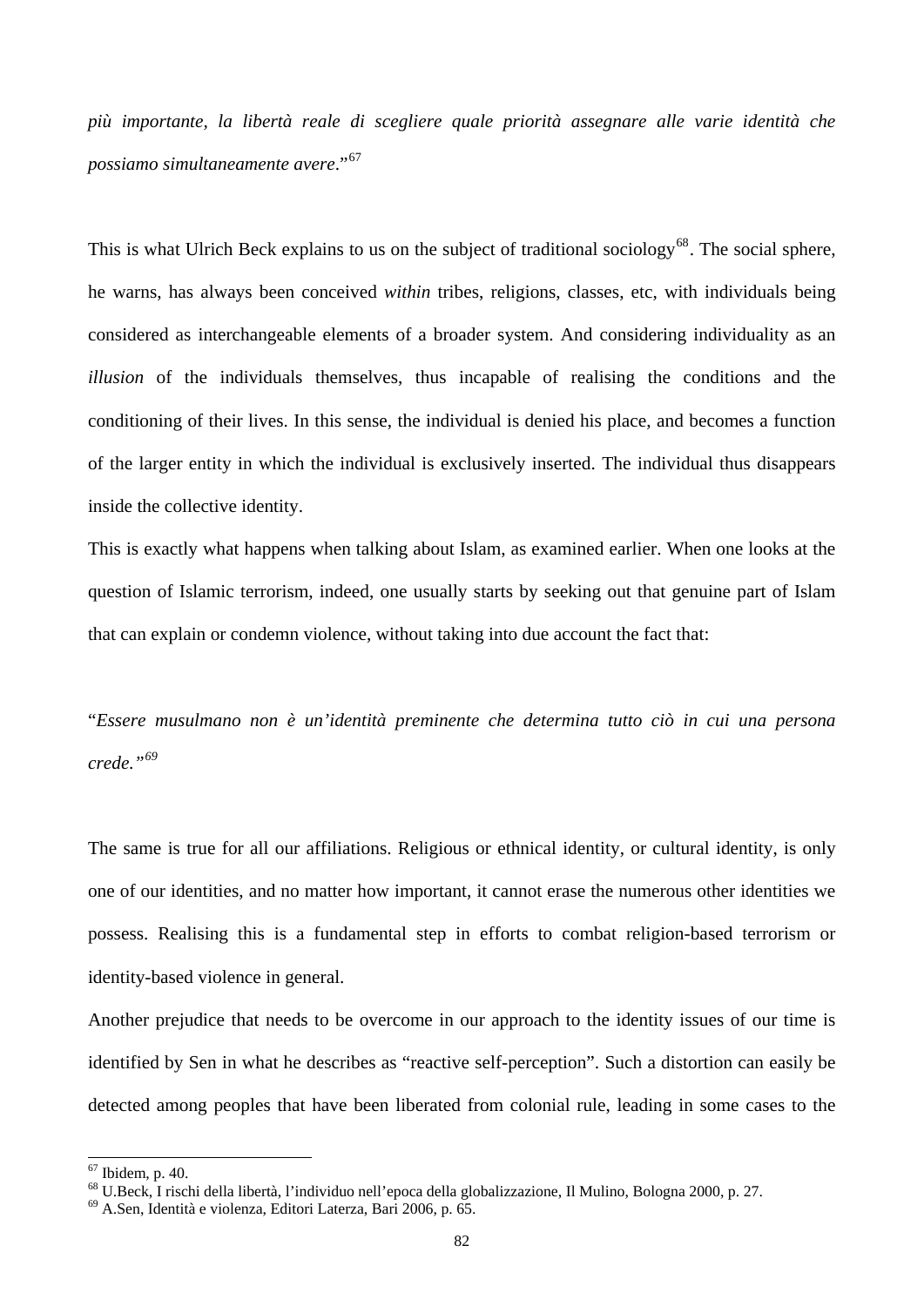*più importante, la libertà reale di scegliere quale priorità assegnare alle varie identità che possiamo simultaneamente avere*."[67]

This is what Ulrich Beck explains to us on the subject of traditional sociology[68]. The social sphere, he warns, has always been conceived *within* tribes, religions, classes, etc, with individuals being considered as interchangeable elements of a broader system. And considering individuality as an *illusion* of the individuals themselves, thus incapable of realising the conditions and the conditioning of their lives. In this sense, the individual is denied his place, and becomes a function of the larger entity in which the individual is exclusively inserted. The individual thus disappears inside the collective identity.

This is exactly what happens when talking about Islam, as examined earlier. When one looks at the question of Islamic terrorism, indeed, one usually starts by seeking out that genuine part of Islam that can explain or condemn violence, without taking into due account the fact that:

"*Essere musulmano non è un'identità preminente che determina tutto ciò in cui una persona crede.*"[69]

The same is true for all our affiliations. Religious or ethnical identity, or cultural identity, is only one of our identities, and no matter how important, it cannot erase the numerous other identities we possess. Realising this is a fundamental step in efforts to combat religion-based terrorism or identity-based violence in general.

Another prejudice that needs to be overcome in our approach to the identity issues of our time is identified by Sen in what he describes as "reactive self-perception". Such a distortion can easily be detected among peoples that have been liberated from colonial rule, leading in some cases to the

---

[67] Ibidem, p. 40.

[68] U.Beck, I rischi della libertà, l'individuo nell'epoca della globalizzazione, Il Mulino, Bologna 2000, p. 27.

[69] A.Sen, Identità e violenza, Editori Laterza, Bari 2006, p. 65.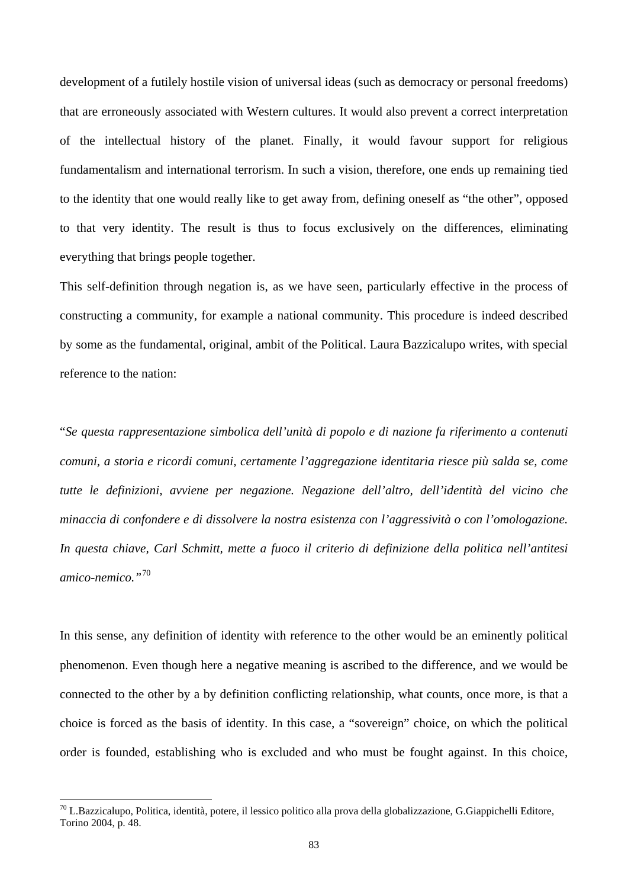development of a futilely hostile vision of universal ideas (such as democracy or personal freedoms) that are erroneously associated with Western cultures. It would also prevent a correct interpretation of the intellectual history of the planet. Finally, it would favour support for religious fundamentalism and international terrorism. In such a vision, therefore, one ends up remaining tied to the identity that one would really like to get away from, defining oneself as "the other", opposed to that very identity. The result is thus to focus exclusively on the differences, eliminating everything that brings people together.

This self-definition through negation is, as we have seen, particularly effective in the process of constructing a community, for example a national community. This procedure is indeed described by some as the fundamental, original, ambit of the Political. Laura Bazzicalupo writes, with special reference to the nation:

"*Se questa rappresentazione simbolica dell'unità di popolo e di nazione fa riferimento a contenuti comuni, a storia e ricordi comuni, certamente l'aggregazione identitaria riesce più salda se, come tutte le definizioni, avviene per negazione. Negazione dell'altro, dell'identità del vicino che minaccia di confondere e di dissolvere la nostra esistenza con l'aggressività o con l'omologazione. In questa chiave, Carl Schmitt, mette a fuoco il criterio di definizione della politica nell'antitesi amico-nemico."*[70]

In this sense, any definition of identity with reference to the other would be an eminently political phenomenon. Even though here a negative meaning is ascribed to the difference, and we would be connected to the other by a by definition conflicting relationship, what counts, once more, is that a choice is forced as the basis of identity. In this case, a "sovereign" choice, on which the political order is founded, establishing who is excluded and who must be fought against. In this choice,

---

[70] L.Bazzicalupo, Politica, identità, potere, il lessico politico alla prova della globalizzazione, G.Giappichelli Editore, Torino 2004, p. 48.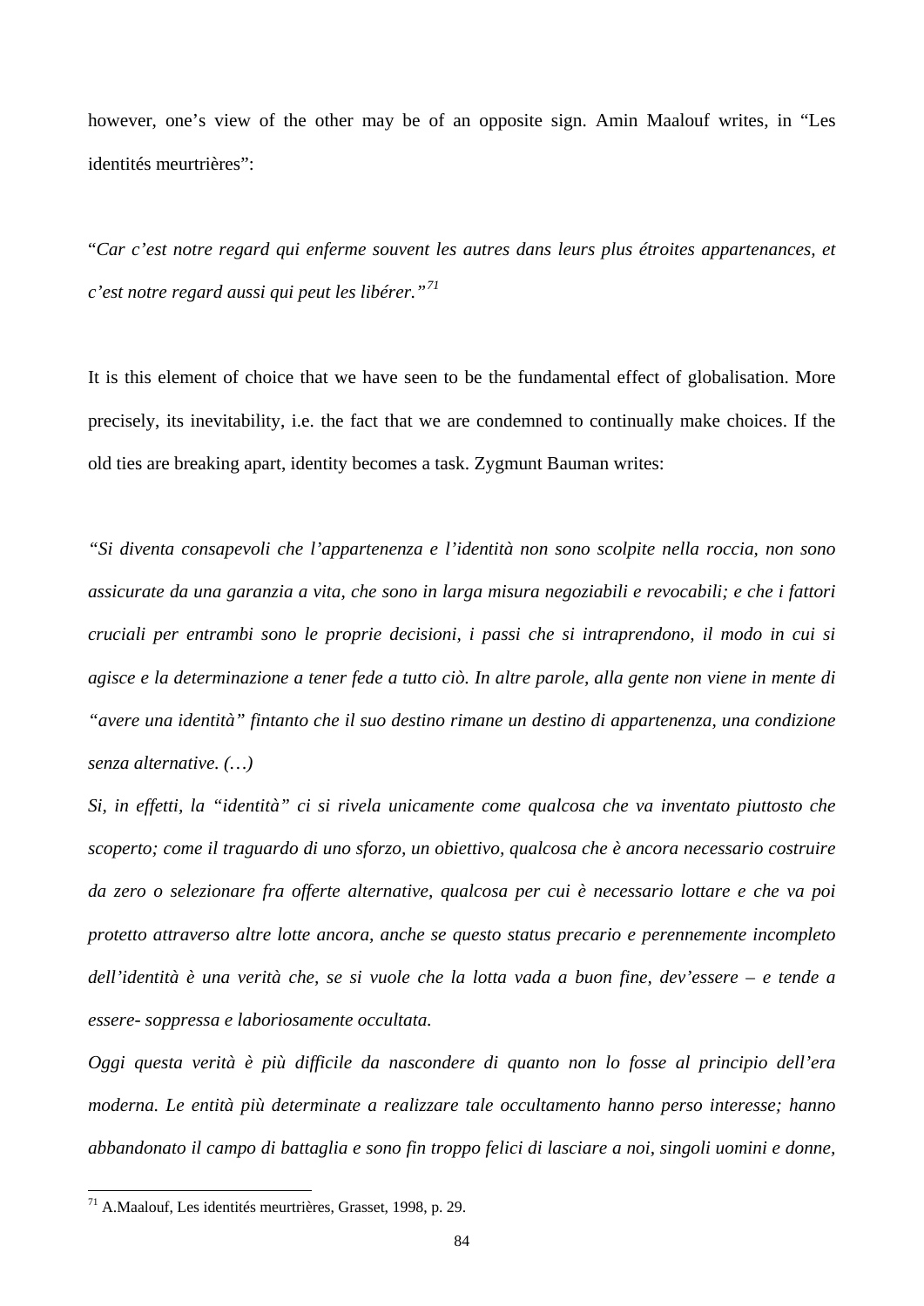however, one’s view of the other may be of an opposite sign. Amin Maalouf writes, in “Les identités meurtrières”:

“*Car c’est notre regard qui enferme souvent les autres dans leurs plus étroites appartenances, et c’est notre regard aussi qui peut les libérer.”*[71]

It is this element of choice that we have seen to be the fundamental effect of globalisation. More precisely, its inevitability, i.e. the fact that we are condemned to continually make choices. If the old ties are breaking apart, identity becomes a task. Zygmunt Bauman writes:

*“Si diventa consapevoli che l’appartenenza e l’identità non sono scolpite nella roccia, non sono assicurate da una garanzia a vita, che sono in larga misura negoziabili e revocabili; e che i fattori cruciali per entrambi sono le proprie decisioni, i passi che si intraprendono, il modo in cui si agisce e la determinazione a tener fede a tutto ciò. In altre parole, alla gente non viene in mente di “avere una identità” fintanto che il suo destino rimane un destino di appartenenza, una condizione senza alternative. (…)*

*Si, in effetti, la “identità” ci si rivela unicamente come qualcosa che va inventato piuttosto che scoperto; come il traguardo di uno sforzo, un obiettivo, qualcosa che è ancora necessario costruire da zero o selezionare fra offerte alternative, qualcosa per cui è necessario lottare e che va poi protetto attraverso altre lotte ancora, anche se questo status precario e perennemente incompleto dell’identità è una verità che, se si vuole che la lotta vada a buon fine, dev’essere – e tende a essere- soppressa e laboriosamente occultata.*

*Oggi questa verità è più difficile da nascondere di quanto non lo fosse al principio dell’era moderna. Le entità più determinate a realizzare tale occultamento hanno perso interesse; hanno abbandonato il campo di battaglia e sono fin troppo felici di lasciare a noi, singoli uomini e donne,*

---

[71] A.Maalouf, Les identités meurtrières, Grasset, 1998, p. 29.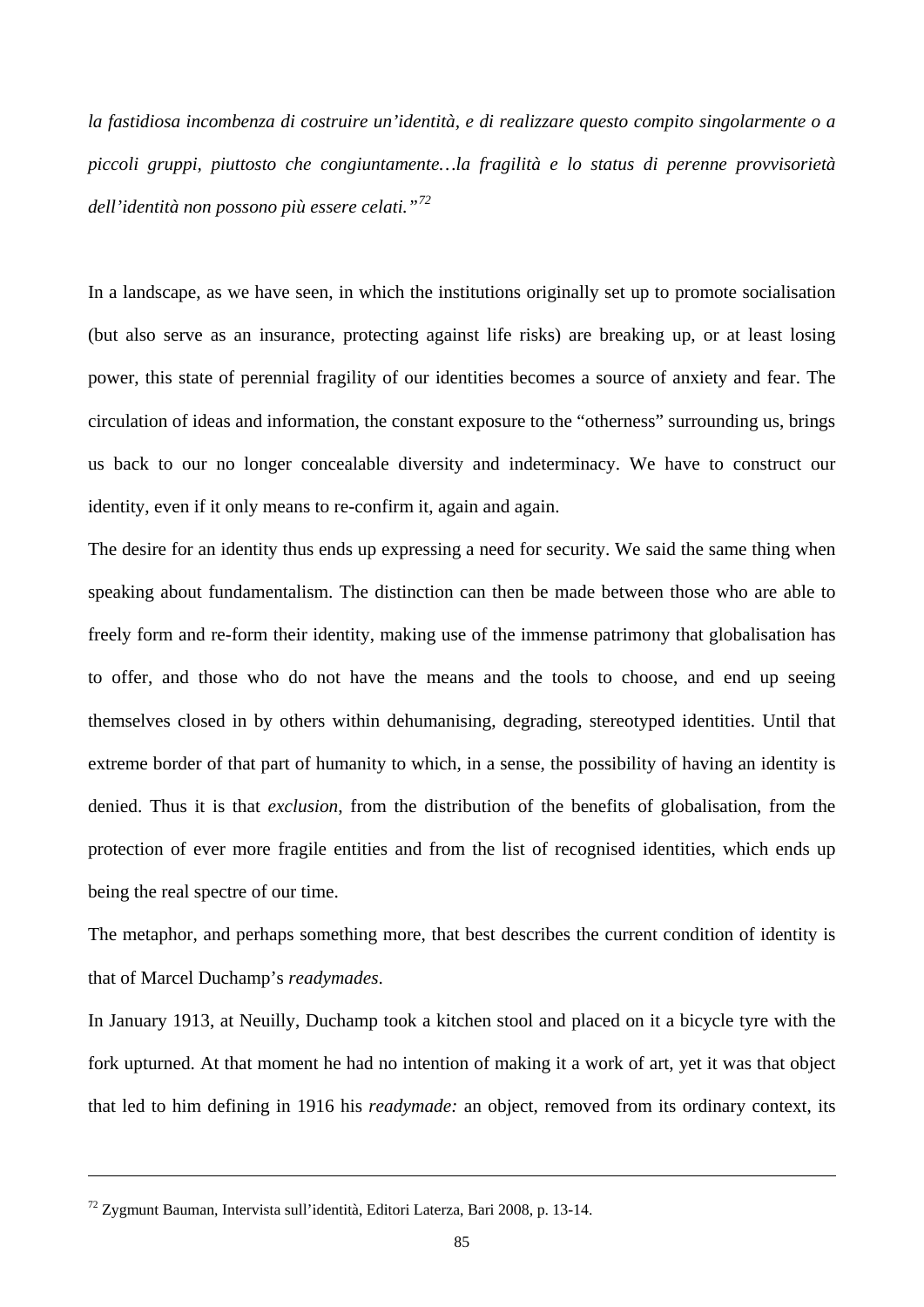*la fastidiosa incombenza di costruire un'identità, e di realizzare questo compito singolarmente o a piccoli gruppi, piuttosto che congiuntamente…la fragilità e lo status di perenne provvisorietà dell'identità non possono più essere celati."*[72]

In a landscape, as we have seen, in which the institutions originally set up to promote socialisation (but also serve as an insurance, protecting against life risks) are breaking up, or at least losing power, this state of perennial fragility of our identities becomes a source of anxiety and fear. The circulation of ideas and information, the constant exposure to the "otherness" surrounding us, brings us back to our no longer concealable diversity and indeterminacy. We have to construct our identity, even if it only means to re-confirm it, again and again.

The desire for an identity thus ends up expressing a need for security. We said the same thing when speaking about fundamentalism. The distinction can then be made between those who are able to freely form and re-form their identity, making use of the immense patrimony that globalisation has to offer, and those who do not have the means and the tools to choose, and end up seeing themselves closed in by others within dehumanising, degrading, stereotyped identities. Until that extreme border of that part of humanity to which, in a sense, the possibility of having an identity is denied. Thus it is that *exclusion*, from the distribution of the benefits of globalisation, from the protection of ever more fragile entities and from the list of recognised identities, which ends up being the real spectre of our time.

The metaphor, and perhaps something more, that best describes the current condition of identity is that of Marcel Duchamp's *readymades*.

In January 1913, at Neuilly, Duchamp took a kitchen stool and placed on it a bicycle tyre with the fork upturned. At that moment he had no intention of making it a work of art, yet it was that object that led to him defining in 1916 his *readymade:* an object, removed from its ordinary context, its

---

[72] Zygmunt Bauman, Intervista sull'identità, Editori Laterza, Bari 2008, p. 13-14.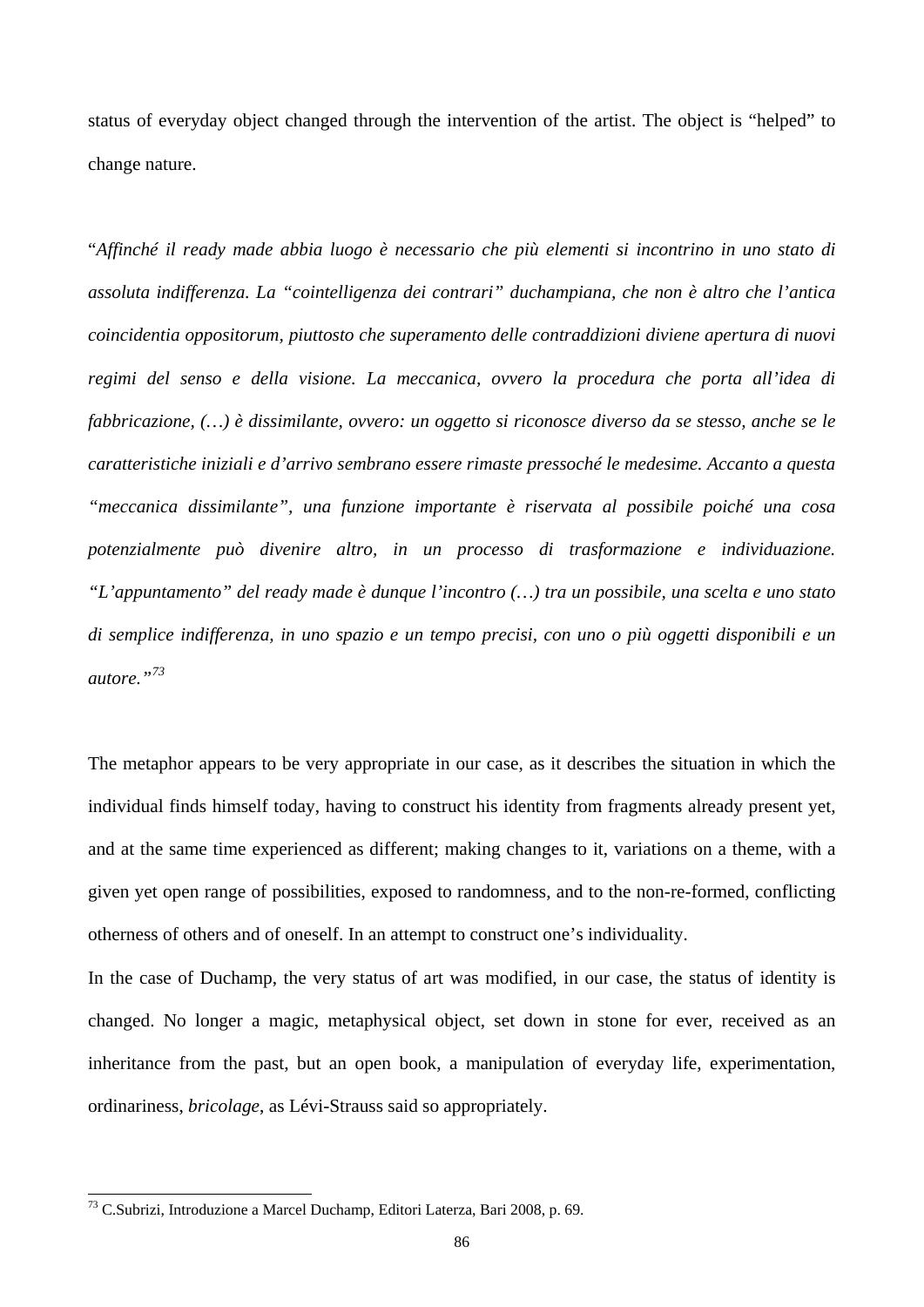status of everyday object changed through the intervention of the artist. The object is “helped” to change nature.

“*Affinché il ready made abbia luogo è necessario che più elementi si incontrino in uno stato di assoluta indifferenza. La “cointelligenza dei contrari” duchampiana, che non è altro che l’antica coincidentia oppositorum, piuttosto che superamento delle contraddizioni diviene apertura di nuovi regimi del senso e della visione. La meccanica, ovvero la procedura che porta all’idea di fabbricazione, (…) è dissimilante, ovvero: un oggetto si riconosce diverso da se stesso, anche se le caratteristiche iniziali e d’arrivo sembrano essere rimaste pressoché le medesime. Accanto a questa “meccanica dissimilante”, una funzione importante è riservata al possibile poiché una cosa potenzialmente può divenire altro, in un processo di trasformazione e individuazione. “L’appuntamento” del ready made è dunque l’incontro (…) tra un possibile, una scelta e uno stato di semplice indifferenza, in uno spazio e un tempo precisi, con uno o più oggetti disponibili e un autore.”*[73]

The metaphor appears to be very appropriate in our case, as it describes the situation in which the individual finds himself today, having to construct his identity from fragments already present yet, and at the same time experienced as different; making changes to it, variations on a theme, with a given yet open range of possibilities, exposed to randomness, and to the non-re-formed, conflicting otherness of others and of oneself. In an attempt to construct one’s individuality.

In the case of Duchamp, the very status of art was modified, in our case, the status of identity is changed. No longer a magic, metaphysical object, set down in stone for ever, received as an inheritance from the past, but an open book, a manipulation of everyday life, experimentation, ordinariness, *bricolage*, as Lévi-Strauss said so appropriately.

---

[73] C.Subrizi, Introduzione a Marcel Duchamp, Editori Laterza, Bari 2008, p. 69.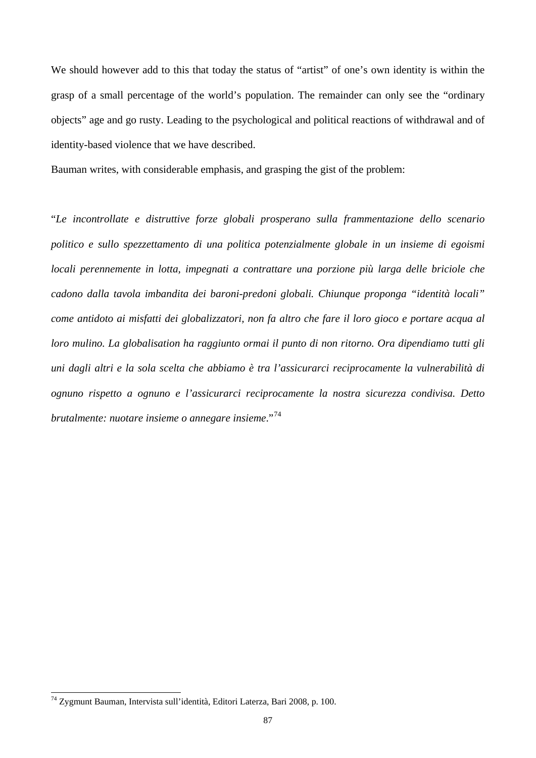We should however add to this that today the status of "artist" of one's own identity is within the grasp of a small percentage of the world's population. The remainder can only see the "ordinary objects" age and go rusty. Leading to the psychological and political reactions of withdrawal and of identity-based violence that we have described.

Bauman writes, with considerable emphasis, and grasping the gist of the problem:

"*Le incontrollate e distruttive forze globali prosperano sulla frammentazione dello scenario politico e sullo spezzettamento di una politica potenzialmente globale in un insieme di egoismi locali perennemente in lotta, impegnati a contrattare una porzione più larga delle briciole che cadono dalla tavola imbandita dei baroni-predoni globali. Chiunque proponga "identità locali" come antidoto ai misfatti dei globalizzatori, non fa altro che fare il loro gioco e portare acqua al loro mulino. La globalisation ha raggiunto ormai il punto di non ritorno. Ora dipendiamo tutti gli uni dagli altri e la sola scelta che abbiamo è tra l'assicurarci reciprocamente la vulnerabilità di ognuno rispetto a ognuno e l'assicurarci reciprocamente la nostra sicurezza condivisa. Detto brutalmente: nuotare insieme o annegare insieme*."[74]

---

[74] Zygmunt Bauman, Intervista sull'identità, Editori Laterza, Bari 2008, p. 100.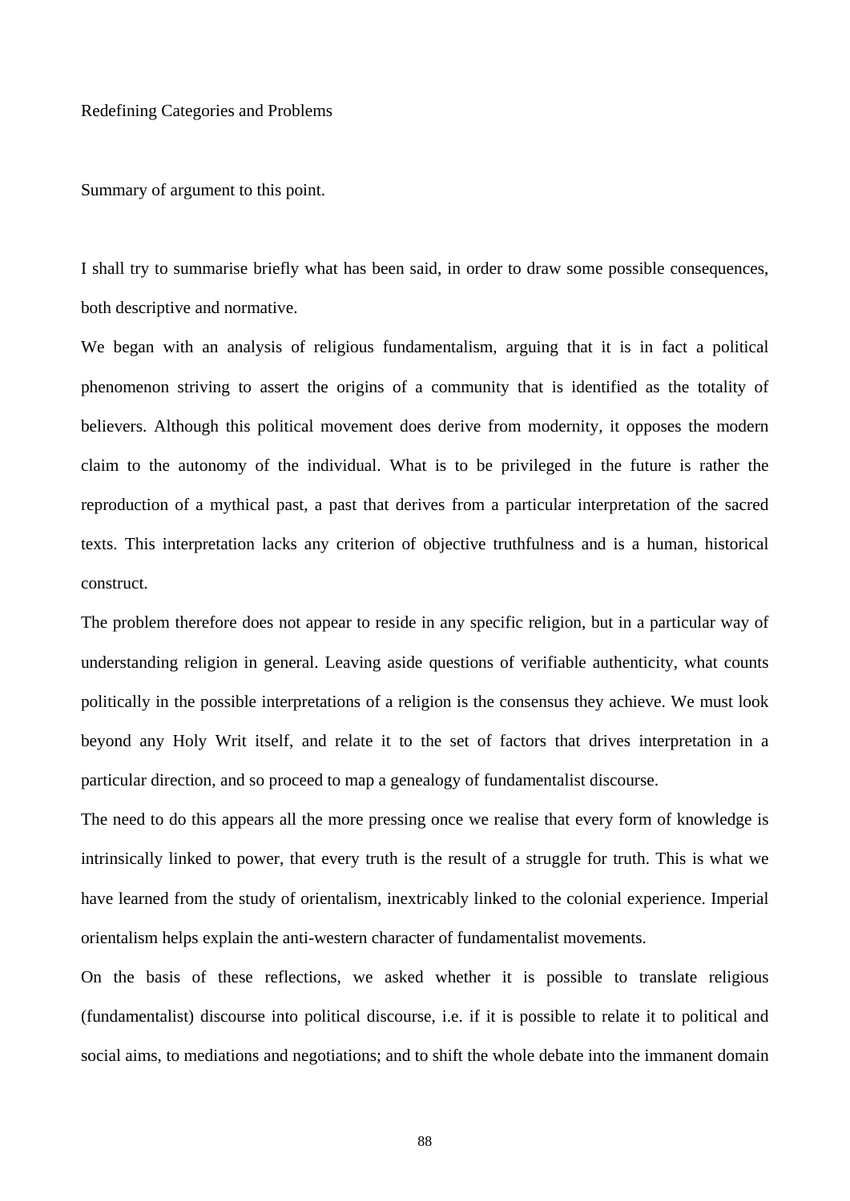## Redefining Categories and Problems

### Summary of argument to this point.

I shall try to summarise briefly what has been said, in order to draw some possible consequences, both descriptive and normative.

We began with an analysis of religious fundamentalism, arguing that it is in fact a political phenomenon striving to assert the origins of a community that is identified as the totality of believers. Although this political movement does derive from modernity, it opposes the modern claim to the autonomy of the individual. What is to be privileged in the future is rather the reproduction of a mythical past, a past that derives from a particular interpretation of the sacred texts. This interpretation lacks any criterion of objective truthfulness and is a human, historical construct.

The problem therefore does not appear to reside in any specific religion, but in a particular way of understanding religion in general. Leaving aside questions of verifiable authenticity, what counts politically in the possible interpretations of a religion is the consensus they achieve. We must look beyond any Holy Writ itself, and relate it to the set of factors that drives interpretation in a particular direction, and so proceed to map a genealogy of fundamentalist discourse.

The need to do this appears all the more pressing once we realise that every form of knowledge is intrinsically linked to power, that every truth is the result of a struggle for truth. This is what we have learned from the study of orientalism, inextricably linked to the colonial experience. Imperial orientalism helps explain the anti-western character of fundamentalist movements.

On the basis of these reflections, we asked whether it is possible to translate religious (fundamentalist) discourse into political discourse, i.e. if it is possible to relate it to political and social aims, to mediations and negotiations; and to shift the whole debate into the immanent domain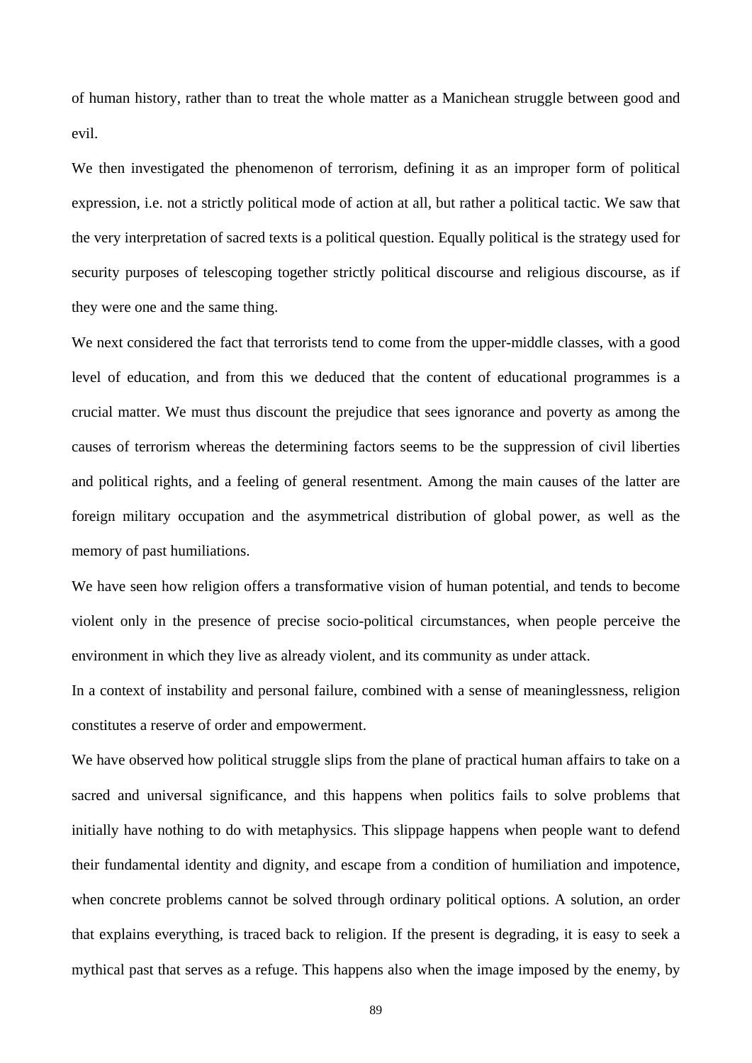of human history, rather than to treat the whole matter as a Manichean struggle between good and evil.

We then investigated the phenomenon of terrorism, defining it as an improper form of political expression, i.e. not a strictly political mode of action at all, but rather a political tactic. We saw that the very interpretation of sacred texts is a political question. Equally political is the strategy used for security purposes of telescoping together strictly political discourse and religious discourse, as if they were one and the same thing.

We next considered the fact that terrorists tend to come from the upper-middle classes, with a good level of education, and from this we deduced that the content of educational programmes is a crucial matter. We must thus discount the prejudice that sees ignorance and poverty as among the causes of terrorism whereas the determining factors seems to be the suppression of civil liberties and political rights, and a feeling of general resentment. Among the main causes of the latter are foreign military occupation and the asymmetrical distribution of global power, as well as the memory of past humiliations.

We have seen how religion offers a transformative vision of human potential, and tends to become violent only in the presence of precise socio-political circumstances, when people perceive the environment in which they live as already violent, and its community as under attack.

In a context of instability and personal failure, combined with a sense of meaninglessness, religion constitutes a reserve of order and empowerment.

We have observed how political struggle slips from the plane of practical human affairs to take on a sacred and universal significance, and this happens when politics fails to solve problems that initially have nothing to do with metaphysics. This slippage happens when people want to defend their fundamental identity and dignity, and escape from a condition of humiliation and impotence, when concrete problems cannot be solved through ordinary political options. A solution, an order that explains everything, is traced back to religion. If the present is degrading, it is easy to seek a mythical past that serves as a refuge. This happens also when the image imposed by the enemy, by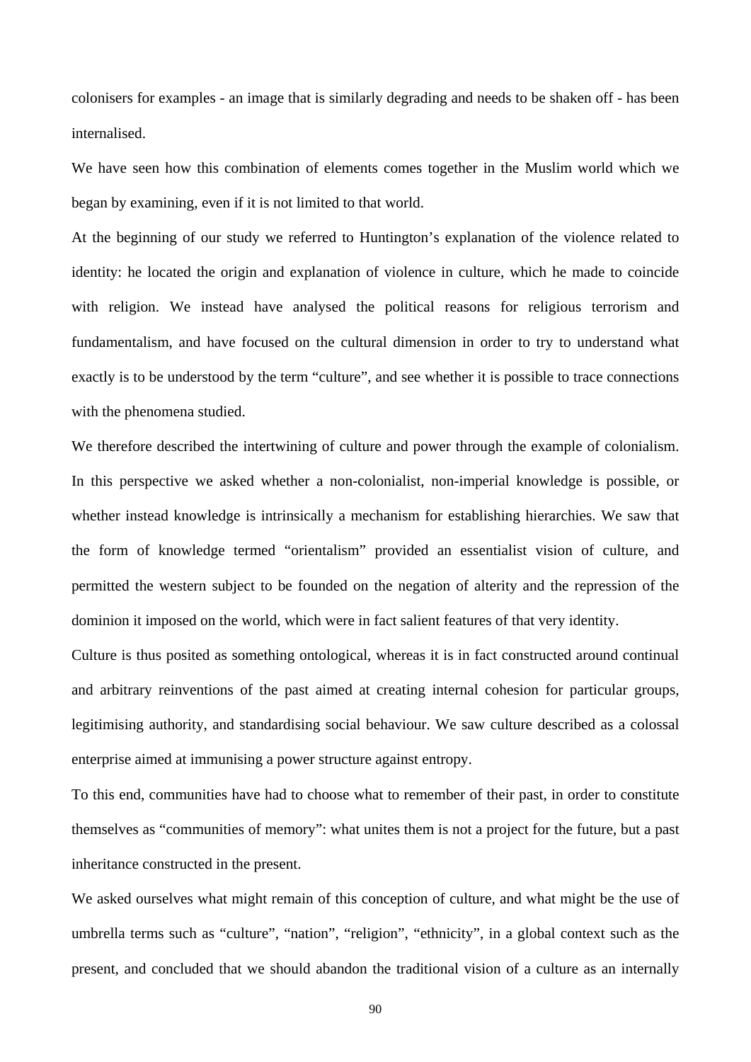colonisers for examples - an image that is similarly degrading and needs to be shaken off - has been internalised.

We have seen how this combination of elements comes together in the Muslim world which we began by examining, even if it is not limited to that world.

At the beginning of our study we referred to Huntington's explanation of the violence related to identity: he located the origin and explanation of violence in culture, which he made to coincide with religion. We instead have analysed the political reasons for religious terrorism and fundamentalism, and have focused on the cultural dimension in order to try to understand what exactly is to be understood by the term "culture", and see whether it is possible to trace connections with the phenomena studied.

We therefore described the intertwining of culture and power through the example of colonialism. In this perspective we asked whether a non-colonialist, non-imperial knowledge is possible, or whether instead knowledge is intrinsically a mechanism for establishing hierarchies. We saw that the form of knowledge termed "orientalism" provided an essentialist vision of culture, and permitted the western subject to be founded on the negation of alterity and the repression of the dominion it imposed on the world, which were in fact salient features of that very identity.

Culture is thus posited as something ontological, whereas it is in fact constructed around continual and arbitrary reinventions of the past aimed at creating internal cohesion for particular groups, legitimising authority, and standardising social behaviour. We saw culture described as a colossal enterprise aimed at immunising a power structure against entropy.

To this end, communities have had to choose what to remember of their past, in order to constitute themselves as "communities of memory": what unites them is not a project for the future, but a past inheritance constructed in the present.

We asked ourselves what might remain of this conception of culture, and what might be the use of umbrella terms such as "culture", "nation", "religion", "ethnicity", in a global context such as the present, and concluded that we should abandon the traditional vision of a culture as an internally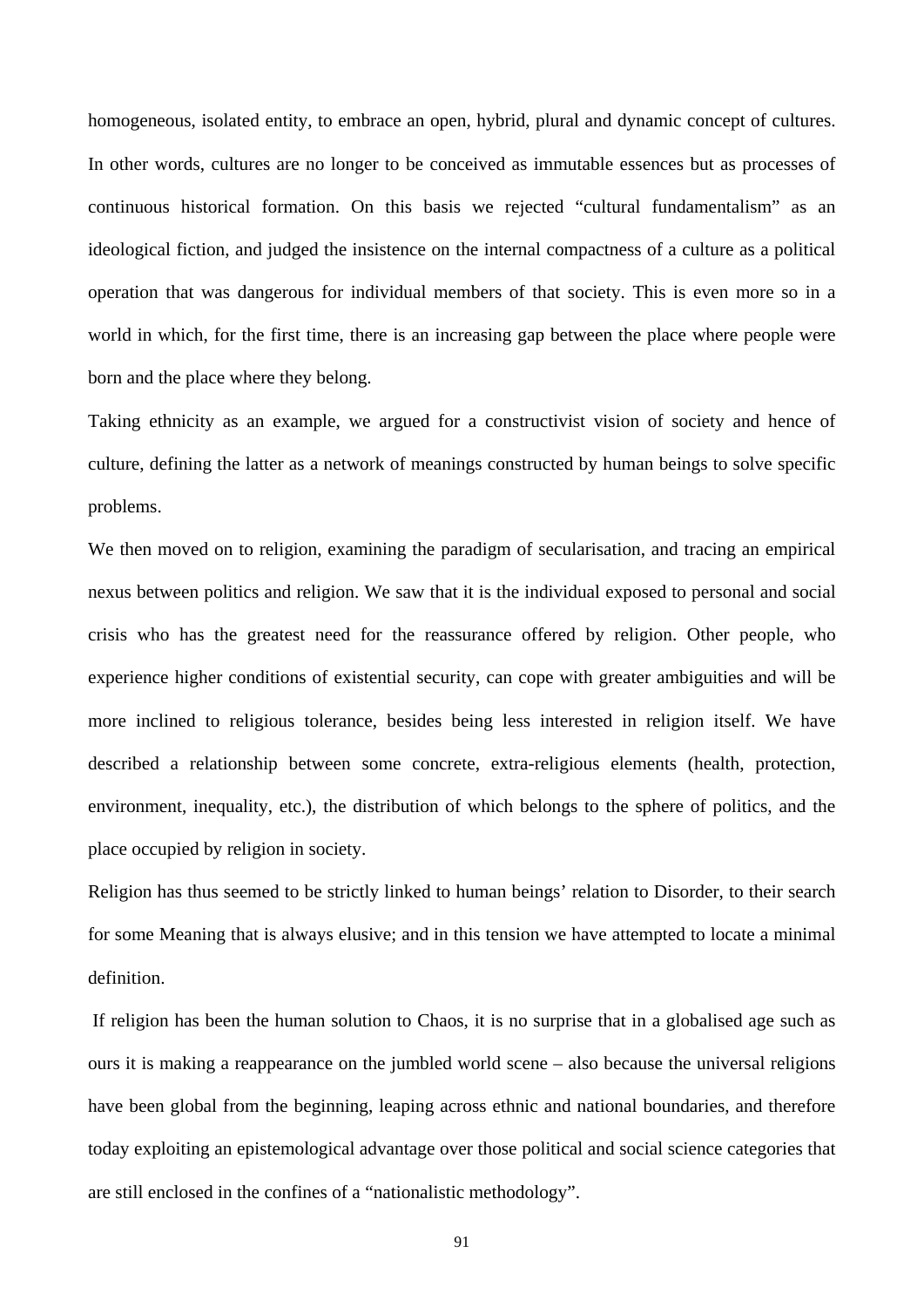homogeneous, isolated entity, to embrace an open, hybrid, plural and dynamic concept of cultures. In other words, cultures are no longer to be conceived as immutable essences but as processes of continuous historical formation. On this basis we rejected “cultural fundamentalism” as an ideological fiction, and judged the insistence on the internal compactness of a culture as a political operation that was dangerous for individual members of that society. This is even more so in a world in which, for the first time, there is an increasing gap between the place where people were born and the place where they belong.

Taking ethnicity as an example, we argued for a constructivist vision of society and hence of culture, defining the latter as a network of meanings constructed by human beings to solve specific problems.

We then moved on to religion, examining the paradigm of secularisation, and tracing an empirical nexus between politics and religion. We saw that it is the individual exposed to personal and social crisis who has the greatest need for the reassurance offered by religion. Other people, who experience higher conditions of existential security, can cope with greater ambiguities and will be more inclined to religious tolerance, besides being less interested in religion itself. We have described a relationship between some concrete, extra-religious elements (health, protection, environment, inequality, etc.), the distribution of which belongs to the sphere of politics, and the place occupied by religion in society.

Religion has thus seemed to be strictly linked to human beings’ relation to Disorder, to their search for some Meaning that is always elusive; and in this tension we have attempted to locate a minimal definition.

If religion has been the human solution to Chaos, it is no surprise that in a globalised age such as ours it is making a reappearance on the jumbled world scene – also because the universal religions have been global from the beginning, leaping across ethnic and national boundaries, and therefore today exploiting an epistemological advantage over those political and social science categories that are still enclosed in the confines of a “nationalistic methodology”.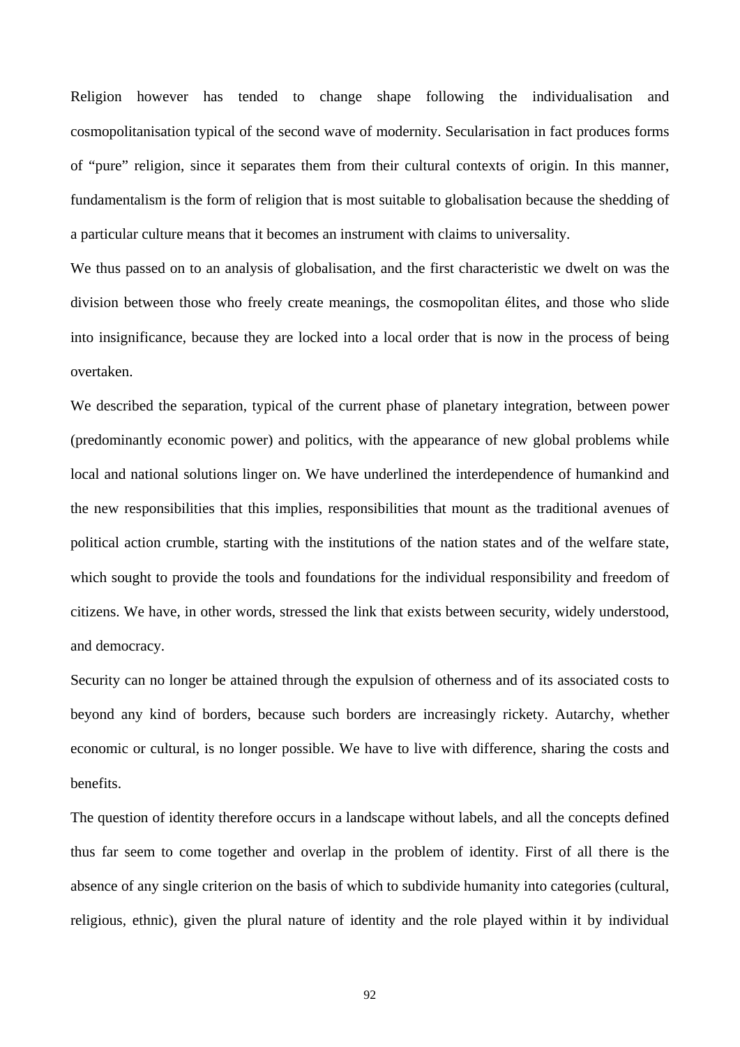Religion however has tended to change shape following the individualisation and cosmopolitanisation typical of the second wave of modernity. Secularisation in fact produces forms of “pure” religion, since it separates them from their cultural contexts of origin. In this manner, fundamentalism is the form of religion that is most suitable to globalisation because the shedding of a particular culture means that it becomes an instrument with claims to universality.

We thus passed on to an analysis of globalisation, and the first characteristic we dwelt on was the division between those who freely create meanings, the cosmopolitan élites, and those who slide into insignificance, because they are locked into a local order that is now in the process of being overtaken.

We described the separation, typical of the current phase of planetary integration, between power (predominantly economic power) and politics, with the appearance of new global problems while local and national solutions linger on. We have underlined the interdependence of humankind and the new responsibilities that this implies, responsibilities that mount as the traditional avenues of political action crumble, starting with the institutions of the nation states and of the welfare state, which sought to provide the tools and foundations for the individual responsibility and freedom of citizens. We have, in other words, stressed the link that exists between security, widely understood, and democracy.

Security can no longer be attained through the expulsion of otherness and of its associated costs to beyond any kind of borders, because such borders are increasingly rickety. Autarchy, whether economic or cultural, is no longer possible. We have to live with difference, sharing the costs and benefits.

The question of identity therefore occurs in a landscape without labels, and all the concepts defined thus far seem to come together and overlap in the problem of identity. First of all there is the absence of any single criterion on the basis of which to subdivide humanity into categories (cultural, religious, ethnic), given the plural nature of identity and the role played within it by individual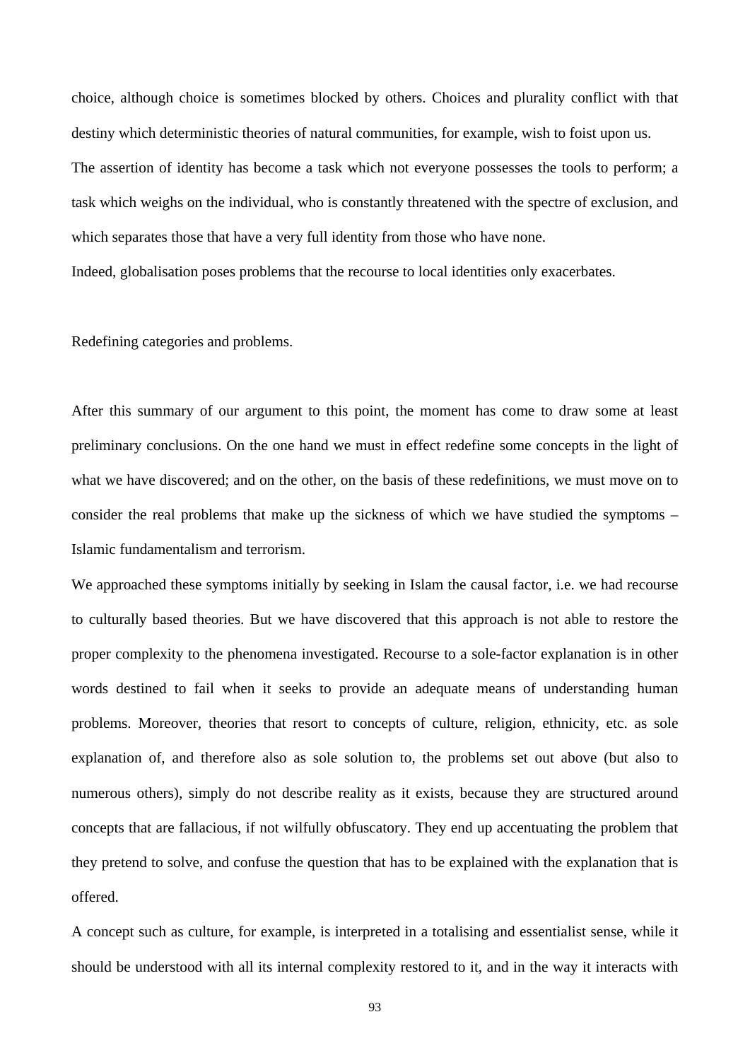choice, although choice is sometimes blocked by others. Choices and plurality conflict with that destiny which deterministic theories of natural communities, for example, wish to foist upon us.

The assertion of identity has become a task which not everyone possesses the tools to perform; a task which weighs on the individual, who is constantly threatened with the spectre of exclusion, and which separates those that have a very full identity from those who have none.

Indeed, globalisation poses problems that the recourse to local identities only exacerbates.

Redefining categories and problems.

After this summary of our argument to this point, the moment has come to draw some at least preliminary conclusions. On the one hand we must in effect redefine some concepts in the light of what we have discovered; and on the other, on the basis of these redefinitions, we must move on to consider the real problems that make up the sickness of which we have studied the symptoms – Islamic fundamentalism and terrorism.

We approached these symptoms initially by seeking in Islam the causal factor, i.e. we had recourse to culturally based theories. But we have discovered that this approach is not able to restore the proper complexity to the phenomena investigated. Recourse to a sole-factor explanation is in other words destined to fail when it seeks to provide an adequate means of understanding human problems. Moreover, theories that resort to concepts of culture, religion, ethnicity, etc. as sole explanation of, and therefore also as sole solution to, the problems set out above (but also to numerous others), simply do not describe reality as it exists, because they are structured around concepts that are fallacious, if not wilfully obfuscatory. They end up accentuating the problem that they pretend to solve, and confuse the question that has to be explained with the explanation that is offered.

A concept such as culture, for example, is interpreted in a totalising and essentialist sense, while it should be understood with all its internal complexity restored to it, and in the way it interacts with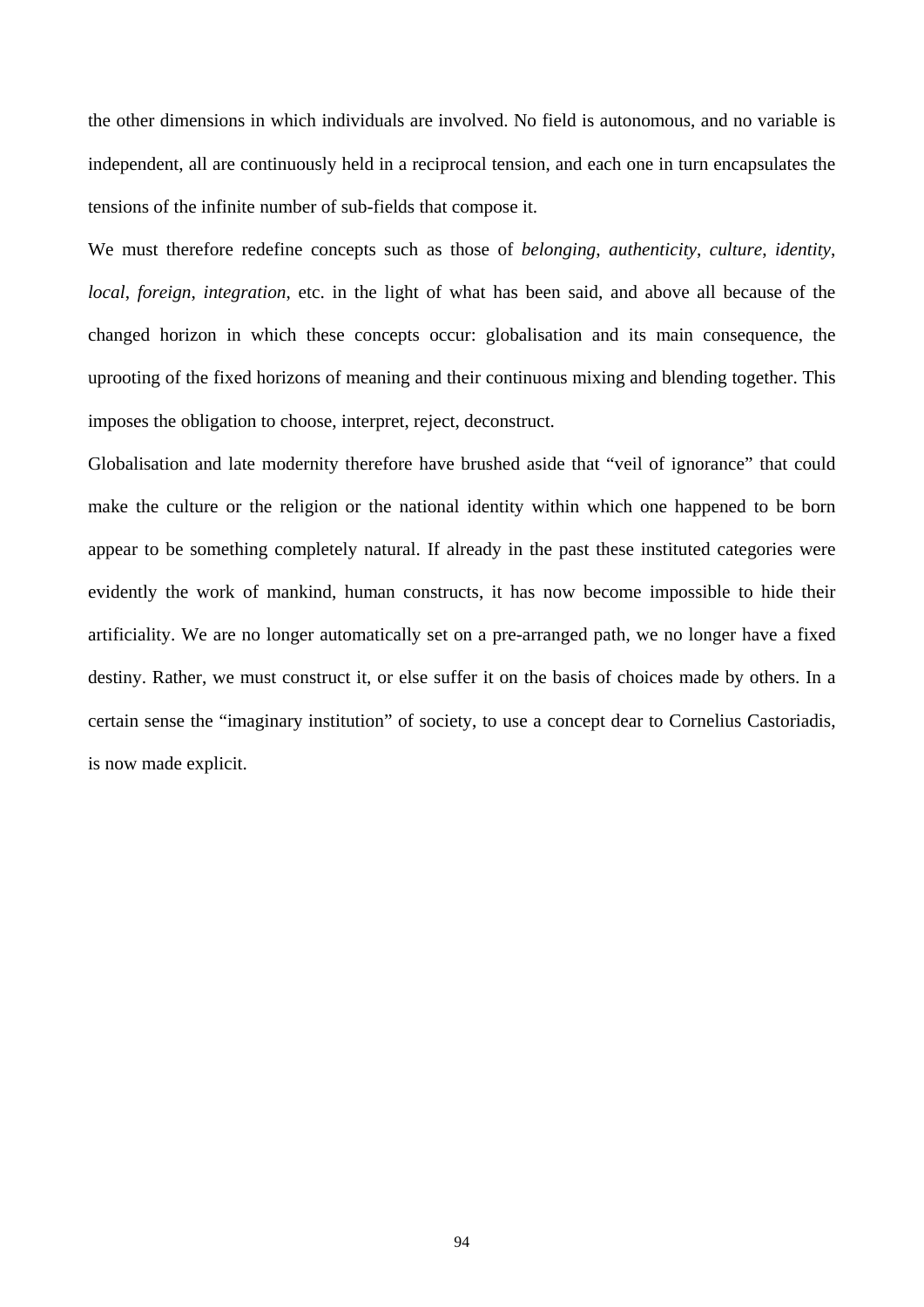the other dimensions in which individuals are involved. No field is autonomous, and no variable is independent, all are continuously held in a reciprocal tension, and each one in turn encapsulates the tensions of the infinite number of sub-fields that compose it.

We must therefore redefine concepts such as those of *belonging*, *authenticity*, *culture*, *identity*, *local*, *foreign*, *integration*, etc. in the light of what has been said, and above all because of the changed horizon in which these concepts occur: globalisation and its main consequence, the uprooting of the fixed horizons of meaning and their continuous mixing and blending together. This imposes the obligation to choose, interpret, reject, deconstruct.

Globalisation and late modernity therefore have brushed aside that "veil of ignorance" that could make the culture or the religion or the national identity within which one happened to be born appear to be something completely natural. If already in the past these instituted categories were evidently the work of mankind, human constructs, it has now become impossible to hide their artificiality. We are no longer automatically set on a pre-arranged path, we no longer have a fixed destiny. Rather, we must construct it, or else suffer it on the basis of choices made by others. In a certain sense the "imaginary institution" of society, to use a concept dear to Cornelius Castoriadis, is now made explicit.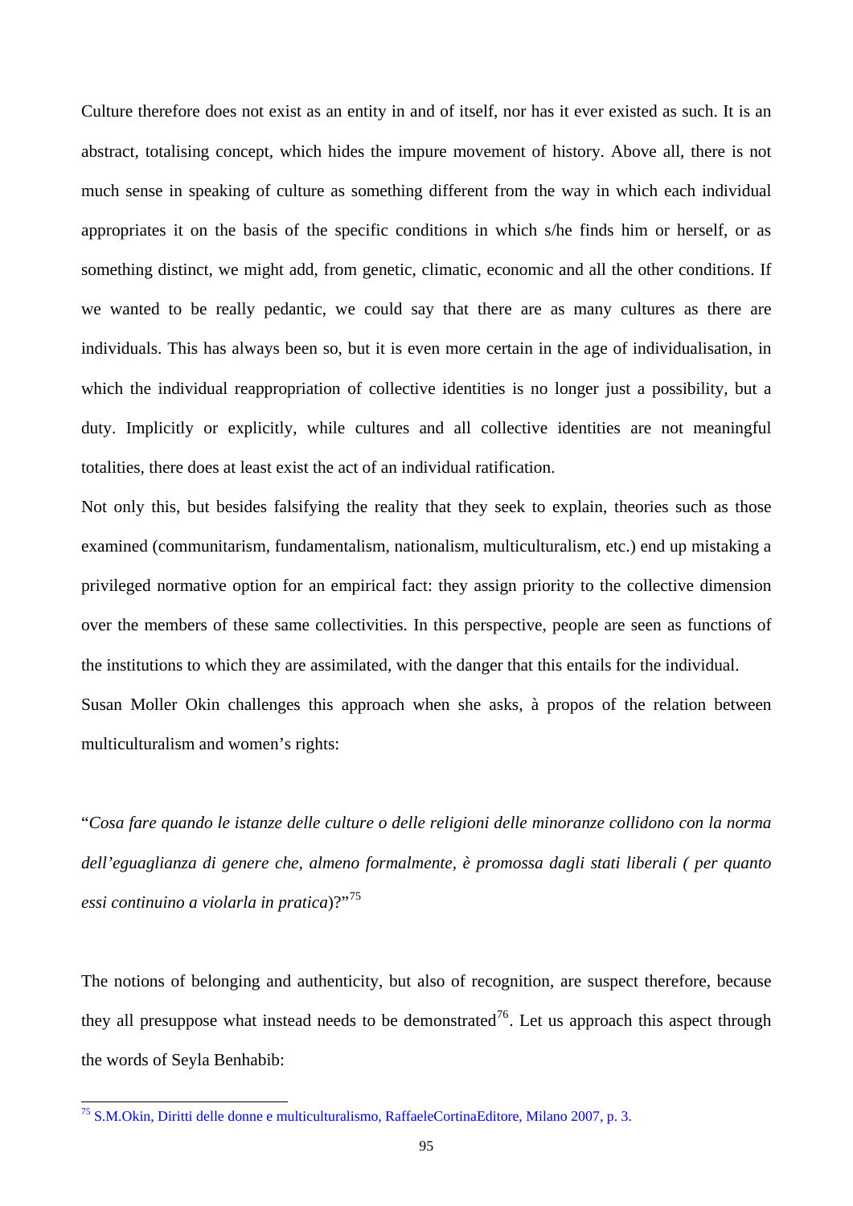Culture therefore does not exist as an entity in and of itself, nor has it ever existed as such. It is an abstract, totalising concept, which hides the impure movement of history. Above all, there is not much sense in speaking of culture as something different from the way in which each individual appropriates it on the basis of the specific conditions in which s/he finds him or herself, or as something distinct, we might add, from genetic, climatic, economic and all the other conditions. If we wanted to be really pedantic, we could say that there are as many cultures as there are individuals. This has always been so, but it is even more certain in the age of individualisation, in which the individual reappropriation of collective identities is no longer just a possibility, but a duty. Implicitly or explicitly, while cultures and all collective identities are not meaningful totalities, there does at least exist the act of an individual ratification.

Not only this, but besides falsifying the reality that they seek to explain, theories such as those examined (communitarism, fundamentalism, nationalism, multiculturalism, etc.) end up mistaking a privileged normative option for an empirical fact: they assign priority to the collective dimension over the members of these same collectivities. In this perspective, people are seen as functions of the institutions to which they are assimilated, with the danger that this entails for the individual.

Susan Moller Okin challenges this approach when she asks, à propos of the relation between multiculturalism and women's rights:

"*Cosa fare quando le istanze delle culture o delle religioni delle minoranze collidono con la norma dell'eguaglianza di genere che, almeno formalmente, è promossa dagli stati liberali ( per quanto essi continuino a violarla in pratica*)?"[75]

The notions of belonging and authenticity, but also of recognition, are suspect therefore, because they all presuppose what instead needs to be demonstrated[76]. Let us approach this aspect through the words of Seyla Benhabib:

---

[75] S.M.Okin, Diritti delle donne e multiculturalismo, RaffaeleCortinaEditore, Milano 2007, p. 3.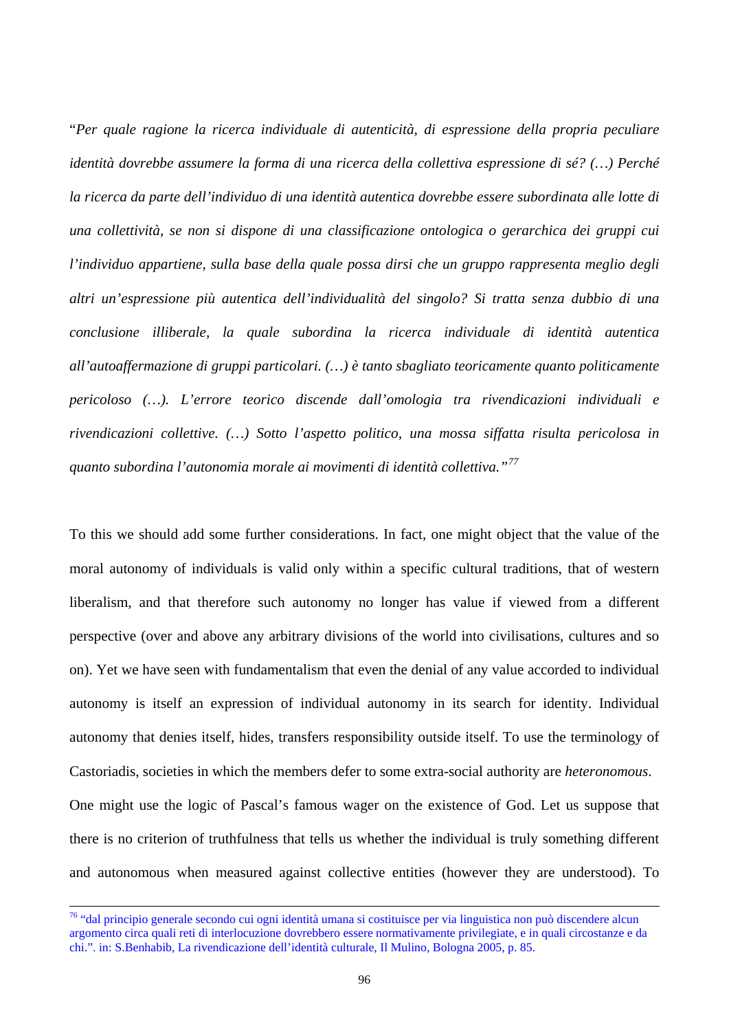"*Per quale ragione la ricerca individuale di autenticità, di espressione della propria peculiare identità dovrebbe assumere la forma di una ricerca della collettiva espressione di sé? (…) Perché la ricerca da parte dell'individuo di una identità autentica dovrebbe essere subordinata alle lotte di una collettività, se non si dispone di una classificazione ontologica o gerarchica dei gruppi cui l'individuo appartiene, sulla base della quale possa dirsi che un gruppo rappresenta meglio degli altri un'espressione più autentica dell'individualità del singolo? Si tratta senza dubbio di una conclusione illiberale, la quale subordina la ricerca individuale di identità autentica all'autoaffermazione di gruppi particolari. (…) è tanto sbagliato teoricamente quanto politicamente pericoloso (…). L'errore teorico discende dall'omologia tra rivendicazioni individuali e rivendicazioni collettive. (…) Sotto l'aspetto politico, una mossa siffatta risulta pericolosa in quanto subordina l'autonomia morale ai movimenti di identità collettiva.*"[77]

To this we should add some further considerations. In fact, one might object that the value of the moral autonomy of individuals is valid only within a specific cultural traditions, that of western liberalism, and that therefore such autonomy no longer has value if viewed from a different perspective (over and above any arbitrary divisions of the world into civilisations, cultures and so on). Yet we have seen with fundamentalism that even the denial of any value accorded to individual autonomy is itself an expression of individual autonomy in its search for identity. Individual autonomy that denies itself, hides, transfers responsibility outside itself. To use the terminology of Castoriadis, societies in which the members defer to some extra-social authority are *heteronomous*.

One might use the logic of Pascal's famous wager on the existence of God. Let us suppose that there is no criterion of truthfulness that tells us whether the individual is truly something different and autonomous when measured against collective entities (however they are understood). To

---

[76] "dal principio generale secondo cui ogni identità umana si costituisce per via linguistica non può discendere alcun argomento circa quali reti di interlocuzione dovrebbero essere normativamente privilegiate, e in quali circostanze e da chi.". in: S.Benhabib, La rivendicazione dell'identità culturale, Il Mulino, Bologna 2005, p. 85.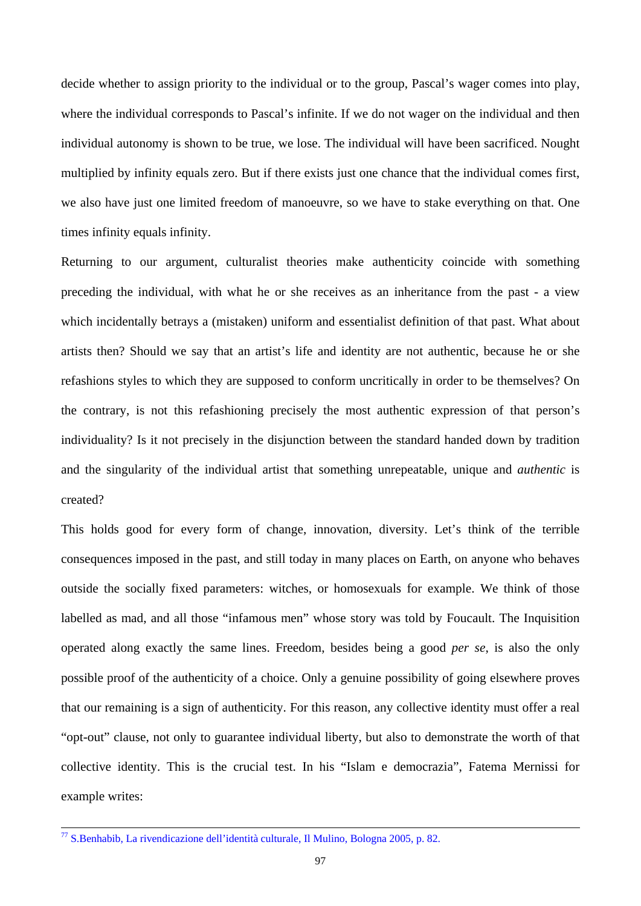decide whether to assign priority to the individual or to the group, Pascal's wager comes into play, where the individual corresponds to Pascal's infinite. If we do not wager on the individual and then individual autonomy is shown to be true, we lose. The individual will have been sacrificed. Nought multiplied by infinity equals zero. But if there exists just one chance that the individual comes first, we also have just one limited freedom of manoeuvre, so we have to stake everything on that. One times infinity equals infinity.

Returning to our argument, culturalist theories make authenticity coincide with something preceding the individual, with what he or she receives as an inheritance from the past - a view which incidentally betrays a (mistaken) uniform and essentialist definition of that past. What about artists then? Should we say that an artist's life and identity are not authentic, because he or she refashions styles to which they are supposed to conform uncritically in order to be themselves? On the contrary, is not this refashioning precisely the most authentic expression of that person's individuality? Is it not precisely in the disjunction between the standard handed down by tradition and the singularity of the individual artist that something unrepeatable, unique and *authentic* is created?

This holds good for every form of change, innovation, diversity. Let's think of the terrible consequences imposed in the past, and still today in many places on Earth, on anyone who behaves outside the socially fixed parameters: witches, or homosexuals for example. We think of those labelled as mad, and all those "infamous men" whose story was told by Foucault. The Inquisition operated along exactly the same lines. Freedom, besides being a good *per se*, is also the only possible proof of the authenticity of a choice. Only a genuine possibility of going elsewhere proves that our remaining is a sign of authenticity. For this reason, any collective identity must offer a real "opt-out" clause, not only to guarantee individual liberty, but also to demonstrate the worth of that collective identity. This is the crucial test. In his "Islam e democrazia", Fatema Mernissi for example writes:

---

[77] S.Benhabib, La rivendicazione dell'identità culturale, Il Mulino, Bologna 2005, p. 82.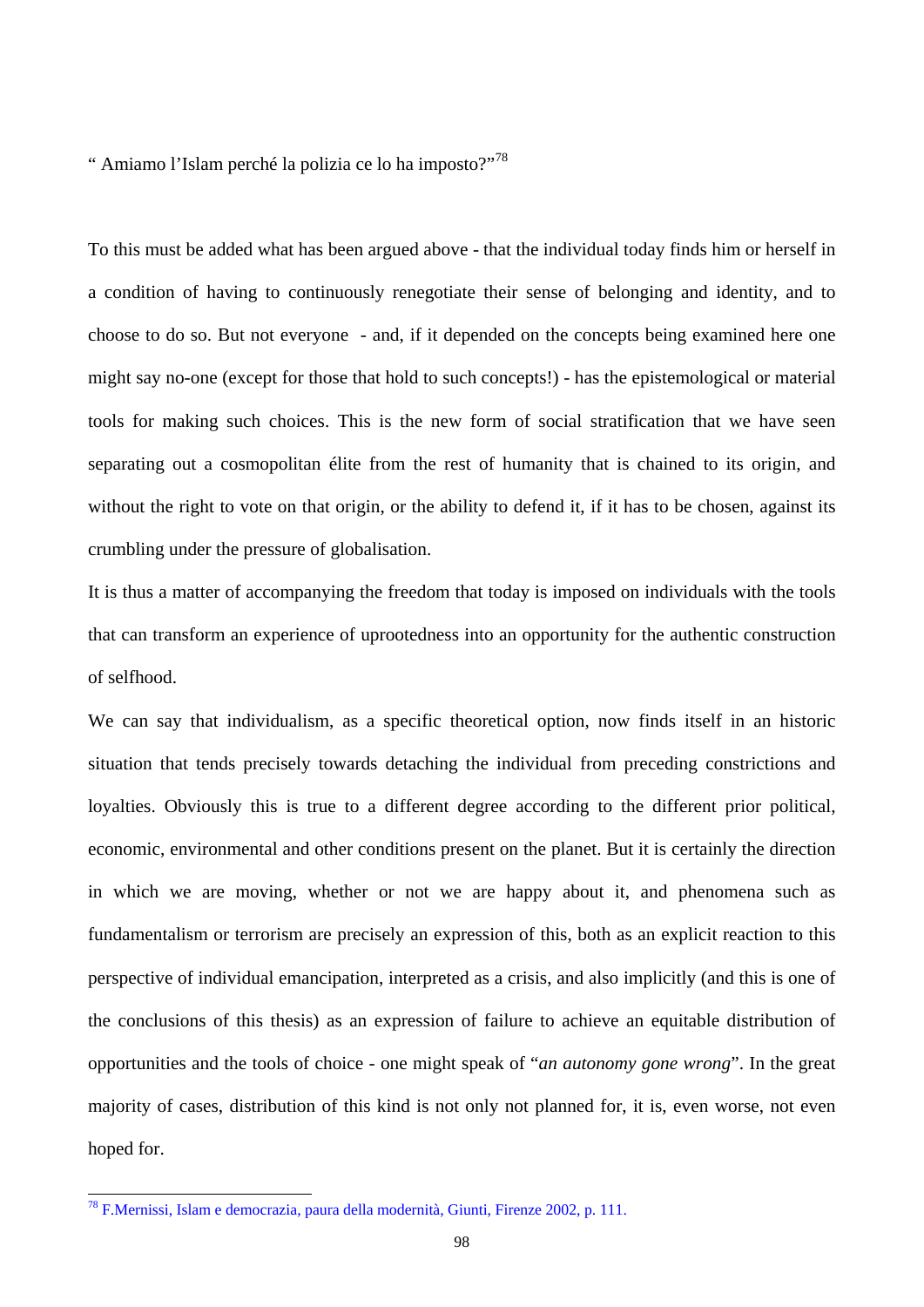" Amiamo l'Islam perché la polizia ce lo ha imposto?"[78]

To this must be added what has been argued above - that the individual today finds him or herself in a condition of having to continuously renegotiate their sense of belonging and identity, and to choose to do so. But not everyone - and, if it depended on the concepts being examined here one might say no-one (except for those that hold to such concepts!) - has the epistemological or material tools for making such choices. This is the new form of social stratification that we have seen separating out a cosmopolitan élite from the rest of humanity that is chained to its origin, and without the right to vote on that origin, or the ability to defend it, if it has to be chosen, against its crumbling under the pressure of globalisation.

It is thus a matter of accompanying the freedom that today is imposed on individuals with the tools that can transform an experience of uprootedness into an opportunity for the authentic construction of selfhood.

We can say that individualism, as a specific theoretical option, now finds itself in an historic situation that tends precisely towards detaching the individual from preceding constrictions and loyalties. Obviously this is true to a different degree according to the different prior political, economic, environmental and other conditions present on the planet. But it is certainly the direction in which we are moving, whether or not we are happy about it, and phenomena such as fundamentalism or terrorism are precisely an expression of this, both as an explicit reaction to this perspective of individual emancipation, interpreted as a crisis, and also implicitly (and this is one of the conclusions of this thesis) as an expression of failure to achieve an equitable distribution of opportunities and the tools of choice - one might speak of "*an autonomy gone wrong*". In the great majority of cases, distribution of this kind is not only not planned for, it is, even worse, not even hoped for.

---

[78] F.Mernissi, Islam e democrazia, paura della modernità, Giunti, Firenze 2002, p. 111.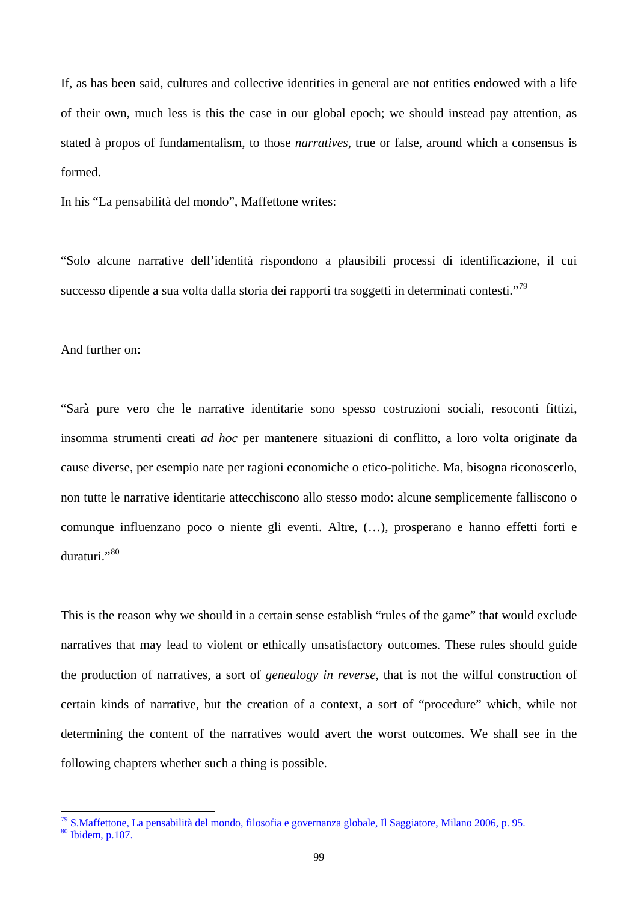If, as has been said, cultures and collective identities in general are not entities endowed with a life of their own, much less is this the case in our global epoch; we should instead pay attention, as stated à propos of fundamentalism, to those *narratives*, true or false, around which a consensus is formed.

In his "La pensabilità del mondo", Maffettone writes:

"Solo alcune narrative dell'identità rispondono a plausibili processi di identificazione, il cui successo dipende a sua volta dalla storia dei rapporti tra soggetti in determinati contesti."[79]

And further on:

"Sarà pure vero che le narrative identitarie sono spesso costruzioni sociali, resoconti fittizi, insomma strumenti creati *ad hoc* per mantenere situazioni di conflitto, a loro volta originate da cause diverse, per esempio nate per ragioni economiche o etico-politiche. Ma, bisogna riconoscerlo, non tutte le narrative identitarie attecchiscono allo stesso modo: alcune semplicemente falliscono o comunque influenzano poco o niente gli eventi. Altre, (…), prosperano e hanno effetti forti e duraturi."[80]

This is the reason why we should in a certain sense establish "rules of the game" that would exclude narratives that may lead to violent or ethically unsatisfactory outcomes. These rules should guide the production of narratives, a sort of *genealogy in reverse*, that is not the wilful construction of certain kinds of narrative, but the creation of a context, a sort of "procedure" which, while not determining the content of the narratives would avert the worst outcomes. We shall see in the following chapters whether such a thing is possible.

---

[79] S.Maffettone, La pensabilità del mondo, filosofia e governanza globale, Il Saggiatore, Milano 2006, p. 95.

[80] Ibidem, p.107.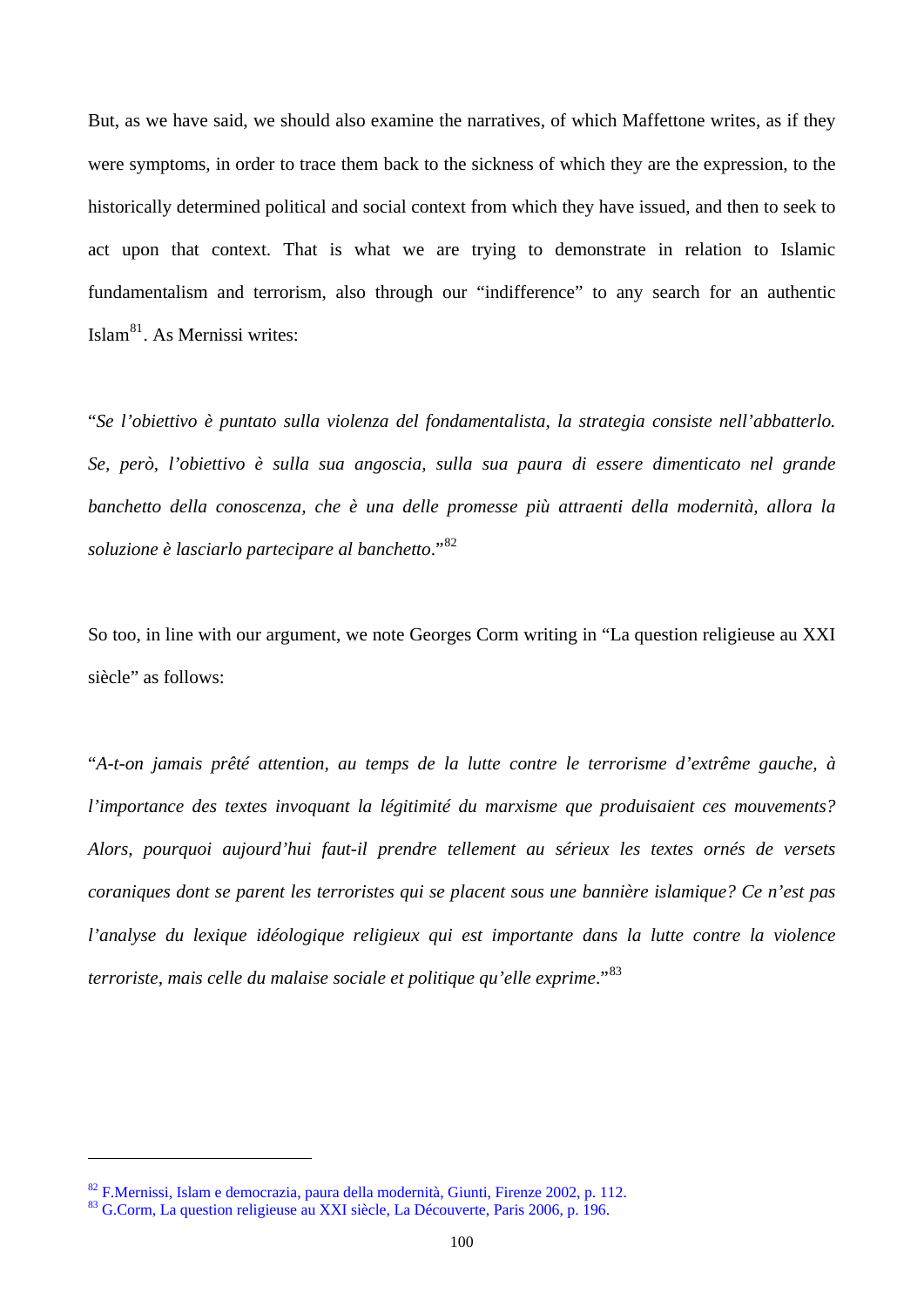But, as we have said, we should also examine the narratives, of which Maffettone writes, as if they were symptoms, in order to trace them back to the sickness of which they are the expression, to the historically determined political and social context from which they have issued, and then to seek to act upon that context. That is what we are trying to demonstrate in relation to Islamic fundamentalism and terrorism, also through our "indifference" to any search for an authentic Islam[81]. As Mernissi writes:

"*Se l'obiettivo è puntato sulla violenza del fondamentalista, la strategia consiste nell'abbatterlo. Se, però, l'obiettivo è sulla sua angoscia, sulla sua paura di essere dimenticato nel grande banchetto della conoscenza, che è una delle promesse più attraenti della modernità, allora la soluzione è lasciarlo partecipare al banchetto*."[82]

So too, in line with our argument, we note Georges Corm writing in "La question religieuse au XXI siècle" as follows:

"*A-t-on jamais prêté attention, au temps de la lutte contre le terrorisme d'extrême gauche, à l'importance des textes invoquant la légitimité du marxisme que produisaient ces mouvements? Alors, pourquoi aujourd'hui faut-il prendre tellement au sérieux les textes ornés de versets coraniques dont se parent les terroristes qui se placent sous une bannière islamique? Ce n'est pas l'analyse du lexique idéologique religieux qui est importante dans la lutte contre la violence terroriste, mais celle du malaise sociale et politique qu'elle exprime*."[83]

---

[82] F.Mernissi, Islam e democrazia, paura della modernità, Giunti, Firenze 2002, p. 112.
[83] G.Corm, La question religieuse au XXI siècle, La Découverte, Paris 2006, p. 196.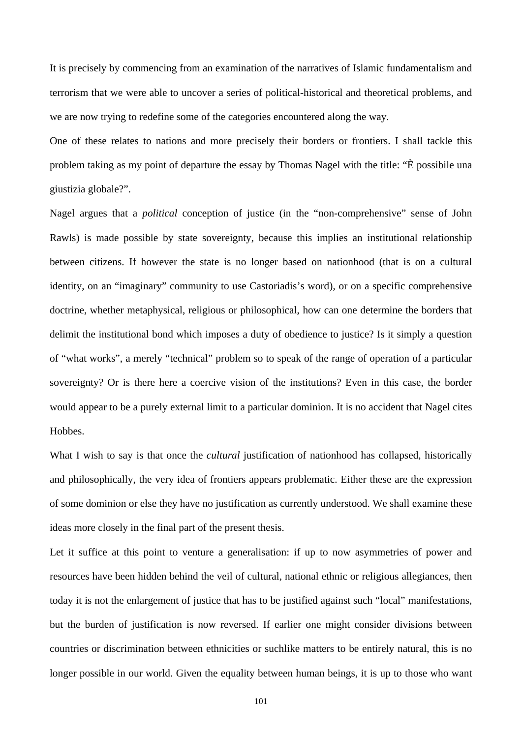It is precisely by commencing from an examination of the narratives of Islamic fundamentalism and terrorism that we were able to uncover a series of political-historical and theoretical problems, and we are now trying to redefine some of the categories encountered along the way.

One of these relates to nations and more precisely their borders or frontiers. I shall tackle this problem taking as my point of departure the essay by Thomas Nagel with the title: "È possibile una giustizia globale?".

Nagel argues that a *political* conception of justice (in the "non-comprehensive" sense of John Rawls) is made possible by state sovereignty, because this implies an institutional relationship between citizens. If however the state is no longer based on nationhood (that is on a cultural identity, on an "imaginary" community to use Castoriadis's word), or on a specific comprehensive doctrine, whether metaphysical, religious or philosophical, how can one determine the borders that delimit the institutional bond which imposes a duty of obedience to justice? Is it simply a question of "what works", a merely "technical" problem so to speak of the range of operation of a particular sovereignty? Or is there here a coercive vision of the institutions? Even in this case, the border would appear to be a purely external limit to a particular dominion. It is no accident that Nagel cites Hobbes.

What I wish to say is that once the *cultural* justification of nationhood has collapsed, historically and philosophically, the very idea of frontiers appears problematic. Either these are the expression of some dominion or else they have no justification as currently understood. We shall examine these ideas more closely in the final part of the present thesis.

Let it suffice at this point to venture a generalisation: if up to now asymmetries of power and resources have been hidden behind the veil of cultural, national ethnic or religious allegiances, then today it is not the enlargement of justice that has to be justified against such "local" manifestations, but the burden of justification is now reversed. If earlier one might consider divisions between countries or discrimination between ethnicities or suchlike matters to be entirely natural, this is no longer possible in our world. Given the equality between human beings, it is up to those who want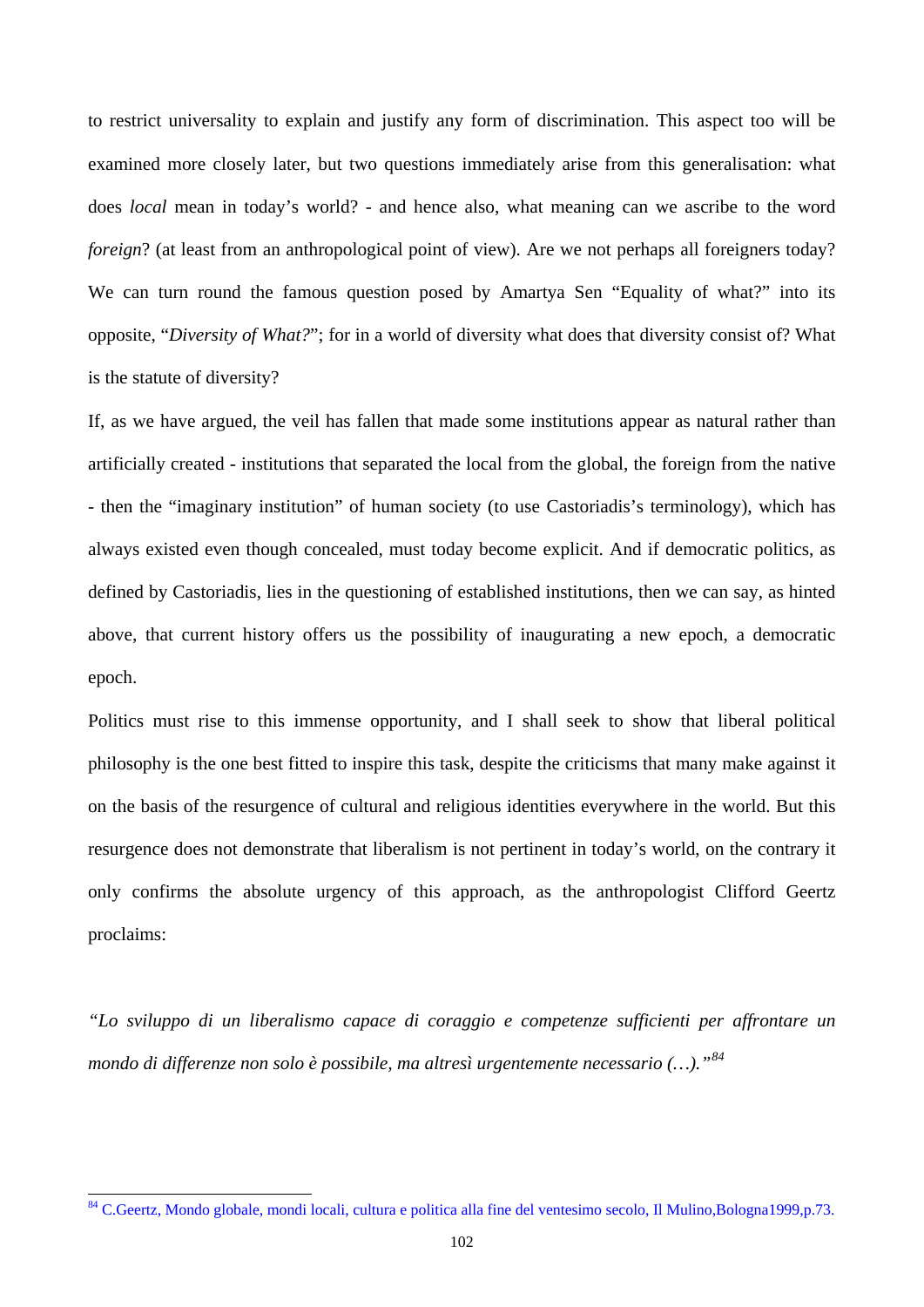to restrict universality to explain and justify any form of discrimination. This aspect too will be examined more closely later, but two questions immediately arise from this generalisation: what does *local* mean in today's world? - and hence also, what meaning can we ascribe to the word *foreign*? (at least from an anthropological point of view). Are we not perhaps all foreigners today? We can turn round the famous question posed by Amartya Sen "Equality of what?" into its opposite, "*Diversity of What?*"; for in a world of diversity what does that diversity consist of? What is the statute of diversity?

If, as we have argued, the veil has fallen that made some institutions appear as natural rather than artificially created - institutions that separated the local from the global, the foreign from the native - then the "imaginary institution" of human society (to use Castoriadis's terminology), which has always existed even though concealed, must today become explicit. And if democratic politics, as defined by Castoriadis, lies in the questioning of established institutions, then we can say, as hinted above, that current history offers us the possibility of inaugurating a new epoch, a democratic epoch.

Politics must rise to this immense opportunity, and I shall seek to show that liberal political philosophy is the one best fitted to inspire this task, despite the criticisms that many make against it on the basis of the resurgence of cultural and religious identities everywhere in the world. But this resurgence does not demonstrate that liberalism is not pertinent in today's world, on the contrary it only confirms the absolute urgency of this approach, as the anthropologist Clifford Geertz proclaims:

*"Lo sviluppo di un liberalismo capace di coraggio e competenze sufficienti per affrontare un mondo di differenze non solo è possibile, ma altresì urgentemente necessario (…)."*[84]

---

[84] C.Geertz, Mondo globale, mondi locali, cultura e politica alla fine del ventesimo secolo, Il Mulino,Bologna1999,p.73.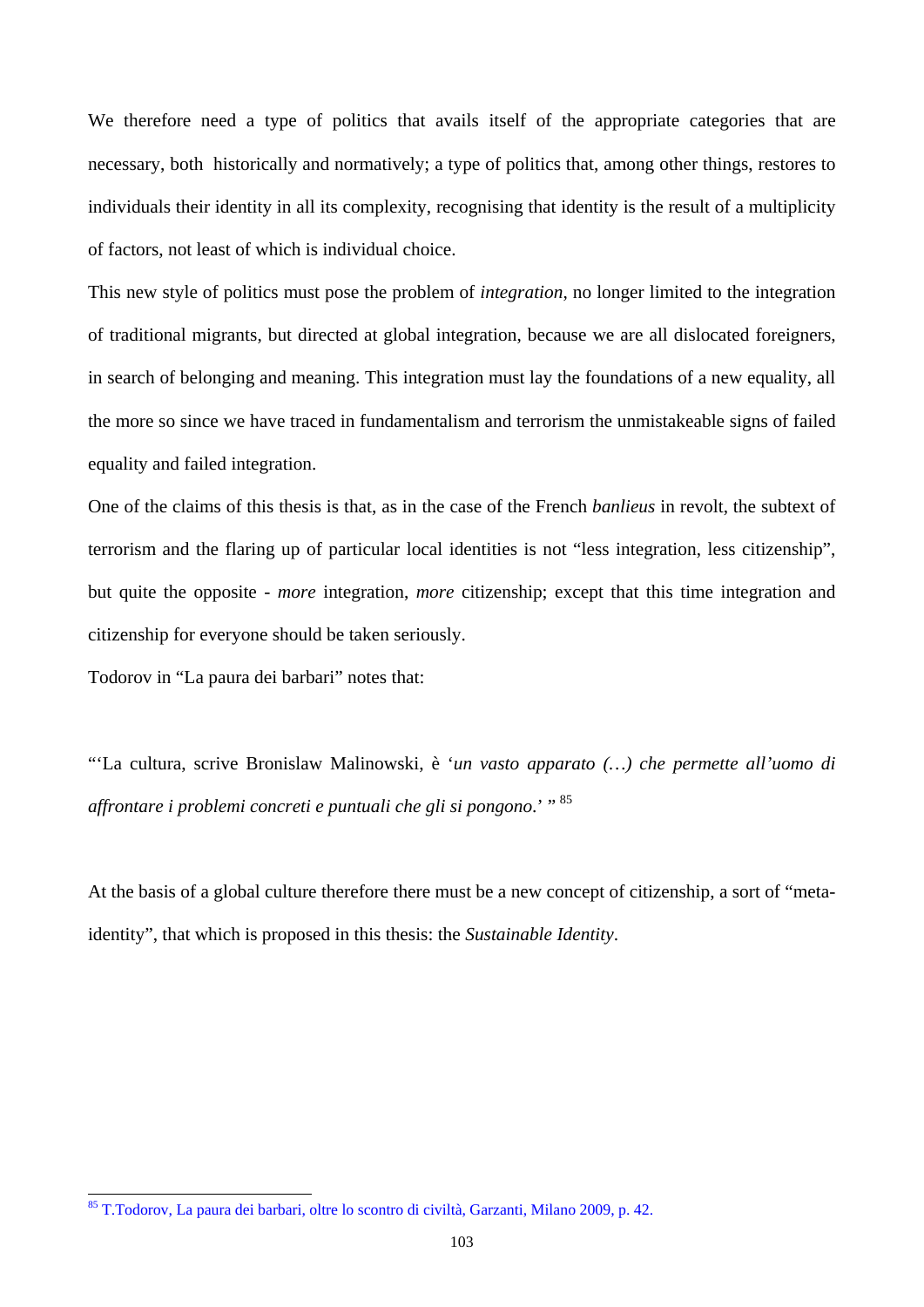We therefore need a type of politics that avails itself of the appropriate categories that are necessary, both historically and normatively; a type of politics that, among other things, restores to individuals their identity in all its complexity, recognising that identity is the result of a multiplicity of factors, not least of which is individual choice.

This new style of politics must pose the problem of *integration*, no longer limited to the integration of traditional migrants, but directed at global integration, because we are all dislocated foreigners, in search of belonging and meaning. This integration must lay the foundations of a new equality, all the more so since we have traced in fundamentalism and terrorism the unmistakeable signs of failed equality and failed integration.

One of the claims of this thesis is that, as in the case of the French *banlieus* in revolt, the subtext of terrorism and the flaring up of particular local identities is not "less integration, less citizenship", but quite the opposite - *more* integration, *more* citizenship; except that this time integration and citizenship for everyone should be taken seriously.

Todorov in "La paura dei barbari" notes that:

"'La cultura, scrive Bronislaw Malinowski, è '*un vasto apparato (…) che permette all'uomo di affrontare i problemi concreti e puntuali che gli si pongono*.' "[85]

At the basis of a global culture therefore there must be a new concept of citizenship, a sort of "meta-identity", that which is proposed in this thesis: the *Sustainable Identity*.

---

[85] T.Todorov, La paura dei barbari, oltre lo scontro di civiltà, Garzanti, Milano 2009, p. 42.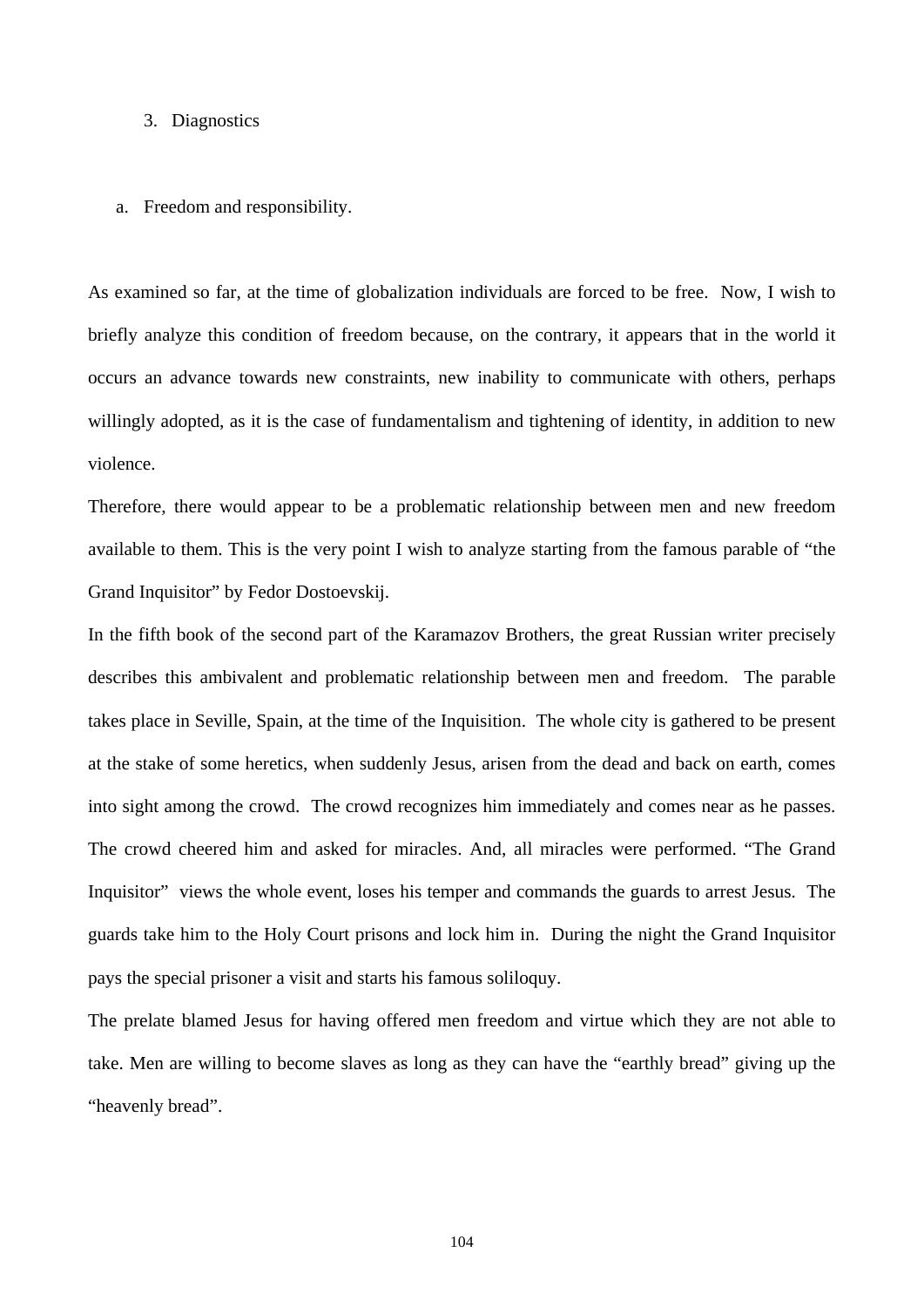## 3. Diagnostics

### a. Freedom and responsibility.

As examined so far, at the time of globalization individuals are forced to be free. Now, I wish to briefly analyze this condition of freedom because, on the contrary, it appears that in the world it occurs an advance towards new constraints, new inability to communicate with others, perhaps willingly adopted, as it is the case of fundamentalism and tightening of identity, in addition to new violence.

Therefore, there would appear to be a problematic relationship between men and new freedom available to them. This is the very point I wish to analyze starting from the famous parable of "the Grand Inquisitor" by Fedor Dostoevskij.

In the fifth book of the second part of the Karamazov Brothers, the great Russian writer precisely describes this ambivalent and problematic relationship between men and freedom. The parable takes place in Seville, Spain, at the time of the Inquisition. The whole city is gathered to be present at the stake of some heretics, when suddenly Jesus, arisen from the dead and back on earth, comes into sight among the crowd. The crowd recognizes him immediately and comes near as he passes. The crowd cheered him and asked for miracles. And, all miracles were performed. "The Grand Inquisitor" views the whole event, loses his temper and commands the guards to arrest Jesus. The guards take him to the Holy Court prisons and lock him in. During the night the Grand Inquisitor pays the special prisoner a visit and starts his famous soliloquy.

The prelate blamed Jesus for having offered men freedom and virtue which they are not able to take. Men are willing to become slaves as long as they can have the "earthly bread" giving up the "heavenly bread".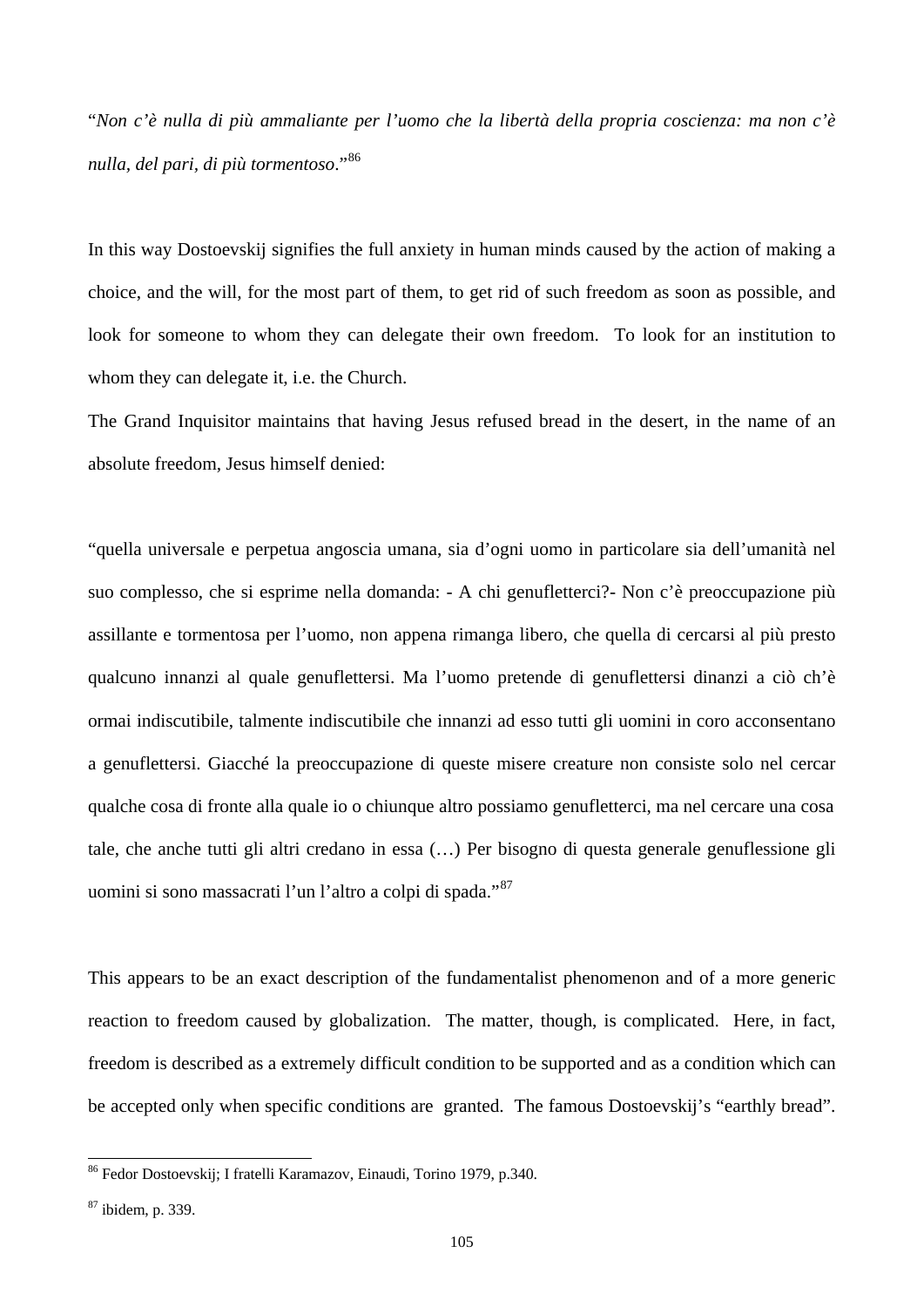"*Non c'è nulla di più ammaliante per l'uomo che la libertà della propria coscienza: ma non c'è nulla, del pari, di più tormentoso*."[86]

In this way Dostoevskij signifies the full anxiety in human minds caused by the action of making a choice, and the will, for the most part of them, to get rid of such freedom as soon as possible, and look for someone to whom they can delegate their own freedom. To look for an institution to whom they can delegate it, i.e. the Church.

The Grand Inquisitor maintains that having Jesus refused bread in the desert, in the name of an absolute freedom, Jesus himself denied:

"quella universale e perpetua angoscia umana, sia d'ogni uomo in particolare sia dell'umanità nel suo complesso, che si esprime nella domanda: - A chi genufletterci?- Non c'è preoccupazione più assillante e tormentosa per l'uomo, non appena rimanga libero, che quella di cercarsi al più presto qualcuno innanzi al quale genuflettersi. Ma l'uomo pretende di genuflettersi dinanzi a ciò ch'è ormai indiscutibile, talmente indiscutibile che innanzi ad esso tutti gli uomini in coro acconsentano a genuflettersi. Giacché la preoccupazione di queste misere creature non consiste solo nel cercar qualche cosa di fronte alla quale io o chiunque altro possiamo genufletterci, ma nel cercare una cosa tale, che anche tutti gli altri credano in essa (…) Per bisogno di questa generale genuflessione gli uomini si sono massacrati l'un l'altro a colpi di spada."[87]

This appears to be an exact description of the fundamentalist phenomenon and of a more generic reaction to freedom caused by globalization. The matter, though, is complicated. Here, in fact, freedom is described as a extremely difficult condition to be supported and as a condition which can be accepted only when specific conditions are granted. The famous Dostoevskij's "earthly bread".

[86] Fedor Dostoevskij; I fratelli Karamazov, Einaudi, Torino 1979, p.340.

[87] ibidem, p. 339.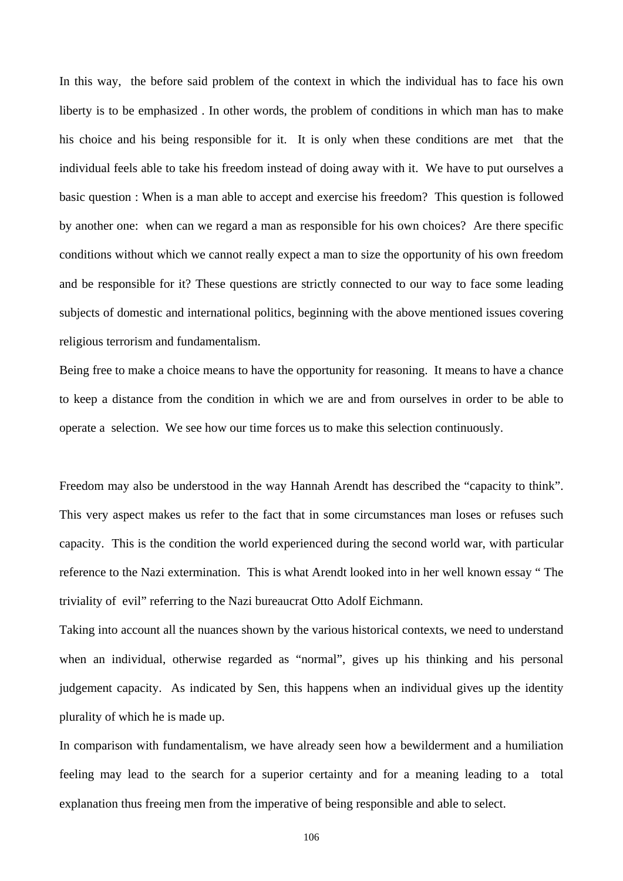In this way, the before said problem of the context in which the individual has to face his own liberty is to be emphasized . In other words, the problem of conditions in which man has to make his choice and his being responsible for it. It is only when these conditions are met that the individual feels able to take his freedom instead of doing away with it. We have to put ourselves a basic question : When is a man able to accept and exercise his freedom? This question is followed by another one: when can we regard a man as responsible for his own choices? Are there specific conditions without which we cannot really expect a man to size the opportunity of his own freedom and be responsible for it? These questions are strictly connected to our way to face some leading subjects of domestic and international politics, beginning with the above mentioned issues covering religious terrorism and fundamentalism.

Being free to make a choice means to have the opportunity for reasoning. It means to have a chance to keep a distance from the condition in which we are and from ourselves in order to be able to operate a selection. We see how our time forces us to make this selection continuously.

Freedom may also be understood in the way Hannah Arendt has described the "capacity to think". This very aspect makes us refer to the fact that in some circumstances man loses or refuses such capacity. This is the condition the world experienced during the second world war, with particular reference to the Nazi extermination. This is what Arendt looked into in her well known essay " The triviality of evil" referring to the Nazi bureaucrat Otto Adolf Eichmann.

Taking into account all the nuances shown by the various historical contexts, we need to understand when an individual, otherwise regarded as "normal", gives up his thinking and his personal judgement capacity. As indicated by Sen, this happens when an individual gives up the identity plurality of which he is made up.

In comparison with fundamentalism, we have already seen how a bewilderment and a humiliation feeling may lead to the search for a superior certainty and for a meaning leading to a total explanation thus freeing men from the imperative of being responsible and able to select.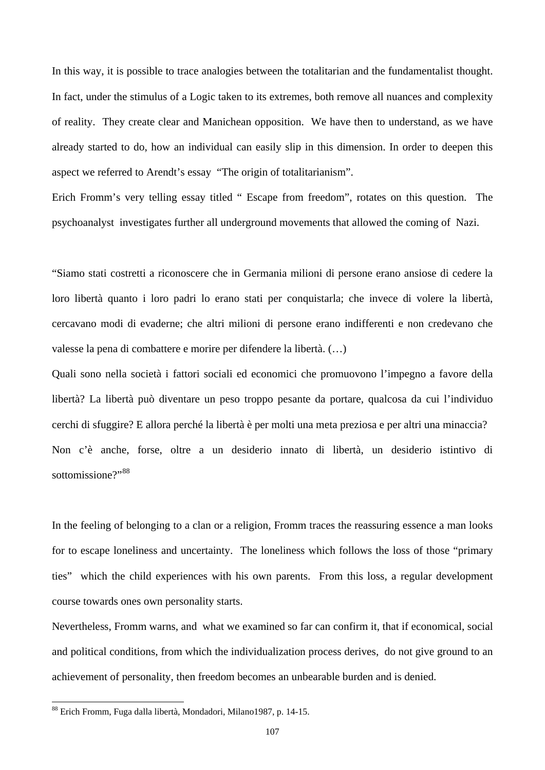In this way, it is possible to trace analogies between the totalitarian and the fundamentalist thought. In fact, under the stimulus of a Logic taken to its extremes, both remove all nuances and complexity of reality. They create clear and Manichean opposition. We have then to understand, as we have already started to do, how an individual can easily slip in this dimension. In order to deepen this aspect we referred to Arendt's essay "The origin of totalitarianism".

Erich Fromm's very telling essay titled " Escape from freedom", rotates on this question. The psychoanalyst investigates further all underground movements that allowed the coming of Nazi.

"Siamo stati costretti a riconoscere che in Germania milioni di persone erano ansiose di cedere la loro libertà quanto i loro padri lo erano stati per conquistarla; che invece di volere la libertà, cercavano modi di evaderne; che altri milioni di persone erano indifferenti e non credevano che valesse la pena di combattere e morire per difendere la libertà. (…)

Quali sono nella società i fattori sociali ed economici che promuovono l'impegno a favore della libertà? La libertà può diventare un peso troppo pesante da portare, qualcosa da cui l'individuo cerchi di sfuggire? E allora perché la libertà è per molti una meta preziosa e per altri una minaccia? Non c'è anche, forse, oltre a un desiderio innato di libertà, un desiderio istintivo di sottomissione?"[88]

In the feeling of belonging to a clan or a religion, Fromm traces the reassuring essence a man looks for to escape loneliness and uncertainty. The loneliness which follows the loss of those "primary ties" which the child experiences with his own parents. From this loss, a regular development course towards ones own personality starts.

Nevertheless, Fromm warns, and what we examined so far can confirm it, that if economical, social and political conditions, from which the individualization process derives, do not give ground to an achievement of personality, then freedom becomes an unbearable burden and is denied.

[88] Erich Fromm, Fuga dalla libertà, Mondadori, Milano1987, p. 14-15.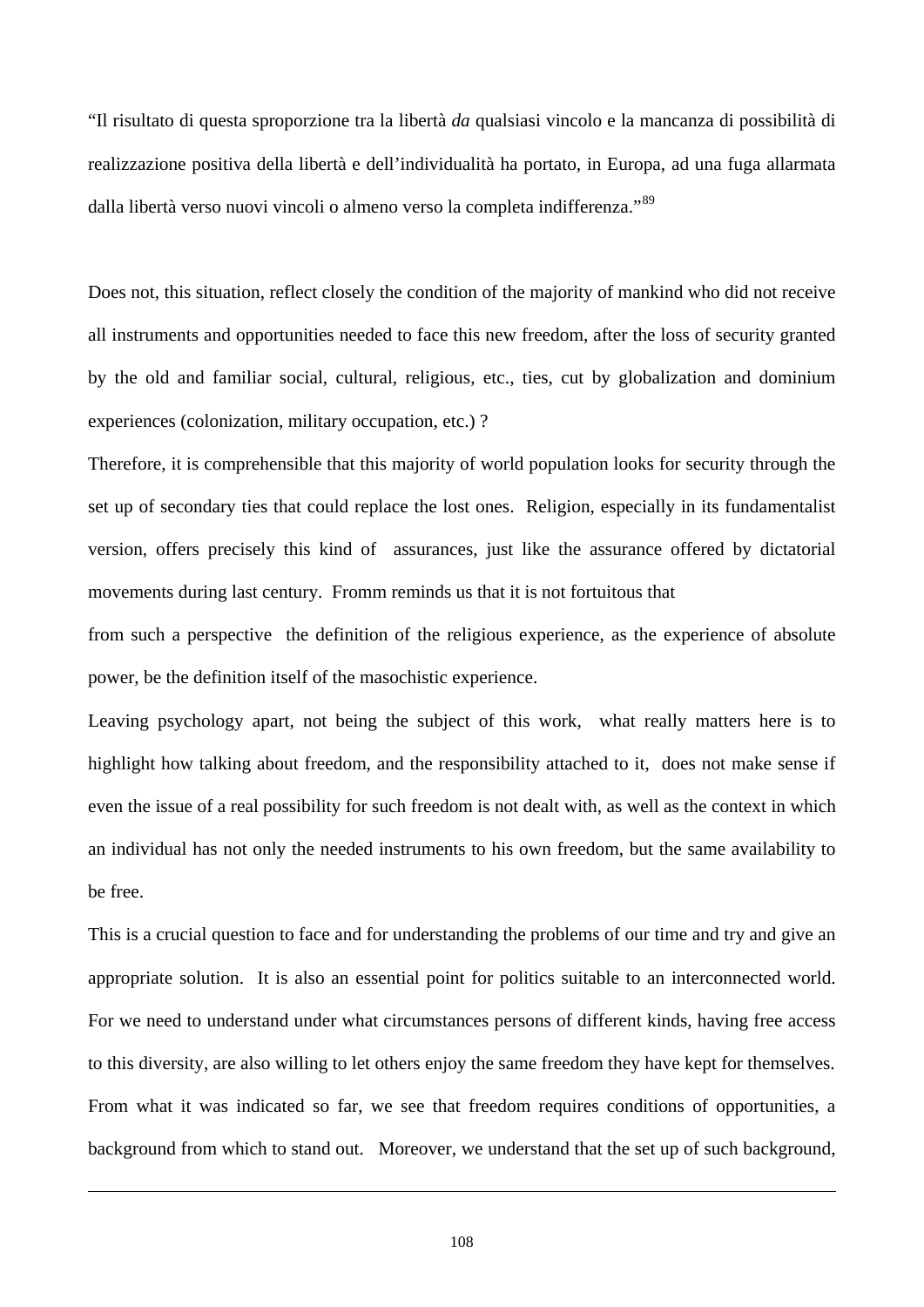"Il risultato di questa sproporzione tra la libertà *da* qualsiasi vincolo e la mancanza di possibilità di realizzazione positiva della libertà e dell'individualità ha portato, in Europa, ad una fuga allarmata dalla libertà verso nuovi vincoli o almeno verso la completa indifferenza."[89]

Does not, this situation, reflect closely the condition of the majority of mankind who did not receive all instruments and opportunities needed to face this new freedom, after the loss of security granted by the old and familiar social, cultural, religious, etc., ties, cut by globalization and dominium experiences (colonization, military occupation, etc.) ?

Therefore, it is comprehensible that this majority of world population looks for security through the set up of secondary ties that could replace the lost ones. Religion, especially in its fundamentalist version, offers precisely this kind of assurances, just like the assurance offered by dictatorial movements during last century. Fromm reminds us that it is not fortuitous that

from such a perspective the definition of the religious experience, as the experience of absolute power, be the definition itself of the masochistic experience.

Leaving psychology apart, not being the subject of this work, what really matters here is to highlight how talking about freedom, and the responsibility attached to it, does not make sense if even the issue of a real possibility for such freedom is not dealt with, as well as the context in which an individual has not only the needed instruments to his own freedom, but the same availability to be free.

This is a crucial question to face and for understanding the problems of our time and try and give an appropriate solution. It is also an essential point for politics suitable to an interconnected world. For we need to understand under what circumstances persons of different kinds, having free access to this diversity, are also willing to let others enjoy the same freedom they have kept for themselves. From what it was indicated so far, we see that freedom requires conditions of opportunities, a background from which to stand out. Moreover, we understand that the set up of such background,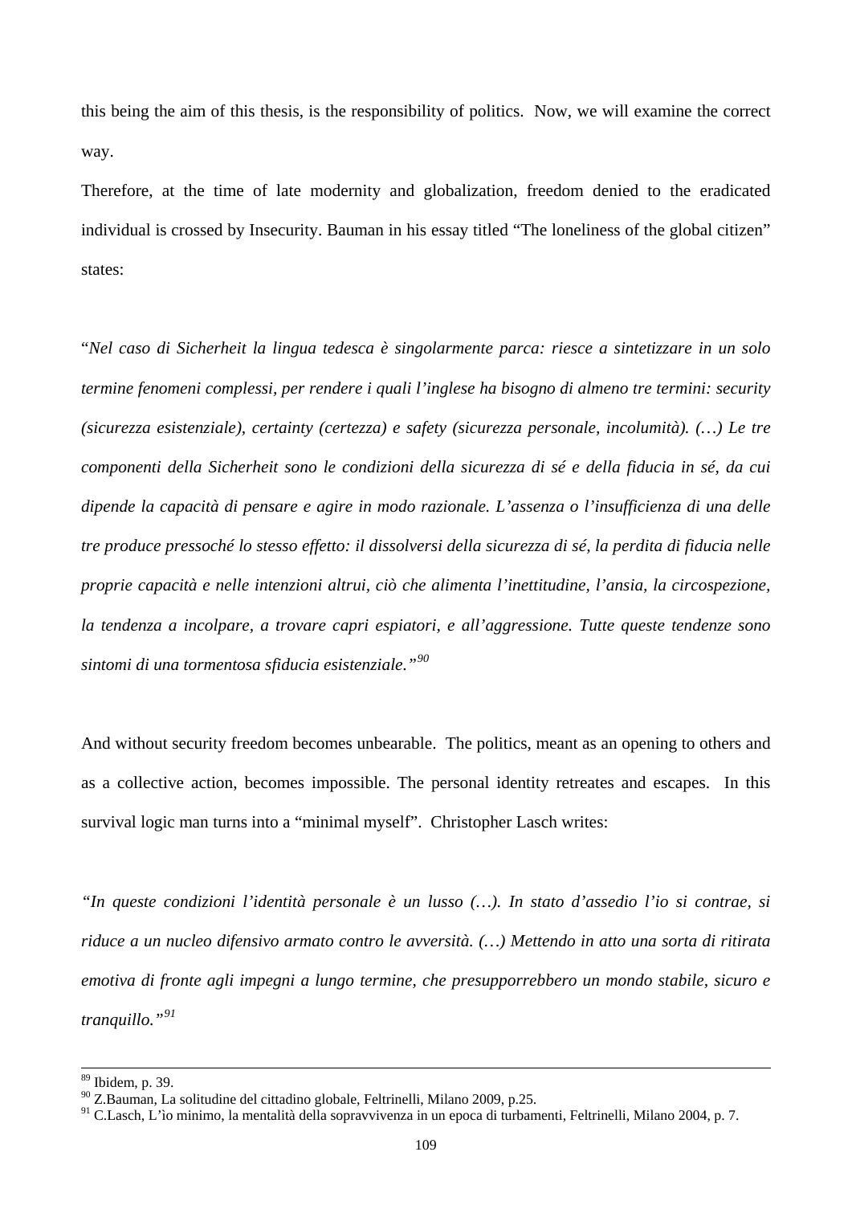this being the aim of this thesis, is the responsibility of politics. Now, we will examine the correct way.

Therefore, at the time of late modernity and globalization, freedom denied to the eradicated individual is crossed by Insecurity. Bauman in his essay titled "The loneliness of the global citizen" states:

"*Nel caso di Sicherheit la lingua tedesca è singolarmente parca: riesce a sintetizzare in un solo termine fenomeni complessi, per rendere i quali l'inglese ha bisogno di almeno tre termini: security (sicurezza esistenziale), certainty (certezza) e safety (sicurezza personale, incolumità). (…) Le tre componenti della Sicherheit sono le condizioni della sicurezza di sé e della fiducia in sé, da cui dipende la capacità di pensare e agire in modo razionale. L'assenza o l'insufficienza di una delle tre produce pressoché lo stesso effetto: il dissolversi della sicurezza di sé, la perdita di fiducia nelle proprie capacità e nelle intenzioni altrui, ciò che alimenta l'inettitudine, l'ansia, la circospezione, la tendenza a incolpare, a trovare capri espiatori, e all'aggressione. Tutte queste tendenze sono sintomi di una tormentosa sfiducia esistenziale.*"[90]

And without security freedom becomes unbearable. The politics, meant as an opening to others and as a collective action, becomes impossible. The personal identity retreates and escapes. In this survival logic man turns into a "minimal myself". Christopher Lasch writes:

*"In queste condizioni l'identità personale è un lusso (…). In stato d'assedio l'io si contrae, si riduce a un nucleo difensivo armato contro le avversità. (…) Mettendo in atto una sorta di ritirata emotiva di fronte agli impegni a lungo termine, che presupporrebbero un mondo stabile, sicuro e tranquillo."*[91]

---

[89] Ibidem, p. 39.

[90] Z.Bauman, La solitudine del cittadino globale, Feltrinelli, Milano 2009, p.25.

[91] C.Lasch, L'ìo minimo, la mentalità della sopravvivenza in un epoca di turbamenti, Feltrinelli, Milano 2004, p. 7.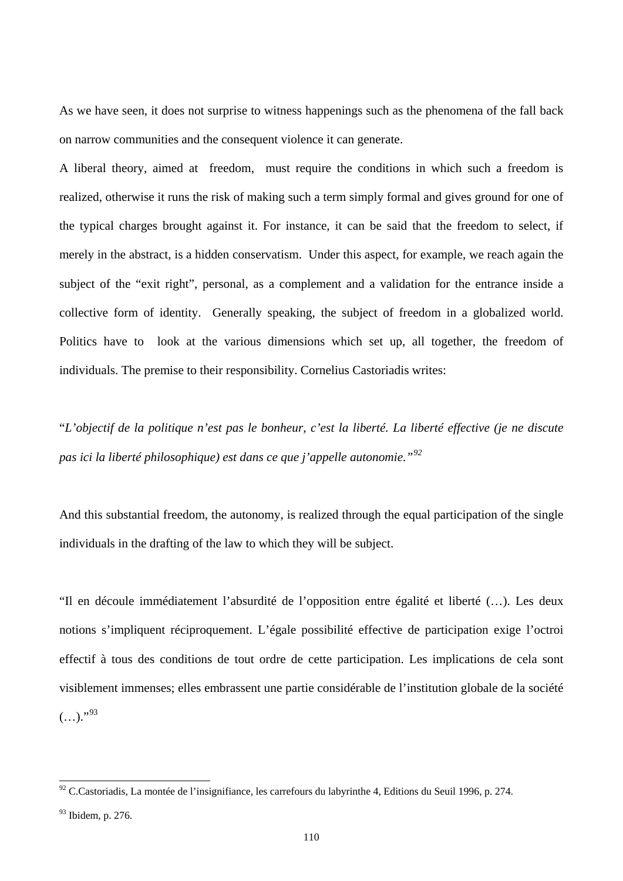As we have seen, it does not surprise to witness happenings such as the phenomena of the fall back on narrow communities and the consequent violence it can generate.

A liberal theory, aimed at freedom, must require the conditions in which such a freedom is realized, otherwise it runs the risk of making such a term simply formal and gives ground for one of the typical charges brought against it. For instance, it can be said that the freedom to select, if merely in the abstract, is a hidden conservatism. Under this aspect, for example, we reach again the subject of the "exit right", personal, as a complement and a validation for the entrance inside a collective form of identity. Generally speaking, the subject of freedom in a globalized world. Politics have to look at the various dimensions which set up, all together, the freedom of individuals. The premise to their responsibility. Cornelius Castoriadis writes:

"*L'objectif de la politique n'est pas le bonheur, c'est la liberté. La liberté effective (je ne discute pas ici la liberté philosophique) est dans ce que j'appelle autonomie.*"[92]

And this substantial freedom, the autonomy, is realized through the equal participation of the single individuals in the drafting of the law to which they will be subject.

"Il en découle immédiatement l'absurdité de l'opposition entre égalité et liberté (…). Les deux notions s'impliquent réciproquement. L'égale possibilité effective de participation exige l'octroi effectif à tous des conditions de tout ordre de cette participation. Les implications de cela sont visiblement immenses; elles embrassent une partie considérable de l'institution globale de la société (…)."[93]

---

[92] C.Castoriadis, La montée de l'insignifiance, les carrefours du labyrinthe 4, Editions du Seuil 1996, p. 274.

[93] Ibidem, p. 276.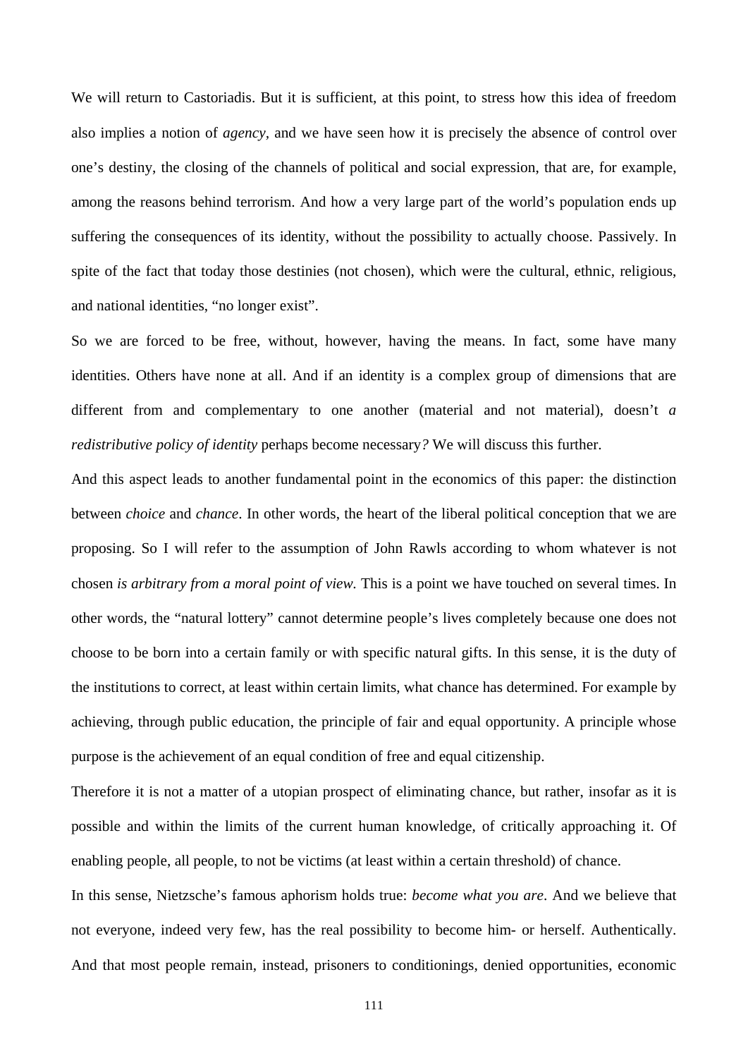We will return to Castoriadis. But it is sufficient, at this point, to stress how this idea of freedom also implies a notion of *agency*, and we have seen how it is precisely the absence of control over one's destiny, the closing of the channels of political and social expression, that are, for example, among the reasons behind terrorism. And how a very large part of the world's population ends up suffering the consequences of its identity, without the possibility to actually choose. Passively. In spite of the fact that today those destinies (not chosen), which were the cultural, ethnic, religious, and national identities, "no longer exist".

So we are forced to be free, without, however, having the means. In fact, some have many identities. Others have none at all. And if an identity is a complex group of dimensions that are different from and complementary to one another (material and not material), doesn't *a redistributive policy of identity* perhaps become necessary*?* We will discuss this further.

And this aspect leads to another fundamental point in the economics of this paper: the distinction between *choice* and *chance*. In other words, the heart of the liberal political conception that we are proposing. So I will refer to the assumption of John Rawls according to whom whatever is not chosen *is arbitrary from a moral point of view.* This is a point we have touched on several times. In other words, the "natural lottery" cannot determine people's lives completely because one does not choose to be born into a certain family or with specific natural gifts. In this sense, it is the duty of the institutions to correct, at least within certain limits, what chance has determined. For example by achieving, through public education, the principle of fair and equal opportunity. A principle whose purpose is the achievement of an equal condition of free and equal citizenship.

Therefore it is not a matter of a utopian prospect of eliminating chance, but rather, insofar as it is possible and within the limits of the current human knowledge, of critically approaching it. Of enabling people, all people, to not be victims (at least within a certain threshold) of chance.

In this sense, Nietzsche's famous aphorism holds true: *become what you are*. And we believe that not everyone, indeed very few, has the real possibility to become him- or herself. Authentically. And that most people remain, instead, prisoners to conditionings, denied opportunities, economic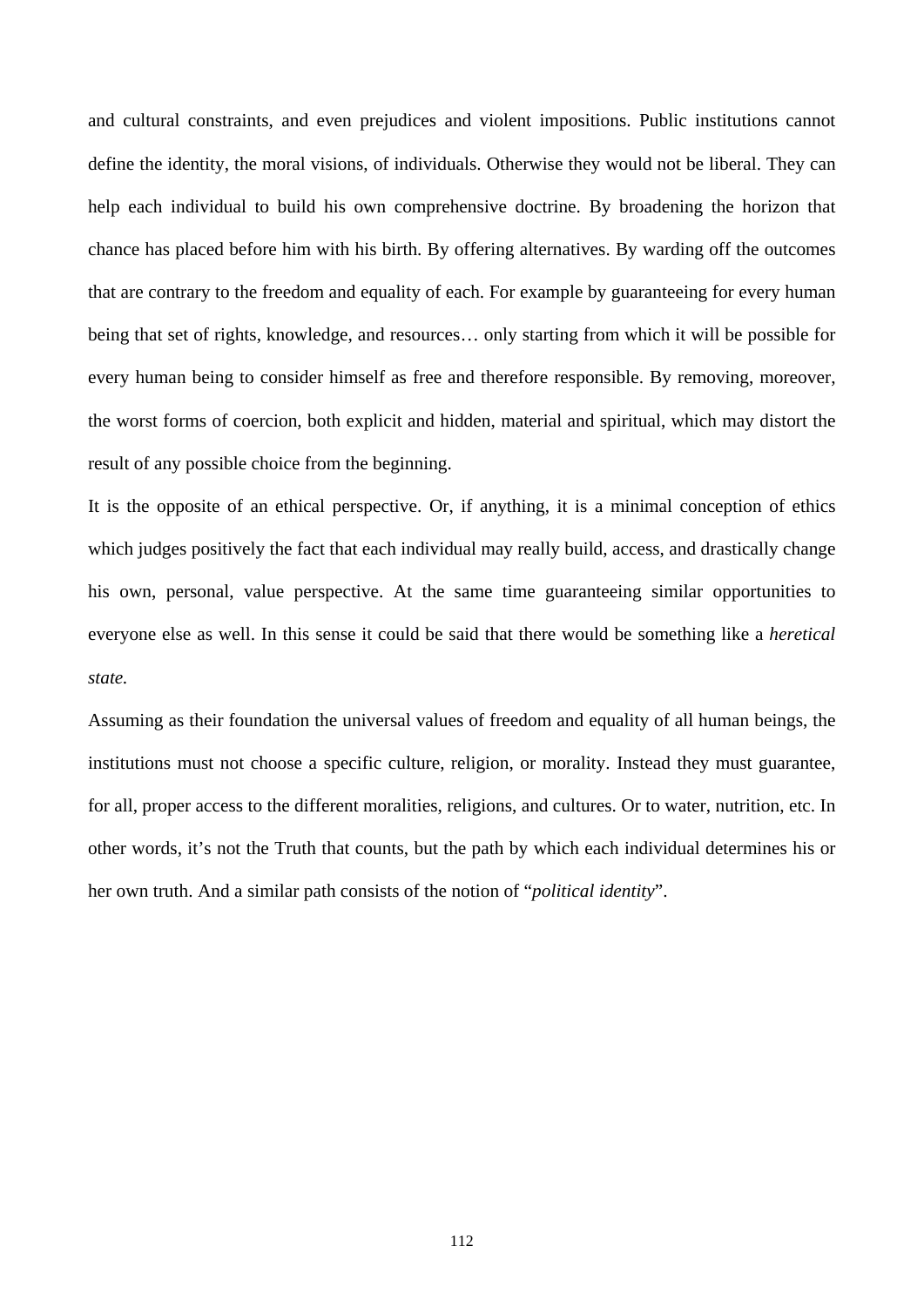and cultural constraints, and even prejudices and violent impositions. Public institutions cannot define the identity, the moral visions, of individuals. Otherwise they would not be liberal. They can help each individual to build his own comprehensive doctrine. By broadening the horizon that chance has placed before him with his birth. By offering alternatives. By warding off the outcomes that are contrary to the freedom and equality of each. For example by guaranteeing for every human being that set of rights, knowledge, and resources… only starting from which it will be possible for every human being to consider himself as free and therefore responsible. By removing, moreover, the worst forms of coercion, both explicit and hidden, material and spiritual, which may distort the result of any possible choice from the beginning.

It is the opposite of an ethical perspective. Or, if anything, it is a minimal conception of ethics which judges positively the fact that each individual may really build, access, and drastically change his own, personal, value perspective. At the same time guaranteeing similar opportunities to everyone else as well. In this sense it could be said that there would be something like a *heretical state.*

Assuming as their foundation the universal values of freedom and equality of all human beings, the institutions must not choose a specific culture, religion, or morality. Instead they must guarantee, for all, proper access to the different moralities, religions, and cultures. Or to water, nutrition, etc. In other words, it's not the Truth that counts, but the path by which each individual determines his or her own truth. And a similar path consists of the notion of "*political identity*".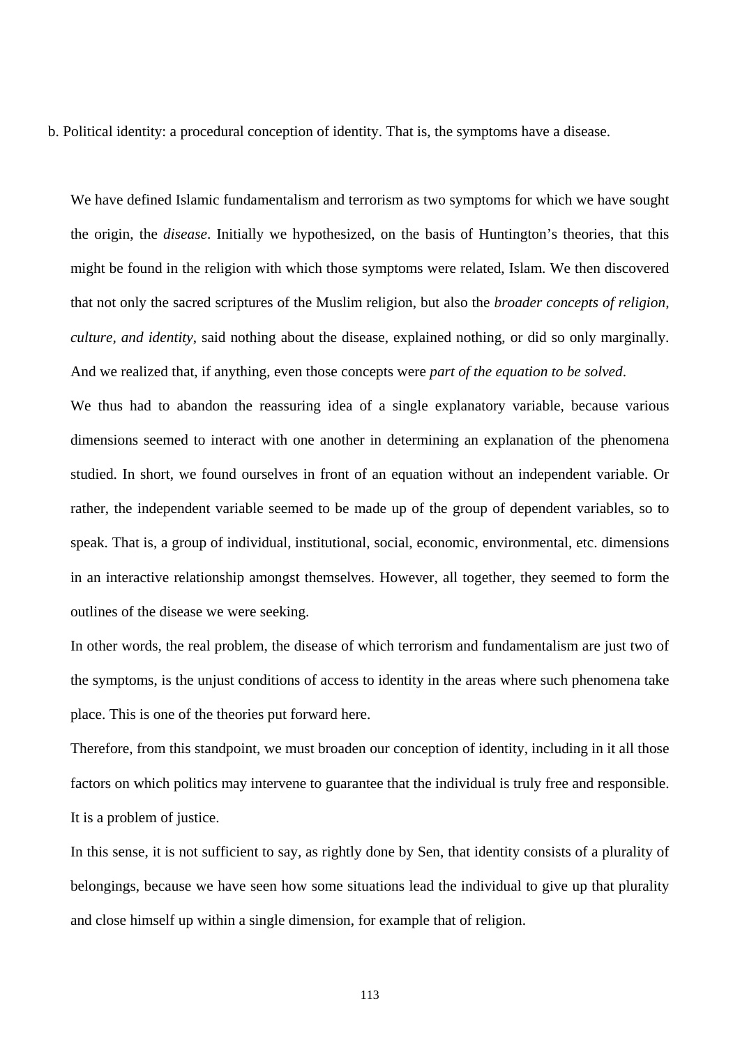b. Political identity: a procedural conception of identity. That is, the symptoms have a disease.

We have defined Islamic fundamentalism and terrorism as two symptoms for which we have sought the origin, the *disease*. Initially we hypothesized, on the basis of Huntington's theories, that this might be found in the religion with which those symptoms were related, Islam. We then discovered that not only the sacred scriptures of the Muslim religion, but also the *broader concepts of religion, culture, and identity*, said nothing about the disease, explained nothing, or did so only marginally. And we realized that, if anything, even those concepts were *part of the equation to be solved*.

We thus had to abandon the reassuring idea of a single explanatory variable, because various dimensions seemed to interact with one another in determining an explanation of the phenomena studied. In short, we found ourselves in front of an equation without an independent variable. Or rather, the independent variable seemed to be made up of the group of dependent variables, so to speak. That is, a group of individual, institutional, social, economic, environmental, etc. dimensions in an interactive relationship amongst themselves. However, all together, they seemed to form the outlines of the disease we were seeking.

In other words, the real problem, the disease of which terrorism and fundamentalism are just two of the symptoms, is the unjust conditions of access to identity in the areas where such phenomena take place. This is one of the theories put forward here.

Therefore, from this standpoint, we must broaden our conception of identity, including in it all those factors on which politics may intervene to guarantee that the individual is truly free and responsible. It is a problem of justice.

In this sense, it is not sufficient to say, as rightly done by Sen, that identity consists of a plurality of belongings, because we have seen how some situations lead the individual to give up that plurality and close himself up within a single dimension, for example that of religion.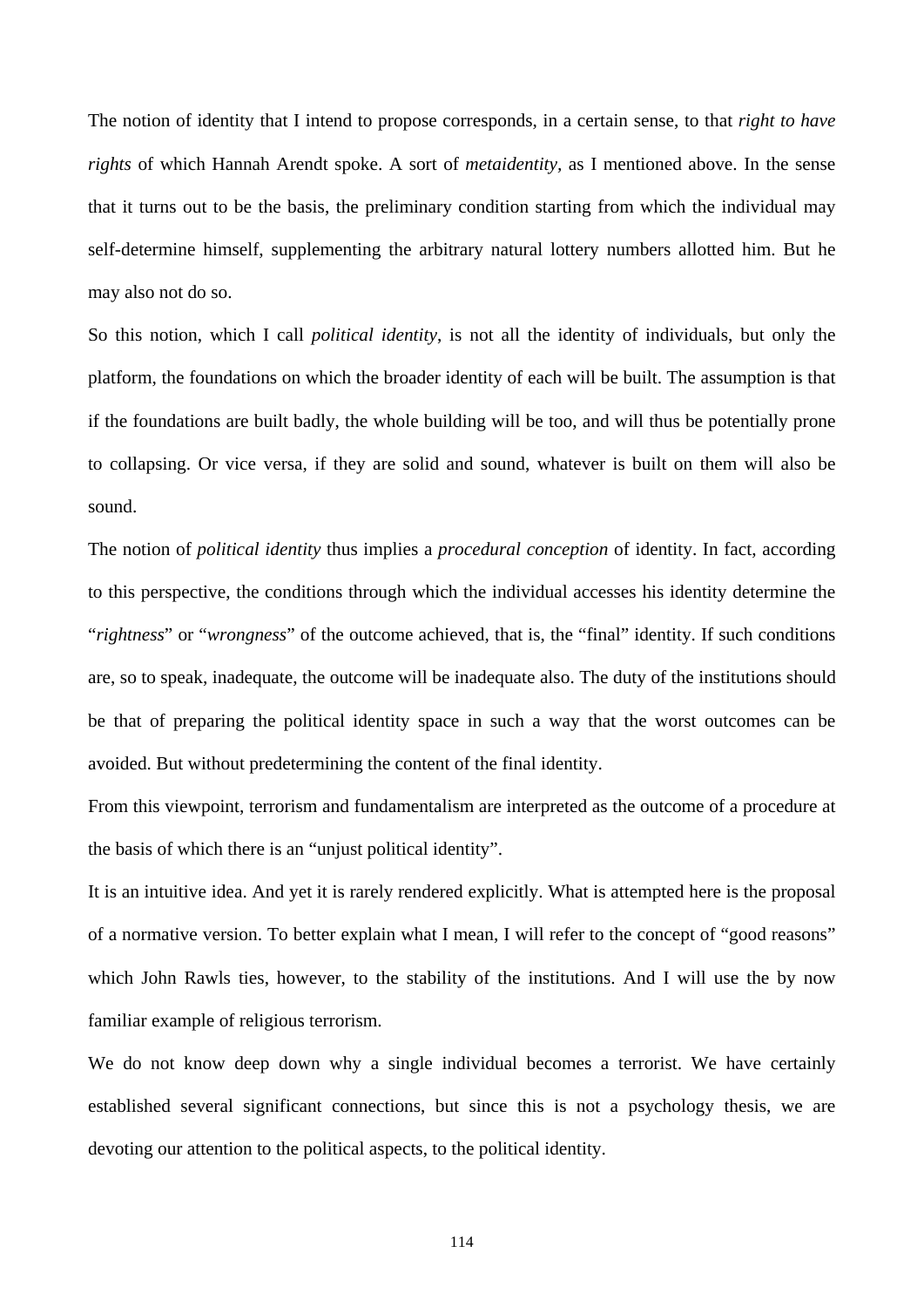The notion of identity that I intend to propose corresponds, in a certain sense, to that *right to have rights* of which Hannah Arendt spoke. A sort of *metaidentity*, as I mentioned above. In the sense that it turns out to be the basis, the preliminary condition starting from which the individual may self-determine himself, supplementing the arbitrary natural lottery numbers allotted him. But he may also not do so.

So this notion, which I call *political identity*, is not all the identity of individuals, but only the platform, the foundations on which the broader identity of each will be built. The assumption is that if the foundations are built badly, the whole building will be too, and will thus be potentially prone to collapsing. Or vice versa, if they are solid and sound, whatever is built on them will also be sound.

The notion of *political identity* thus implies a *procedural conception* of identity. In fact, according to this perspective, the conditions through which the individual accesses his identity determine the "*rightness*" or "*wrongness*" of the outcome achieved, that is, the "final" identity. If such conditions are, so to speak, inadequate, the outcome will be inadequate also. The duty of the institutions should be that of preparing the political identity space in such a way that the worst outcomes can be avoided. But without predetermining the content of the final identity.

From this viewpoint, terrorism and fundamentalism are interpreted as the outcome of a procedure at the basis of which there is an "unjust political identity".

It is an intuitive idea. And yet it is rarely rendered explicitly. What is attempted here is the proposal of a normative version. To better explain what I mean, I will refer to the concept of "good reasons" which John Rawls ties, however, to the stability of the institutions. And I will use the by now familiar example of religious terrorism.

We do not know deep down why a single individual becomes a terrorist. We have certainly established several significant connections, but since this is not a psychology thesis, we are devoting our attention to the political aspects, to the political identity.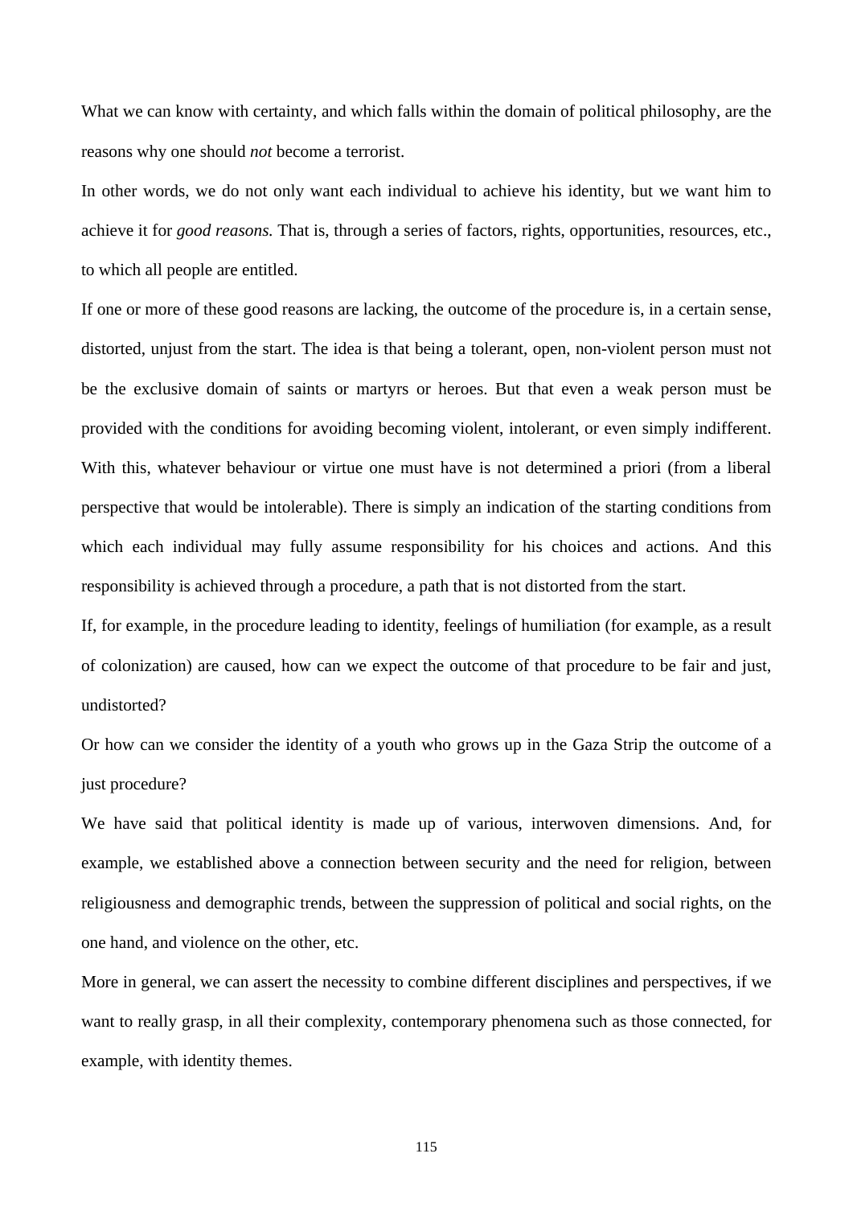What we can know with certainty, and which falls within the domain of political philosophy, are the reasons why one should *not* become a terrorist.

In other words, we do not only want each individual to achieve his identity, but we want him to achieve it for *good reasons.* That is, through a series of factors, rights, opportunities, resources, etc., to which all people are entitled.

If one or more of these good reasons are lacking, the outcome of the procedure is, in a certain sense, distorted, unjust from the start. The idea is that being a tolerant, open, non-violent person must not be the exclusive domain of saints or martyrs or heroes. But that even a weak person must be provided with the conditions for avoiding becoming violent, intolerant, or even simply indifferent. With this, whatever behaviour or virtue one must have is not determined a priori (from a liberal perspective that would be intolerable). There is simply an indication of the starting conditions from which each individual may fully assume responsibility for his choices and actions. And this responsibility is achieved through a procedure, a path that is not distorted from the start.

If, for example, in the procedure leading to identity, feelings of humiliation (for example, as a result of colonization) are caused, how can we expect the outcome of that procedure to be fair and just, undistorted?

Or how can we consider the identity of a youth who grows up in the Gaza Strip the outcome of a just procedure?

We have said that political identity is made up of various, interwoven dimensions. And, for example, we established above a connection between security and the need for religion, between religiousness and demographic trends, between the suppression of political and social rights, on the one hand, and violence on the other, etc.

More in general, we can assert the necessity to combine different disciplines and perspectives, if we want to really grasp, in all their complexity, contemporary phenomena such as those connected, for example, with identity themes.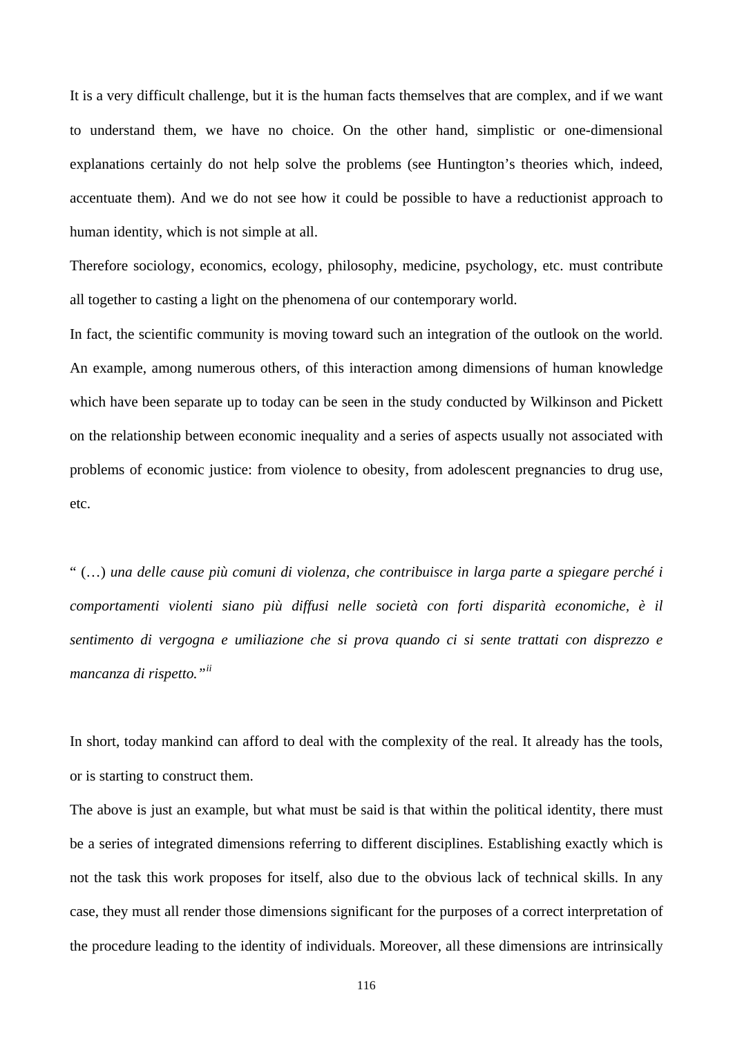It is a very difficult challenge, but it is the human facts themselves that are complex, and if we want to understand them, we have no choice. On the other hand, simplistic or one-dimensional explanations certainly do not help solve the problems (see Huntington's theories which, indeed, accentuate them). And we do not see how it could be possible to have a reductionist approach to human identity, which is not simple at all.

Therefore sociology, economics, ecology, philosophy, medicine, psychology, etc. must contribute all together to casting a light on the phenomena of our contemporary world.

In fact, the scientific community is moving toward such an integration of the outlook on the world. An example, among numerous others, of this interaction among dimensions of human knowledge which have been separate up to today can be seen in the study conducted by Wilkinson and Pickett on the relationship between economic inequality and a series of aspects usually not associated with problems of economic justice: from violence to obesity, from adolescent pregnancies to drug use, etc.

" (…) *una delle cause più comuni di violenza, che contribuisce in larga parte a spiegare perché i comportamenti violenti siano più diffusi nelle società con forti disparità economiche, è il sentimento di vergogna e umiliazione che si prova quando ci si sente trattati con disprezzo e mancanza di rispetto."*[ii]

In short, today mankind can afford to deal with the complexity of the real. It already has the tools, or is starting to construct them.

The above is just an example, but what must be said is that within the political identity, there must be a series of integrated dimensions referring to different disciplines. Establishing exactly which is not the task this work proposes for itself, also due to the obvious lack of technical skills. In any case, they must all render those dimensions significant for the purposes of a correct interpretation of the procedure leading to the identity of individuals. Moreover, all these dimensions are intrinsically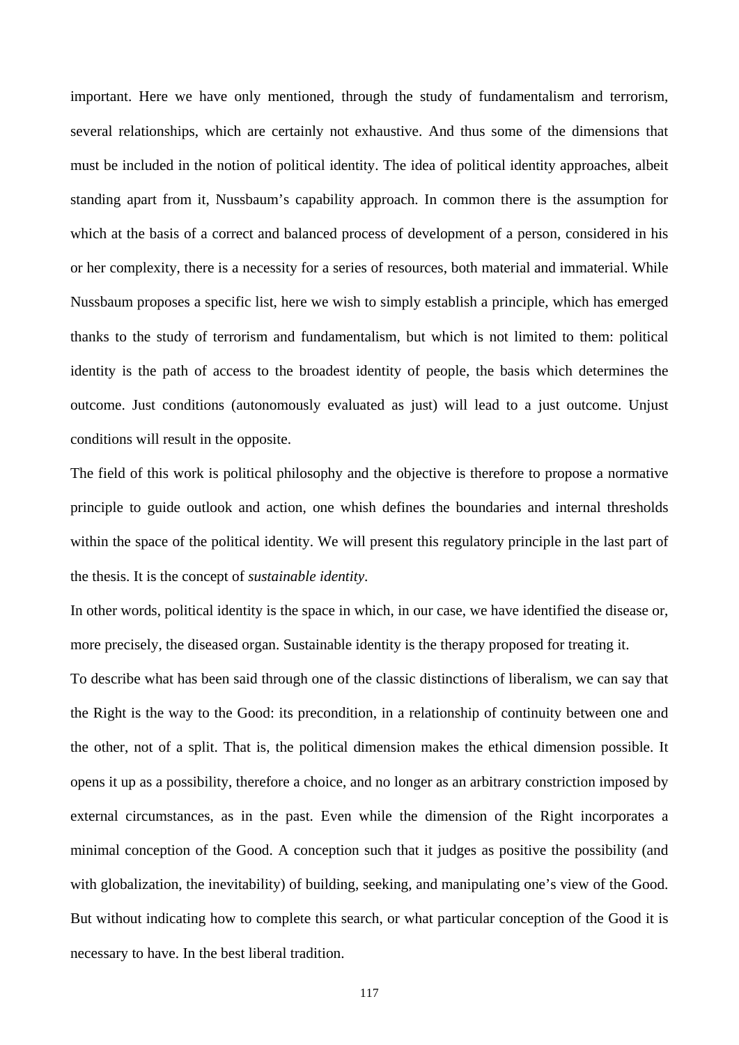important. Here we have only mentioned, through the study of fundamentalism and terrorism, several relationships, which are certainly not exhaustive. And thus some of the dimensions that must be included in the notion of political identity. The idea of political identity approaches, albeit standing apart from it, Nussbaum's capability approach. In common there is the assumption for which at the basis of a correct and balanced process of development of a person, considered in his or her complexity, there is a necessity for a series of resources, both material and immaterial. While Nussbaum proposes a specific list, here we wish to simply establish a principle, which has emerged thanks to the study of terrorism and fundamentalism, but which is not limited to them: political identity is the path of access to the broadest identity of people, the basis which determines the outcome. Just conditions (autonomously evaluated as just) will lead to a just outcome. Unjust conditions will result in the opposite.

The field of this work is political philosophy and the objective is therefore to propose a normative principle to guide outlook and action, one whish defines the boundaries and internal thresholds within the space of the political identity. We will present this regulatory principle in the last part of the thesis. It is the concept of *sustainable identity*.

In other words, political identity is the space in which, in our case, we have identified the disease or, more precisely, the diseased organ. Sustainable identity is the therapy proposed for treating it.

To describe what has been said through one of the classic distinctions of liberalism, we can say that the Right is the way to the Good: its precondition, in a relationship of continuity between one and the other, not of a split. That is, the political dimension makes the ethical dimension possible. It opens it up as a possibility, therefore a choice, and no longer as an arbitrary constriction imposed by external circumstances, as in the past. Even while the dimension of the Right incorporates a minimal conception of the Good. A conception such that it judges as positive the possibility (and with globalization, the inevitability) of building, seeking, and manipulating one's view of the Good. But without indicating how to complete this search, or what particular conception of the Good it is necessary to have. In the best liberal tradition.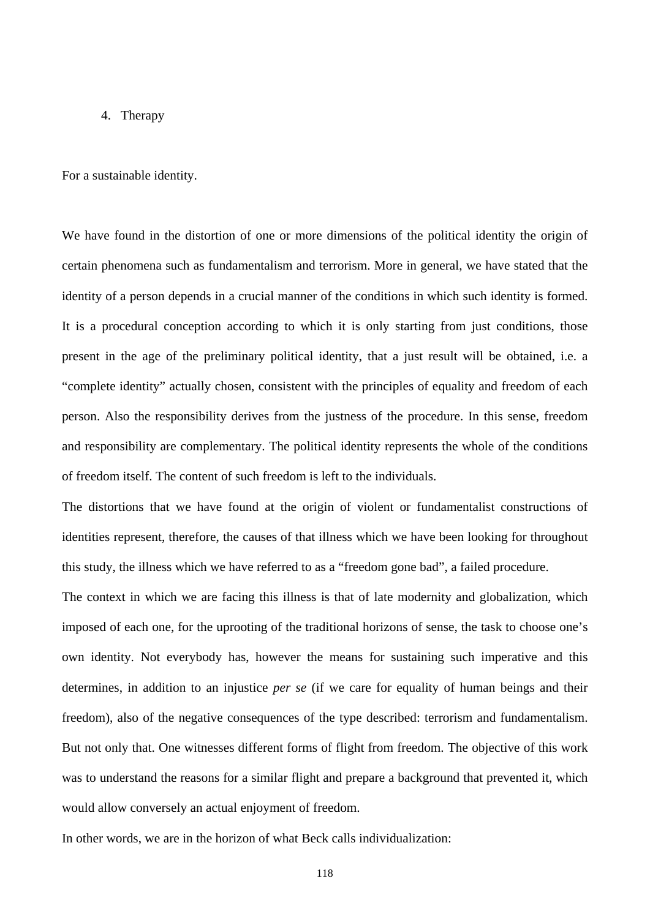4. Therapy

For a sustainable identity.

We have found in the distortion of one or more dimensions of the political identity the origin of certain phenomena such as fundamentalism and terrorism. More in general, we have stated that the identity of a person depends in a crucial manner of the conditions in which such identity is formed. It is a procedural conception according to which it is only starting from just conditions, those present in the age of the preliminary political identity, that a just result will be obtained, i.e. a "complete identity" actually chosen, consistent with the principles of equality and freedom of each person. Also the responsibility derives from the justness of the procedure. In this sense, freedom and responsibility are complementary. The political identity represents the whole of the conditions of freedom itself. The content of such freedom is left to the individuals.

The distortions that we have found at the origin of violent or fundamentalist constructions of identities represent, therefore, the causes of that illness which we have been looking for throughout this study, the illness which we have referred to as a "freedom gone bad", a failed procedure.

The context in which we are facing this illness is that of late modernity and globalization, which imposed of each one, for the uprooting of the traditional horizons of sense, the task to choose one's own identity. Not everybody has, however the means for sustaining such imperative and this determines, in addition to an injustice *per se* (if we care for equality of human beings and their freedom), also of the negative consequences of the type described: terrorism and fundamentalism. But not only that. One witnesses different forms of flight from freedom. The objective of this work was to understand the reasons for a similar flight and prepare a background that prevented it, which would allow conversely an actual enjoyment of freedom.

In other words, we are in the horizon of what Beck calls individualization: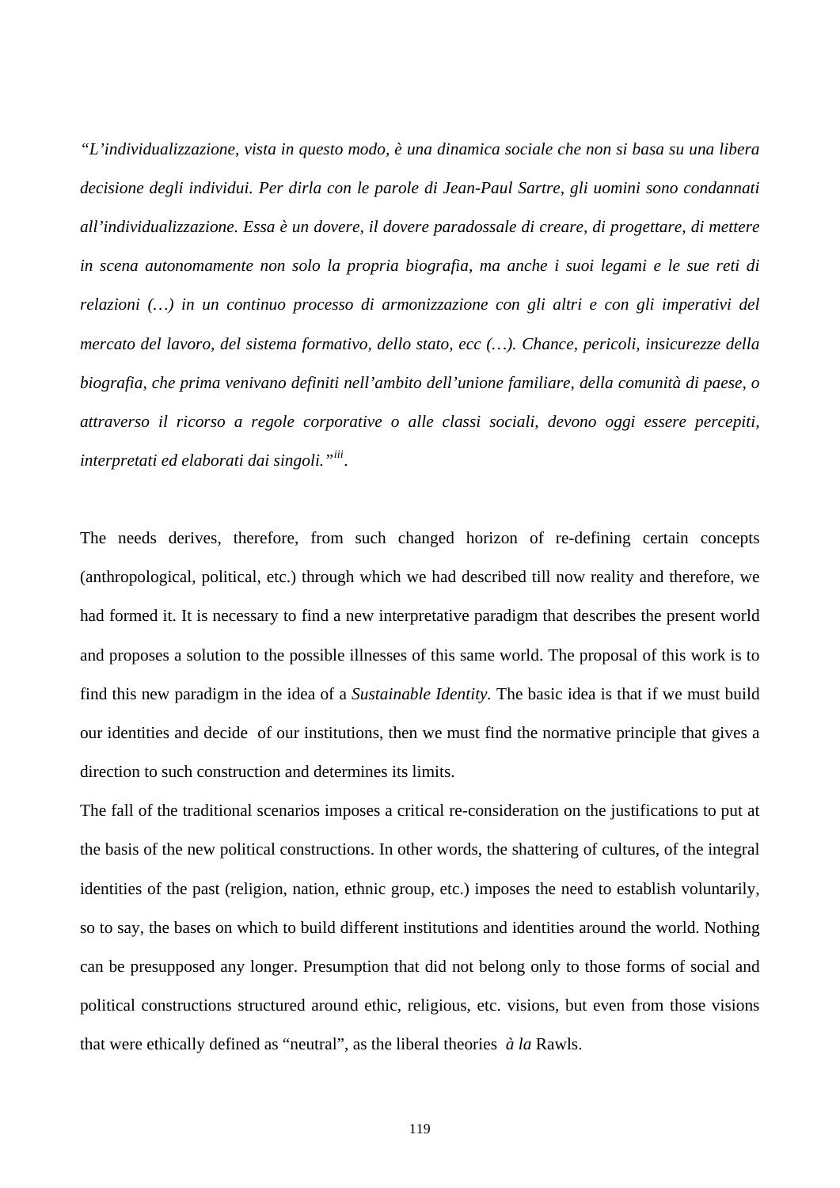*"L'individualizzazione, vista in questo modo, è una dinamica sociale che non si basa su una libera decisione degli individui. Per dirla con le parole di Jean-Paul Sartre, gli uomini sono condannati all'individualizzazione. Essa è un dovere, il dovere paradossale di creare, di progettare, di mettere in scena autonomamente non solo la propria biografia, ma anche i suoi legami e le sue reti di relazioni (…) in un continuo processo di armonizzazione con gli altri e con gli imperativi del mercato del lavoro, del sistema formativo, dello stato, ecc (…). Chance, pericoli, insicurezze della biografia, che prima venivano definiti nell'ambito dell'unione familiare, della comunità di paese, o attraverso il ricorso a regole corporative o alle classi sociali, devono oggi essere percepiti, interpretati ed elaborati dai singoli."*[iii].

The needs derives, therefore, from such changed horizon of re-defining certain concepts (anthropological, political, etc.) through which we had described till now reality and therefore, we had formed it. It is necessary to find a new interpretative paradigm that describes the present world and proposes a solution to the possible illnesses of this same world. The proposal of this work is to find this new paradigm in the idea of a *Sustainable Identity*. The basic idea is that if we must build our identities and decide of our institutions, then we must find the normative principle that gives a direction to such construction and determines its limits.

The fall of the traditional scenarios imposes a critical re-consideration on the justifications to put at the basis of the new political constructions. In other words, the shattering of cultures, of the integral identities of the past (religion, nation, ethnic group, etc.) imposes the need to establish voluntarily, so to say, the bases on which to build different institutions and identities around the world. Nothing can be presupposed any longer. Presumption that did not belong only to those forms of social and political constructions structured around ethic, religious, etc. visions, but even from those visions that were ethically defined as "neutral", as the liberal theories *à la* Rawls.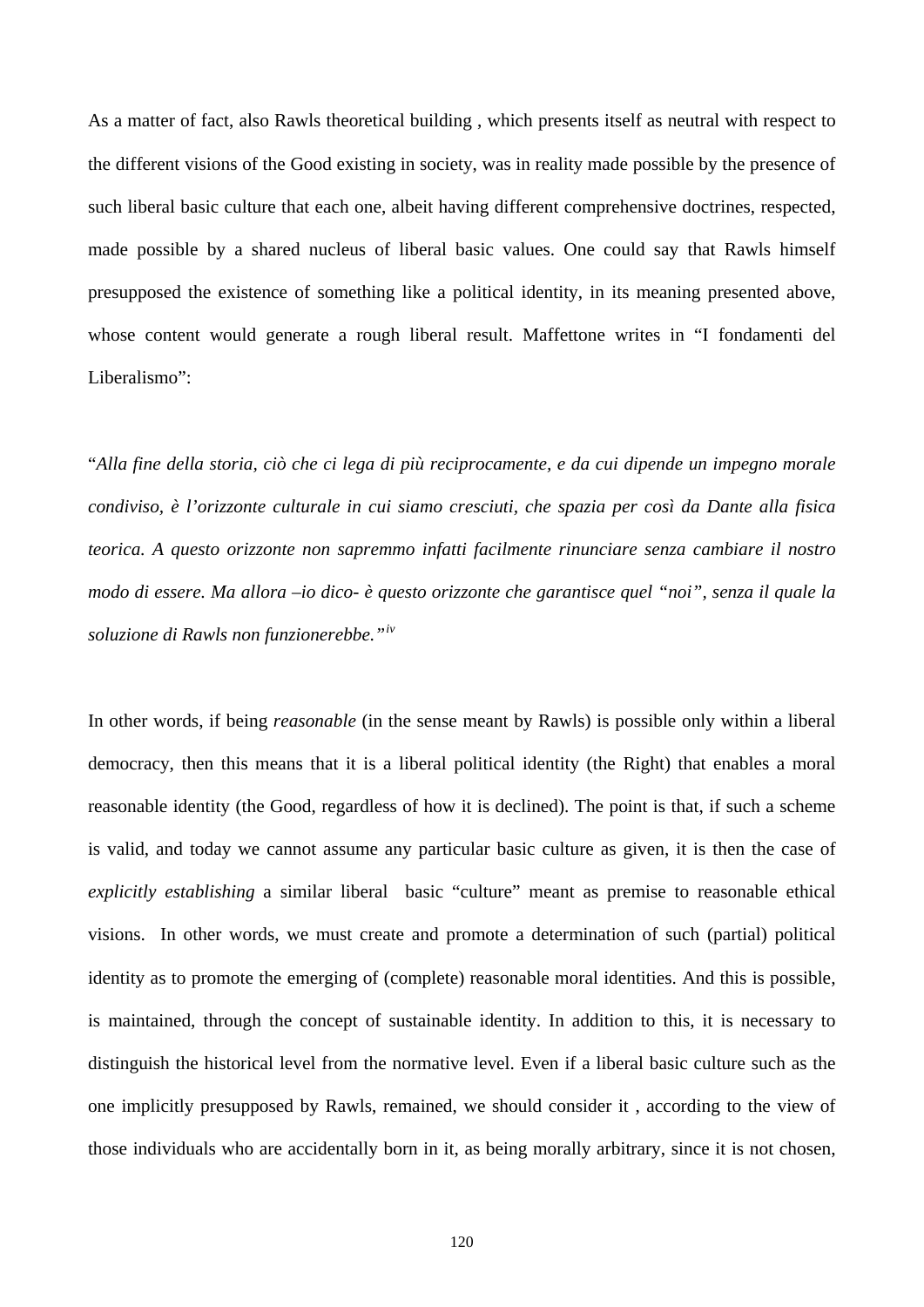As a matter of fact, also Rawls theoretical building , which presents itself as neutral with respect to the different visions of the Good existing in society, was in reality made possible by the presence of such liberal basic culture that each one, albeit having different comprehensive doctrines, respected, made possible by a shared nucleus of liberal basic values. One could say that Rawls himself presupposed the existence of something like a political identity, in its meaning presented above, whose content would generate a rough liberal result. Maffettone writes in "I fondamenti del Liberalismo":

"*Alla fine della storia, ciò che ci lega di più reciprocamente, e da cui dipende un impegno morale condiviso, è l'orizzonte culturale in cui siamo cresciuti, che spazia per così da Dante alla fisica teorica. A questo orizzonte non sapremmo infatti facilmente rinunciare senza cambiare il nostro modo di essere. Ma allora –io dico- è questo orizzonte che garantisce quel "noi", senza il quale la soluzione di Rawls non funzionerebbe."*[iv]

In other words, if being *reasonable* (in the sense meant by Rawls) is possible only within a liberal democracy, then this means that it is a liberal political identity (the Right) that enables a moral reasonable identity (the Good, regardless of how it is declined). The point is that, if such a scheme is valid, and today we cannot assume any particular basic culture as given, it is then the case of *explicitly establishing* a similar liberal basic "culture" meant as premise to reasonable ethical visions. In other words, we must create and promote a determination of such (partial) political identity as to promote the emerging of (complete) reasonable moral identities. And this is possible, is maintained, through the concept of sustainable identity. In addition to this, it is necessary to distinguish the historical level from the normative level. Even if a liberal basic culture such as the one implicitly presupposed by Rawls, remained, we should consider it , according to the view of those individuals who are accidentally born in it, as being morally arbitrary, since it is not chosen,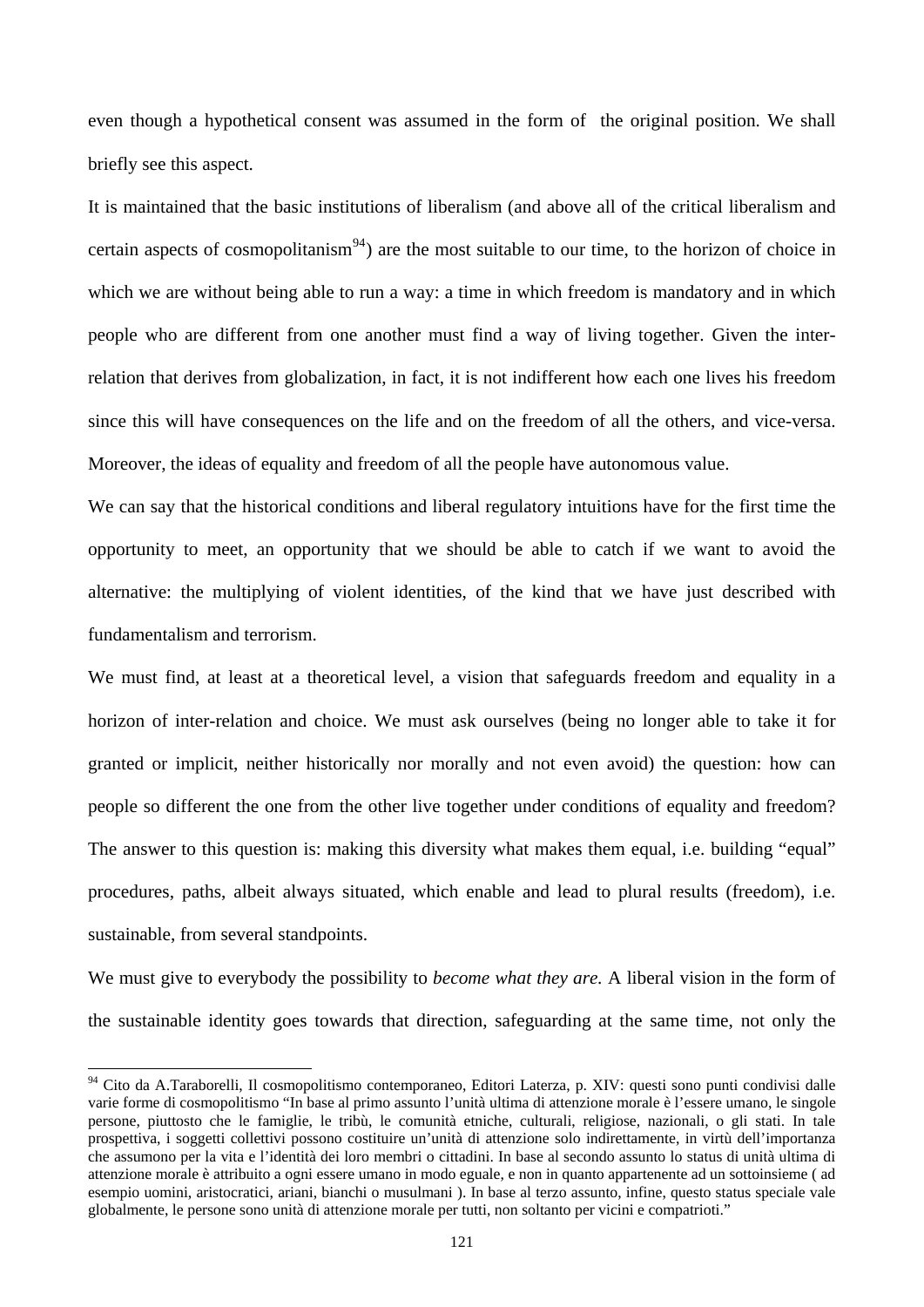even though a hypothetical consent was assumed in the form of the original position. We shall briefly see this aspect.

It is maintained that the basic institutions of liberalism (and above all of the critical liberalism and certain aspects of cosmopolitanism[94]) are the most suitable to our time, to the horizon of choice in which we are without being able to run a way: a time in which freedom is mandatory and in which people who are different from one another must find a way of living together. Given the inter-relation that derives from globalization, in fact, it is not indifferent how each one lives his freedom since this will have consequences on the life and on the freedom of all the others, and vice-versa. Moreover, the ideas of equality and freedom of all the people have autonomous value.

We can say that the historical conditions and liberal regulatory intuitions have for the first time the opportunity to meet, an opportunity that we should be able to catch if we want to avoid the alternative: the multiplying of violent identities, of the kind that we have just described with fundamentalism and terrorism.

We must find, at least at a theoretical level, a vision that safeguards freedom and equality in a horizon of inter-relation and choice. We must ask ourselves (being no longer able to take it for granted or implicit, neither historically nor morally and not even avoid) the question: how can people so different the one from the other live together under conditions of equality and freedom? The answer to this question is: making this diversity what makes them equal, i.e. building "equal" procedures, paths, albeit always situated, which enable and lead to plural results (freedom), i.e. sustainable, from several standpoints.

We must give to everybody the possibility to *become what they are.* A liberal vision in the form of the sustainable identity goes towards that direction, safeguarding at the same time, not only the

---

[94] Cito da A.Taraborelli, Il cosmopolitismo contemporaneo, Editori Laterza, p. XIV: questi sono punti condivisi dalle varie forme di cosmopolitismo "In base al primo assunto l'unità ultima di attenzione morale è l'essere umano, le singole persone, piuttosto che le famiglie, le tribù, le comunità etniche, culturali, religiose, nazionali, o gli stati. In tale prospettiva, i soggetti collettivi possono costituire un'unità di attenzione solo indirettamente, in virtù dell'importanza che assumono per la vita e l'identità dei loro membri o cittadini. In base al secondo assunto lo status di unità ultima di attenzione morale è attribuito a ogni essere umano in modo eguale, e non in quanto appartenente ad un sottoinsieme ( ad esempio uomini, aristocratici, ariani, bianchi o musulmani ). In base al terzo assunto, infine, questo status speciale vale globalmente, le persone sono unità di attenzione morale per tutti, non soltanto per vicini e compatrioti."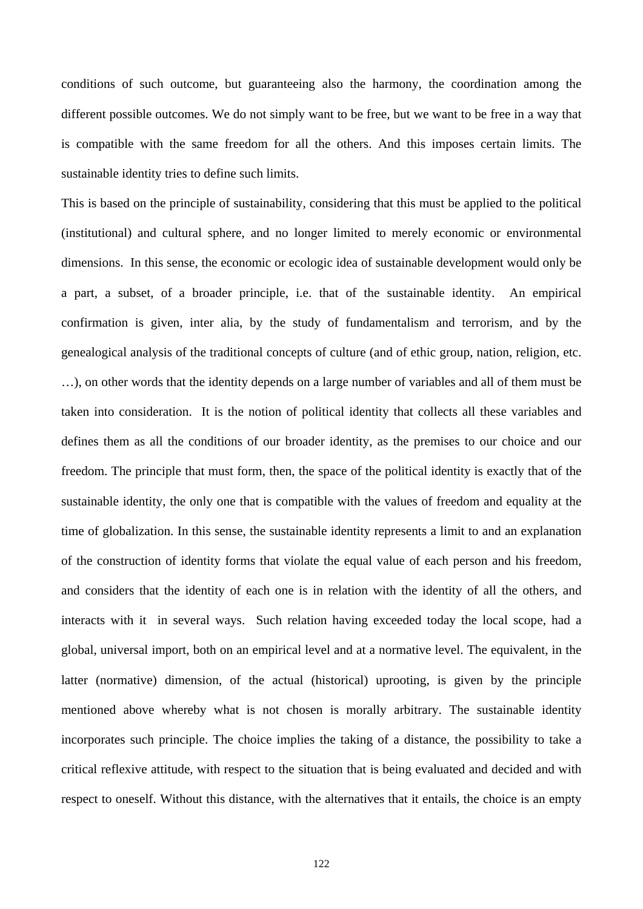conditions of such outcome, but guaranteeing also the harmony, the coordination among the different possible outcomes. We do not simply want to be free, but we want to be free in a way that is compatible with the same freedom for all the others. And this imposes certain limits. The sustainable identity tries to define such limits.

This is based on the principle of sustainability, considering that this must be applied to the political (institutional) and cultural sphere, and no longer limited to merely economic or environmental dimensions. In this sense, the economic or ecologic idea of sustainable development would only be a part, a subset, of a broader principle, i.e. that of the sustainable identity. An empirical confirmation is given, inter alia, by the study of fundamentalism and terrorism, and by the genealogical analysis of the traditional concepts of culture (and of ethic group, nation, religion, etc. …), on other words that the identity depends on a large number of variables and all of them must be taken into consideration. It is the notion of political identity that collects all these variables and defines them as all the conditions of our broader identity, as the premises to our choice and our freedom. The principle that must form, then, the space of the political identity is exactly that of the sustainable identity, the only one that is compatible with the values of freedom and equality at the time of globalization. In this sense, the sustainable identity represents a limit to and an explanation of the construction of identity forms that violate the equal value of each person and his freedom, and considers that the identity of each one is in relation with the identity of all the others, and interacts with it in several ways. Such relation having exceeded today the local scope, had a global, universal import, both on an empirical level and at a normative level. The equivalent, in the latter (normative) dimension, of the actual (historical) uprooting, is given by the principle mentioned above whereby what is not chosen is morally arbitrary. The sustainable identity incorporates such principle. The choice implies the taking of a distance, the possibility to take a critical reflexive attitude, with respect to the situation that is being evaluated and decided and with respect to oneself. Without this distance, with the alternatives that it entails, the choice is an empty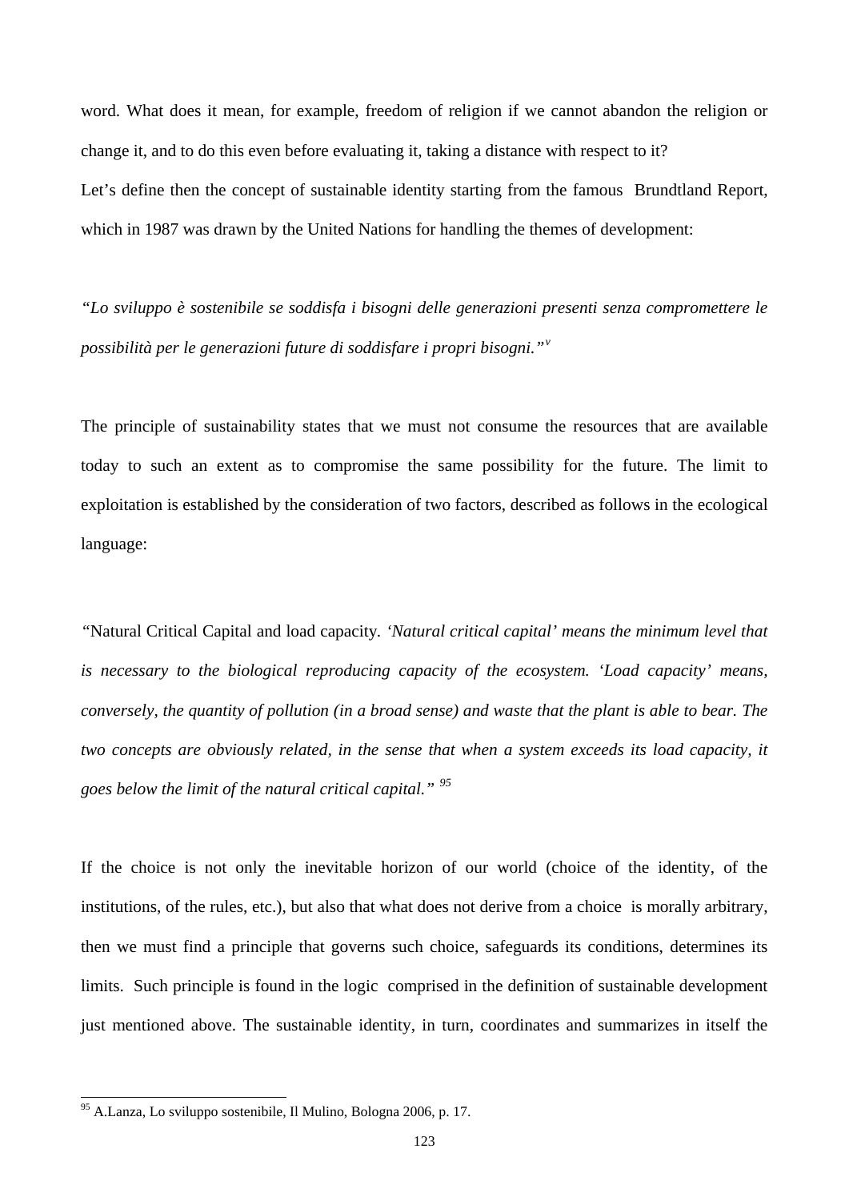word. What does it mean, for example, freedom of religion if we cannot abandon the religion or change it, and to do this even before evaluating it, taking a distance with respect to it?

Let's define then the concept of sustainable identity starting from the famous Brundtland Report, which in 1987 was drawn by the United Nations for handling the themes of development:

*"Lo sviluppo è sostenibile se soddisfa i bisogni delle generazioni presenti senza compromettere le possibilità per le generazioni future di soddisfare i propri bisogni."*[v]

The principle of sustainability states that we must not consume the resources that are available today to such an extent as to compromise the same possibility for the future. The limit to exploitation is established by the consideration of two factors, described as follows in the ecological language:

"Natural Critical Capital and load capacity. *'Natural critical capital' means the minimum level that is necessary to the biological reproducing capacity of the ecosystem. 'Load capacity' means, conversely, the quantity of pollution (in a broad sense) and waste that the plant is able to bear. The two concepts are obviously related, in the sense that when a system exceeds its load capacity, it goes below the limit of the natural critical capital."* [95]

If the choice is not only the inevitable horizon of our world (choice of the identity, of the institutions, of the rules, etc.), but also that what does not derive from a choice is morally arbitrary, then we must find a principle that governs such choice, safeguards its conditions, determines its limits. Such principle is found in the logic comprised in the definition of sustainable development just mentioned above. The sustainable identity, in turn, coordinates and summarizes in itself the

---

[95] A.Lanza, Lo sviluppo sostenibile, Il Mulino, Bologna 2006, p. 17.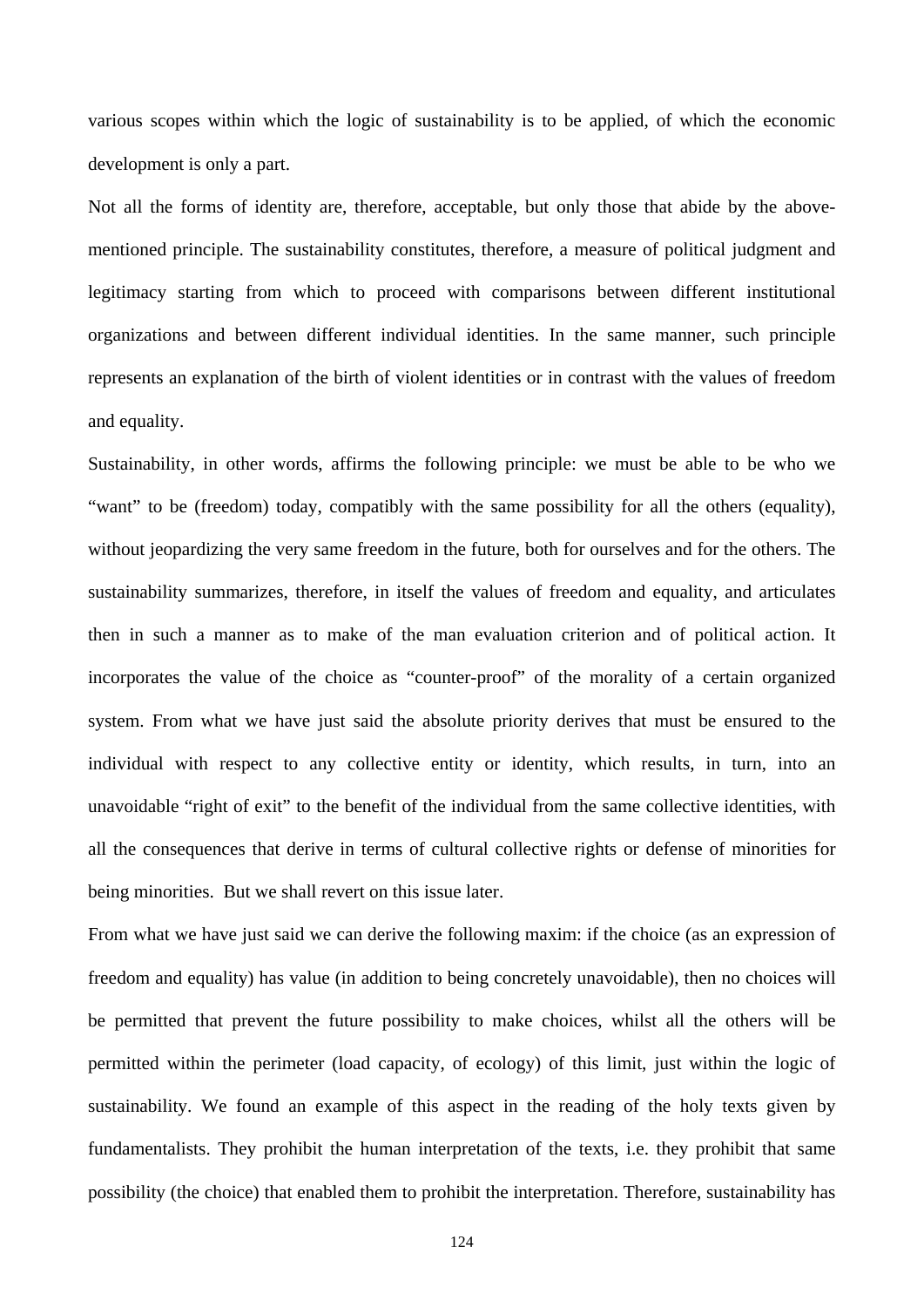various scopes within which the logic of sustainability is to be applied, of which the economic development is only a part.

Not all the forms of identity are, therefore, acceptable, but only those that abide by the above-mentioned principle. The sustainability constitutes, therefore, a measure of political judgment and legitimacy starting from which to proceed with comparisons between different institutional organizations and between different individual identities. In the same manner, such principle represents an explanation of the birth of violent identities or in contrast with the values of freedom and equality.

Sustainability, in other words, affirms the following principle: we must be able to be who we "want" to be (freedom) today, compatibly with the same possibility for all the others (equality), without jeopardizing the very same freedom in the future, both for ourselves and for the others. The sustainability summarizes, therefore, in itself the values of freedom and equality, and articulates then in such a manner as to make of the man evaluation criterion and of political action. It incorporates the value of the choice as "counter-proof" of the morality of a certain organized system. From what we have just said the absolute priority derives that must be ensured to the individual with respect to any collective entity or identity, which results, in turn, into an unavoidable "right of exit" to the benefit of the individual from the same collective identities, with all the consequences that derive in terms of cultural collective rights or defense of minorities for being minorities.  But we shall revert on this issue later.

From what we have just said we can derive the following maxim: if the choice (as an expression of freedom and equality) has value (in addition to being concretely unavoidable), then no choices will be permitted that prevent the future possibility to make choices, whilst all the others will be permitted within the perimeter (load capacity, of ecology) of this limit, just within the logic of sustainability. We found an example of this aspect in the reading of the holy texts given by fundamentalists. They prohibit the human interpretation of the texts, i.e. they prohibit that same possibility (the choice) that enabled them to prohibit the interpretation. Therefore, sustainability has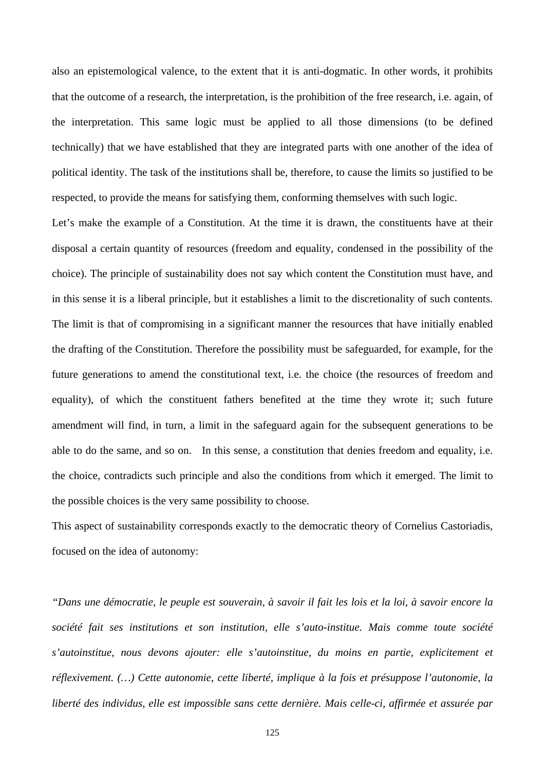also an epistemological valence, to the extent that it is anti-dogmatic. In other words, it prohibits that the outcome of a research, the interpretation, is the prohibition of the free research, i.e. again, of the interpretation. This same logic must be applied to all those dimensions (to be defined technically) that we have established that they are integrated parts with one another of the idea of political identity. The task of the institutions shall be, therefore, to cause the limits so justified to be respected, to provide the means for satisfying them, conforming themselves with such logic.

Let's make the example of a Constitution. At the time it is drawn, the constituents have at their disposal a certain quantity of resources (freedom and equality, condensed in the possibility of the choice). The principle of sustainability does not say which content the Constitution must have, and in this sense it is a liberal principle, but it establishes a limit to the discretionality of such contents. The limit is that of compromising in a significant manner the resources that have initially enabled the drafting of the Constitution. Therefore the possibility must be safeguarded, for example, for the future generations to amend the constitutional text, i.e. the choice (the resources of freedom and equality), of which the constituent fathers benefited at the time they wrote it; such future amendment will find, in turn, a limit in the safeguard again for the subsequent generations to be able to do the same, and so on. In this sense, a constitution that denies freedom and equality, i.e. the choice, contradicts such principle and also the conditions from which it emerged. The limit to the possible choices is the very same possibility to choose.

This aspect of sustainability corresponds exactly to the democratic theory of Cornelius Castoriadis, focused on the idea of autonomy:

*"Dans une démocratie, le peuple est souverain, à savoir il fait les lois et la loi, à savoir encore la société fait ses institutions et son institution, elle s'auto-institue. Mais comme toute société s'autoinstitue, nous devons ajouter: elle s'autoinstitue, du moins en partie, explicitement et réflexivement. (…) Cette autonomie, cette liberté, implique à la fois et présuppose l'autonomie, la liberté des individus, elle est impossible sans cette dernière. Mais celle-ci, affirmée et assurée par*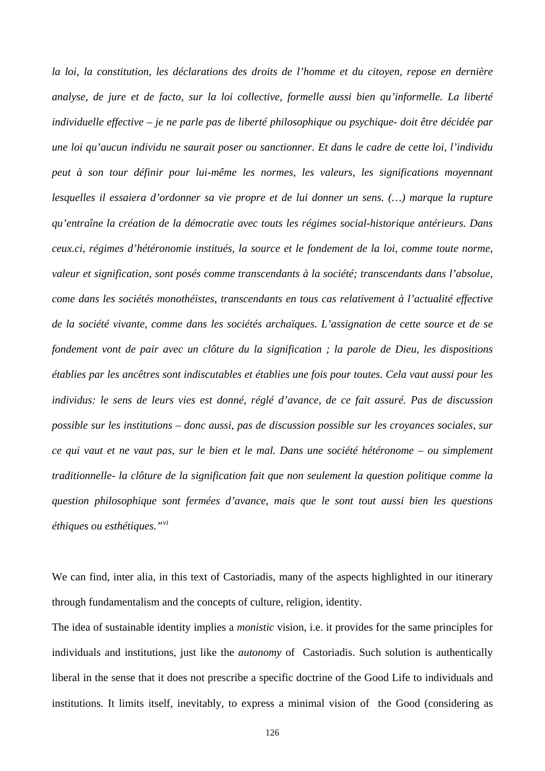*la loi, la constitution, les déclarations des droits de l'homme et du citoyen, repose en dernière analyse, de jure et de facto, sur la loi collective, formelle aussi bien qu'informelle. La liberté individuelle effective – je ne parle pas de liberté philosophique ou psychique- doit être décidée par une loi qu'aucun individu ne saurait poser ou sanctionner. Et dans le cadre de cette loi, l'individu peut à son tour définir pour lui-même les normes, les valeurs, les significations moyennant lesquelles il essaiera d'ordonner sa vie propre et de lui donner un sens. (…) marque la rupture qu'entraîne la création de la démocratie avec touts les régimes social-historique antérieurs. Dans ceux.ci, régimes d'hétéronomie institués, la source et le fondement de la loi, comme toute norme, valeur et signification, sont posés comme transcendants à la société; transcendants dans l'absolue, come dans les sociétés monothéistes, transcendants en tous cas relativement à l'actualité effective de la société vivante, comme dans les sociétés archaïques. L'assignation de cette source et de se fondement vont de pair avec un clôture du la signification ; la parole de Dieu, les dispositions établies par les ancêtres sont indiscutables et établies une fois pour toutes. Cela vaut aussi pour les individus: le sens de leurs vies est donné, réglé d'avance, de ce fait assuré. Pas de discussion possible sur les institutions – donc aussi, pas de discussion possible sur les croyances sociales, sur ce qui vaut et ne vaut pas, sur le bien et le mal. Dans une société hétéronome – ou simplement traditionnelle- la clôture de la signification fait que non seulement la question politique comme la question philosophique sont fermées d'avance, mais que le sont tout aussi bien les questions éthiques ou esthétiques."*[vi]

We can find, inter alia, in this text of Castoriadis, many of the aspects highlighted in our itinerary through fundamentalism and the concepts of culture, religion, identity.

The idea of sustainable identity implies a *monistic* vision, i.e. it provides for the same principles for individuals and institutions, just like the *autonomy* of Castoriadis. Such solution is authentically liberal in the sense that it does not prescribe a specific doctrine of the Good Life to individuals and institutions. It limits itself, inevitably, to express a minimal vision of the Good (considering as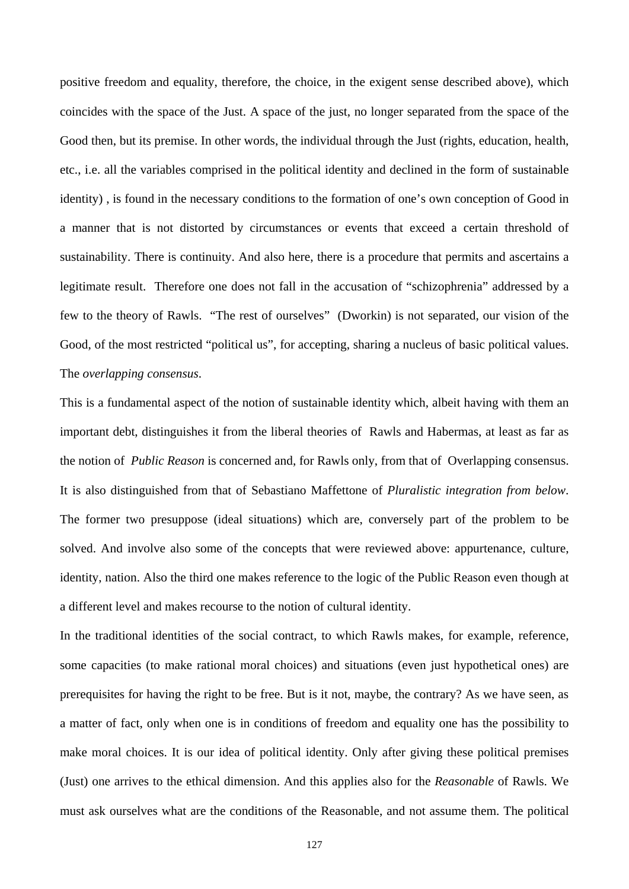positive freedom and equality, therefore, the choice, in the exigent sense described above), which coincides with the space of the Just. A space of the just, no longer separated from the space of the Good then, but its premise. In other words, the individual through the Just (rights, education, health, etc., i.e. all the variables comprised in the political identity and declined in the form of sustainable identity) , is found in the necessary conditions to the formation of one's own conception of Good in a manner that is not distorted by circumstances or events that exceed a certain threshold of sustainability. There is continuity. And also here, there is a procedure that permits and ascertains a legitimate result. Therefore one does not fall in the accusation of "schizophrenia" addressed by a few to the theory of Rawls. "The rest of ourselves" (Dworkin) is not separated, our vision of the Good, of the most restricted "political us", for accepting, sharing a nucleus of basic political values. The *overlapping consensus*.

This is a fundamental aspect of the notion of sustainable identity which, albeit having with them an important debt, distinguishes it from the liberal theories of Rawls and Habermas, at least as far as the notion of *Public Reason* is concerned and, for Rawls only, from that of Overlapping consensus. It is also distinguished from that of Sebastiano Maffettone of *Pluralistic integration from below*. The former two presuppose (ideal situations) which are, conversely part of the problem to be solved. And involve also some of the concepts that were reviewed above: appurtenance, culture, identity, nation. Also the third one makes reference to the logic of the Public Reason even though at a different level and makes recourse to the notion of cultural identity.

In the traditional identities of the social contract, to which Rawls makes, for example, reference, some capacities (to make rational moral choices) and situations (even just hypothetical ones) are prerequisites for having the right to be free. But is it not, maybe, the contrary? As we have seen, as a matter of fact, only when one is in conditions of freedom and equality one has the possibility to make moral choices. It is our idea of political identity. Only after giving these political premises (Just) one arrives to the ethical dimension. And this applies also for the *Reasonable* of Rawls. We must ask ourselves what are the conditions of the Reasonable, and not assume them. The political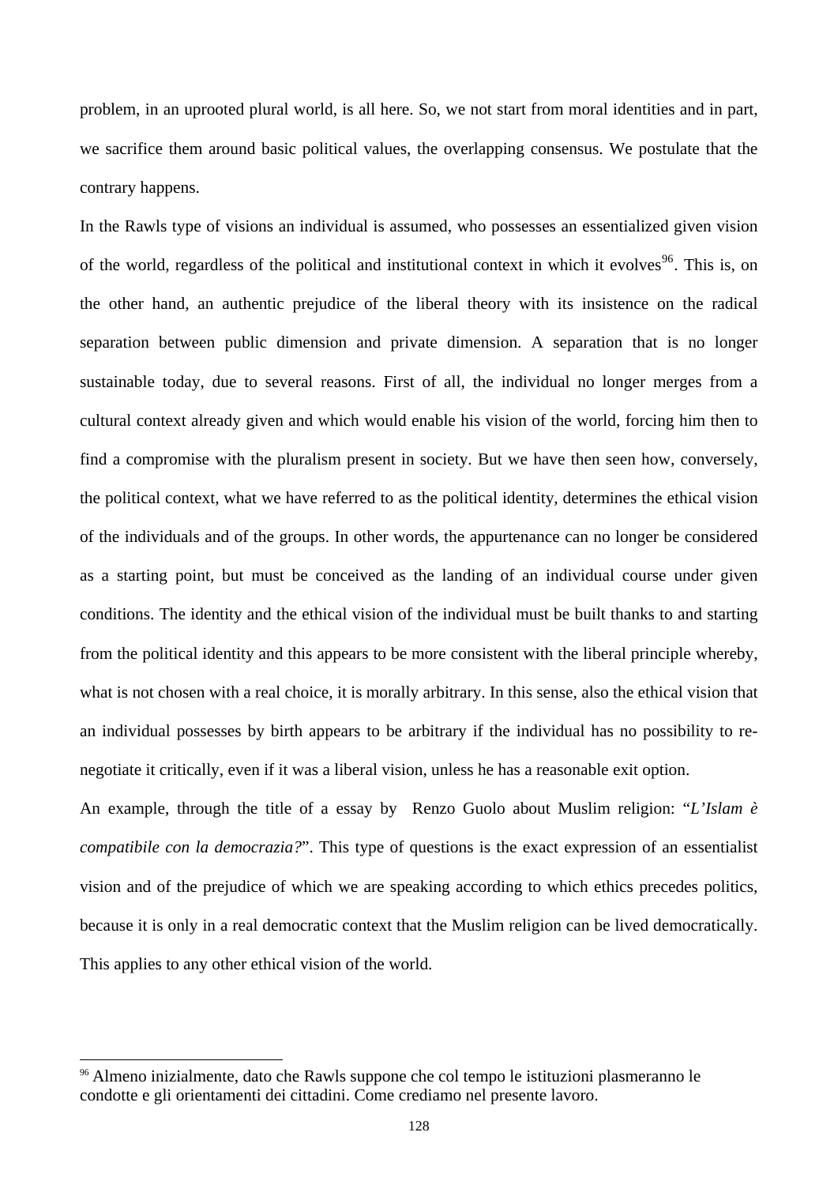problem, in an uprooted plural world, is all here. So, we not start from moral identities and in part, we sacrifice them around basic political values, the overlapping consensus. We postulate that the contrary happens.

In the Rawls type of visions an individual is assumed, who possesses an essentialized given vision of the world, regardless of the political and institutional context in which it evolves[96]. This is, on the other hand, an authentic prejudice of the liberal theory with its insistence on the radical separation between public dimension and private dimension. A separation that is no longer sustainable today, due to several reasons. First of all, the individual no longer merges from a cultural context already given and which would enable his vision of the world, forcing him then to find a compromise with the pluralism present in society. But we have then seen how, conversely, the political context, what we have referred to as the political identity, determines the ethical vision of the individuals and of the groups. In other words, the appurtenance can no longer be considered as a starting point, but must be conceived as the landing of an individual course under given conditions. The identity and the ethical vision of the individual must be built thanks to and starting from the political identity and this appears to be more consistent with the liberal principle whereby, what is not chosen with a real choice, it is morally arbitrary. In this sense, also the ethical vision that an individual possesses by birth appears to be arbitrary if the individual has no possibility to re-negotiate it critically, even if it was a liberal vision, unless he has a reasonable exit option.

An example, through the title of a essay by Renzo Guolo about Muslim religion: "*L'Islam è compatibile con la democrazia?*". This type of questions is the exact expression of an essentialist vision and of the prejudice of which we are speaking according to which ethics precedes politics, because it is only in a real democratic context that the Muslim religion can be lived democratically. This applies to any other ethical vision of the world.

---

[96] Almeno inizialmente, dato che Rawls suppone che col tempo le istituzioni plasmeranno le condotte e gli orientamenti dei cittadini. Come crediamo nel presente lavoro.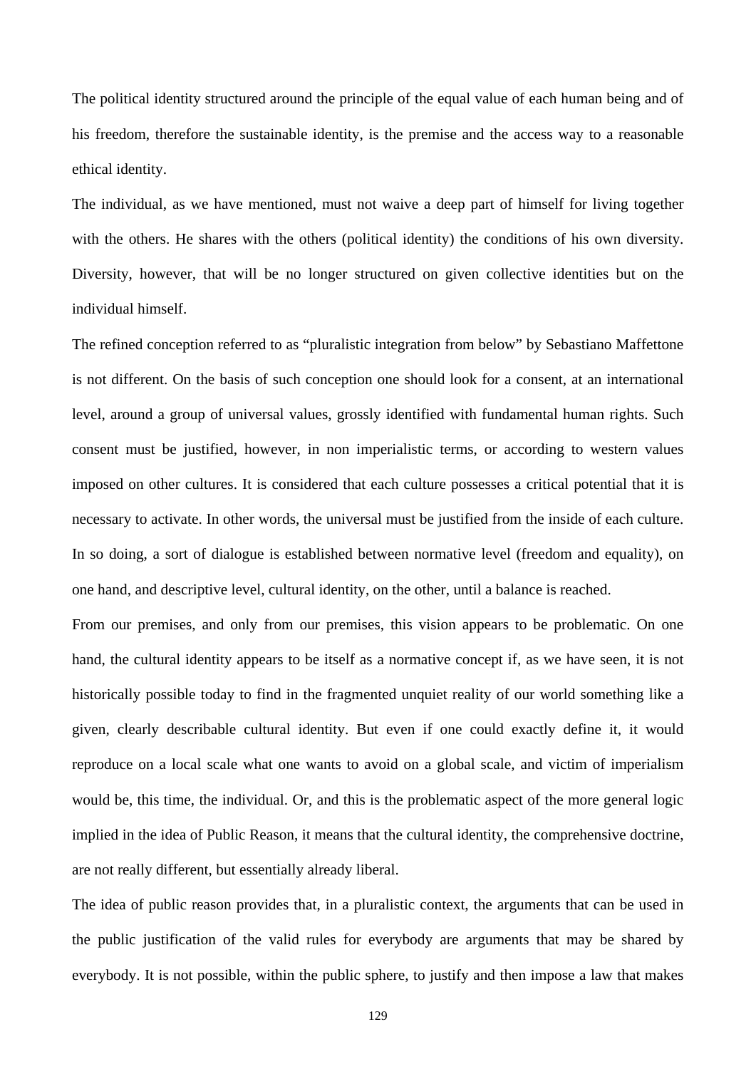The political identity structured around the principle of the equal value of each human being and of his freedom, therefore the sustainable identity, is the premise and the access way to a reasonable ethical identity.

The individual, as we have mentioned, must not waive a deep part of himself for living together with the others. He shares with the others (political identity) the conditions of his own diversity. Diversity, however, that will be no longer structured on given collective identities but on the individual himself.

The refined conception referred to as "pluralistic integration from below" by Sebastiano Maffettone is not different. On the basis of such conception one should look for a consent, at an international level, around a group of universal values, grossly identified with fundamental human rights. Such consent must be justified, however, in non imperialistic terms, or according to western values imposed on other cultures. It is considered that each culture possesses a critical potential that it is necessary to activate. In other words, the universal must be justified from the inside of each culture. In so doing, a sort of dialogue is established between normative level (freedom and equality), on one hand, and descriptive level, cultural identity, on the other, until a balance is reached.

From our premises, and only from our premises, this vision appears to be problematic. On one hand, the cultural identity appears to be itself as a normative concept if, as we have seen, it is not historically possible today to find in the fragmented unquiet reality of our world something like a given, clearly describable cultural identity. But even if one could exactly define it, it would reproduce on a local scale what one wants to avoid on a global scale, and victim of imperialism would be, this time, the individual. Or, and this is the problematic aspect of the more general logic implied in the idea of Public Reason, it means that the cultural identity, the comprehensive doctrine, are not really different, but essentially already liberal.

The idea of public reason provides that, in a pluralistic context, the arguments that can be used in the public justification of the valid rules for everybody are arguments that may be shared by everybody. It is not possible, within the public sphere, to justify and then impose a law that makes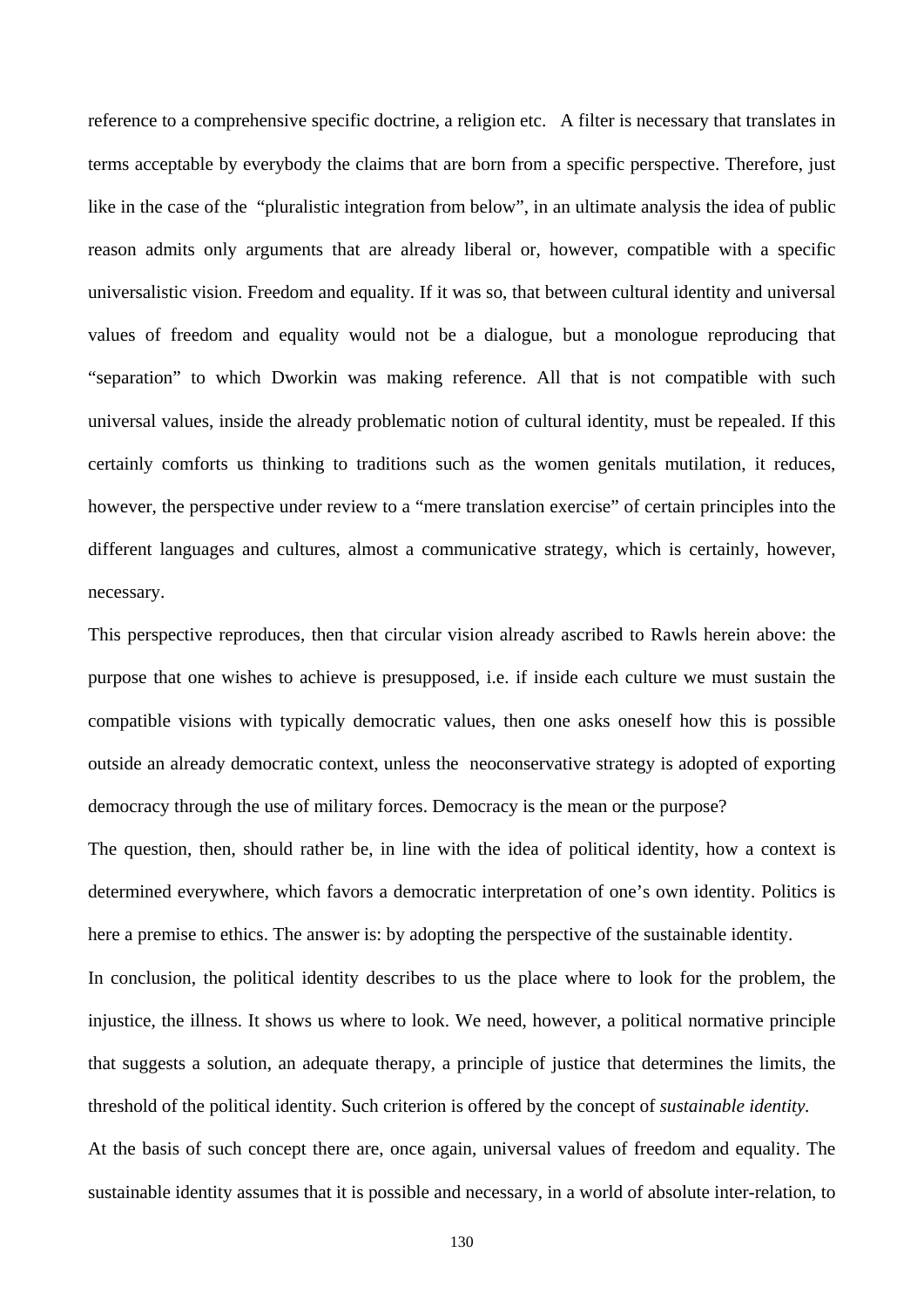reference to a comprehensive specific doctrine, a religion etc. A filter is necessary that translates in terms acceptable by everybody the claims that are born from a specific perspective. Therefore, just like in the case of the "pluralistic integration from below", in an ultimate analysis the idea of public reason admits only arguments that are already liberal or, however, compatible with a specific universalistic vision. Freedom and equality. If it was so, that between cultural identity and universal values of freedom and equality would not be a dialogue, but a monologue reproducing that "separation" to which Dworkin was making reference. All that is not compatible with such universal values, inside the already problematic notion of cultural identity, must be repealed. If this certainly comforts us thinking to traditions such as the women genitals mutilation, it reduces, however, the perspective under review to a "mere translation exercise" of certain principles into the different languages and cultures, almost a communicative strategy, which is certainly, however, necessary.

This perspective reproduces, then that circular vision already ascribed to Rawls herein above: the purpose that one wishes to achieve is presupposed, i.e. if inside each culture we must sustain the compatible visions with typically democratic values, then one asks oneself how this is possible outside an already democratic context, unless the neoconservative strategy is adopted of exporting democracy through the use of military forces. Democracy is the mean or the purpose?

The question, then, should rather be, in line with the idea of political identity, how a context is determined everywhere, which favors a democratic interpretation of one's own identity. Politics is here a premise to ethics. The answer is: by adopting the perspective of the sustainable identity.

In conclusion, the political identity describes to us the place where to look for the problem, the injustice, the illness. It shows us where to look. We need, however, a political normative principle that suggests a solution, an adequate therapy, a principle of justice that determines the limits, the threshold of the political identity. Such criterion is offered by the concept of *sustainable identity.*

At the basis of such concept there are, once again, universal values of freedom and equality. The sustainable identity assumes that it is possible and necessary, in a world of absolute inter-relation, to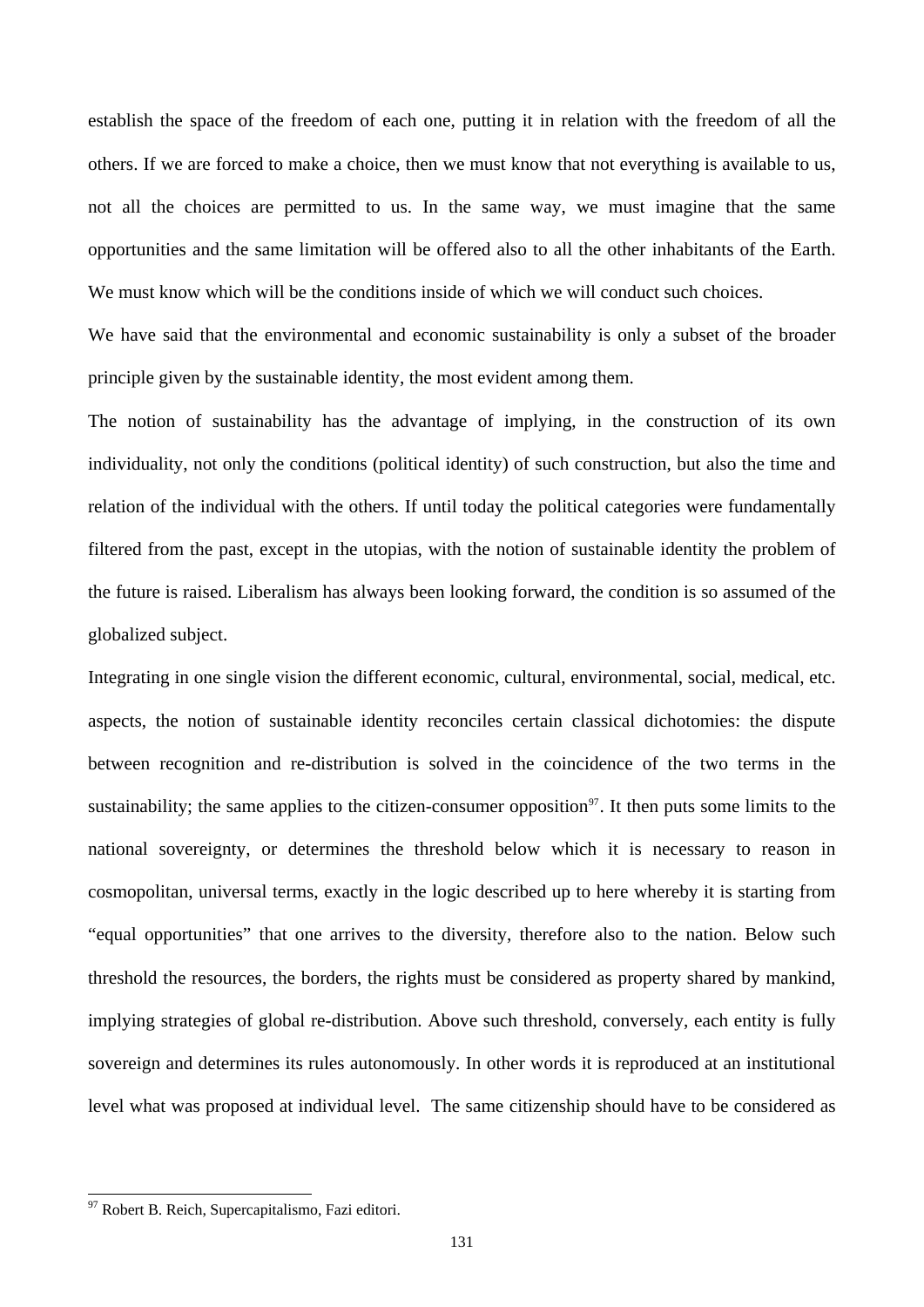establish the space of the freedom of each one, putting it in relation with the freedom of all the others. If we are forced to make a choice, then we must know that not everything is available to us, not all the choices are permitted to us. In the same way, we must imagine that the same opportunities and the same limitation will be offered also to all the other inhabitants of the Earth. We must know which will be the conditions inside of which we will conduct such choices.

We have said that the environmental and economic sustainability is only a subset of the broader principle given by the sustainable identity, the most evident among them.

The notion of sustainability has the advantage of implying, in the construction of its own individuality, not only the conditions (political identity) of such construction, but also the time and relation of the individual with the others. If until today the political categories were fundamentally filtered from the past, except in the utopias, with the notion of sustainable identity the problem of the future is raised. Liberalism has always been looking forward, the condition is so assumed of the globalized subject.

Integrating in one single vision the different economic, cultural, environmental, social, medical, etc. aspects, the notion of sustainable identity reconciles certain classical dichotomies: the dispute between recognition and re-distribution is solved in the coincidence of the two terms in the sustainability; the same applies to the citizen-consumer opposition[97]. It then puts some limits to the national sovereignty, or determines the threshold below which it is necessary to reason in cosmopolitan, universal terms, exactly in the logic described up to here whereby it is starting from "equal opportunities" that one arrives to the diversity, therefore also to the nation. Below such threshold the resources, the borders, the rights must be considered as property shared by mankind, implying strategies of global re-distribution. Above such threshold, conversely, each entity is fully sovereign and determines its rules autonomously. In other words it is reproduced at an institutional level what was proposed at individual level. The same citizenship should have to be considered as

[97] Robert B. Reich, Supercapitalismo, Fazi editori.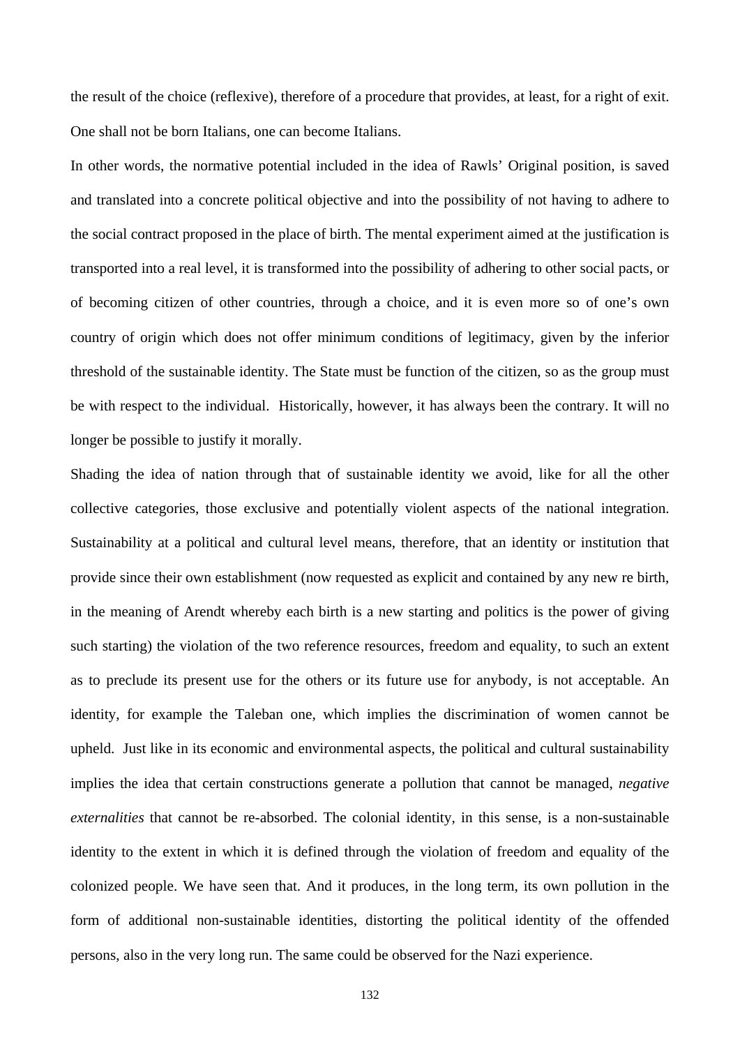the result of the choice (reflexive), therefore of a procedure that provides, at least, for a right of exit. One shall not be born Italians, one can become Italians.

In other words, the normative potential included in the idea of Rawls' Original position, is saved and translated into a concrete political objective and into the possibility of not having to adhere to the social contract proposed in the place of birth. The mental experiment aimed at the justification is transported into a real level, it is transformed into the possibility of adhering to other social pacts, or of becoming citizen of other countries, through a choice, and it is even more so of one's own country of origin which does not offer minimum conditions of legitimacy, given by the inferior threshold of the sustainable identity. The State must be function of the citizen, so as the group must be with respect to the individual. Historically, however, it has always been the contrary. It will no longer be possible to justify it morally.

Shading the idea of nation through that of sustainable identity we avoid, like for all the other collective categories, those exclusive and potentially violent aspects of the national integration. Sustainability at a political and cultural level means, therefore, that an identity or institution that provide since their own establishment (now requested as explicit and contained by any new re birth, in the meaning of Arendt whereby each birth is a new starting and politics is the power of giving such starting) the violation of the two reference resources, freedom and equality, to such an extent as to preclude its present use for the others or its future use for anybody, is not acceptable. An identity, for example the Taleban one, which implies the discrimination of women cannot be upheld. Just like in its economic and environmental aspects, the political and cultural sustainability implies the idea that certain constructions generate a pollution that cannot be managed, *negative externalities* that cannot be re-absorbed. The colonial identity, in this sense, is a non-sustainable identity to the extent in which it is defined through the violation of freedom and equality of the colonized people. We have seen that. And it produces, in the long term, its own pollution in the form of additional non-sustainable identities, distorting the political identity of the offended persons, also in the very long run. The same could be observed for the Nazi experience.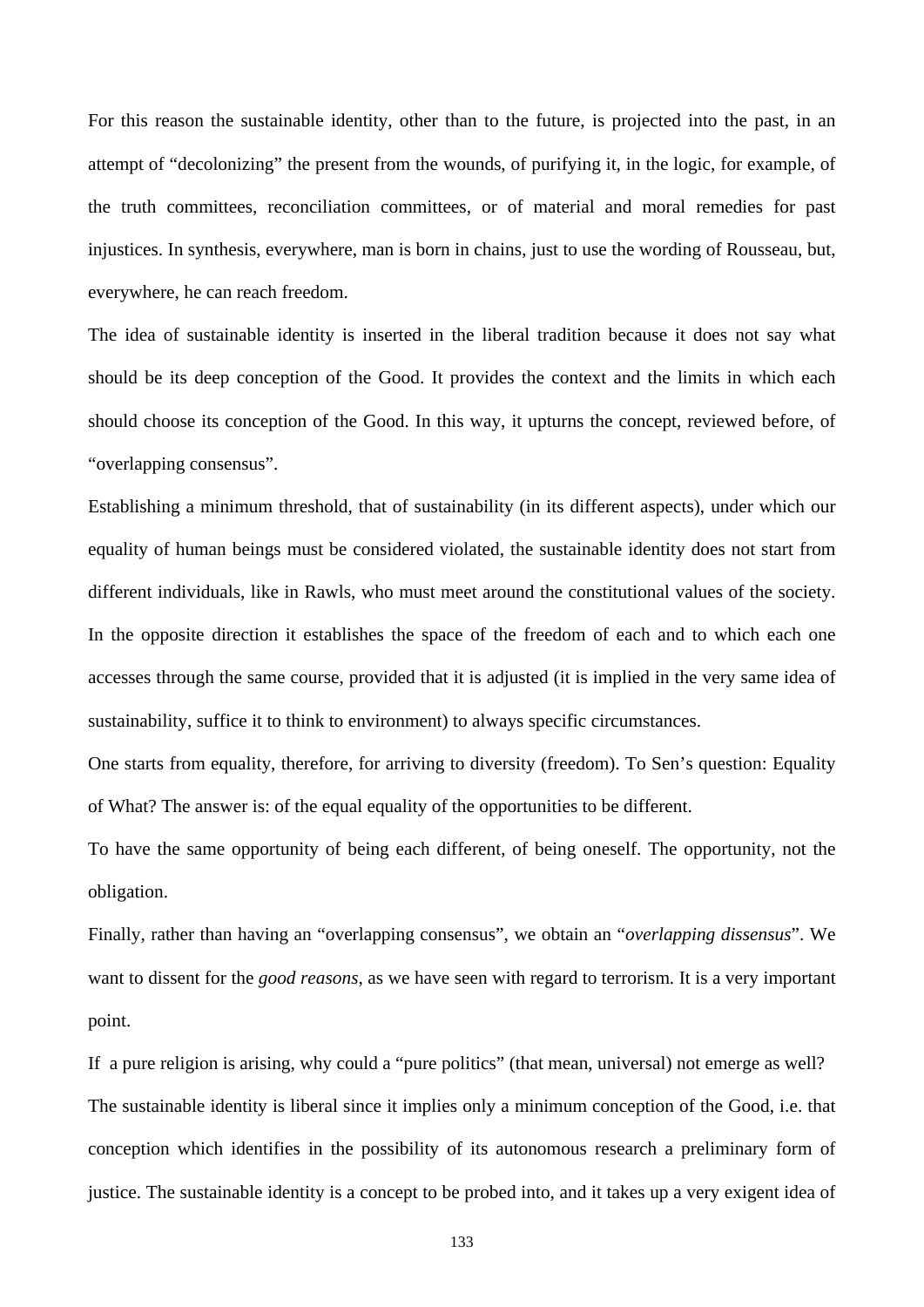For this reason the sustainable identity, other than to the future, is projected into the past, in an attempt of "decolonizing" the present from the wounds, of purifying it, in the logic, for example, of the truth committees, reconciliation committees, or of material and moral remedies for past injustices. In synthesis, everywhere, man is born in chains, just to use the wording of Rousseau, but, everywhere, he can reach freedom.

The idea of sustainable identity is inserted in the liberal tradition because it does not say what should be its deep conception of the Good. It provides the context and the limits in which each should choose its conception of the Good. In this way, it upturns the concept, reviewed before, of "overlapping consensus".

Establishing a minimum threshold, that of sustainability (in its different aspects), under which our equality of human beings must be considered violated, the sustainable identity does not start from different individuals, like in Rawls, who must meet around the constitutional values of the society. In the opposite direction it establishes the space of the freedom of each and to which each one accesses through the same course, provided that it is adjusted (it is implied in the very same idea of sustainability, suffice it to think to environment) to always specific circumstances.

One starts from equality, therefore, for arriving to diversity (freedom). To Sen's question: Equality of What? The answer is: of the equal equality of the opportunities to be different.

To have the same opportunity of being each different, of being oneself. The opportunity, not the obligation.

Finally, rather than having an "overlapping consensus", we obtain an "*overlapping dissensus*". We want to dissent for the *good reasons*, as we have seen with regard to terrorism. It is a very important point.

If a pure religion is arising, why could a "pure politics" (that mean, universal) not emerge as well?

The sustainable identity is liberal since it implies only a minimum conception of the Good, i.e. that conception which identifies in the possibility of its autonomous research a preliminary form of justice. The sustainable identity is a concept to be probed into, and it takes up a very exigent idea of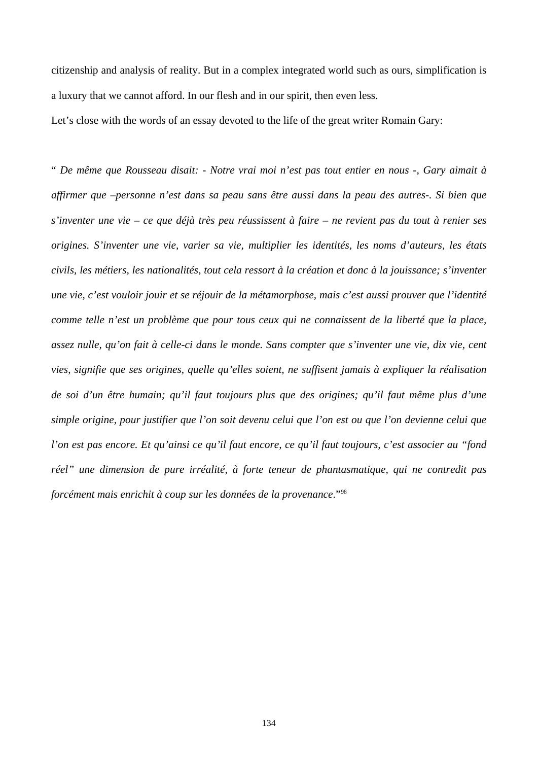citizenship and analysis of reality. But in a complex integrated world such as ours, simplification is a luxury that we cannot afford. In our flesh and in our spirit, then even less.

Let's close with the words of an essay devoted to the life of the great writer Romain Gary:

" *De même que Rousseau disait: - Notre vrai moi n'est pas tout entier en nous -, Gary aimait à affirmer que –personne n'est dans sa peau sans être aussi dans la peau des autres-. Si bien que s'inventer une vie – ce que déjà très peu réussissent à faire – ne revient pas du tout à renier ses origines. S'inventer une vie, varier sa vie, multiplier les identités, les noms d'auteurs, les états civils, les métiers, les nationalités, tout cela ressort à la création et donc à la jouissance; s'inventer une vie, c'est vouloir jouir et se réjouir de la métamorphose, mais c'est aussi prouver que l'identité comme telle n'est un problème que pour tous ceux qui ne connaissent de la liberté que la place, assez nulle, qu'on fait à celle-ci dans le monde. Sans compter que s'inventer une vie, dix vie, cent vies, signifie que ses origines, quelle qu'elles soient, ne suffisent jamais à expliquer la réalisation de soi d'un être humain; qu'il faut toujours plus que des origines; qu'il faut même plus d'une simple origine, pour justifier que l'on soit devenu celui que l'on est ou que l'on devienne celui que l'on est pas encore. Et qu'ainsi ce qu'il faut encore, ce qu'il faut toujours, c'est associer au "fond réel" une dimension de pure irréalité, à forte teneur de phantasmatique, qui ne contredit pas forcément mais enrichit à coup sur les données de la provenance*."[98]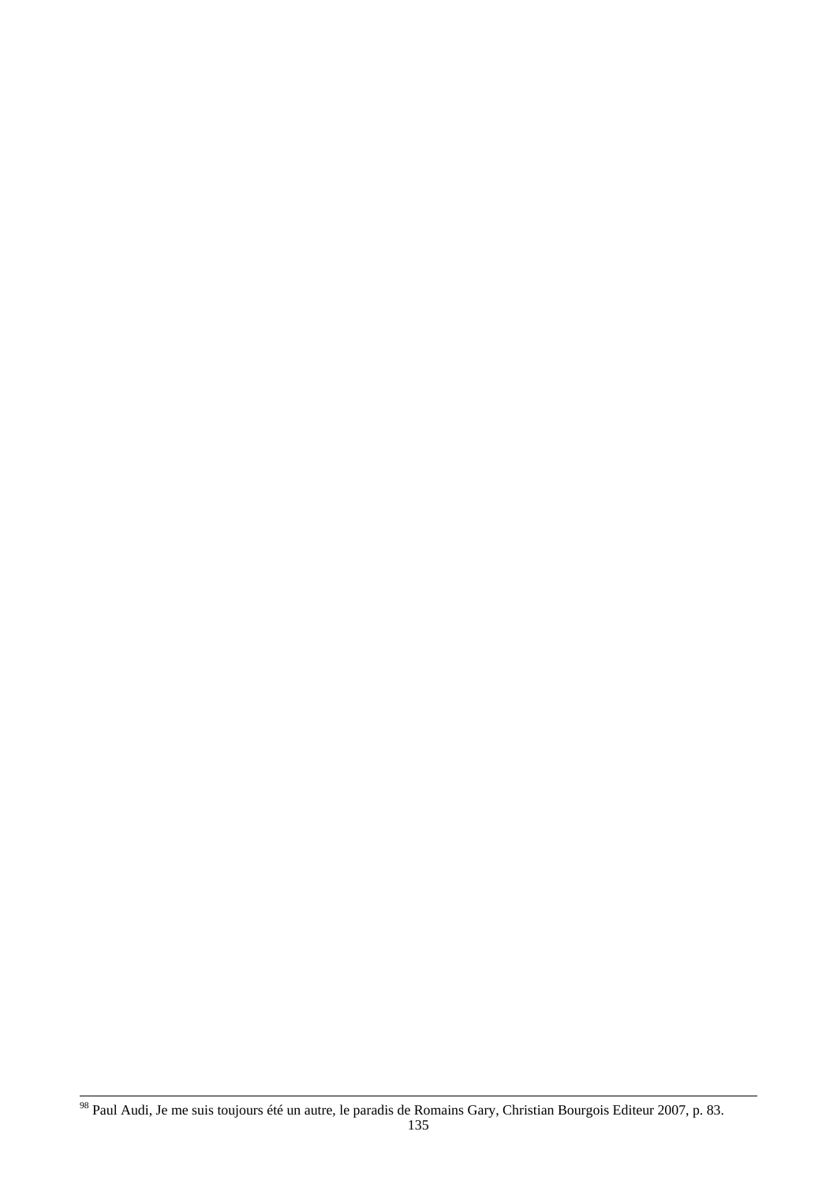[98] Paul Audi, Je me suis toujours été un autre, le paradis de Romains Gary, Christian Bourgois Editeur 2007, p. 83.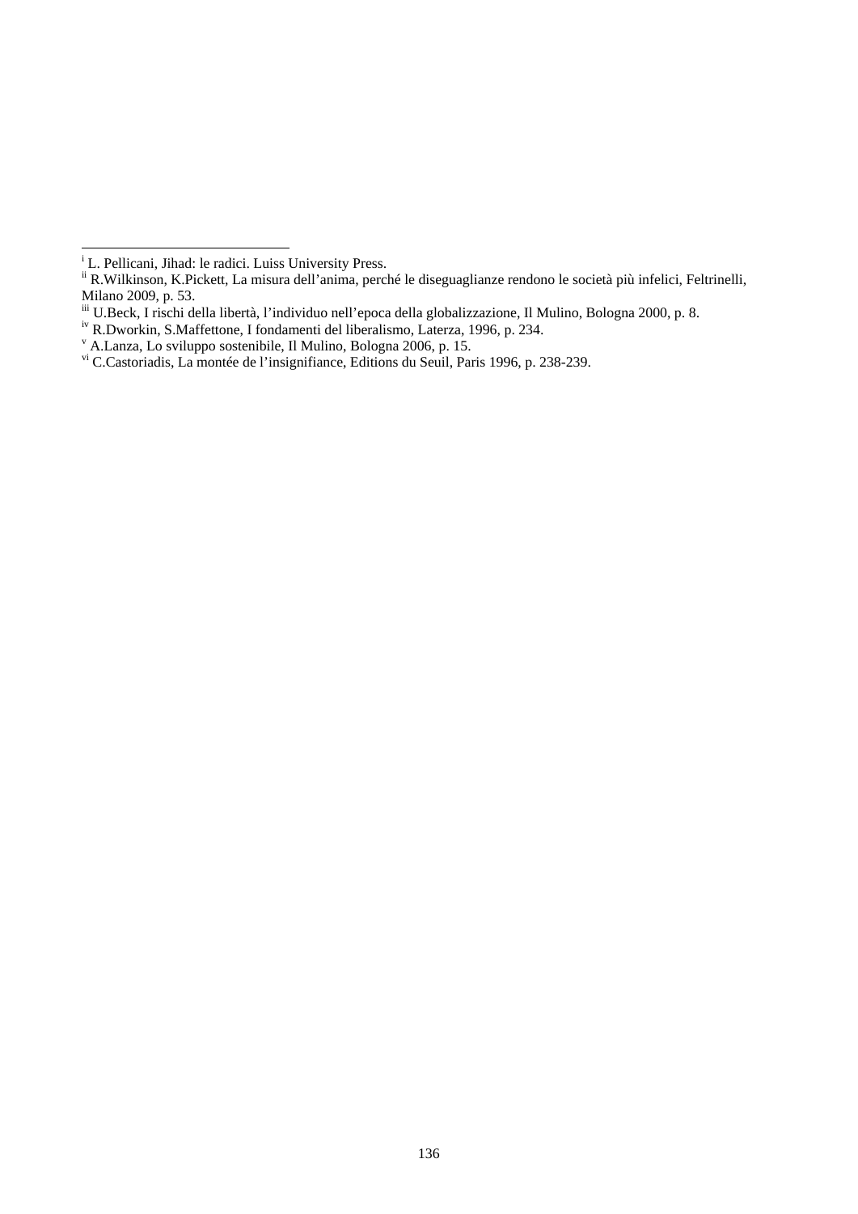[i] L. Pellicani, Jihad: le radici. Luiss University Press.

[ii] R.Wilkinson, K.Pickett, La misura dell'anima, perché le diseguaglianze rendono le società più infelici, Feltrinelli, Milano 2009, p. 53.

[iii] U.Beck, I rischi della libertà, l'individuo nell'epoca della globalizzazione, Il Mulino, Bologna 2000, p. 8.

[iv] R.Dworkin, S.Maffettone, I fondamenti del liberalismo, Laterza, 1996, p. 234.

[v] A.Lanza, Lo sviluppo sostenibile, Il Mulino, Bologna 2006, p. 15.

[vi] C.Castoriadis, La montée de l'insignifiance, Editions du Seuil, Paris 1996, p. 238-239.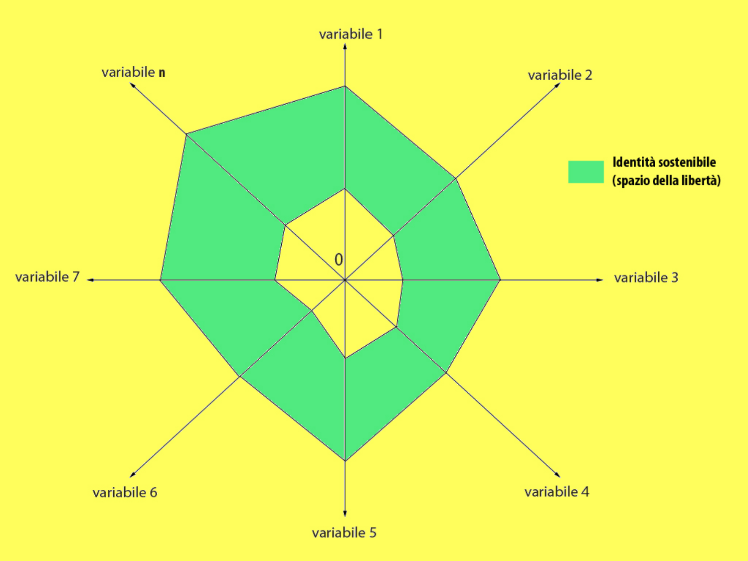variabile 1

variabile 2

variabile 3

variabile 4

variabile 5

variabile 6

variabile 7

variabile **n**

0

**Identità sostenibile (spazio della libertà)**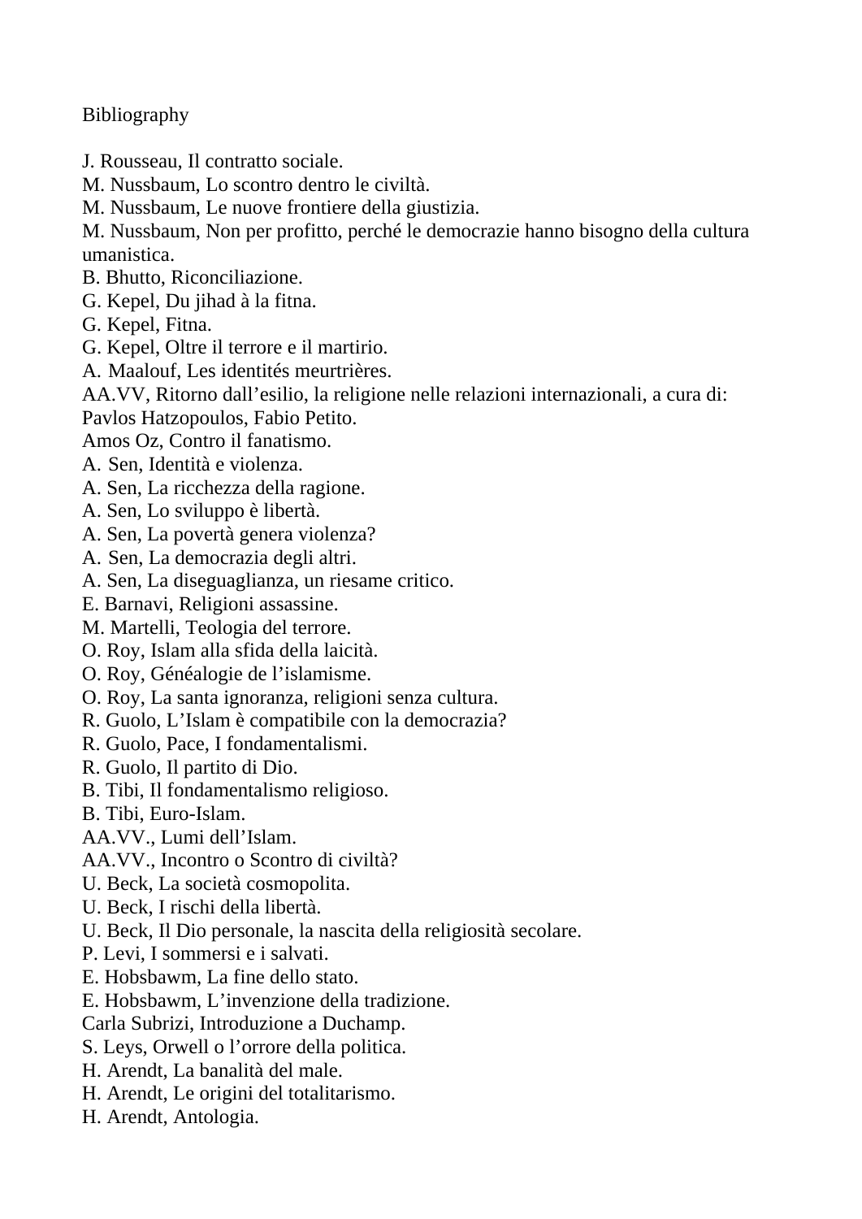Bibliography

J. Rousseau, Il contratto sociale.
M. Nussbaum, Lo scontro dentro le civiltà.
M. Nussbaum, Le nuove frontiere della giustizia.
M. Nussbaum, Non per profitto, perché le democrazie hanno bisogno della cultura umanistica.
B. Bhutto, Riconciliazione.
G. Kepel, Du jihad à la fitna.
G. Kepel, Fitna.
G. Kepel, Oltre il terrore e il martirio.
A. Maalouf, Les identités meurtrières.
AA.VV, Ritorno dall'esilio, la religione nelle relazioni internazionali, a cura di: Pavlos Hatzopoulos, Fabio Petito.
Amos Oz, Contro il fanatismo.
A. Sen, Identità e violenza.
A. Sen, La ricchezza della ragione.
A. Sen, Lo sviluppo è libertà.
A. Sen, La povertà genera violenza?
A. Sen, La democrazia degli altri.
A. Sen, La diseguaglianza, un riesame critico.
E. Barnavi, Religioni assassine.
M. Martelli, Teologia del terrore.
O. Roy, Islam alla sfida della laicità.
O. Roy, Généalogie de l'islamisme.
O. Roy, La santa ignoranza, religioni senza cultura.
R. Guolo, L'Islam è compatibile con la democrazia?
R. Guolo, Pace, I fondamentalismi.
R. Guolo, Il partito di Dio.
B. Tibi, Il fondamentalismo religioso.
B. Tibi, Euro-Islam.
AA.VV., Lumi dell'Islam.
AA.VV., Incontro o Scontro di civiltà?
U. Beck, La società cosmopolita.
U. Beck, I rischi della libertà.
U. Beck, Il Dio personale, la nascita della religiosità secolare.
P. Levi, I sommersi e i salvati.
E. Hobsbawm, La fine dello stato.
E. Hobsbawm, L'invenzione della tradizione.
Carla Subrizi, Introduzione a Duchamp.
S. Leys, Orwell o l'orrore della politica.
H. Arendt, La banalità del male.
H. Arendt, Le origini del totalitarismo.
H. Arendt, Antologia.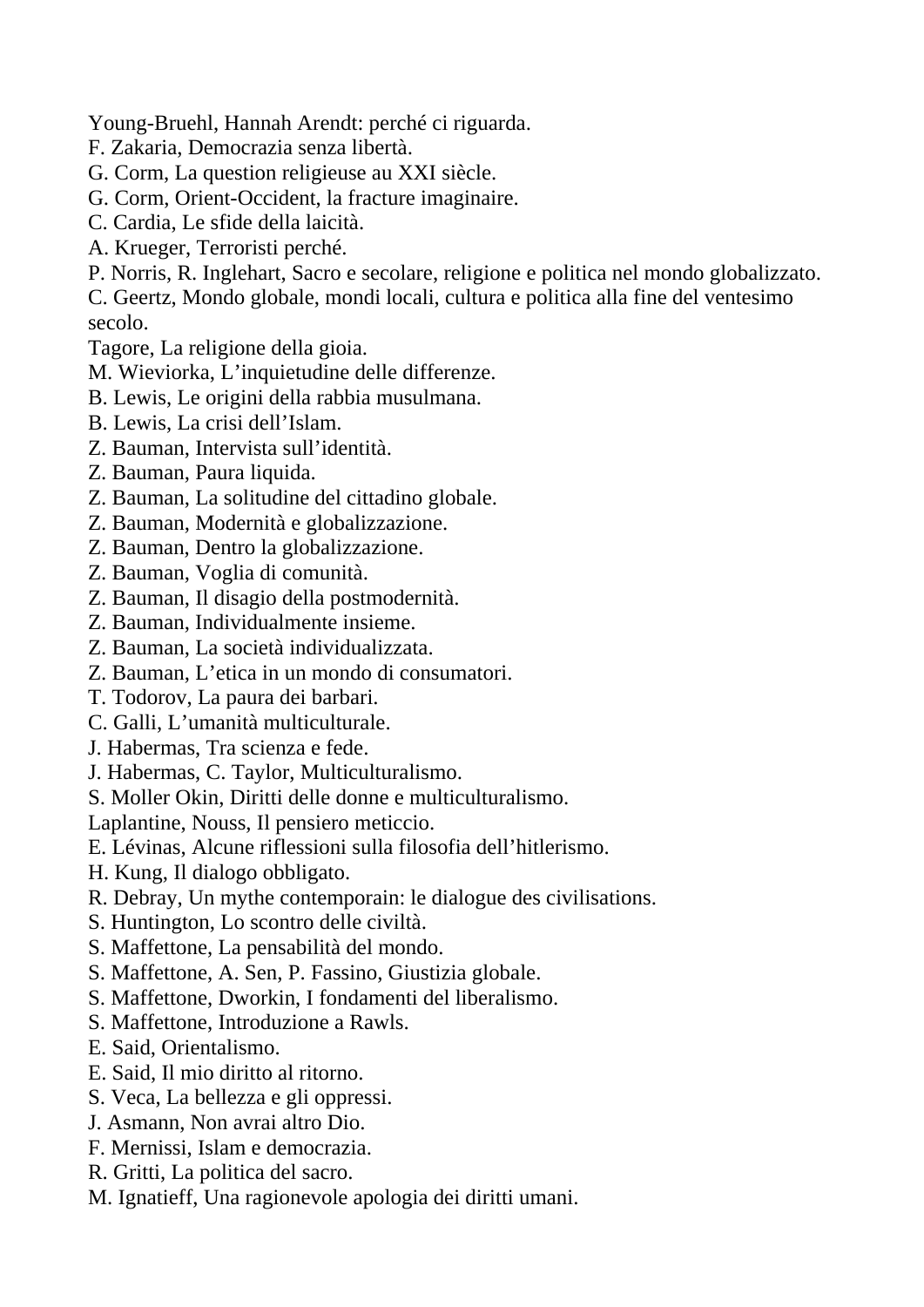Young-Bruehl, Hannah Arendt: perché ci riguarda.
F. Zakaria, Democrazia senza libertà.
G. Corm, La question religieuse au XXI siècle.
G. Corm, Orient-Occident, la fracture imaginaire.
C. Cardia, Le sfide della laicità.
A. Krueger, Terroristi perché.
P. Norris, R. Inglehart, Sacro e secolare, religione e politica nel mondo globalizzato.
C. Geertz, Mondo globale, mondi locali, cultura e politica alla fine del ventesimo secolo.
Tagore, La religione della gioia.
M. Wieviorka, L'inquietudine delle differenze.
B. Lewis, Le origini della rabbia musulmana.
B. Lewis, La crisi dell'Islam.
Z. Bauman, Intervista sull'identità.
Z. Bauman, Paura liquida.
Z. Bauman, La solitudine del cittadino globale.
Z. Bauman, Modernità e globalizzazione.
Z. Bauman, Dentro la globalizzazione.
Z. Bauman, Voglia di comunità.
Z. Bauman, Il disagio della postmodernità.
Z. Bauman, Individualmente insieme.
Z. Bauman, La società individualizzata.
Z. Bauman, L'etica in un mondo di consumatori.
T. Todorov, La paura dei barbari.
C. Galli, L'umanità multiculturale.
J. Habermas, Tra scienza e fede.
J. Habermas, C. Taylor, Multiculturalismo.
S. Moller Okin, Diritti delle donne e multiculturalismo.
Laplantine, Nouss, Il pensiero meticcio.
E. Lévinas, Alcune riflessioni sulla filosofia dell'hitlerismo.
H. Kung, Il dialogo obbligato.
R. Debray, Un mythe contemporain: le dialogue des civilisations.
S. Huntington, Lo scontro delle civiltà.
S. Maffettone, La pensabilità del mondo.
S. Maffettone, A. Sen, P. Fassino, Giustizia globale.
S. Maffettone, Dworkin, I fondamenti del liberalismo.
S. Maffettone, Introduzione a Rawls.
E. Said, Orientalismo.
E. Said, Il mio diritto al ritorno.
S. Veca, La bellezza e gli oppressi.
J. Asmann, Non avrai altro Dio.
F. Mernissi, Islam e democrazia.
R. Gritti, La politica del sacro.
M. Ignatieff, Una ragionevole apologia dei diritti umani.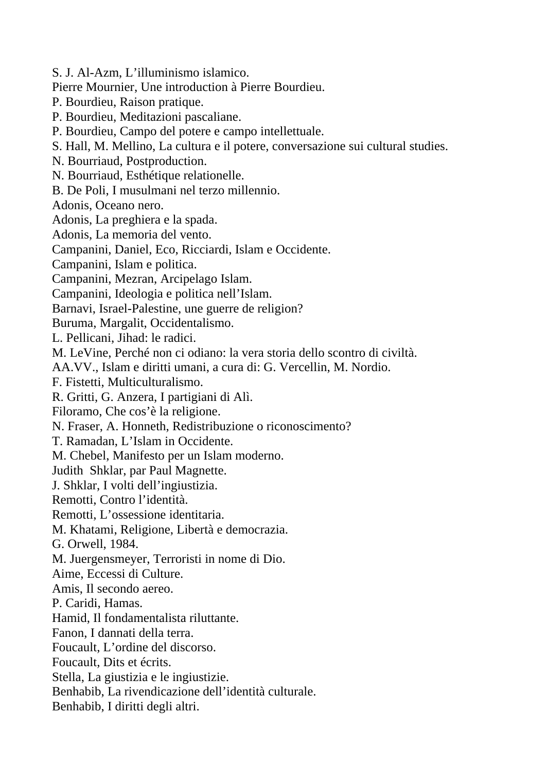S. J. Al-Azm, L’illuminismo islamico.
Pierre Mournier, Une introduction à Pierre Bourdieu.
P. Bourdieu, Raison pratique.
P. Bourdieu, Meditazioni pascaliane.
P. Bourdieu, Campo del potere e campo intellettuale.
S. Hall, M. Mellino, La cultura e il potere, conversazione sui cultural studies.
N. Bourriaud, Postproduction.
N. Bourriaud, Esthétique relationelle.
B. De Poli, I musulmani nel terzo millennio.
Adonis, Oceano nero.
Adonis, La preghiera e la spada.
Adonis, La memoria del vento.
Campanini, Daniel, Eco, Ricciardi, Islam e Occidente.
Campanini, Islam e politica.
Campanini, Mezran, Arcipelago Islam.
Campanini, Ideologia e politica nell’Islam.
Barnavi, Israel-Palestine, une guerre de religion?
Buruma, Margalit, Occidentalismo.
L. Pellicani, Jihad: le radici.
M. LeVine, Perché non ci odiano: la vera storia dello scontro di civiltà.
AA.VV., Islam e diritti umani, a cura di: G. Vercellin, M. Nordio.
F. Fistetti, Multiculturalismo.
R. Gritti, G. Anzera, I partigiani di Alì.
Filoramo, Che cos’è la religione.
N. Fraser, A. Honneth, Redistribuzione o riconoscimento?
T. Ramadan, L’Islam in Occidente.
M. Chebel, Manifesto per un Islam moderno.
Judith Shklar, par Paul Magnette.
J. Shklar, I volti dell’ingiustizia.
Remotti, Contro l’identità.
Remotti, L’ossessione identitaria.
M. Khatami, Religione, Libertà e democrazia.
G. Orwell, 1984.
M. Juergensmeyer, Terroristi in nome di Dio.
Aime, Eccessi di Culture.
Amis, Il secondo aereo.
P. Caridi, Hamas.
Hamid, Il fondamentalista riluttante.
Fanon, I dannati della terra.
Foucault, L’ordine del discorso.
Foucault, Dits et écrits.
Stella, La giustizia e le ingiustizie.
Benhabib, La rivendicazione dell’identità culturale.
Benhabib, I diritti degli altri.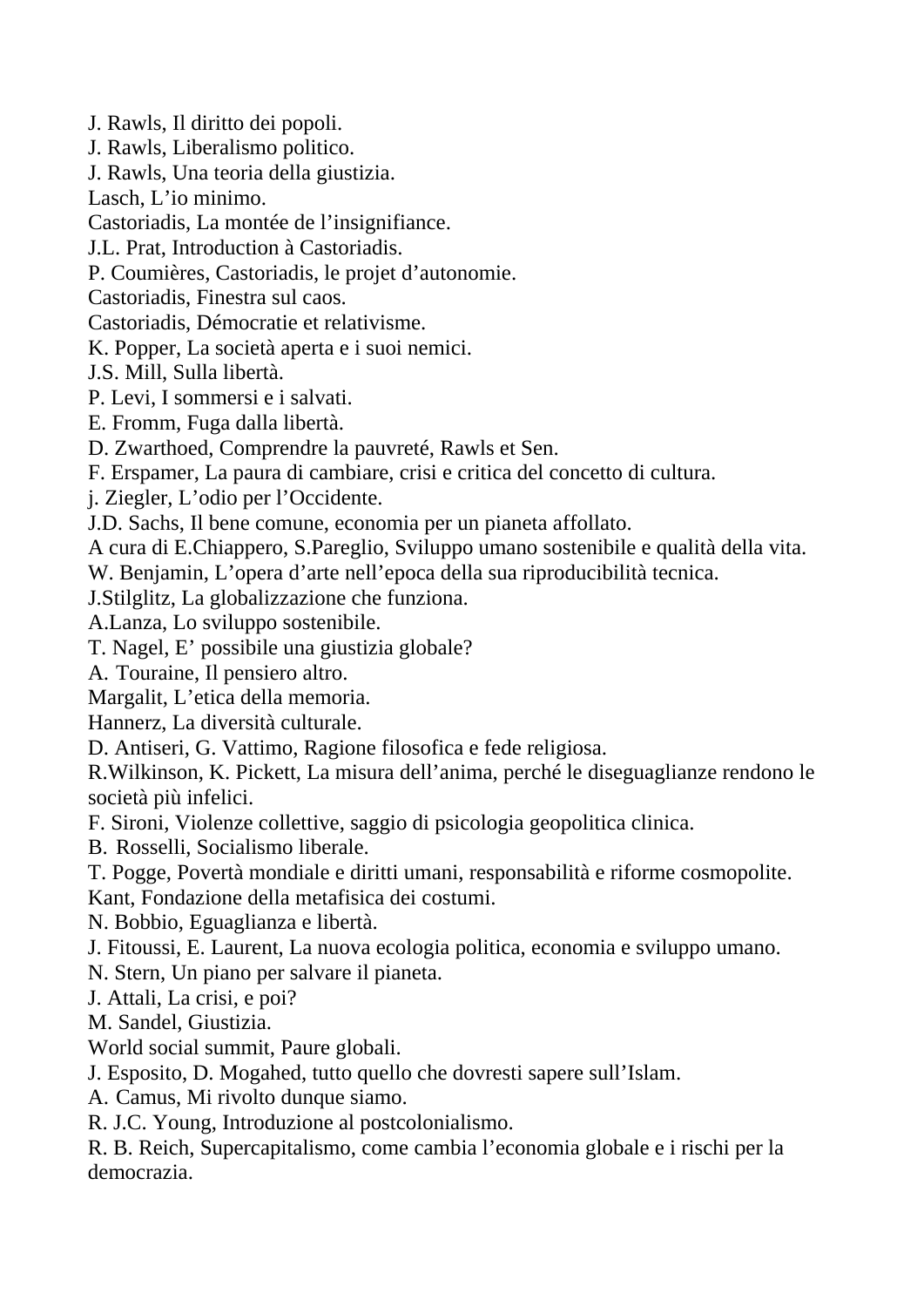J. Rawls, Il diritto dei popoli.
J. Rawls, Liberalismo politico.
J. Rawls, Una teoria della giustizia.
Lasch, L’io minimo.
Castoriadis, La montée de l’insignifiance.
J.L. Prat, Introduction à Castoriadis.
P. Coumières, Castoriadis, le projet d’autonomie.
Castoriadis, Finestra sul caos.
Castoriadis, Démocratie et relativisme.
K. Popper, La società aperta e i suoi nemici.
J.S. Mill, Sulla libertà.
P. Levi, I sommersi e i salvati.
E. Fromm, Fuga dalla libertà.
D. Zwarthoed, Comprendre la pauvreté, Rawls et Sen.
F. Erspamer, La paura di cambiare, crisi e critica del concetto di cultura.
j. Ziegler, L’odio per l’Occidente.
J.D. Sachs, Il bene comune, economia per un pianeta affollato.
A cura di E.Chiappero, S.Pareglio, Sviluppo umano sostenibile e qualità della vita.
W. Benjamin, L’opera d’arte nell’epoca della sua riproducibilità tecnica.
J.Stilglitz, La globalizzazione che funziona.
A.Lanza, Lo sviluppo sostenibile.
T. Nagel, E’ possibile una giustizia globale?
A. Touraine, Il pensiero altro.
Margalit, L’etica della memoria.
Hannerz, La diversità culturale.
D. Antiseri, G. Vattimo, Ragione filosofica e fede religiosa.
R.Wilkinson, K. Pickett, La misura dell’anima, perché le diseguaglianze rendono le società più infelici.
F. Sironi, Violenze collettive, saggio di psicologia geopolitica clinica.
B. Rosselli, Socialismo liberale.
T. Pogge, Povertà mondiale e diritti umani, responsabilità e riforme cosmopolite.
Kant, Fondazione della metafisica dei costumi.
N. Bobbio, Eguaglianza e libertà.
J. Fitoussi, E. Laurent, La nuova ecologia politica, economia e sviluppo umano.
N. Stern, Un piano per salvare il pianeta.
J. Attali, La crisi, e poi?
M. Sandel, Giustizia.
World social summit, Paure globali.
J. Esposito, D. Mogahed, tutto quello che dovresti sapere sull’Islam.
A. Camus, Mi rivolto dunque siamo.
R. J.C. Young, Introduzione al postcolonialismo.
R. B. Reich, Supercapitalismo, come cambia l’economia globale e i rischi per la democrazia.